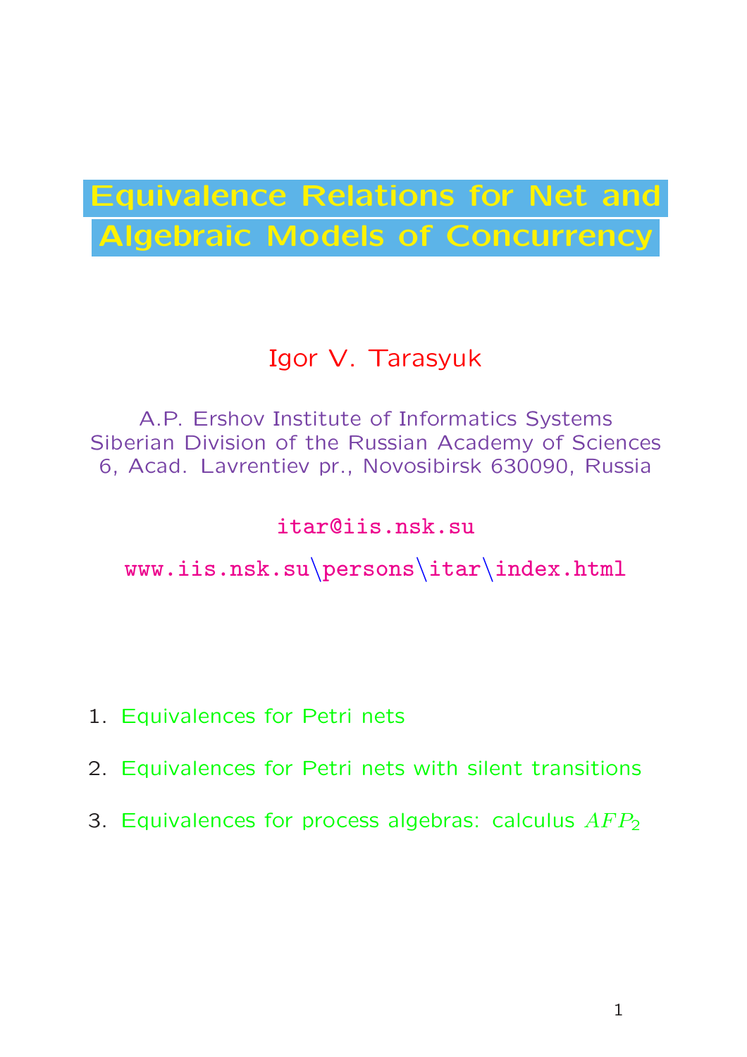# Equivalence Relations for Net and Algebraic Models of Concurrency

Igor V. Tarasyuk

A.P. Ershov Institute of Informatics Systems
Siberian Division of the Russian Academy of Sciences
6, Acad. Lavrentiev pr., Novosibirsk 630090, Russia

itar@iis.nsk.su

www.iis.nsk.su\persons\itar\index.html

1. Equivalences for Petri nets
2. Equivalences for Petri nets with silent transitions
3. Equivalences for process algebras: calculus $AFP_2$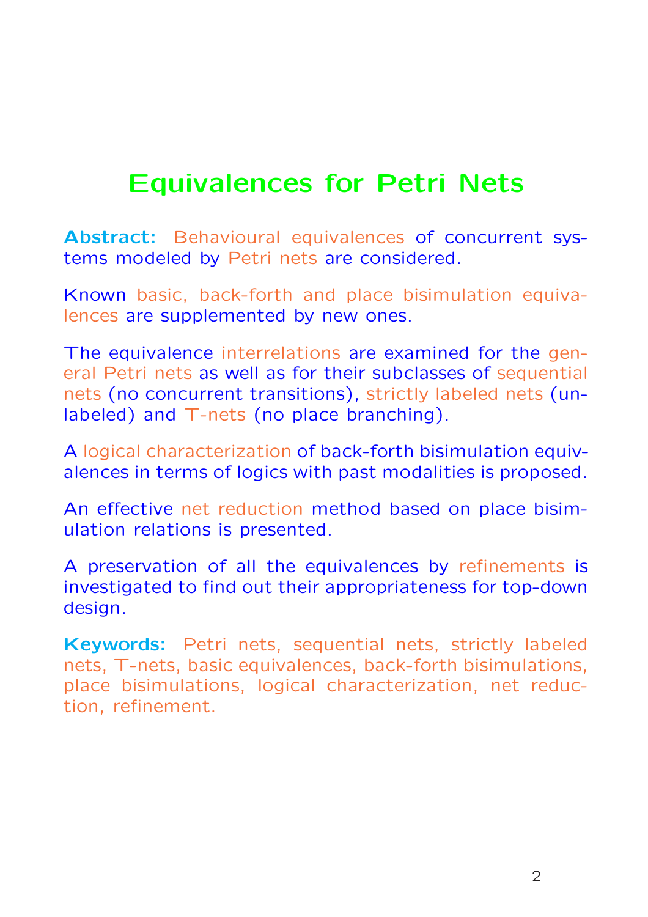# Equivalences for Petri Nets

**Abstract:** Behavioural equivalences of concurrent systems modeled by Petri nets are considered.

Known basic, back-forth and place bisimulation equivalences are supplemented by new ones.

The equivalence interrelations are examined for the general Petri nets as well as for their subclasses of sequential nets (no concurrent transitions), strictly labeled nets (unlabeled) and T-nets (no place branching).

A logical characterization of back-forth bisimulation equivalences in terms of logics with past modalities is proposed.

An effective net reduction method based on place bisimulation relations is presented.

A preservation of all the equivalences by refinements is investigated to find out their appropriateness for top-down design.

**Keywords:** Petri nets, sequential nets, strictly labeled nets, T-nets, basic equivalences, back-forth bisimulations, place bisimulations, logical characterization, net reduction, refinement.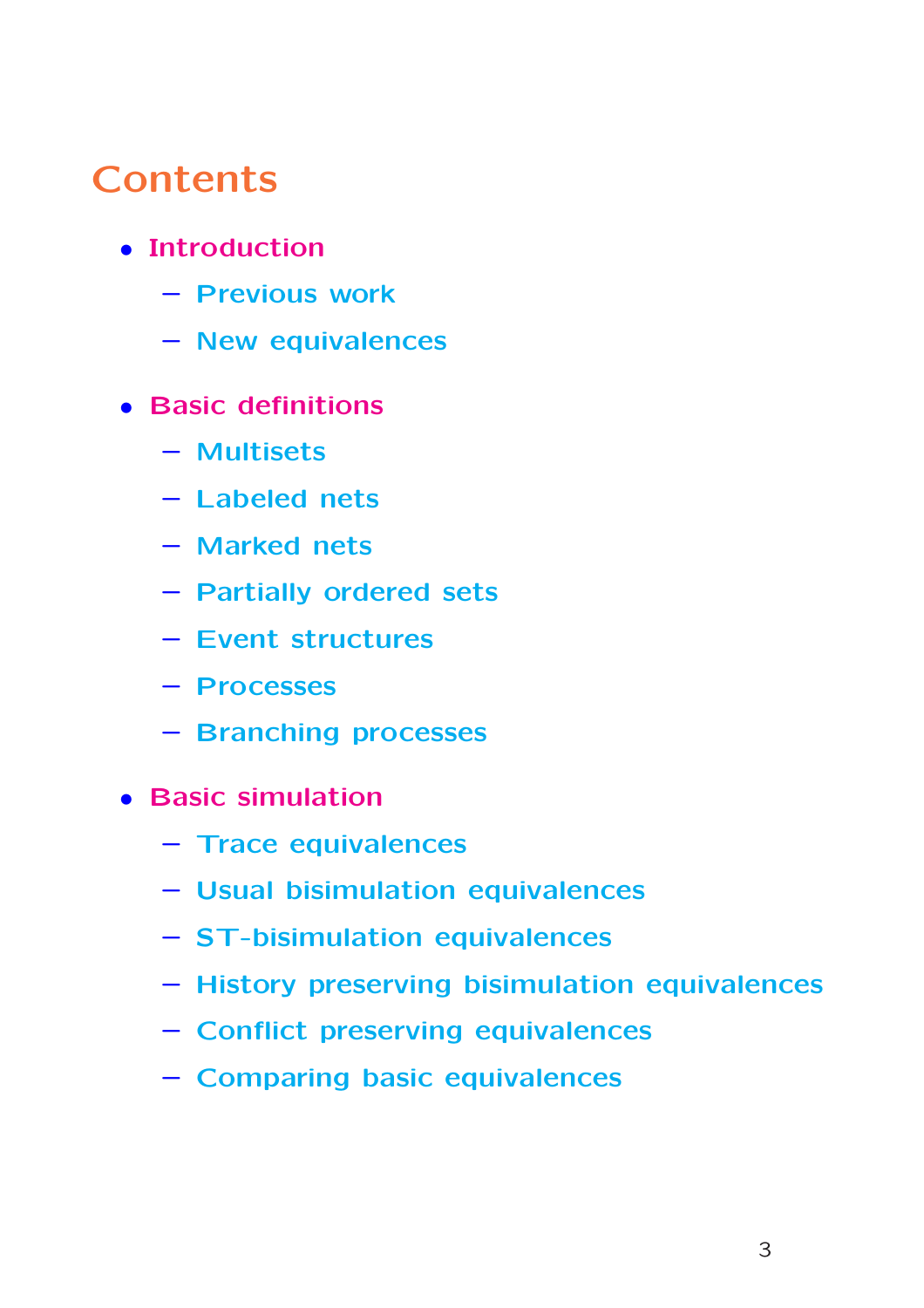# Contents

- **Introduction**
  - Previous work
  - New equivalences
- **Basic definitions**
  - Multisets
  - Labeled nets
  - Marked nets
  - Partially ordered sets
  - Event structures
  - Processes
  - Branching processes
- **Basic simulation**
  - Trace equivalences
  - Usual bisimulation equivalences
  - ST-bisimulation equivalences
  - History preserving bisimulation equivalences
  - Conflict preserving equivalences
  - Comparing basic equivalences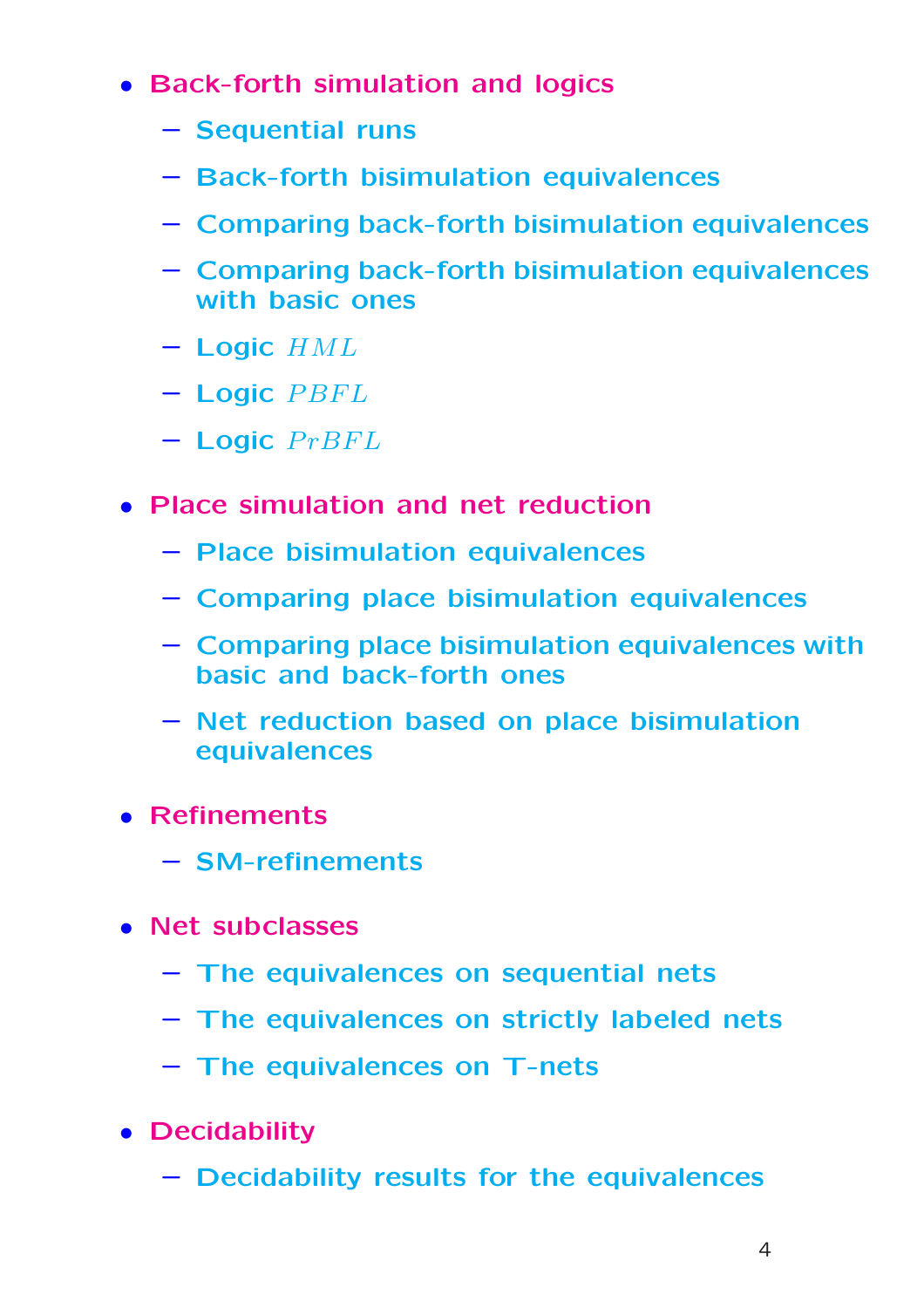- Back-forth simulation and logics
  - Sequential runs
  - Back-forth bisimulation equivalences
  - Comparing back-forth bisimulation equivalences
  - Comparing back-forth bisimulation equivalences with basic ones
  - Logic $HML$
  - Logic $PBFL$
  - Logic $PrBFL$
- Place simulation and net reduction
  - Place bisimulation equivalences
  - Comparing place bisimulation equivalences
  - Comparing place bisimulation equivalences with basic and back-forth ones
  - Net reduction based on place bisimulation equivalences
- Refinements
  - SM-refinements
- Net subclasses
  - The equivalences on sequential nets
  - The equivalences on strictly labeled nets
  - The equivalences on T-nets
- Decidability
  - Decidability results for the equivalences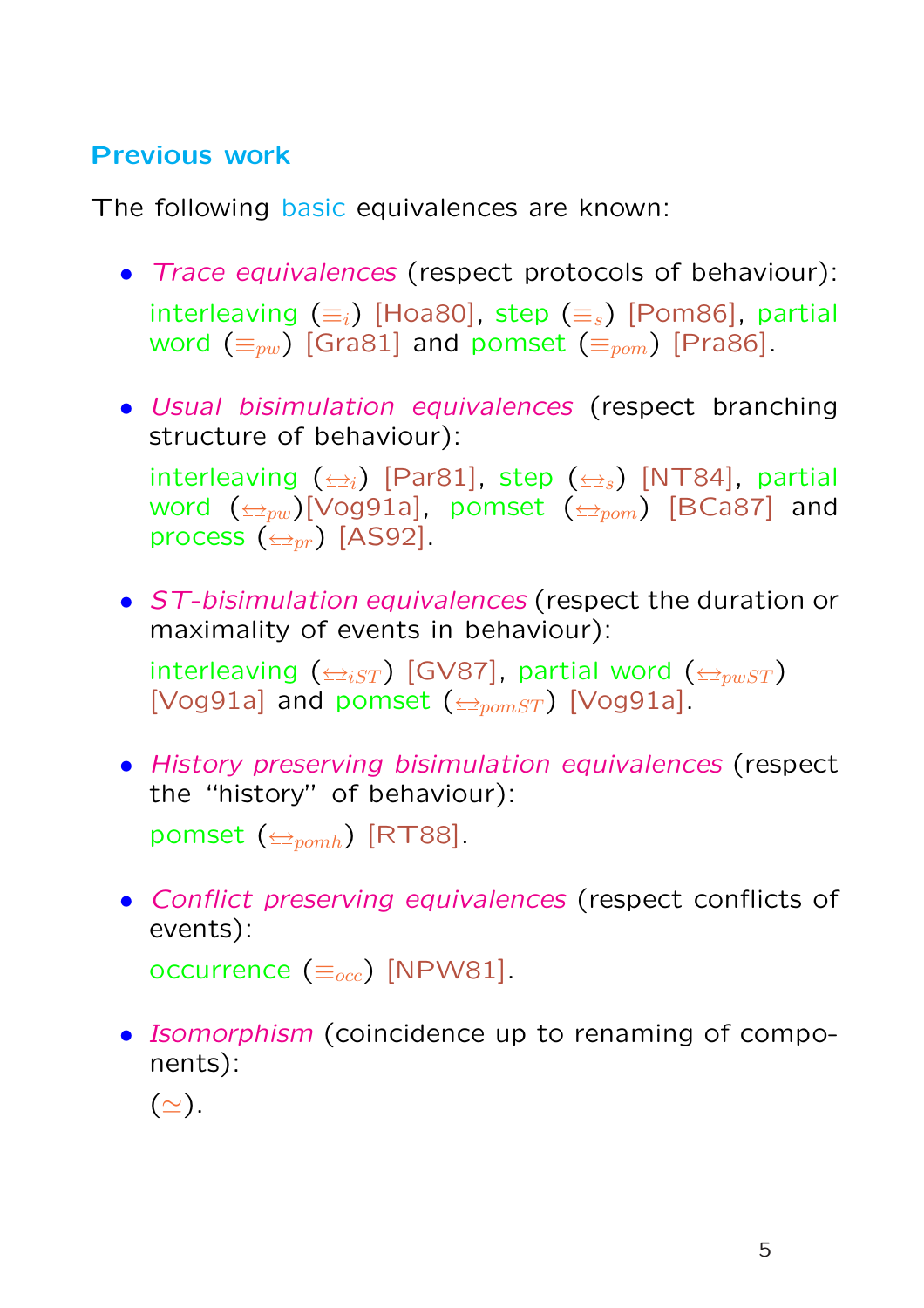## Previous work

The following basic equivalences are known:

- *Trace equivalences* (respect protocols of behaviour): interleaving ($\equiv_i$) [Hoa80], step ($\equiv_s$) [Pom86], partial word ($\equiv_{pw}$) [Gra81] and pomset ($\equiv_{pom}$) [Pra86].

- *Usual bisimulation equivalences* (respect branching structure of behaviour): interleaving ($\underline{\leftrightarrow}_i$) [Par81], step ($\underline{\leftrightarrow}_s$) [NT84], partial word ($\underline{\leftrightarrow}_{pw}$)[Vog91a], pomset ($\underline{\leftrightarrow}_{pom}$) [BCa87] and process ($\underline{\leftrightarrow}_{pr}$) [AS92].

- *ST-bisimulation equivalences* (respect the duration or maximality of events in behaviour): interleaving ($\underline{\leftrightarrow}_{iST}$) [GV87], partial word ($\underline{\leftrightarrow}_{pwST}$) [Vog91a] and pomset ($\underline{\leftrightarrow}_{pomST}$) [Vog91a].

- *History preserving bisimulation equivalences* (respect the "history" of behaviour): pomset ($\underline{\leftrightarrow}_{pomh}$) [RT88].

- *Conflict preserving equivalences* (respect conflicts of events): occurrence ($\equiv_{occ}$) [NPW81].

- *Isomorphism* (coincidence up to renaming of components): ($\simeq$).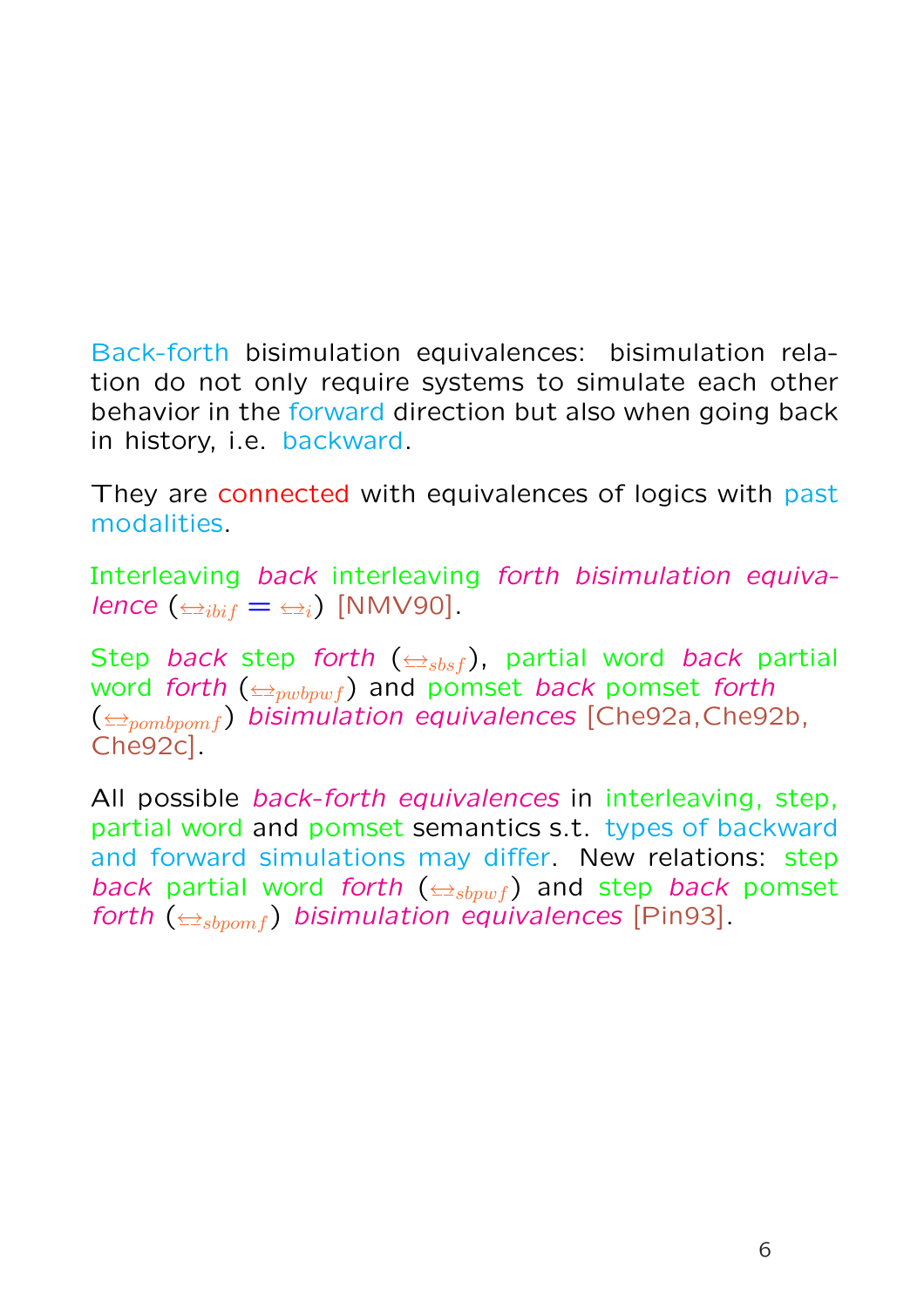Back-forth bisimulation equivalences: bisimulation relation do not only require systems to simulate each other behavior in the forward direction but also when going back in history, i.e. backward.

They are connected with equivalences of logics with past modalities.

Interleaving *back* interleaving *forth bisimulation equivalence* ($\leftrightarrow_{ibif} = \leftrightarrow_i$) [NMV90].

Step *back* step *forth* ($\leftrightarrow_{sbsf}$), partial word *back* partial word *forth* ($\leftrightarrow_{pwbpwf}$) and pomset *back* pomset *forth* ($\leftrightarrow_{pombpomf}$) *bisimulation equivalences* [Che92a,Che92b, Che92c].

All possible *back-forth equivalences* in interleaving, step, partial word and pomset semantics s.t. types of backward and forward simulations may differ. New relations: step *back* partial word *forth* ($\leftrightarrow_{sbpwf}$) and step *back* pomset *forth* ($\leftrightarrow_{sbpomf}$) *bisimulation equivalences* [Pin93].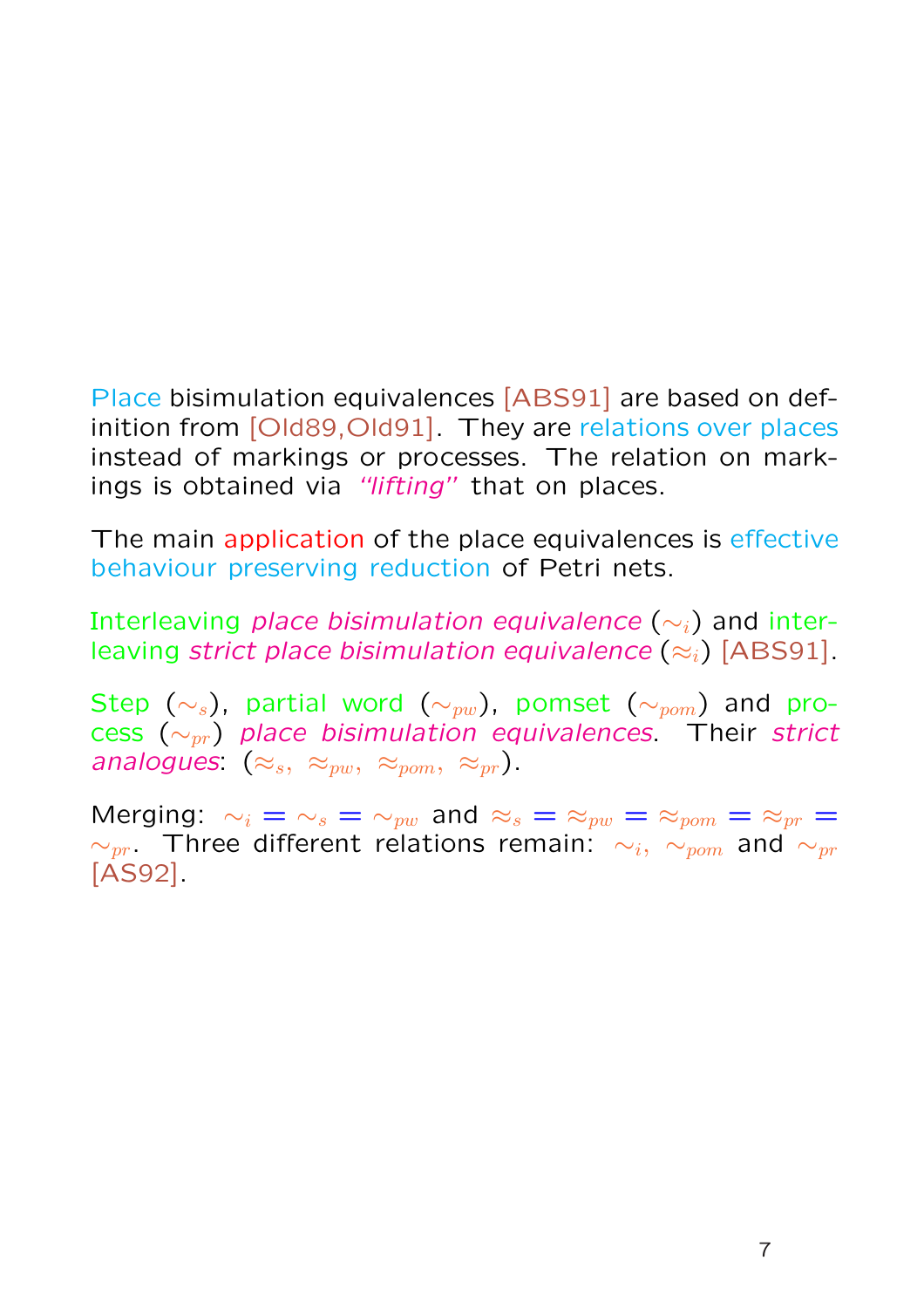Place bisimulation equivalences [ABS91] are based on definition from [Old89,Old91]. They are relations over places instead of markings or processes. The relation on markings is obtained via *"lifting"* that on places.

The main application of the place equivalences is effective behaviour preserving reduction of Petri nets.

Interleaving *place bisimulation equivalence* ($\sim_i$) and interleaving *strict place bisimulation equivalence* ($\approx_i$) [ABS91].

Step ($\sim_s$), partial word ($\sim_{pw}$), pomset ($\sim_{pom}$) and process ($\sim_{pr}$) *place bisimulation equivalences*. Their *strict analogues*: ($\approx_s, \approx_{pw}, \approx_{pom}, \approx_{pr}$).

Merging: $\sim_i = \sim_s = \sim_{pw}$ and $\approx_s = \approx_{pw} = \approx_{pom} = \approx_{pr} = \sim_{pr}$. Three different relations remain: $\sim_i, \sim_{pom}$ and $\sim_{pr}$ [AS92].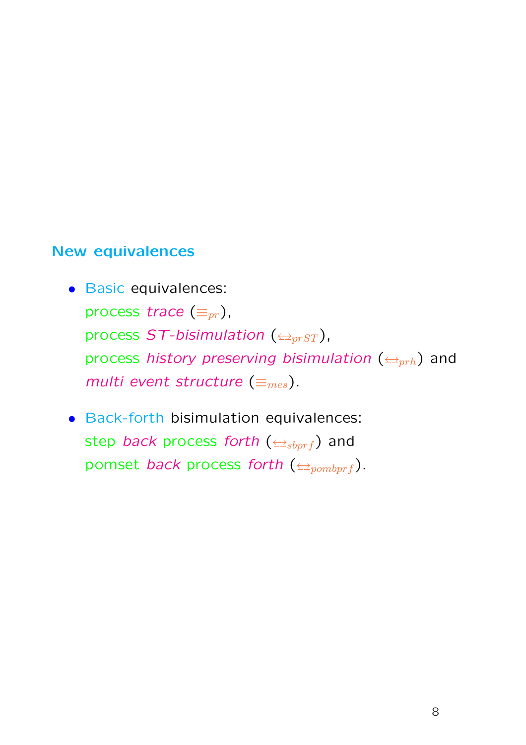## New equivalences

- Basic equivalences:
  process *trace* ($\equiv_{pr}$),
  process *ST-bisimulation* ($\underline{\leftrightarrow}_{prST}$),
  process *history preserving bisimulation* ($\underline{\leftrightarrow}_{prh}$) and
  *multi event structure* ($\equiv_{mes}$).

- Back-forth bisimulation equivalences:
  step *back* process *forth* ($\underline{\leftrightarrow}_{sbprf}$) and
  pomset *back* process *forth* ($\underline{\leftrightarrow}_{pombprf}$).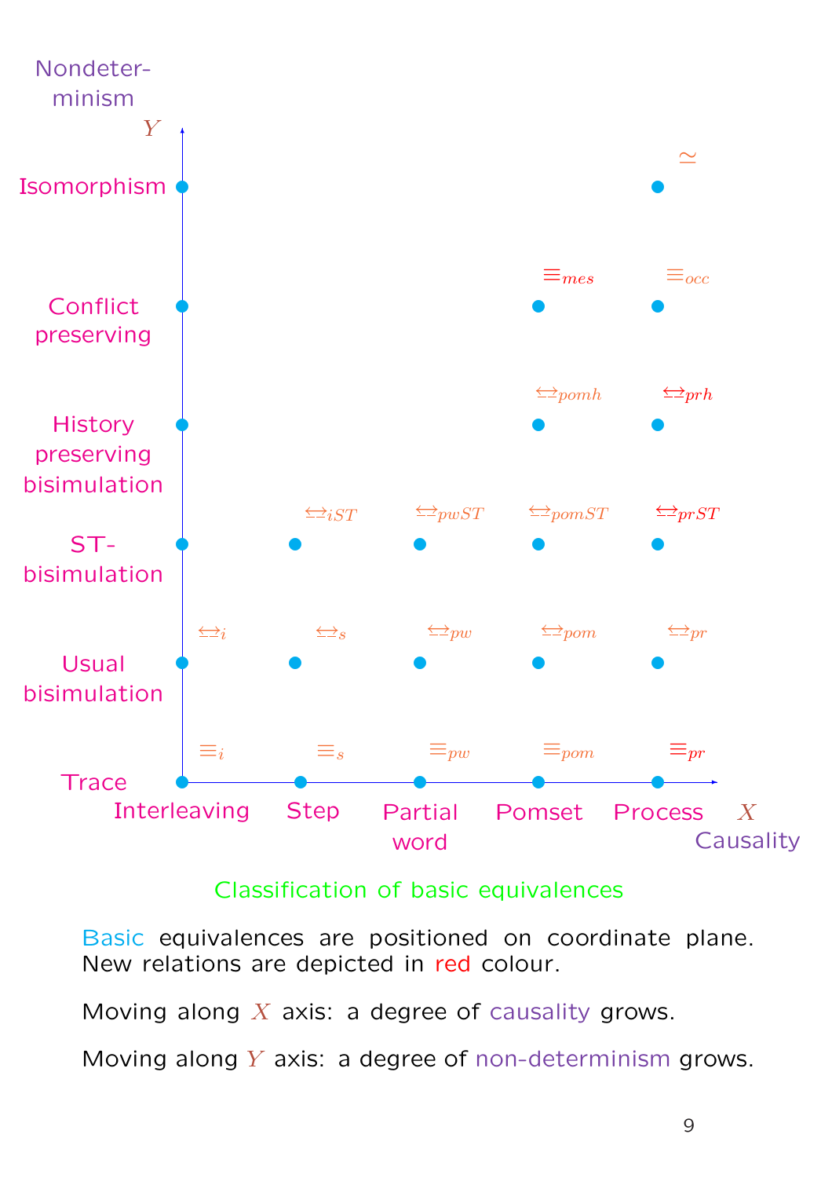| Nondeterminism ($Y$) \ Causality ($X$) | Interleaving | Step | Partial word | Pomset | Process |
|---|---|---|---|---|---|
| Isomorphism | | | | | $\simeq$ |
| Conflict preserving | | | | $\equiv_{mes}$ | $\equiv_{occ}$ |
| History preserving bisimulation | | | | $\leftrightarrow_{pomh}$ | $\leftrightarrow_{prh}$ |
| ST-bisimulation | | $\leftrightarrow_{iST}$ | $\leftrightarrow_{pwST}$ | $\leftrightarrow_{pomST}$ | $\leftrightarrow_{prST}$ |
| Usual bisimulation | $\leftrightarrow_{i}$ | $\leftrightarrow_{s}$ | $\leftrightarrow_{pw}$ | $\leftrightarrow_{pom}$ | $\leftrightarrow_{pr}$ |
| Trace | $\equiv_{i}$ | $\equiv_{s}$ | $\equiv_{pw}$ | $\equiv_{pom}$ | $\equiv_{pr}$ |

Classification of basic equivalences

Basic equivalences are positioned on coordinate plane. New relations are depicted in red colour.

Moving along $X$ axis: a degree of causality grows.

Moving along $Y$ axis: a degree of non-determinism grows.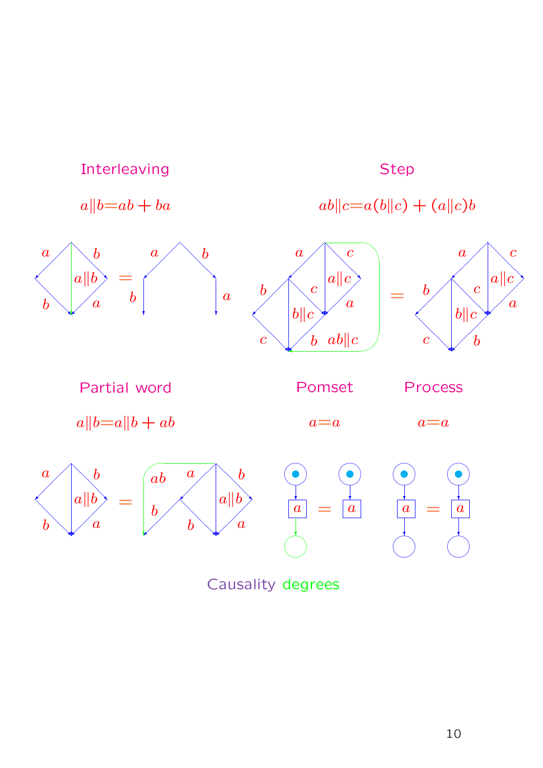### Interleaving

$a \| b = ab + ba$

### Step

$ab \| c = a(b \| c) + (a \| c)b$

### Partial word

$a \| b = a \| b + ab$

### Pomset

$a = a$

### Process

$a = a$

Causality degrees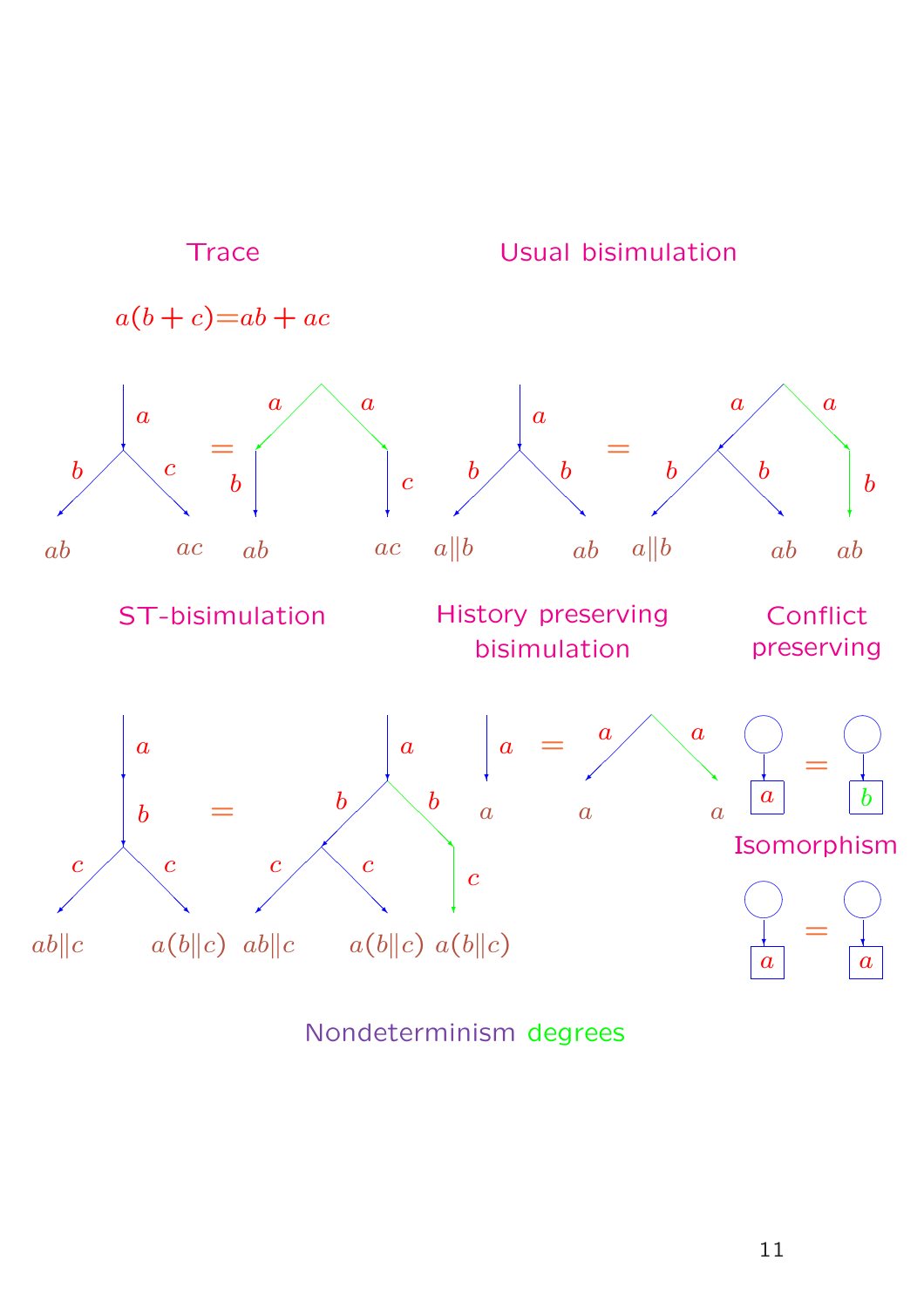Trace

Usual bisimulation

$a(b+c) = ab + ac$

$a$ $b$ $c$ $ab$ $ac$ $=$ $a$ $a$ $b$ $c$ $ab$ $ac$

$a$ $b$ $b$ $a\|b$ $ab$ $=$ $a$ $a$ $b$ $b$ $b$ $a\|b$ $ab$ $ab$

ST-bisimulation

History preserving bisimulation

Conflict preserving

$a$ $b$ $c$ $c$ $ab\|c$ $a(b\|c)$ $=$ $a$ $b$ $b$ $c$ $c$ $c$ $ab\|c$ $a(b\|c)$ $a(b\|c)$

$a$ $a$ $=$ $a$ $a$ $a$ $a$

$a$ $=$ $b$

Isomorphism

$a$ $=$ $a$

Nondeterminism degrees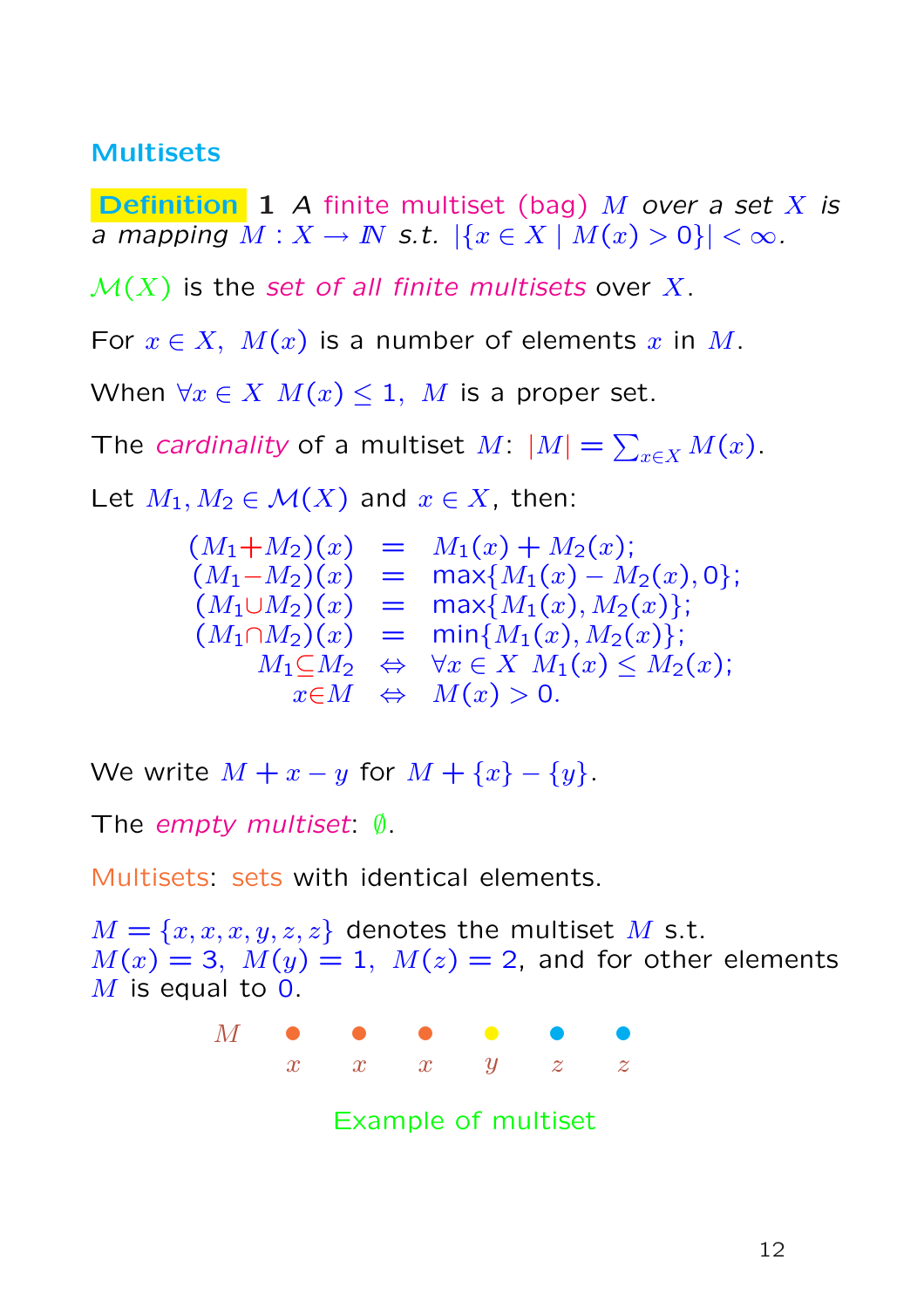## Multisets

**Definition 1** *A finite multiset (bag) $M$ over a set $X$ is a mapping $M : X \to \mathbb{N}$ s.t. $|\{x \in X \mid M(x) > 0\}| < \infty$.*

$\mathcal{M}(X)$ is the *set of all finite multisets* over $X$.

For $x \in X,\ M(x)$ is a number of elements $x$ in $M$.

When $\forall x \in X\ M(x) \leq 1,\ M$ is a proper set.

The *cardinality* of a multiset $M$: $|M| = \sum_{x \in X} M(x)$.

Let $M_1, M_2 \in \mathcal{M}(X)$ and $x \in X$, then:

$$
\begin{array}{rcl}
(M_1 + M_2)(x) & = & M_1(x) + M_2(x); \\
(M_1 - M_2)(x) & = & \max\{M_1(x) - M_2(x), 0\}; \\
(M_1 \cup M_2)(x) & = & \max\{M_1(x), M_2(x)\}; \\
(M_1 \cap M_2)(x) & = & \min\{M_1(x), M_2(x)\}; \\
M_1 \subseteq M_2 & \Leftrightarrow & \forall x \in X\ M_1(x) \leq M_2(x); \\
x \in M & \Leftrightarrow & M(x) > 0.
\end{array}
$$

We write $M + x - y$ for $M + \{x\} - \{y\}$.

The *empty multiset*: $\emptyset$.

Multisets: sets with identical elements.

$M = \{x, x, x, y, z, z\}$ denotes the multiset $M$ s.t. $M(x) = 3,\ M(y) = 1,\ M(z) = 2$, and for other elements $M$ is equal to $0$.

$M$: ● $x$ ● $x$ ● $x$ ● $y$ ● $z$ ● $z$

Example of multiset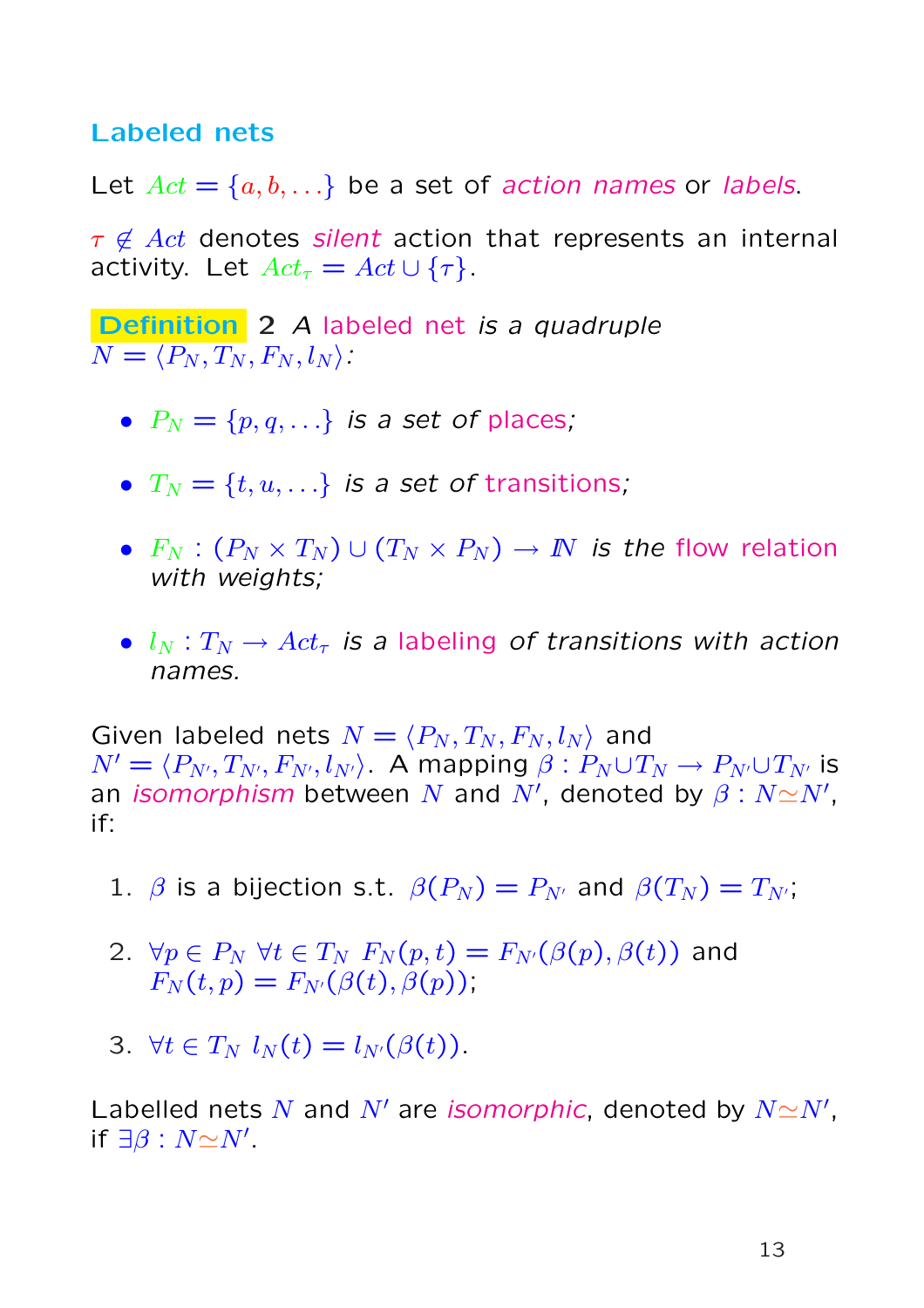## Labeled nets

Let $Act = \{a, b, \ldots\}$ be a set of *action names* or *labels*.

$\tau \notin Act$ denotes *silent* action that represents an internal activity. Let $Act_\tau = Act \cup \{\tau\}$.

**Definition** 2 *A* labeled net *is a quadruple* $N = \langle P_N, T_N, F_N, l_N \rangle$*:*

- $P_N = \{p, q, \ldots\}$ *is a set of* places*;*
- $T_N = \{t, u, \ldots\}$ *is a set of* transitions*;*
- $F_N : (P_N \times T_N) \cup (T_N \times P_N) \to \mathbb{N}$ *is the* flow relation *with weights;*
- $l_N : T_N \to Act_\tau$ *is a* labeling *of transitions with action names.*

Given labeled nets $N = \langle P_N, T_N, F_N, l_N \rangle$ and $N' = \langle P_{N'}, T_{N'}, F_{N'}, l_{N'} \rangle$. A mapping $\beta : P_N \cup T_N \to P_{N'} \cup T_{N'}$ is an *isomorphism* between $N$ and $N'$, denoted by $\beta : N \simeq N'$, if:

1. $\beta$ is a bijection s.t. $\beta(P_N) = P_{N'}$ and $\beta(T_N) = T_{N'}$;
2. $\forall p \in P_N \ \forall t \in T_N \ F_N(p, t) = F_{N'}(\beta(p), \beta(t))$ and $F_N(t, p) = F_{N'}(\beta(t), \beta(p))$;
3. $\forall t \in T_N \ l_N(t) = l_{N'}(\beta(t))$.

Labelled nets $N$ and $N'$ are *isomorphic*, denoted by $N \simeq N'$, if $\exists \beta : N \simeq N'$.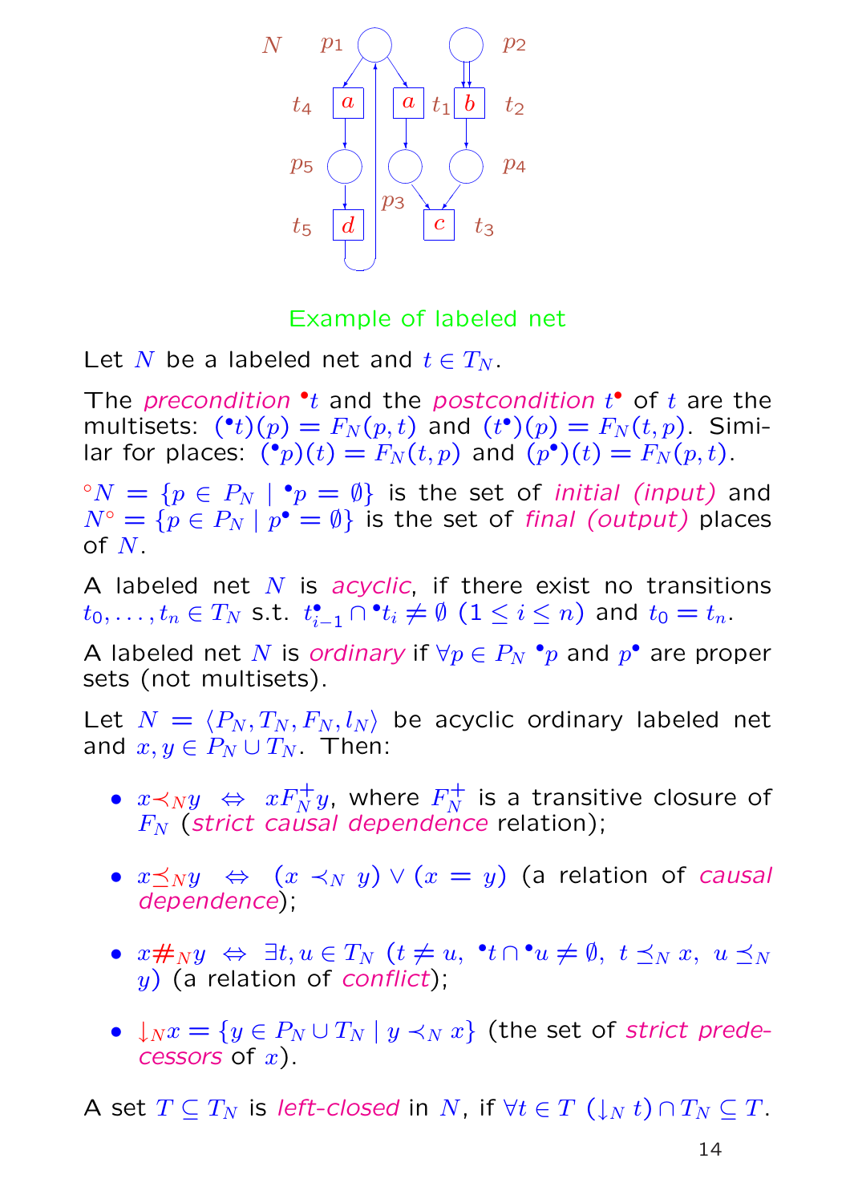Example of labeled net

Let $N$ be a labeled net and $t \in T_N$.

The *precondition* ${}^\bullet t$ and the *postcondition* $t^\bullet$ of $t$ are the multisets: $({}^\bullet t)(p) = F_N(p,t)$ and $(t^\bullet)(p) = F_N(t,p)$. Similar for places: $({}^\bullet p)(t) = F_N(t,p)$ and $(p^\bullet)(t) = F_N(p,t)$.

${}^\circ N = \{p \in P_N \mid {}^\bullet p = \emptyset\}$ is the set of *initial (input)* and $N^\circ = \{p \in P_N \mid p^\bullet = \emptyset\}$ is the set of *final (output)* places of $N$.

A labeled net $N$ is *acyclic*, if there exist no transitions $t_0, \ldots, t_n \in T_N$ s.t. $t_{i-1}^\bullet \cap {}^\bullet t_i \neq \emptyset$ $(1 \leq i \leq n)$ and $t_0 = t_n$.

A labeled net $N$ is *ordinary* if $\forall p \in P_N$ ${}^\bullet p$ and $p^\bullet$ are proper sets (not multisets).

Let $N = \langle P_N, T_N, F_N, l_N \rangle$ be acyclic ordinary labeled net and $x, y \in P_N \cup T_N$. Then:

- $x \prec_N y \;\Leftrightarrow\; x F_N^+ y$, where $F_N^+$ is a transitive closure of $F_N$ (*strict causal dependence* relation);
- $x \preceq_N y \;\Leftrightarrow\; (x \prec_N y) \vee (x = y)$ (a relation of *causal dependence*);
- $x \#_N y \;\Leftrightarrow\; \exists t, u \in T_N \; (t \neq u,\; {}^\bullet t \cap {}^\bullet u \neq \emptyset,\; t \preceq_N x,\; u \preceq_N y)$ (a relation of *conflict*);
- $\downarrow_N x = \{y \in P_N \cup T_N \mid y \prec_N x\}$ (the set of *strict predecessors* of $x$).

A set $T \subseteq T_N$ is *left-closed* in $N$, if $\forall t \in T \; (\downarrow_N t) \cap T_N \subseteq T$.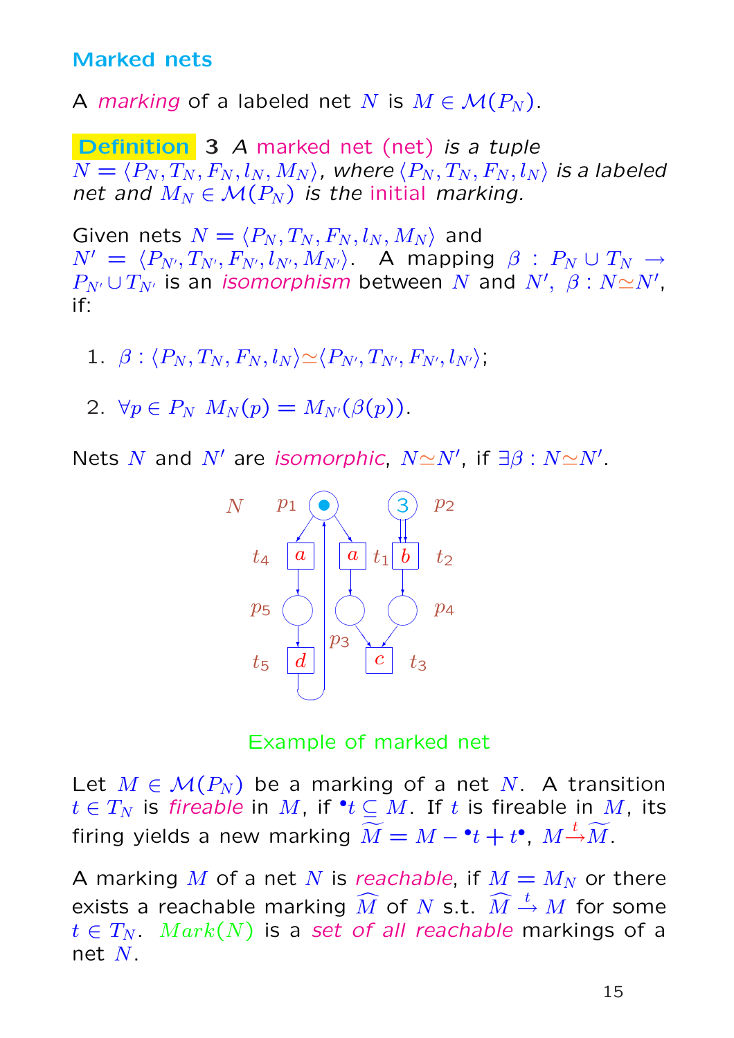## Marked nets

A *marking* of a labeled net $N$ is $M \in \mathcal{M}(P_N)$.

**Definition** 3 *A marked net (net) is a tuple $N = \langle P_N, T_N, F_N, l_N, M_N \rangle$, where $\langle P_N, T_N, F_N, l_N \rangle$ is a labeled net and $M_N \in \mathcal{M}(P_N)$ is the initial marking.*

Given nets $N = \langle P_N, T_N, F_N, l_N, M_N \rangle$ and $N' = \langle P_{N'}, T_{N'}, F_{N'}, l_{N'}, M_{N'} \rangle$. A mapping $\beta : P_N \cup T_N \to P_{N'} \cup T_{N'}$ is an *isomorphism* between $N$ and $N'$, $\beta : N \simeq N'$, if:

1. $\beta : \langle P_N, T_N, F_N, l_N \rangle \simeq \langle P_{N'}, T_{N'}, F_{N'}, l_{N'} \rangle$;

2. $\forall p \in P_N \;\; M_N(p) = M_{N'}(\beta(p))$.

Nets $N$ and $N'$ are *isomorphic*, $N \simeq N'$, if $\exists \beta : N \simeq N'$.

Example of marked net

Let $M \in \mathcal{M}(P_N)$ be a marking of a net $N$. A transition $t \in T_N$ is *fireable* in $M$, if ${}^\bullet t \subseteq M$. If $t$ is fireable in $M$, its firing yields a new marking $\widetilde{M} = M - {}^\bullet t + t^\bullet$, $M \xrightarrow{t} \widetilde{M}$.

A marking $M$ of a net $N$ is *reachable*, if $M = M_N$ or there exists a reachable marking $\widehat{M}$ of $N$ s.t. $\widehat{M} \xrightarrow{t} M$ for some $t \in T_N$. $Mark(N)$ is a *set of all reachable* markings of a net $N$.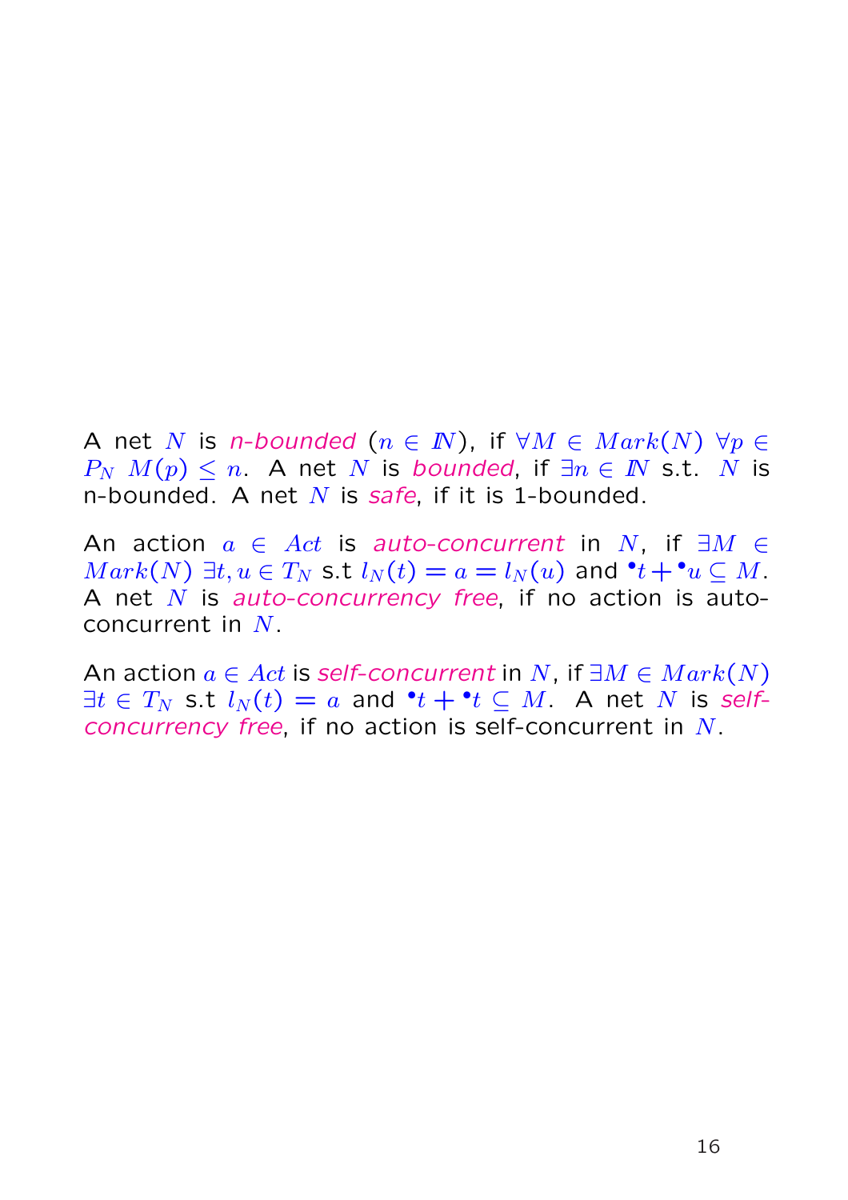A net $N$ is *n-bounded* ($n \in \mathbb{N}$), if $\forall M \in Mark(N)\ \forall p \in P_N\ M(p) \leq n$. A net $N$ is *bounded*, if $\exists n \in \mathbb{N}$ s.t. $N$ is n-bounded. A net $N$ is *safe*, if it is 1-bounded.

An action $a \in Act$ is *auto-concurrent* in $N$, if $\exists M \in Mark(N)\ \exists t, u \in T_N$ s.t $l_N(t) = a = l_N(u)$ and ${}^\bullet t + {}^\bullet u \subseteq M$. A net $N$ is *auto-concurrency free*, if no action is auto-concurrent in $N$.

An action $a \in Act$ is *self-concurrent* in $N$, if $\exists M \in Mark(N)$ $\exists t \in T_N$ s.t $l_N(t) = a$ and ${}^\bullet t + {}^\bullet t \subseteq M$. A net $N$ is *self-concurrency free*, if no action is self-concurrent in $N$.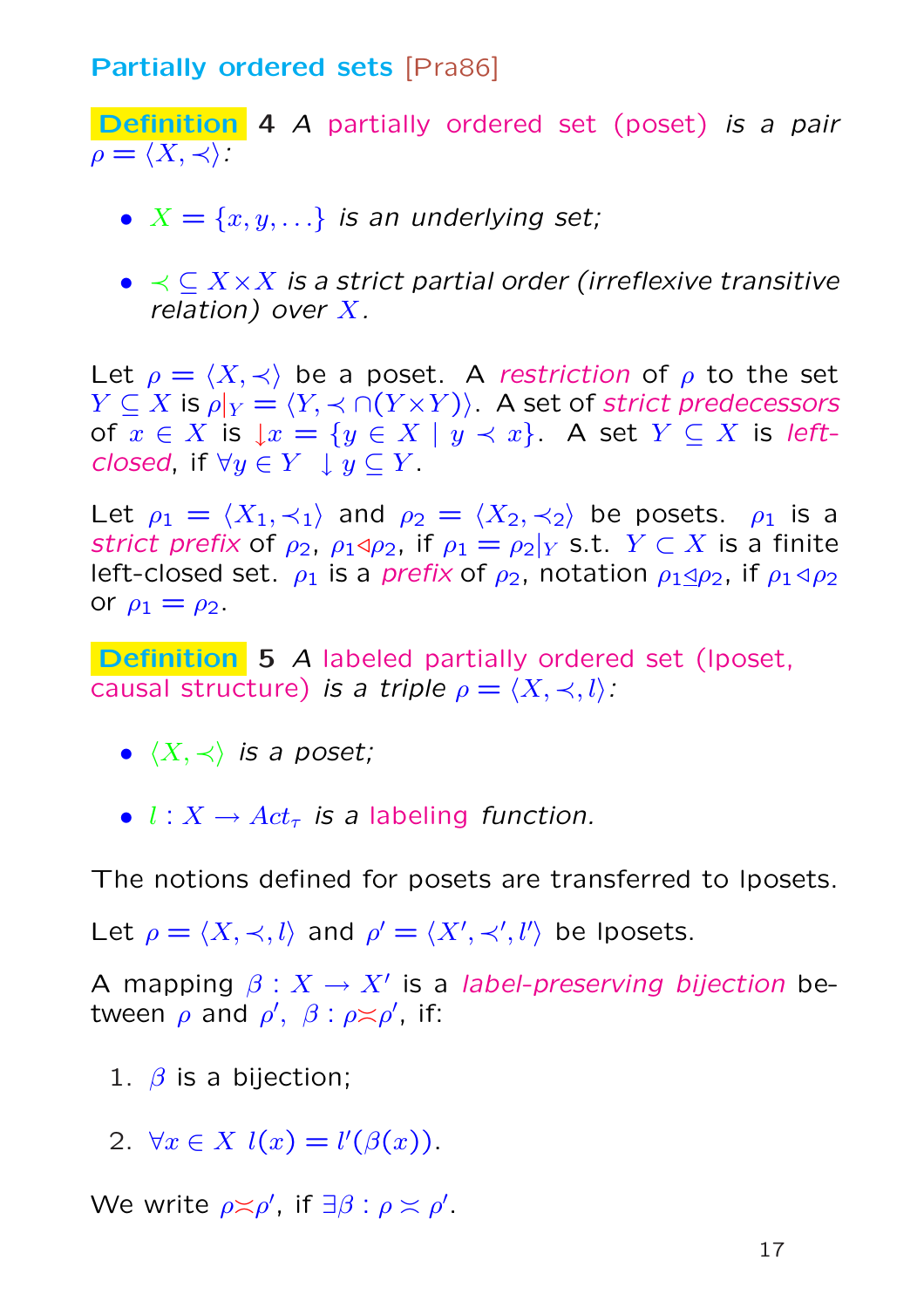## Partially ordered sets [Pra86]

**Definition 4** *A partially ordered set (poset) is a pair $\rho = \langle X, \prec \rangle$:*

- *$X = \{x, y, \ldots\}$ is an underlying set;*
- *$\prec \subseteq X \times X$ is a strict partial order (irreflexive transitive relation) over $X$.*

Let $\rho = \langle X, \prec \rangle$ be a poset. A *restriction* of $\rho$ to the set $Y \subseteq X$ is $\rho|_Y = \langle Y, \prec \cap (Y \times Y) \rangle$. A set of *strict predecessors* of $x \in X$ is $\downarrow x = \{y \in X \mid y \prec x\}$. A set $Y \subseteq X$ is *left-closed*, if $\forall y \in Y \ \downarrow y \subseteq Y$.

Let $\rho_1 = \langle X_1, \prec_1 \rangle$ and $\rho_2 = \langle X_2, \prec_2 \rangle$ be posets. $\rho_1$ is a *strict prefix* of $\rho_2$, $\rho_1 \lhd \rho_2$, if $\rho_1 = \rho_2|_Y$ s.t. $Y \subset X$ is a finite left-closed set. $\rho_1$ is a *prefix* of $\rho_2$, notation $\rho_1 \unlhd \rho_2$, if $\rho_1 \lhd \rho_2$ or $\rho_1 = \rho_2$.

**Definition 5** *A labeled partially ordered set (lposet, causal structure) is a triple $\rho = \langle X, \prec, l \rangle$:*

- *$\langle X, \prec \rangle$ is a poset;*
- *$l : X \to Act_\tau$ is a labeling function.*

The notions defined for posets are transferred to lposets.

Let $\rho = \langle X, \prec, l \rangle$ and $\rho' = \langle X', \prec', l' \rangle$ be lposets.

A mapping $\beta : X \to X'$ is a *label-preserving bijection* between $\rho$ and $\rho'$, $\beta : \rho \asymp \rho'$, if:

1. $\beta$ is a bijection;
2. $\forall x \in X \ l(x) = l'(\beta(x))$.

We write $\rho \asymp \rho'$, if $\exists \beta : \rho \asymp \rho'$.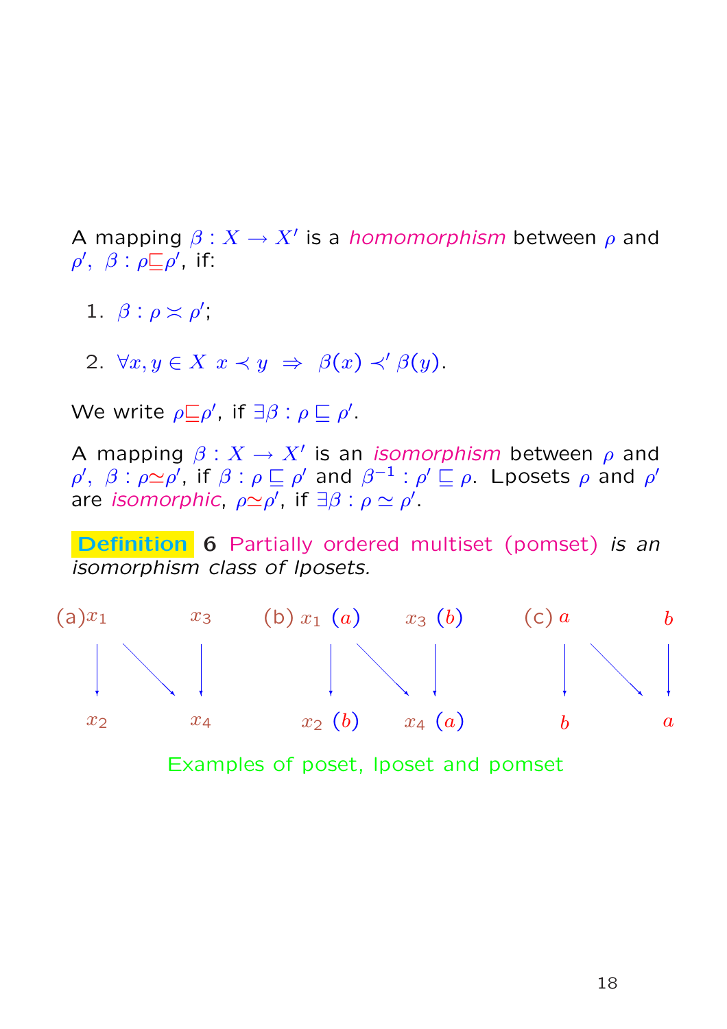A mapping $\beta : X \to X'$ is a *homomorphism* between $\rho$ and $\rho'$, $\beta : \rho \sqsubseteq \rho'$, if:

1. $\beta : \rho \asymp \rho'$;
2. $\forall x, y \in X \;\; x \prec y \;\; \Rightarrow \;\; \beta(x) \prec' \beta(y)$.

We write $\rho \sqsubseteq \rho'$, if $\exists \beta : \rho \sqsubseteq \rho'$.

A mapping $\beta : X \to X'$ is an *isomorphism* between $\rho$ and $\rho'$, $\beta : \rho \simeq \rho'$, if $\beta : \rho \sqsubseteq \rho'$ and $\beta^{-1} : \rho' \sqsubseteq \rho$. Lposets $\rho$ and $\rho'$ are *isomorphic*, $\rho \simeq \rho'$, if $\exists \beta : \rho \simeq \rho'$.

**Definition** 6 Partially ordered multiset (pomset) *is an isomorphism class of lposets.*

(a) $x_1$ → $x_2$, $x_1$ → $x_4$, $x_3$ → $x_4$

(b) $x_1$ $(a)$ → $x_2$ $(b)$, $x_1$ $(a)$ → $x_4$ $(a)$, $x_3$ $(b)$ → $x_4$ $(a)$

(c) $a$ → $b$, $a$ → $a$, $b$ → $a$

Examples of poset, lposet and pomset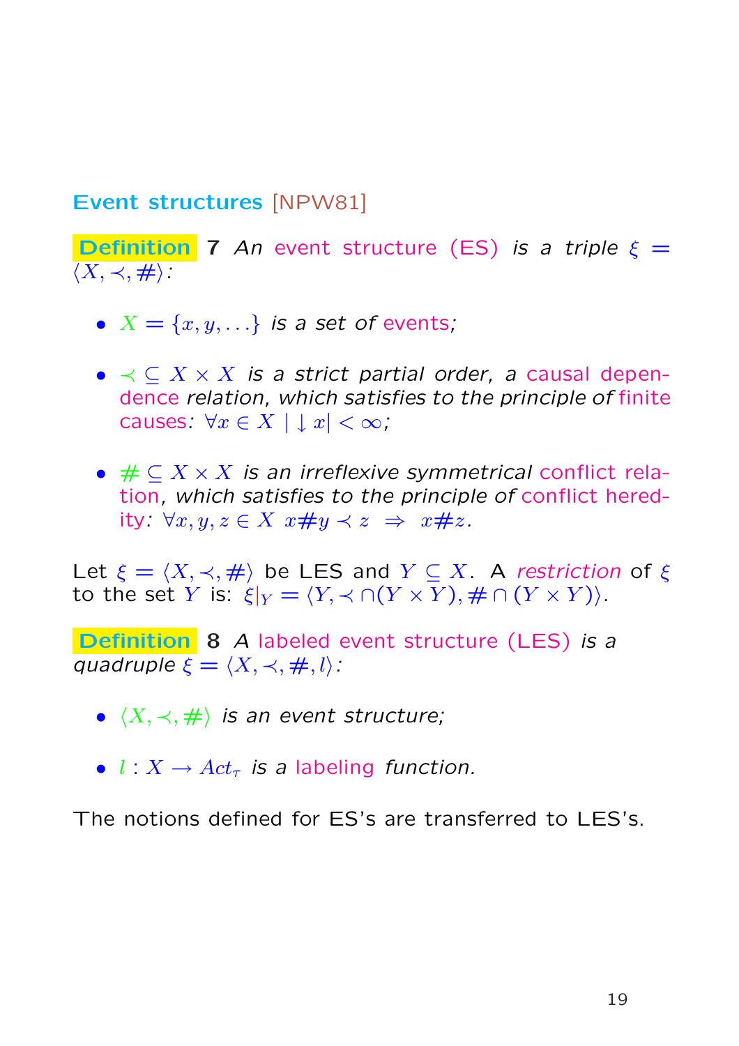## Event structures [NPW81]

**Definition 7** *An event structure (ES) is a triple $\xi = \langle X, \prec, \# \rangle$:*

- $X = \{x, y, \ldots\}$ *is a set of events;*

- $\prec \subseteq X \times X$ *is a strict partial order, a causal dependence relation, which satisfies to the principle of finite causes:* $\forall x \in X \; |\downarrow x| < \infty$*;*

- $\# \subseteq X \times X$ *is an irreflexive symmetrical conflict relation, which satisfies to the principle of conflict heredity:* $\forall x, y, z \in X \;\; x \# y \prec z \;\; \Rightarrow \;\; x \# z$*.*

Let $\xi = \langle X, \prec, \# \rangle$ be LES and $Y \subseteq X$. A *restriction* of $\xi$ to the set $Y$ is: $\xi|_Y = \langle Y, \prec \cap (Y \times Y), \# \cap (Y \times Y) \rangle$.

**Definition 8** *A labeled event structure (LES) is a quadruple $\xi = \langle X, \prec, \#, l \rangle$:*

- $\langle X, \prec, \# \rangle$ *is an event structure;*

- $l : X \to Act_\tau$ *is a labeling function.*

The notions defined for ES's are transferred to LES's.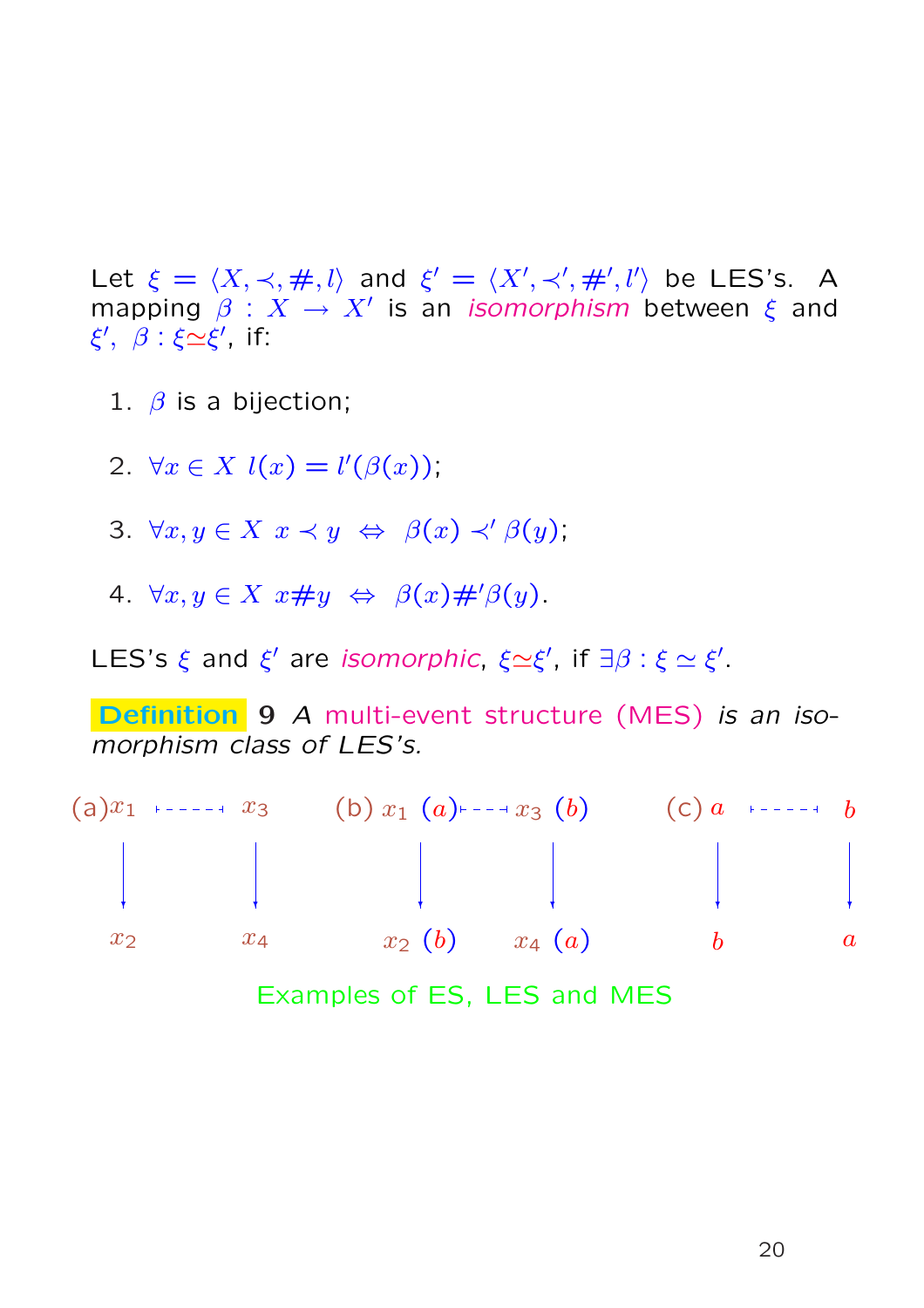Let $\xi = \langle X, \prec, \#, l \rangle$ and $\xi' = \langle X', \prec', \#', l' \rangle$ be LES's. A mapping $\beta : X \to X'$ is an *isomorphism* between $\xi$ and $\xi'$, $\beta : \xi \simeq \xi'$, if:

1. $\beta$ is a bijection;
2. $\forall x \in X \ l(x) = l'(\beta(x))$;
3. $\forall x, y \in X \ x \prec y \ \Leftrightarrow \ \beta(x) \prec' \beta(y)$;
4. $\forall x, y \in X \ x \# y \ \Leftrightarrow \ \beta(x) \#' \beta(y)$.

LES's $\xi$ and $\xi'$ are *isomorphic*, $\xi \simeq \xi'$, if $\exists \beta : \xi \simeq \xi'$.

**Definition 9** *A multi-event structure (MES) is an isomorphism class of LES's.*

(a) $x_1$ - - - - - $x_3$, $x_1 \to x_2$, $x_3 \to x_4$

(b) $x_1$ $(a)$ - - - - $x_3$ $(b)$, $x_1 \to x_2$ $(b)$, $x_3 \to x_4$ $(a)$

(c) $a$ - - - - - $b$, $a \to b$, $b \to a$

Examples of ES, LES and MES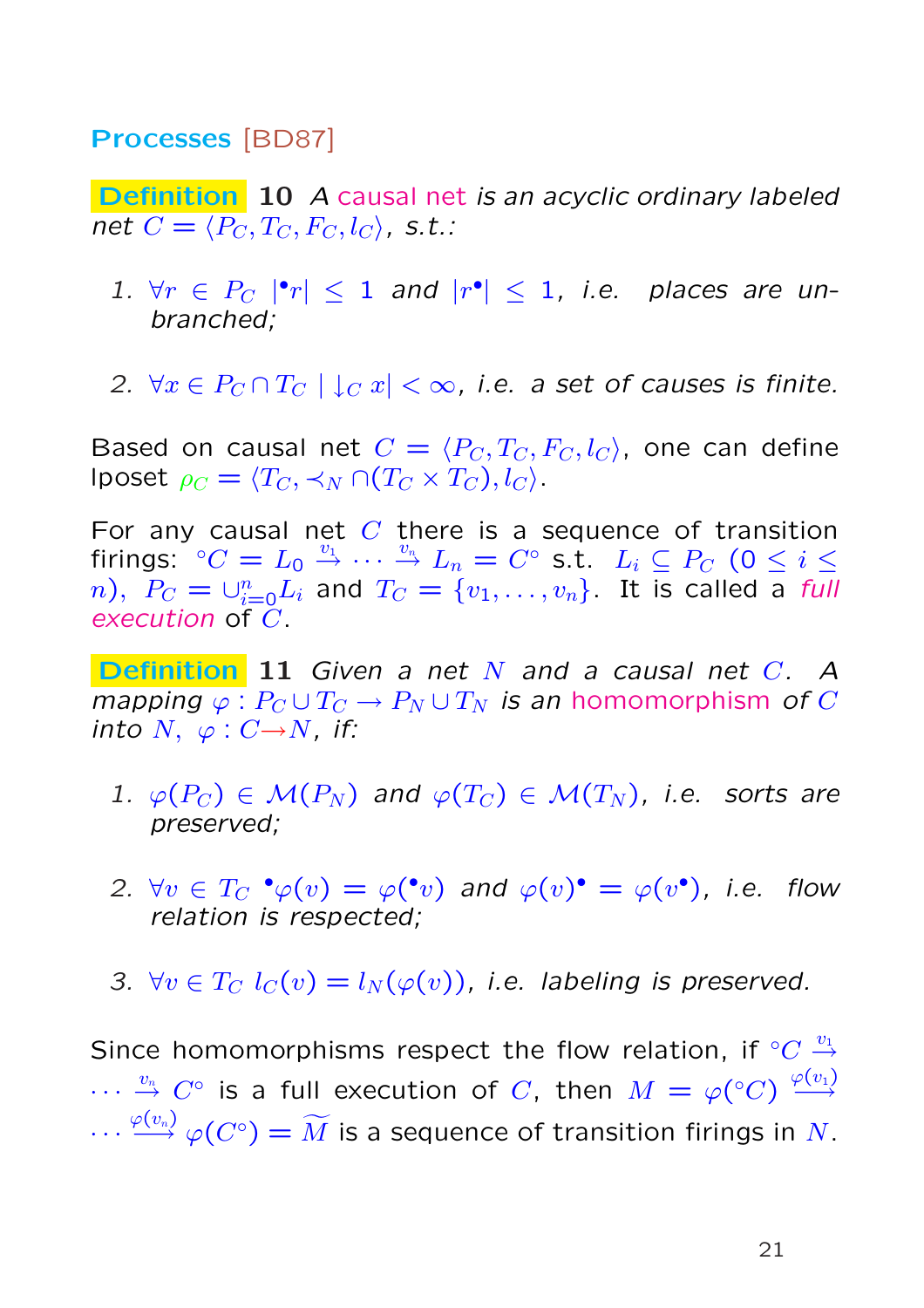## Processes [BD87]

**Definition 10** *A causal net is an acyclic ordinary labeled net $C = \langle P_C, T_C, F_C, l_C \rangle$, s.t.:*

1. $\forall r \in P_C \; |{}^\bullet r| \leq 1$ *and* $|r^\bullet| \leq 1$*, i.e. places are unbranched;*

2. $\forall x \in P_C \cap T_C \; |\downarrow_C x| < \infty$*, i.e. a set of causes is finite.*

Based on causal net $C = \langle P_C, T_C, F_C, l_C \rangle$, one can define lposet $\rho_C = \langle T_C, \prec_N \cap (T_C \times T_C), l_C \rangle$.

For any causal net $C$ there is a sequence of transition firings: ${}^\circ C = L_0 \xrightarrow{v_1} \cdots \xrightarrow{v_n} L_n = C^\circ$ s.t. $L_i \subseteq P_C$ $(0 \leq i \leq n)$, $P_C = \cup_{i=0}^{n} L_i$ and $T_C = \{v_1, \ldots, v_n\}$. It is called a *full execution* of $C$.

**Definition 11** *Given a net $N$ and a causal net $C$. A mapping $\varphi : P_C \cup T_C \to P_N \cup T_N$ is an homomorphism of $C$ into $N$, $\varphi : C \rightarrow N$, if:*

1. $\varphi(P_C) \in \mathcal{M}(P_N)$ *and* $\varphi(T_C) \in \mathcal{M}(T_N)$*, i.e. sorts are preserved;*

2. $\forall v \in T_C \; {}^\bullet\varphi(v) = \varphi({}^\bullet v)$ *and* $\varphi(v)^\bullet = \varphi(v^\bullet)$*, i.e. flow relation is respected;*

3. $\forall v \in T_C \; l_C(v) = l_N(\varphi(v))$*, i.e. labeling is preserved.*

Since homomorphisms respect the flow relation, if ${}^\circ C \xrightarrow{v_1} \cdots \xrightarrow{v_n} C^\circ$ is a full execution of $C$, then $M = \varphi({}^\circ C) \xrightarrow{\varphi(v_1)} \cdots \xrightarrow{\varphi(v_n)} \varphi(C^\circ) = \widetilde{M}$ is a sequence of transition firings in $N$.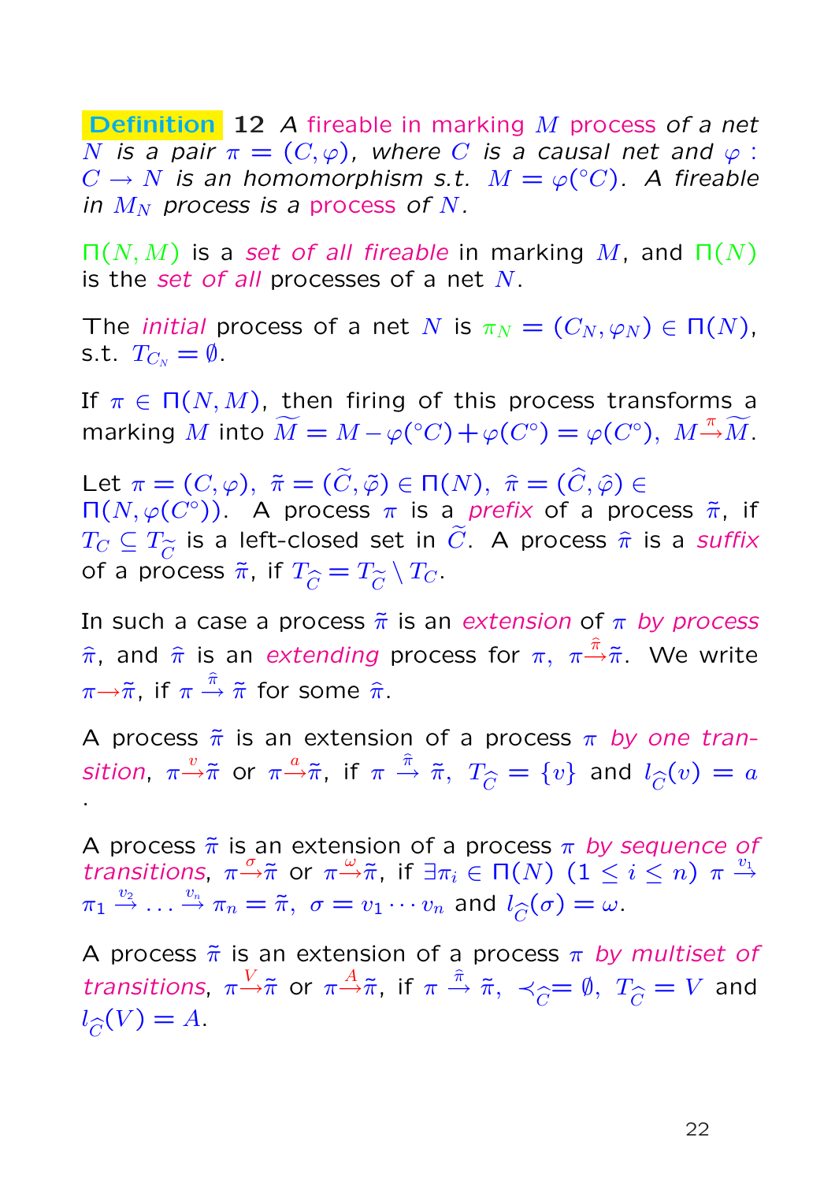**Definition 12** *A fireable in marking $M$ process of a net $N$ is a pair $\pi = (C, \varphi)$, where $C$ is a causal net and $\varphi : C \to N$ is an homomorphism s.t. $M = \varphi({}^\circ C)$. A fireable in $M_N$ process is a process of $N$.*

$\Pi(N, M)$ is a *set of all fireable* in marking $M$, and $\Pi(N)$ is the *set of all* processes of a net $N$.

The *initial* process of a net $N$ is $\pi_N = (C_N, \varphi_N) \in \Pi(N)$, s.t. $T_{C_N} = \emptyset$.

If $\pi \in \Pi(N, M)$, then firing of this process transforms a marking $M$ into $\widetilde{M} = M - \varphi({}^\circ C) + \varphi(C^\circ) = \varphi(C^\circ)$, $M \stackrel{\pi}{\rightarrow} \widetilde{M}$.

Let $\pi = (C, \varphi)$, $\tilde{\pi} = (\widetilde{C}, \tilde{\varphi}) \in \Pi(N)$, $\hat{\pi} = (\widehat{C}, \hat{\varphi}) \in \Pi(N, \varphi(C^\circ))$. A process $\pi$ is a *prefix* of a process $\tilde{\pi}$, if $T_C \subseteq T_{\widetilde{C}}$ is a left-closed set in $\widetilde{C}$. A process $\hat{\pi}$ is a *suffix* of a process $\tilde{\pi}$, if $T_{\widehat{C}} = T_{\widetilde{C}} \setminus T_C$.

In such a case a process $\tilde{\pi}$ is an *extension* of $\pi$ *by process* $\hat{\pi}$, and $\hat{\pi}$ is an *extending* process for $\pi$, $\pi \stackrel{\hat{\pi}}{\rightarrow} \tilde{\pi}$. We write $\pi \rightarrow \tilde{\pi}$, if $\pi \stackrel{\hat{\pi}}{\rightarrow} \tilde{\pi}$ for some $\hat{\pi}$.

A process $\tilde{\pi}$ is an extension of a process $\pi$ *by one transition*, $\pi \stackrel{v}{\rightarrow} \tilde{\pi}$ or $\pi \stackrel{a}{\rightarrow} \tilde{\pi}$, if $\pi \stackrel{\hat{\pi}}{\rightarrow} \tilde{\pi}$, $T_{\widehat{C}} = \{v\}$ and $l_{\widehat{C}}(v) = a$.

A process $\tilde{\pi}$ is an extension of a process $\pi$ *by sequence of transitions*, $\pi \stackrel{\sigma}{\rightarrow} \tilde{\pi}$ or $\pi \stackrel{\omega}{\rightarrow} \tilde{\pi}$, if $\exists \pi_i \in \Pi(N)$ $(1 \le i \le n)$ $\pi \stackrel{v_1}{\rightarrow} \pi_1 \stackrel{v_2}{\rightarrow} \ldots \stackrel{v_n}{\rightarrow} \pi_n = \tilde{\pi}$, $\sigma = v_1 \cdots v_n$ and $l_{\widehat{C}}(\sigma) = \omega$.

A process $\tilde{\pi}$ is an extension of a process $\pi$ *by multiset of transitions*, $\pi \stackrel{V}{\rightarrow} \tilde{\pi}$ or $\pi \stackrel{A}{\rightarrow} \tilde{\pi}$, if $\pi \stackrel{\hat{\pi}}{\rightarrow} \tilde{\pi}$, $\prec_{\widehat{C}} = \emptyset$, $T_{\widehat{C}} = V$ and $l_{\widehat{C}}(V) = A$.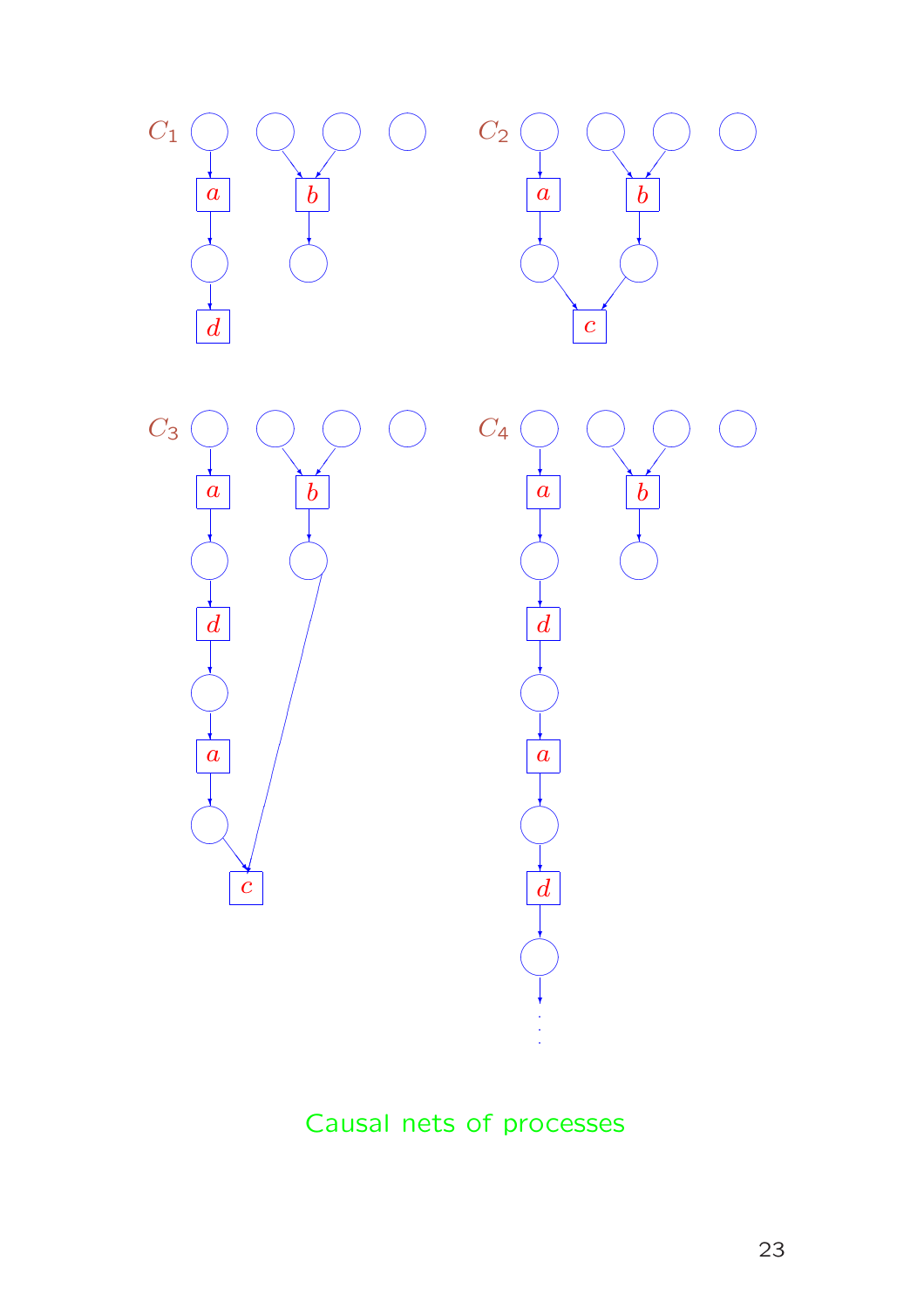$C_1$

$C_2$

$C_3$

$C_4$

Causal nets of processes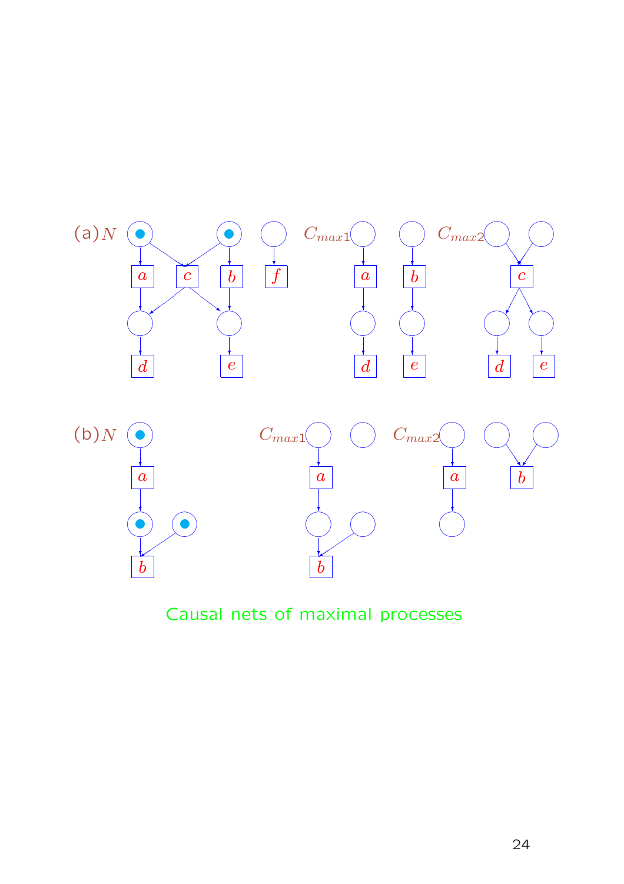(a) $N$ $C_{max1}$ $C_{max2}$

(b) $N$ $C_{max1}$ $C_{max2}$

Causal nets of maximal processes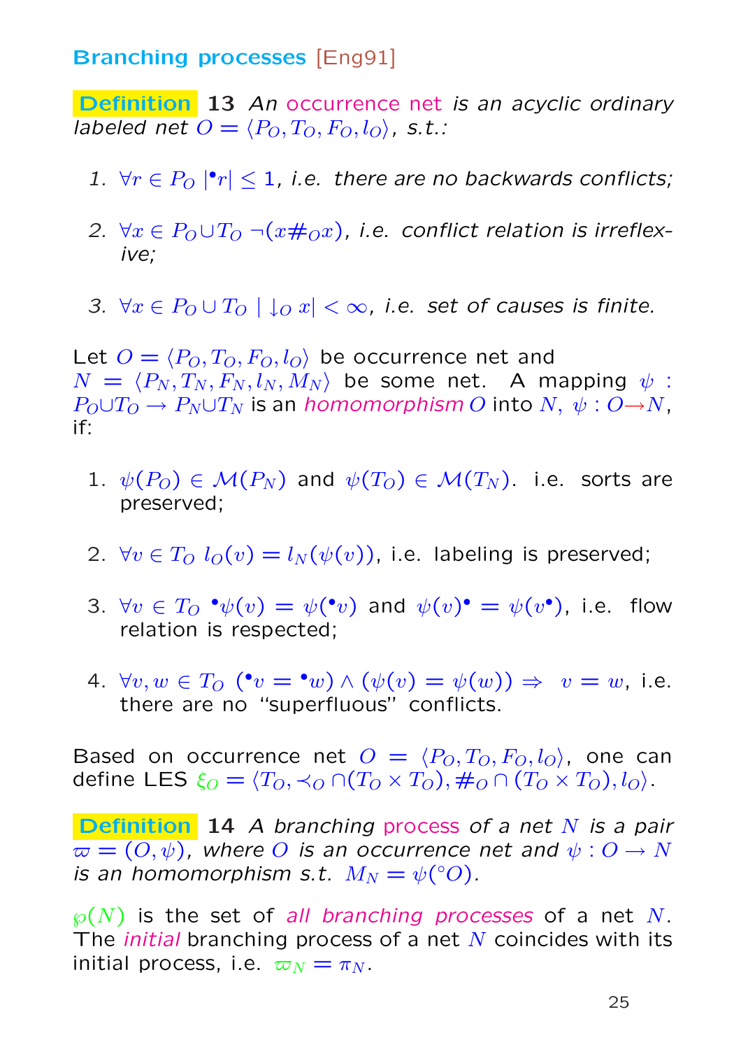## Branching processes [Eng91]

**Definition 13** *An occurrence net is an acyclic ordinary labeled net $O = \langle P_O, T_O, F_O, l_O \rangle$, s.t.:*

1. *$\forall r \in P_O\ |{}^\bullet r| \leq 1$, i.e. there are no backwards conflicts;*

2. *$\forall x \in P_O \cup T_O\ \neg(x \#_O x)$, i.e. conflict relation is irreflexive;*

3. *$\forall x \in P_O \cup T_O\ |\downarrow_O x| < \infty$, i.e. set of causes is finite.*

Let $O = \langle P_O, T_O, F_O, l_O \rangle$ be occurrence net and $N = \langle P_N, T_N, F_N, l_N, M_N \rangle$ be some net. A mapping $\psi : P_O \cup T_O \to P_N \cup T_N$ is an *homomorphism* $O$ into $N$, $\psi : O \to N$, if:

1. $\psi(P_O) \in \mathcal{M}(P_N)$ and $\psi(T_O) \in \mathcal{M}(T_N)$. i.e. sorts are preserved;

2. $\forall v \in T_O\ l_O(v) = l_N(\psi(v))$, i.e. labeling is preserved;

3. $\forall v \in T_O\ {}^\bullet\psi(v) = \psi({}^\bullet v)$ and $\psi(v)^\bullet = \psi(v^\bullet)$, i.e. flow relation is respected;

4. $\forall v, w \in T_O\ ({}^\bullet v = {}^\bullet w) \wedge (\psi(v) = \psi(w)) \Rightarrow\ v = w$, i.e. there are no "superfluous" conflicts.

Based on occurrence net $O = \langle P_O, T_O, F_O, l_O \rangle$, one can define LES $\xi_O = \langle T_O, \prec_O \cap (T_O \times T_O), \#_O \cap (T_O \times T_O), l_O \rangle$.

**Definition 14** *A branching process of a net $N$ is a pair $\varpi = (O, \psi)$, where $O$ is an occurrence net and $\psi : O \to N$ is an homomorphism s.t. $M_N = \psi({}^\circ O)$.*

$\wp(N)$ is the set of *all branching processes* of a net $N$. The *initial* branching process of a net $N$ coincides with its initial process, i.e. $\varpi_N = \pi_N$.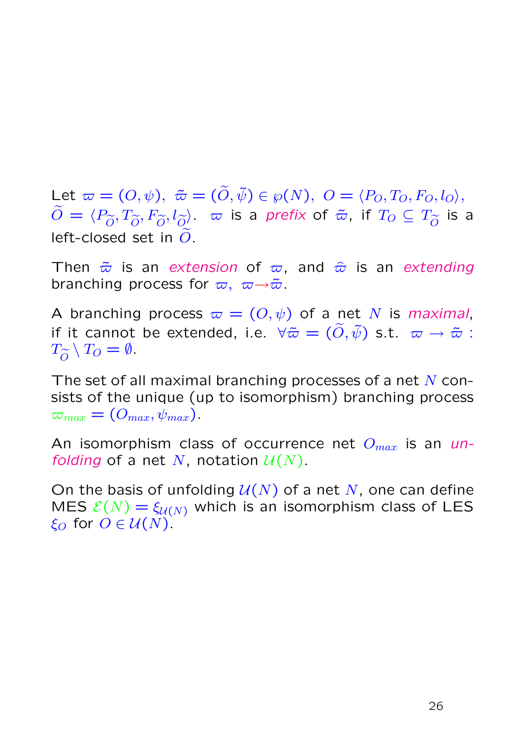Let $\varpi = (O, \psi),\ \tilde{\varpi} = (\widetilde{O}, \tilde{\psi}) \in \wp(N),\ O = \langle P_O, T_O, F_O, l_O \rangle,$ $\widetilde{O} = \langle P_{\widetilde{O}}, T_{\widetilde{O}}, F_{\widetilde{O}}, l_{\widetilde{O}} \rangle$. $\varpi$ is a *prefix* of $\tilde{\varpi}$, if $T_O \subseteq T_{\widetilde{O}}$ is a left-closed set in $\widetilde{O}$.

Then $\tilde{\varpi}$ is an *extension* of $\varpi$, and $\hat{\varpi}$ is an *extending* branching process for $\varpi$, $\varpi \rightarrow \tilde{\varpi}$.

A branching process $\varpi = (O, \psi)$ of a net $N$ is *maximal*, if it cannot be extended, i.e. $\forall \tilde{\varpi} = (\widetilde{O}, \tilde{\psi})$ s.t. $\varpi \rightarrow \tilde{\varpi}$ : $T_{\widetilde{O}} \setminus T_O = \emptyset$.

The set of all maximal branching processes of a net $N$ consists of the unique (up to isomorphism) branching process $\varpi_{max} = (O_{max}, \psi_{max})$.

An isomorphism class of occurrence net $O_{max}$ is an *unfolding* of a net $N$, notation $\mathcal{U}(N)$.

On the basis of unfolding $\mathcal{U}(N)$ of a net $N$, one can define MES $\mathcal{E}(N) = \xi_{\mathcal{U}(N)}$ which is an isomorphism class of LES $\xi_O$ for $O \in \mathcal{U}(N)$.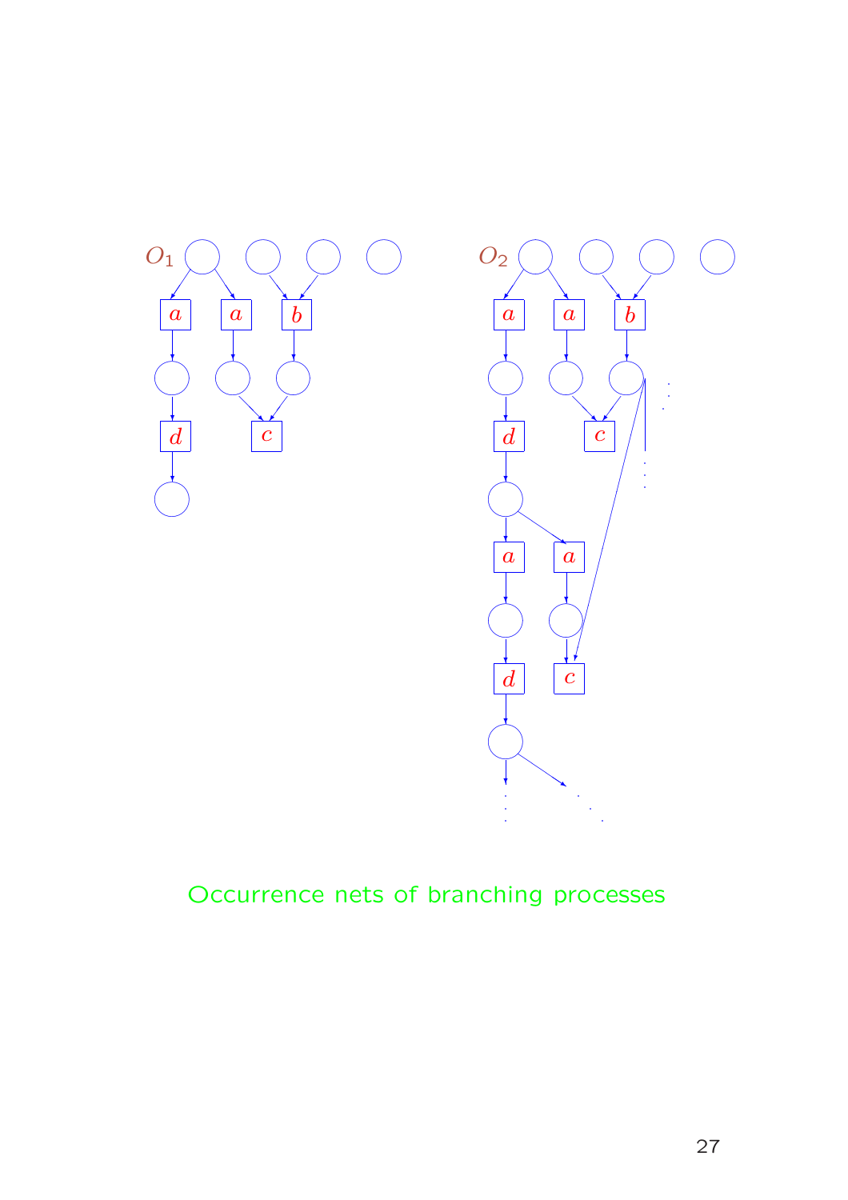$O_1$

$O_2$

Occurrence nets of branching processes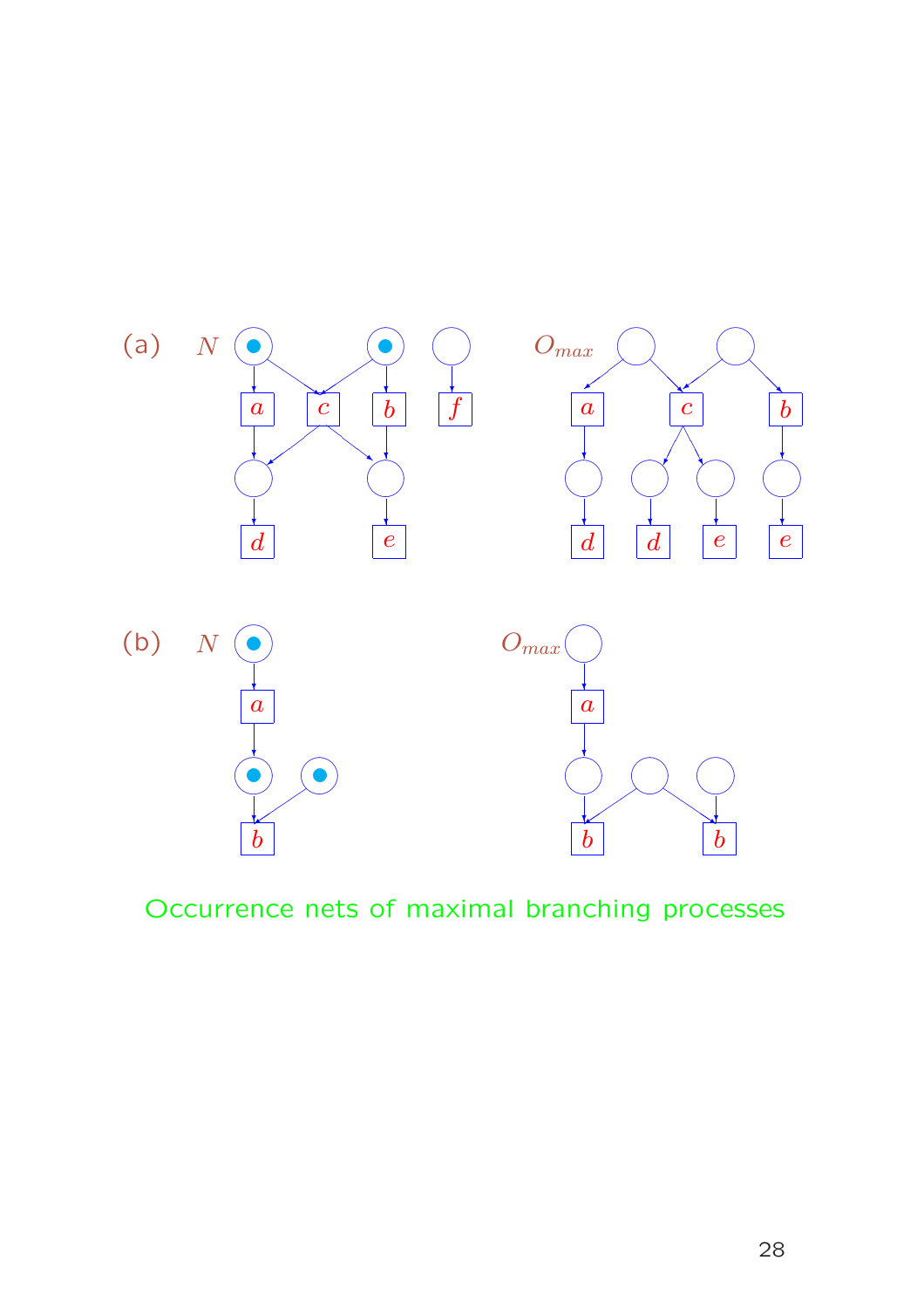(a) $N$ $O_{max}$

(b) $N$ $O_{max}$

Occurrence nets of maximal branching processes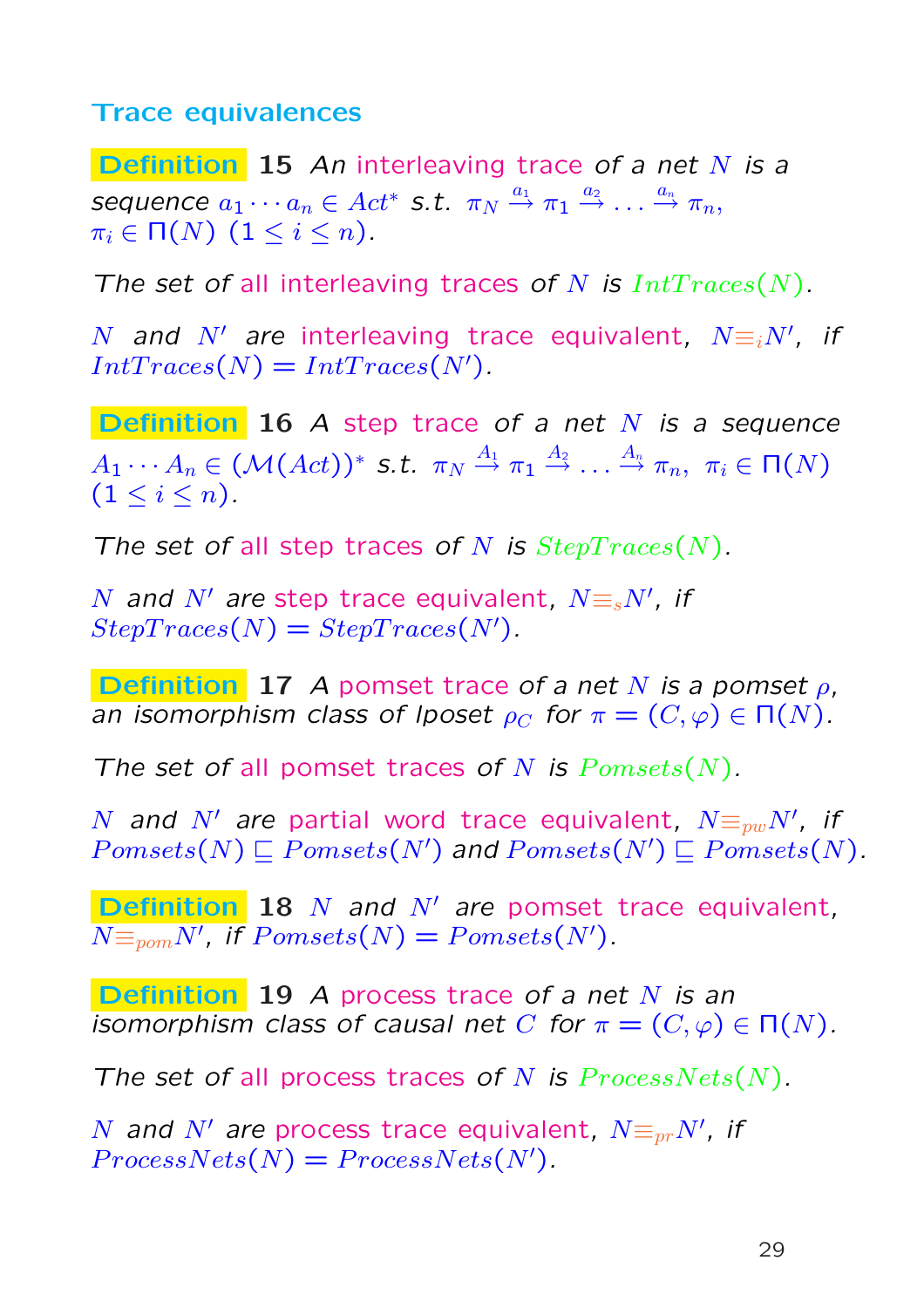## Trace equivalences

**Definition 15** *An* interleaving trace *of a net* $N$ *is a sequence* $a_1 \cdots a_n \in Act^*$ *s.t.* $\pi_N \xrightarrow{a_1} \pi_1 \xrightarrow{a_2} \dots \xrightarrow{a_n} \pi_n$, $\pi_i \in \Pi(N)$ $(1 \le i \le n)$.

*The set of all interleaving traces of* $N$ *is* $IntTraces(N)$.

$N$ *and* $N'$ *are interleaving trace equivalent,* $N \equiv_i N'$*, if* $IntTraces(N) = IntTraces(N')$.

**Definition 16** *A* step trace *of a net* $N$ *is a sequence* $A_1 \cdots A_n \in (\mathcal{M}(Act))^*$ *s.t.* $\pi_N \xrightarrow{A_1} \pi_1 \xrightarrow{A_2} \dots \xrightarrow{A_n} \pi_n$, $\pi_i \in \Pi(N)$ $(1 \le i \le n)$.

*The set of all step traces of* $N$ *is* $StepTraces(N)$.

$N$ *and* $N'$ *are step trace equivalent,* $N \equiv_s N'$*, if* $StepTraces(N) = StepTraces(N')$.

**Definition 17** *A* pomset trace *of a net* $N$ *is a pomset* $\rho$*, an isomorphism class of lposet* $\rho_C$ *for* $\pi = (C, \varphi) \in \Pi(N)$.

*The set of all pomset traces of* $N$ *is* $Pomsets(N)$.

$N$ *and* $N'$ *are partial word trace equivalent,* $N \equiv_{pw} N'$*, if* $Pomsets(N) \sqsubseteq Pomsets(N')$ *and* $Pomsets(N') \sqsubseteq Pomsets(N)$.

**Definition 18** $N$ *and* $N'$ *are pomset trace equivalent,* $N \equiv_{pom} N'$*, if* $Pomsets(N) = Pomsets(N')$.

**Definition 19** *A* process trace *of a net* $N$ *is an isomorphism class of causal net* $C$ *for* $\pi = (C, \varphi) \in \Pi(N)$.

*The set of all process traces of* $N$ *is* $ProcessNets(N)$.

$N$ *and* $N'$ *are process trace equivalent,* $N \equiv_{pr} N'$*, if* $ProcessNets(N) = ProcessNets(N')$.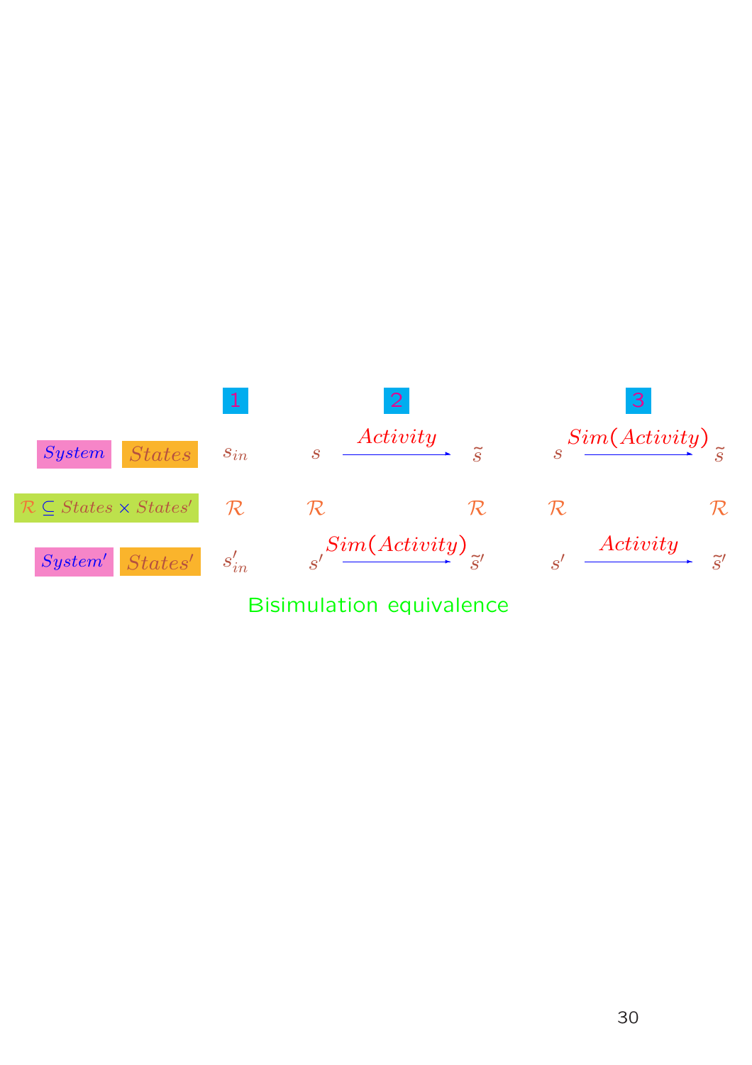| | | 1 | 2 | | 3 | |
|---|---|---|---|---|---|---|
| *System* | *States* | $s_{in}$ | $s \xrightarrow{Activity}$ | $\tilde{s}$ | $s \xrightarrow{Sim(Activity)}$ | $\tilde{s}$ |
| $\mathcal{R} \subseteq States \times States'$ | | $\mathcal{R}$ | $\mathcal{R}$ | $\mathcal{R}$ | $\mathcal{R}$ | $\mathcal{R}$ |
| *System'* | *States'* | $s'_{in}$ | $s' \xrightarrow{Sim(Activity)}$ | $\tilde{s}'$ | $s' \xrightarrow{Activity}$ | $\tilde{s}'$ |

Bisimulation equivalence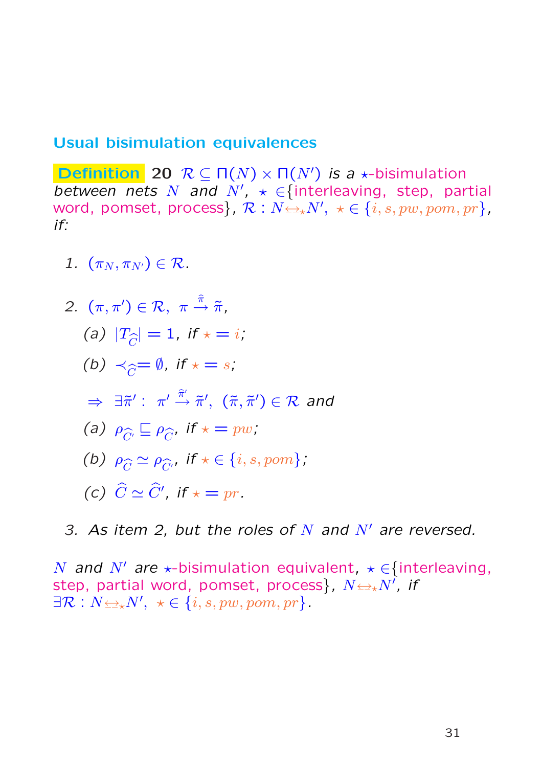## Usual bisimulation equivalences

**Definition** 20 $\mathcal{R} \subseteq \Pi(N) \times \Pi(N')$ *is a* $\star$-bisimulation *between nets* $N$ *and* $N'$, $\star \in${interleaving, step, partial word, pomset, process}, $\mathcal{R} : N \underline{\leftrightarrow}_\star N'$, $\star \in \{i, s, pw, pom, pr\}$, *if:*

1. $(\pi_N, \pi_{N'}) \in \mathcal{R}$.

2. $(\pi, \pi') \in \mathcal{R}, \ \pi \stackrel{\widehat{\pi}}{\to} \tilde{\pi}$,

   (a) $|T_{\widehat{C}}| = 1$, *if* $\star = i$;

   (b) $\prec_{\widehat{C}} = \emptyset$, *if* $\star = s$;

   $\Rightarrow \ \exists \tilde{\pi}' : \ \pi' \stackrel{\widehat{\pi}'}{\to} \tilde{\pi}', \ (\tilde{\pi}, \tilde{\pi}') \in \mathcal{R}$ *and*

   (a) $\rho_{\widehat{C}'} \sqsubseteq \rho_{\widehat{C}}$, *if* $\star = pw$;

   (b) $\rho_{\widehat{C}} \simeq \rho_{\widehat{C}'}$, *if* $\star \in \{i, s, pom\}$;

   (c) $\widehat{C} \simeq \widehat{C}'$, *if* $\star = pr$.

3. *As item 2, but the roles of* $N$ *and* $N'$ *are reversed.*

$N$ *and* $N'$ *are* $\star$-bisimulation equivalent, $\star \in${interleaving, step, partial word, pomset, process}, $N \underline{\leftrightarrow}_\star N'$, *if* $\exists \mathcal{R} : N \underline{\leftrightarrow}_\star N', \ \star \in \{i, s, pw, pom, pr\}$.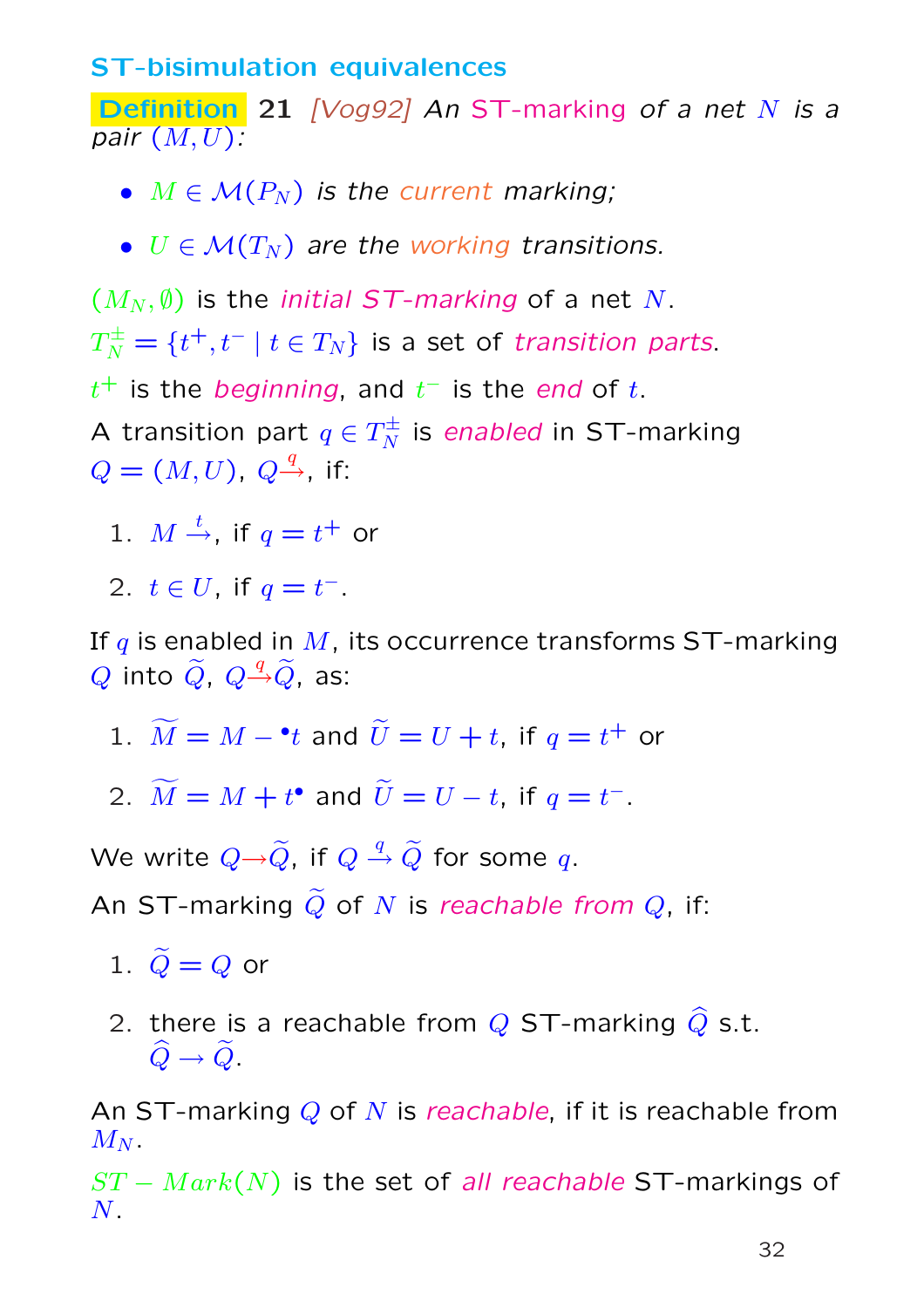## ST-bisimulation equivalences

**Definition 21** *[Vog92] An ST-marking of a net $N$ is a pair $(M, U)$:*

- *$M \in \mathcal{M}(P_N)$ is the current marking;*
- *$U \in \mathcal{M}(T_N)$ are the working transitions.*

$(M_N, \emptyset)$ is the *initial ST-marking* of a net $N$.

$T_N^{\pm} = \{t^+, t^- \mid t \in T_N\}$ is a set of *transition parts*.

$t^+$ is the *beginning*, and $t^-$ is the *end* of $t$.

A transition part $q \in T_N^{\pm}$ is *enabled* in ST-marking $Q = (M, U)$, $Q \stackrel{q}{\rightarrow}$, if:

1. $M \stackrel{t}{\rightarrow}$, if $q = t^+$ or
2. $t \in U$, if $q = t^-$.

If $q$ is enabled in $M$, its occurrence transforms ST-marking $Q$ into $\widetilde{Q}$, $Q \stackrel{q}{\rightarrow} \widetilde{Q}$, as:

1. $\widetilde{M} = M - {}^{\bullet}t$ and $\widetilde{U} = U + t$, if $q = t^+$ or
2. $\widetilde{M} = M + t^{\bullet}$ and $\widetilde{U} = U - t$, if $q = t^-$.

We write $Q \rightarrow \widetilde{Q}$, if $Q \stackrel{q}{\rightarrow} \widetilde{Q}$ for some $q$.

An ST-marking $\widetilde{Q}$ of $N$ is *reachable from* $Q$, if:

1. $\widetilde{Q} = Q$ or
2. there is a reachable from $Q$ ST-marking $\widehat{Q}$ s.t. $\widehat{Q} \rightarrow \widetilde{Q}$.

An ST-marking $Q$ of $N$ is *reachable*, if it is reachable from $M_N$.

$ST-Mark(N)$ is the set of *all reachable* ST-markings of $N$.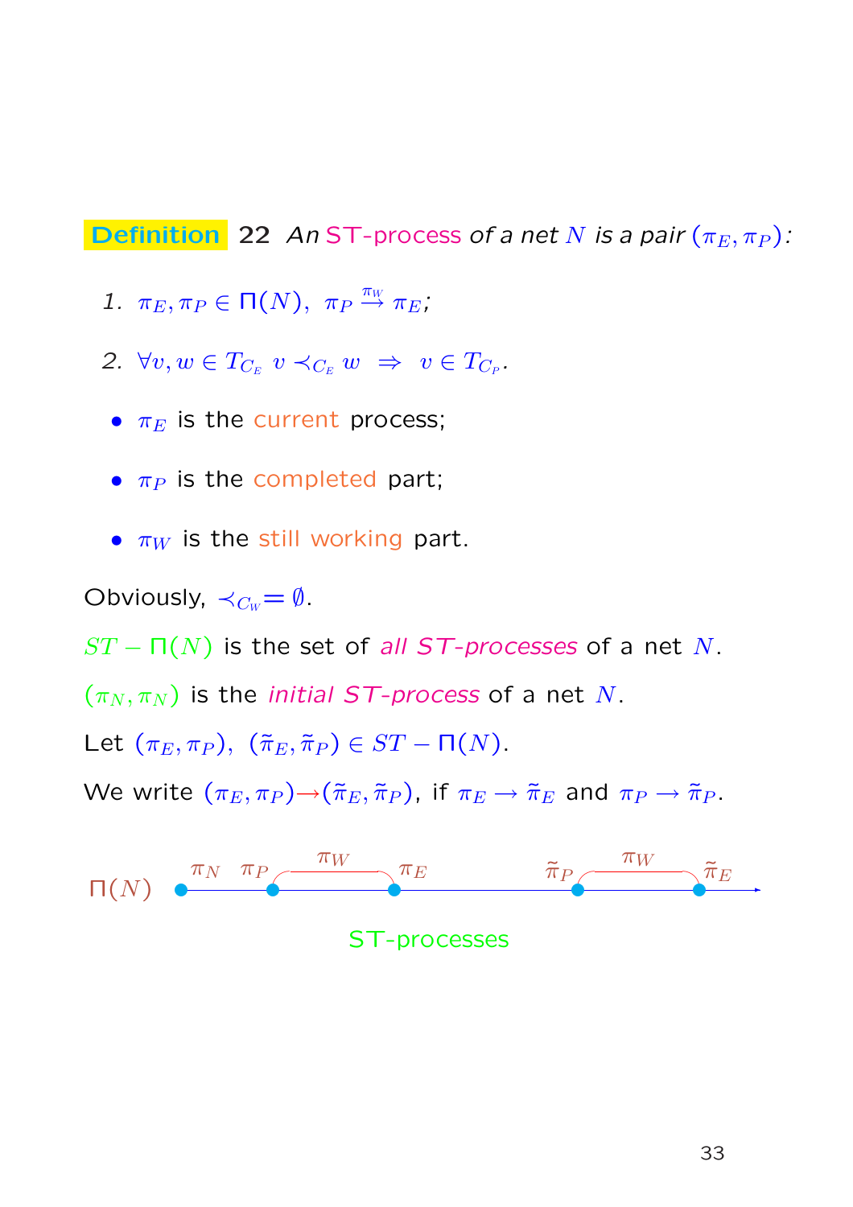**Definition** 22 *An ST-process of a net $N$ is a pair $(\pi_E, \pi_P)$:*

1. $\pi_E, \pi_P \in \Pi(N),\ \pi_P \xrightarrow{\pi_W} \pi_E$;
2. $\forall v, w \in T_{C_E}\ v \prec_{C_E} w \ \Rightarrow\ v \in T_{C_P}$.

- $\pi_E$ is the current process;
- $\pi_P$ is the completed part;
- $\pi_W$ is the still working part.

Obviously, $\prec_{C_W} = \emptyset$.

$ST - \Pi(N)$ is the set of *all ST-processes* of a net $N$.

$(\pi_N, \pi_N)$ is the *initial ST-process* of a net $N$.

Let $(\pi_E, \pi_P),\ (\tilde{\pi}_E, \tilde{\pi}_P) \in ST - \Pi(N)$.

We write $(\pi_E, \pi_P) \rightarrow (\tilde{\pi}_E, \tilde{\pi}_P)$, if $\pi_E \rightarrow \tilde{\pi}_E$ and $\pi_P \rightarrow \tilde{\pi}_P$.

$\Pi(N)$: $\pi_N$, $\pi_P \xrightarrow{\pi_W} \pi_E$, ..., $\tilde{\pi}_P \xrightarrow{\pi_W} \tilde{\pi}_E$

ST-processes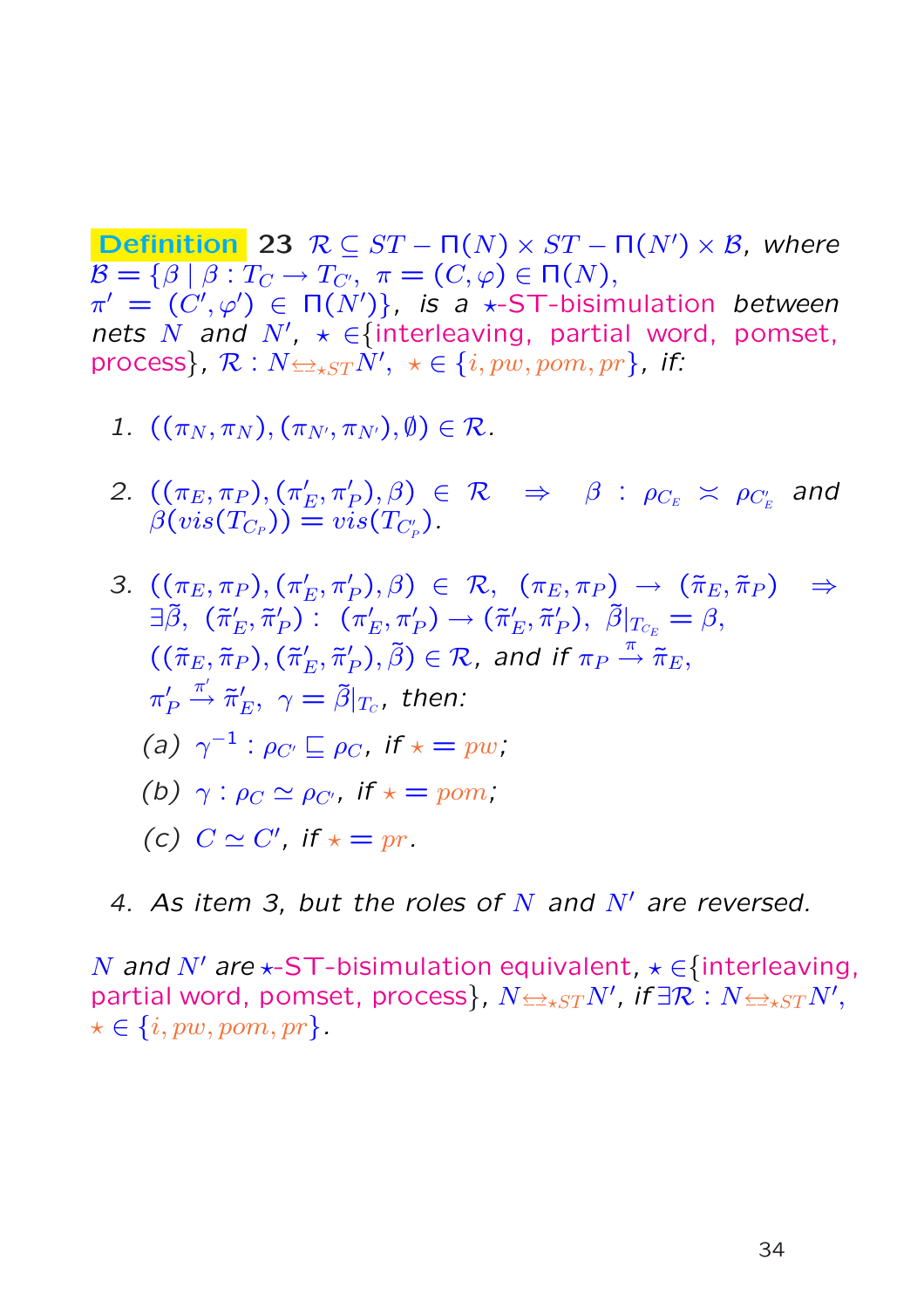**Definition** 23 $\mathcal{R} \subseteq ST-\Pi(N) \times ST-\Pi(N') \times \mathcal{B}$, *where* $\mathcal{B} = \{\beta \mid \beta : T_C \to T_{C'},\ \pi = (C, \varphi) \in \Pi(N),$ $\pi' = (C', \varphi') \in \Pi(N')\}$, *is a* $\star$-ST-bisimulation *between nets* $N$ *and* $N'$, $\star \in$\{interleaving, partial word, pomset, process\}, $\mathcal{R} : N \underline{\leftrightarrow}_{\star ST} N',\ \star \in \{i, pw, pom, pr\}$, *if:*

1. $((\pi_N, \pi_N), (\pi_{N'}, \pi_{N'}), \emptyset) \in \mathcal{R}$.

2. $((\pi_E, \pi_P), (\pi'_E, \pi'_P), \beta) \in \mathcal{R} \quad \Rightarrow \quad \beta : \rho_{C_E} \asymp \rho_{C'_E}$ and $\beta(vis(T_{C_P})) = vis(T_{C'_P})$.

3. $((\pi_E, \pi_P), (\pi'_E, \pi'_P), \beta) \in \mathcal{R},\ (\pi_E, \pi_P) \to (\tilde{\pi}_E, \tilde{\pi}_P) \quad \Rightarrow$ $\exists \tilde{\beta},\ (\tilde{\pi}'_E, \tilde{\pi}'_P) :\ (\pi'_E, \pi'_P) \to (\tilde{\pi}'_E, \tilde{\pi}'_P),\ \tilde{\beta}|_{T_{C_E}} = \beta,$ $((\tilde{\pi}_E, \tilde{\pi}_P), (\tilde{\pi}'_E, \tilde{\pi}'_P), \tilde{\beta}) \in \mathcal{R}$, *and if* $\pi_P \xrightarrow{\pi} \tilde{\pi}_E,$ $\pi'_P \xrightarrow{\pi'} \tilde{\pi}'_E,\ \gamma = \tilde{\beta}|_{T_C}$, *then:*

   (a) $\gamma^{-1} : \rho_{C'} \sqsubseteq \rho_C$, *if* $\star = pw$;

   (b) $\gamma : \rho_C \simeq \rho_{C'}$, *if* $\star = pom$;

   (c) $C \simeq C'$, *if* $\star = pr$.

4. *As item 3, but the roles of* $N$ *and* $N'$ *are reversed.*

$N$ *and* $N'$ *are* $\star$-ST-bisimulation equivalent, $\star \in$\{interleaving, partial word, pomset, process\}, $N \underline{\leftrightarrow}_{\star ST} N'$, *if* $\exists \mathcal{R} : N \underline{\leftrightarrow}_{\star ST} N'$, $\star \in \{i, pw, pom, pr\}$.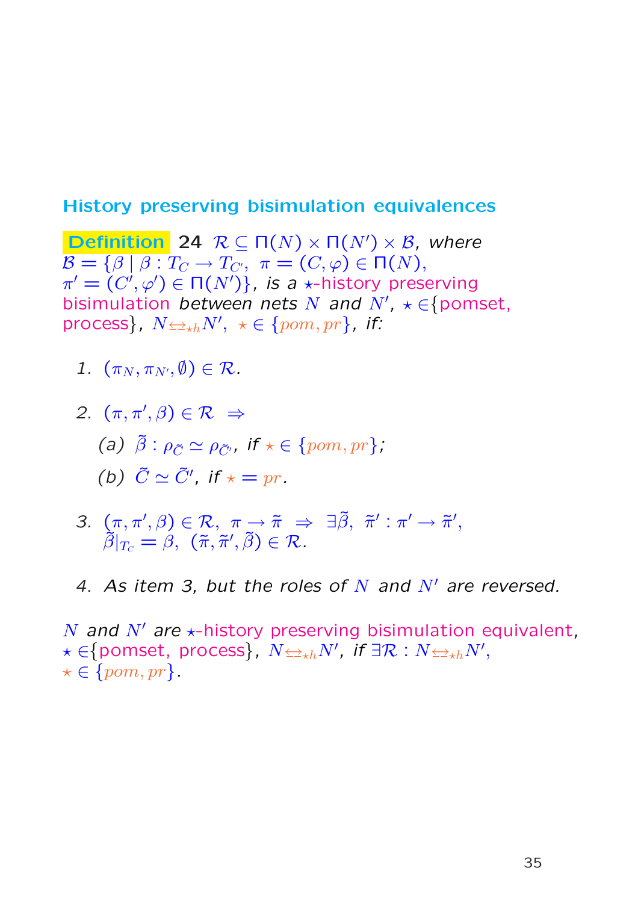## History preserving bisimulation equivalences

**Definition 24** $\mathcal{R} \subseteq \Pi(N) \times \Pi(N') \times \mathcal{B}$, *where* $\mathcal{B} = \{\beta \mid \beta : T_C \to T_{C'},\ \pi = (C, \varphi) \in \Pi(N),$ $\pi' = (C', \varphi') \in \Pi(N')\}$, *is a* $\star$-history preserving bisimulation *between nets* $N$ *and* $N'$, $\star \in$\{pomset, process\}, $N \underline{\leftrightarrow}_{\star h} N',\ \star \in \{pom, pr\}$, *if:*

1. $(\pi_N, \pi_{N'}, \emptyset) \in \mathcal{R}$.
2. $(\pi, \pi', \beta) \in \mathcal{R} \ \Rightarrow$
   (a) $\tilde{\beta} : \rho_{\tilde{C}} \simeq \rho_{\tilde{C}'}$, *if* $\star \in \{pom, pr\}$;
   (b) $\tilde{C} \simeq \tilde{C}'$, *if* $\star = pr$.
3. $(\pi, \pi', \beta) \in \mathcal{R},\ \pi \to \tilde{\pi} \ \Rightarrow\ \exists \tilde{\beta},\ \tilde{\pi}' : \pi' \to \tilde{\pi}',$ $\tilde{\beta}|_{T_C} = \beta,\ (\tilde{\pi}, \tilde{\pi}', \tilde{\beta}) \in \mathcal{R}$.
4. *As item 3, but the roles of* $N$ *and* $N'$ *are reversed.*

$N$ *and* $N'$ *are* $\star$-history preserving bisimulation equivalent, $\star \in$\{pomset, process\}, $N \underline{\leftrightarrow}_{\star h} N'$, *if* $\exists \mathcal{R} : N \underline{\leftrightarrow}_{\star h} N'$, $\star \in \{pom, pr\}$.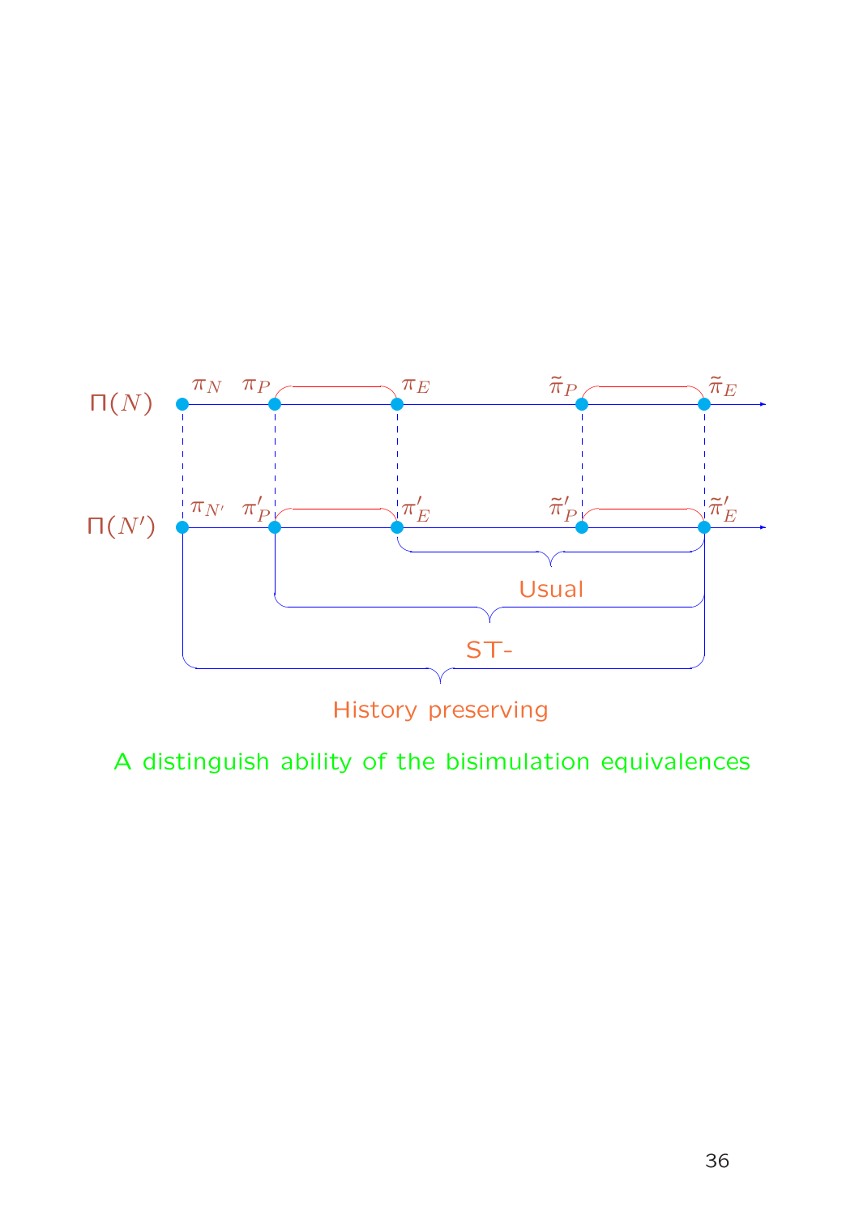$\Pi(N)$ $\pi_N$ $\pi_P$ $\pi_E$ $\tilde{\pi}_P$ $\tilde{\pi}_E$

$\Pi(N')$ $\pi_{N'}$ $\pi'_P$ $\pi'_E$ $\tilde{\pi}'_P$ $\tilde{\pi}'_E$

Usual

ST-

History preserving

A distinguish ability of the bisimulation equivalences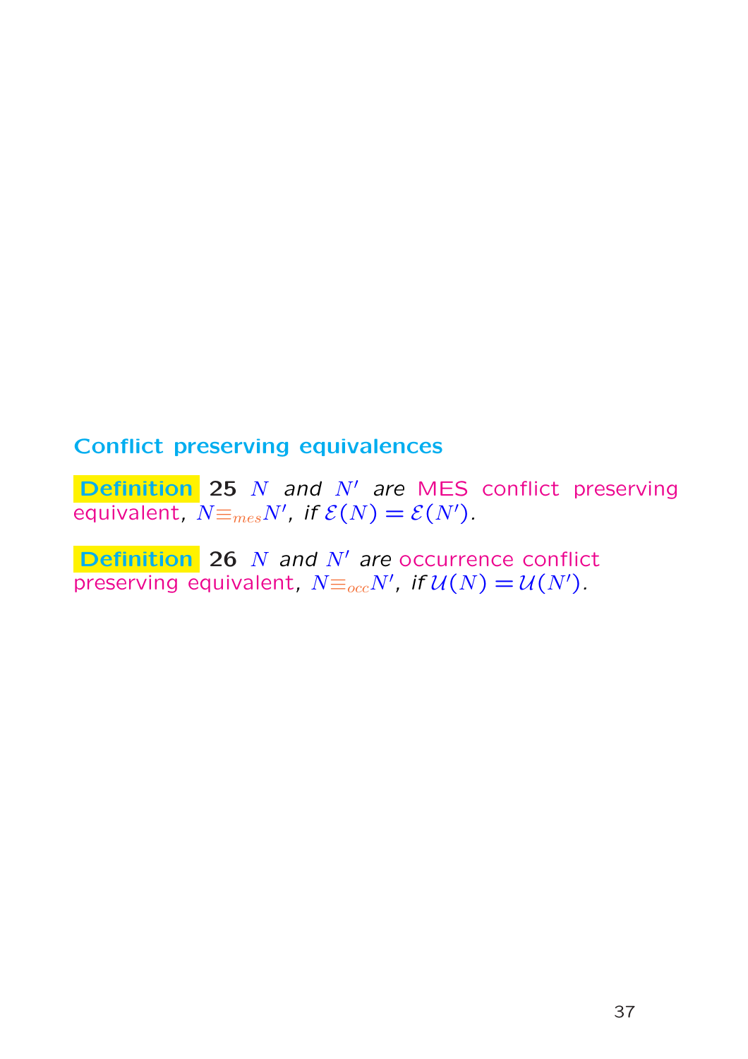## Conflict preserving equivalences

**Definition 25** *$N$ and $N'$ are MES conflict preserving equivalent, $N \equiv_{mes} N'$, if $\mathcal{E}(N) = \mathcal{E}(N')$.*

**Definition 26** *$N$ and $N'$ are occurrence conflict preserving equivalent, $N \equiv_{occ} N'$, if $\mathcal{U}(N) = \mathcal{U}(N')$.*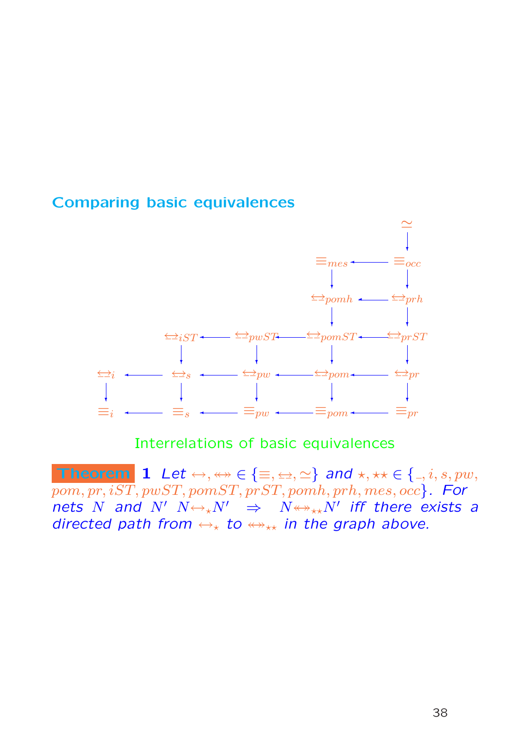## Comparing basic equivalences

$$
\begin{array}{ccccccccc}
 & & & & & & & & \simeq \\
 & & & & & & & & \downarrow \\
 & & & & & & \equiv_{mes} & \leftarrow & \equiv_{occ} \\
 & & & & & & \downarrow & & \downarrow \\
 & & & & & & \underline{\leftrightarrow}_{pomh} & \leftarrow & \underline{\leftrightarrow}_{prh} \\
 & & & & & & \downarrow & & \downarrow \\
 & & \underline{\leftrightarrow}_{iST} & \leftarrow & \underline{\leftrightarrow}_{pwST} & \leftarrow & \underline{\leftrightarrow}_{pomST} & \leftarrow & \underline{\leftrightarrow}_{prST} \\
 & & \downarrow & & \downarrow & & \downarrow & & \downarrow \\
\underline{\leftrightarrow}_{i} & \leftarrow & \underline{\leftrightarrow}_{s} & \leftarrow & \underline{\leftrightarrow}_{pw} & \leftarrow & \underline{\leftrightarrow}_{pom} & \leftarrow & \underline{\leftrightarrow}_{pr} \\
\downarrow & & \downarrow & & \downarrow & & \downarrow & & \downarrow \\
\equiv_{i} & \leftarrow & \equiv_{s} & \leftarrow & \equiv_{pw} & \leftarrow & \equiv_{pom} & \leftarrow & \equiv_{pr}
\end{array}
$$

Interrelations of basic equivalences

**Theorem 1** *Let* $\leftrightarrow, \twoheadleftarrow\!\!\!\!\twoheadrightarrow \in \{\equiv, \underline{\leftrightarrow}, \simeq\}$ *and* $\star, \star\star \in \{\_, i, s, pw, pom, pr, iST, pwST, pomST, prST, pomh, prh, mes, occ\}$. *For nets* $N$ *and* $N'$ $N \leftrightarrow_{\star} N' \;\Rightarrow\; N \twoheadleftarrow\!\!\!\!\twoheadrightarrow_{\star\star} N'$ *iff there exists a directed path from* $\leftrightarrow_{\star}$ *to* $\twoheadleftarrow\!\!\!\!\twoheadrightarrow_{\star\star}$ *in the graph above.*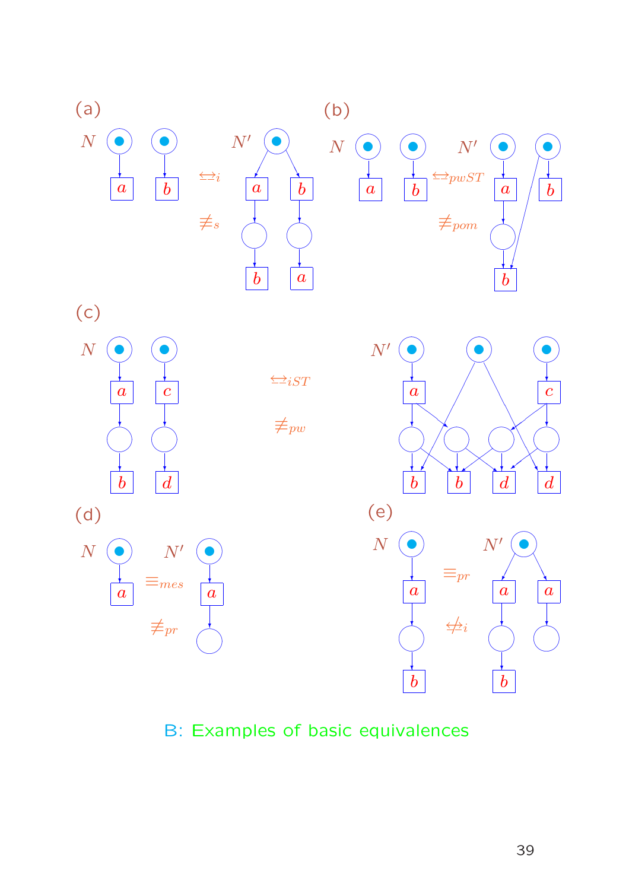(a)

$N$ $\underline{\leftrightarrow}_i$ $N'$

$\not\equiv_s$

(b)

$N$ $\underline{\leftrightarrow}_{pwST}$ $N'$

$\not\equiv_{pom}$

(c)

$N$ $\underline{\leftrightarrow}_{iST}$ $N'$

$\not\equiv_{pw}$

(d)

$N$ $\equiv_{mes}$ $N'$

$\not\equiv_{pr}$

(e)

$N$ $\equiv_{pr}$ $N'$

$\underline{\not\leftrightarrow}_i$

B: Examples of basic equivalences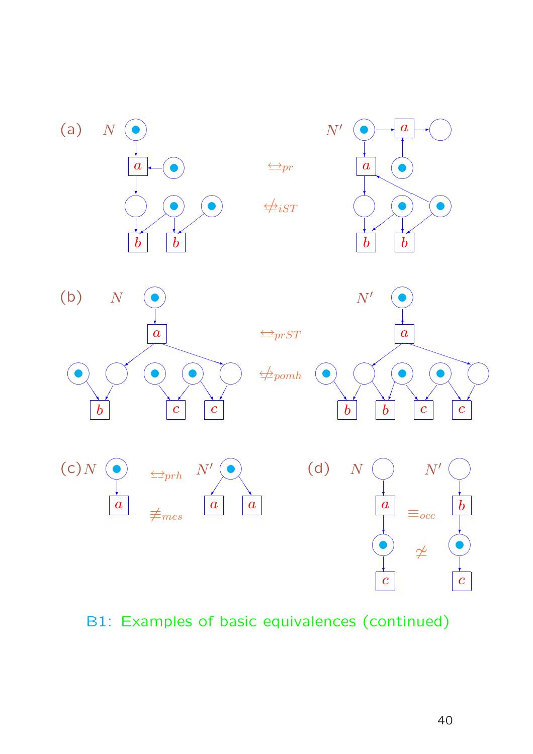(a) $N$ $\quad \leftrightarrows_{pr}$ $\quad \not\leftrightarrows_{iST}$ $\quad N'$

(b) $N$ $\quad \leftrightarrows_{prST}$ $\quad \not\leftrightarrows_{pomh}$ $\quad N'$

(c) $N$ $\quad \leftrightarrows_{prh}$ $\quad \not\equiv_{mes}$ $\quad N'$

(d) $N$ $\quad \equiv_{occ}$ $\quad \not\simeq$ $\quad N'$

B1: Examples of basic equivalences (continued)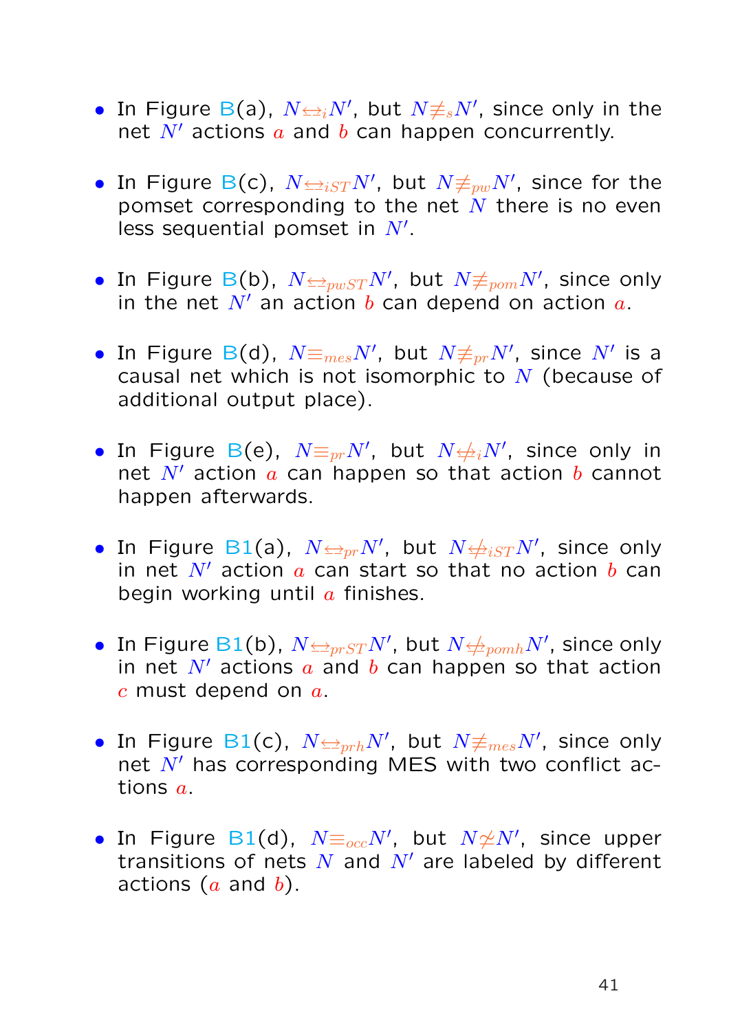- In Figure B(a), $N \underline{\leftrightarrow}_i N'$, but $N \not\equiv_s N'$, since only in the net $N'$ actions $a$ and $b$ can happen concurrently.

- In Figure B(c), $N \underline{\leftrightarrow}_{iST} N'$, but $N \not\equiv_{pw} N'$, since for the pomset corresponding to the net $N$ there is no even less sequential pomset in $N'$.

- In Figure B(b), $N \underline{\leftrightarrow}_{pwST} N'$, but $N \not\equiv_{pom} N'$, since only in the net $N'$ an action $b$ can depend on action $a$.

- In Figure B(d), $N \equiv_{mes} N'$, but $N \not\equiv_{pr} N'$, since $N'$ is a causal net which is not isomorphic to $N$ (because of additional output place).

- In Figure B(e), $N \equiv_{pr} N'$, but $N \not\underline{\leftrightarrow}_i N'$, since only in net $N'$ action $a$ can happen so that action $b$ cannot happen afterwards.

- In Figure B1(a), $N \underline{\leftrightarrow}_{pr} N'$, but $N \not\underline{\leftrightarrow}_{iST} N'$, since only in net $N'$ action $a$ can start so that no action $b$ can begin working until $a$ finishes.

- In Figure B1(b), $N \underline{\leftrightarrow}_{prST} N'$, but $N \not\underline{\leftrightarrow}_{pomh} N'$, since only in net $N'$ actions $a$ and $b$ can happen so that action $c$ must depend on $a$.

- In Figure B1(c), $N \underline{\leftrightarrow}_{prh} N'$, but $N \not\equiv_{mes} N'$, since only net $N'$ has corresponding MES with two conflict actions $a$.

- In Figure B1(d), $N \equiv_{occ} N'$, but $N \not\simeq N'$, since upper transitions of nets $N$ and $N'$ are labeled by different actions ($a$ and $b$).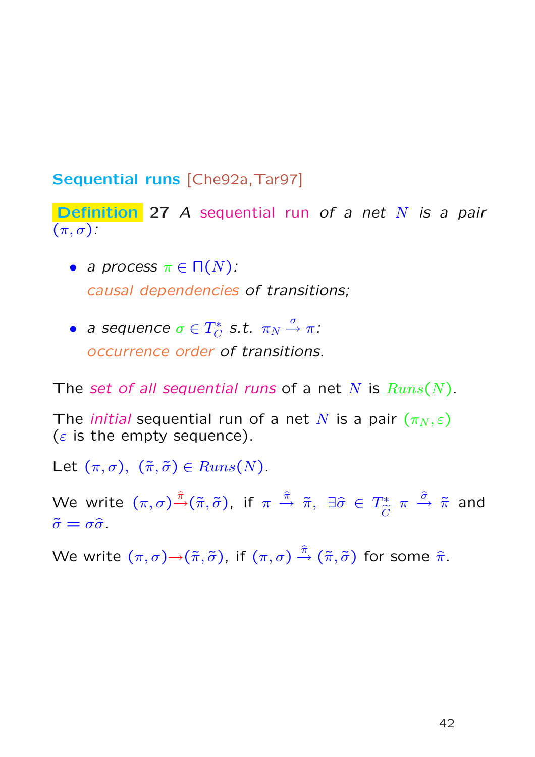## Sequential runs [Che92a,Tar97]

**Definition** 27 *A* sequential run *of a net $N$ is a pair $(\pi, \sigma)$:*

- *a process $\pi \in \Pi(N)$:*
  *causal dependencies of transitions;*

- *a sequence $\sigma \in T_C^*$ s.t. $\pi_N \xrightarrow{\sigma} \pi$:*
  *occurrence order of transitions.*

The *set of all sequential runs* of a net $N$ is $Runs(N)$.

The *initial* sequential run of a net $N$ is a pair $(\pi_N, \varepsilon)$ ($\varepsilon$ is the empty sequence).

Let $(\pi, \sigma),\ (\tilde{\pi}, \tilde{\sigma}) \in Runs(N)$.

We write $(\pi, \sigma) \xrightarrow{\hat{\pi}} (\tilde{\pi}, \tilde{\sigma})$, if $\pi \xrightarrow{\hat{\pi}} \tilde{\pi},\ \exists \hat{\sigma} \in T_{\hat{C}}^*\ \pi \xrightarrow{\hat{\sigma}} \tilde{\pi}$ and $\tilde{\sigma} = \sigma\hat{\sigma}$.

We write $(\pi, \sigma) \rightarrow (\tilde{\pi}, \tilde{\sigma})$, if $(\pi, \sigma) \xrightarrow{\hat{\pi}} (\tilde{\pi}, \tilde{\sigma})$ for some $\hat{\pi}$.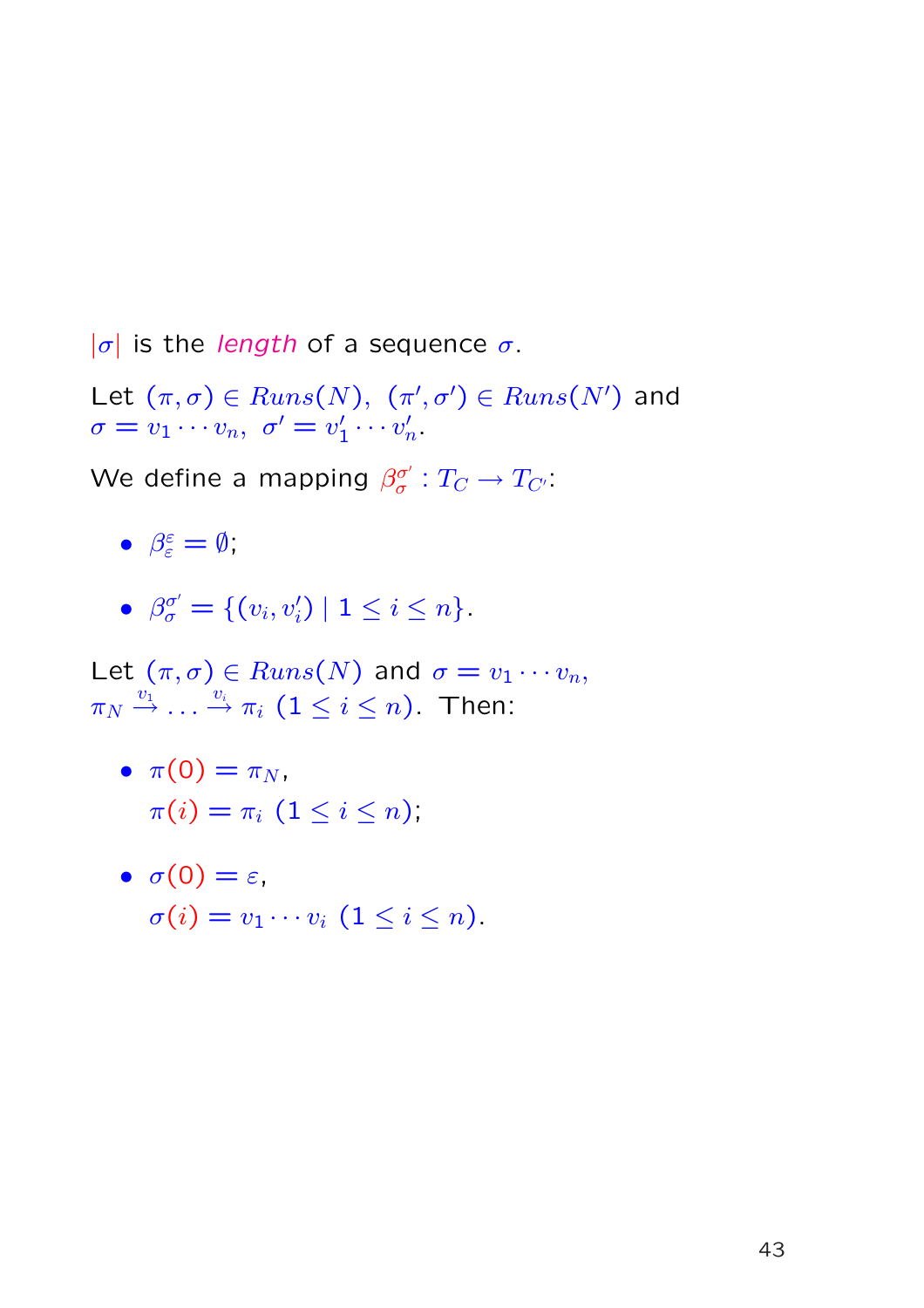$|\sigma|$ is the *length* of a sequence $\sigma$.

Let $(\pi, \sigma) \in \mathit{Runs}(N),\ (\pi', \sigma') \in \mathit{Runs}(N')$ and $\sigma = v_1 \cdots v_n,\ \sigma' = v'_1 \cdots v'_n$.

We define a mapping $\beta_\sigma^{\sigma'} : T_C \to T_{C'}$:

- $\beta_\varepsilon^\varepsilon = \emptyset$;
- $\beta_\sigma^{\sigma'} = \{(v_i, v'_i) \mid 1 \leq i \leq n\}$.

Let $(\pi, \sigma) \in \mathit{Runs}(N)$ and $\sigma = v_1 \cdots v_n$, $\pi_N \xrightarrow{v_1} \ldots \xrightarrow{v_i} \pi_i$ $(1 \leq i \leq n)$. Then:

- $\pi(0) = \pi_N$,
  $\pi(i) = \pi_i$ $(1 \leq i \leq n)$;
- $\sigma(0) = \varepsilon$,
  $\sigma(i) = v_1 \cdots v_i$ $(1 \leq i \leq n)$.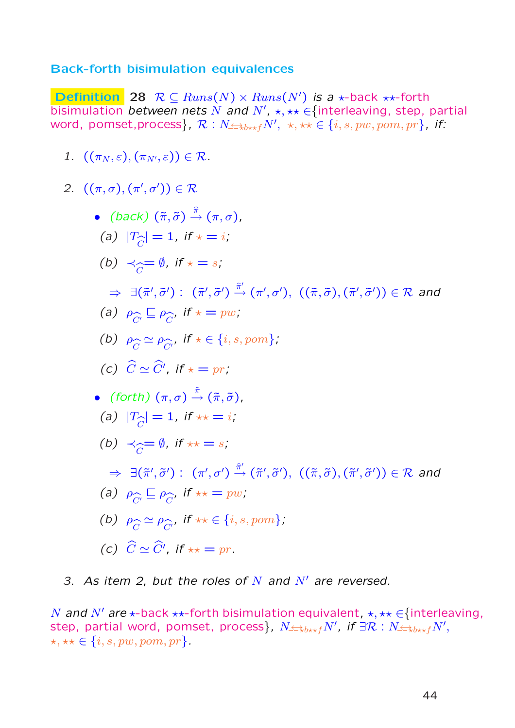## Back-forth bisimulation equivalences

**Definition 28** $\mathcal{R} \subseteq Runs(N) \times Runs(N')$ *is a* $\star$-back $\star\star$-forth bisimulation *between nets* $N$ *and* $N'$, $\star, \star\star \in$ {interleaving, step, partial word, pomset, process}, $\mathcal{R} : N \underline{\leftrightarrow}_{\star b \star\star f} N'$, $\star, \star\star \in \{i, s, pw, pom, pr\}$, *if:*

1. $((\pi_N, \varepsilon), (\pi_{N'}, \varepsilon)) \in \mathcal{R}$.

2. $((\pi, \sigma), (\pi', \sigma')) \in \mathcal{R}$

   - *(back)* $(\tilde{\pi}, \tilde{\sigma}) \xrightarrow{\widehat{\pi}} (\pi, \sigma)$,

     (a) $|T_{\widehat{C}}| = 1$, if $\star = i$;

     (b) $\prec_{\widehat{C}} = \emptyset$, if $\star = s$;

     $\Rightarrow \exists (\tilde{\pi}', \tilde{\sigma}') : \ (\tilde{\pi}', \tilde{\sigma}') \xrightarrow{\widehat{\pi}'} (\pi', \sigma'), \ ((\tilde{\pi}, \tilde{\sigma}), (\tilde{\pi}', \tilde{\sigma}')) \in \mathcal{R}$ and

     (a) $\rho_{\widehat{C'}} \sqsubseteq \rho_{\widehat{C}}$, if $\star = pw$;

     (b) $\rho_{\widehat{C}} \simeq \rho_{\widehat{C'}}$, if $\star \in \{i, s, pom\}$;

     (c) $\widehat{C} \simeq \widehat{C}'$, if $\star = pr$;

   - *(forth)* $(\pi, \sigma) \xrightarrow{\widehat{\pi}} (\tilde{\pi}, \tilde{\sigma})$,

     (a) $|T_{\widehat{C}}| = 1$, if $\star\star = i$;

     (b) $\prec_{\widehat{C}} = \emptyset$, if $\star\star = s$;

     $\Rightarrow \exists (\tilde{\pi}', \tilde{\sigma}') : \ (\pi', \sigma') \xrightarrow{\widehat{\pi}'} (\tilde{\pi}', \tilde{\sigma}'), \ ((\tilde{\pi}, \tilde{\sigma}), (\tilde{\pi}', \tilde{\sigma}')) \in \mathcal{R}$ and

     (a) $\rho_{\widehat{C'}} \sqsubseteq \rho_{\widehat{C}}$, if $\star\star = pw$;

     (b) $\rho_{\widehat{C}} \simeq \rho_{\widehat{C'}}$, if $\star\star \in \{i, s, pom\}$;

     (c) $\widehat{C} \simeq \widehat{C}'$, if $\star\star = pr$.

3. As item 2, but the roles of $N$ and $N'$ are reversed.

$N$ *and* $N'$ *are* $\star$-back $\star\star$-forth bisimulation equivalent, $\star, \star\star \in$ {interleaving, step, partial word, pomset, process}, $N \underline{\leftrightarrow}_{\star b \star\star f} N'$, *if* $\exists \mathcal{R} : N \underline{\leftrightarrow}_{\star b \star\star f} N'$, $\star, \star\star \in \{i, s, pw, pom, pr\}$.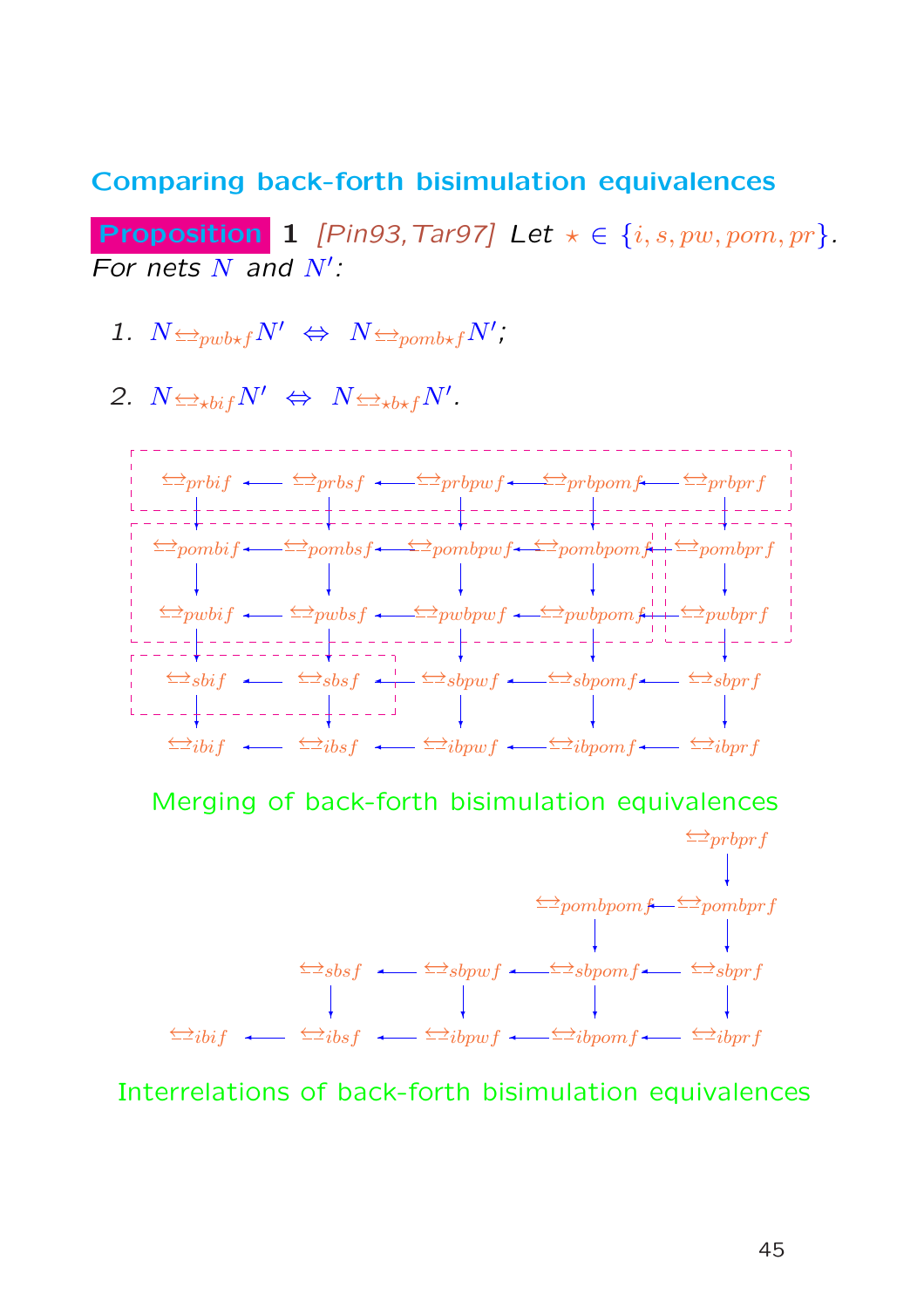## Comparing back-forth bisimulation equivalences

**Proposition 1** [Pin93, Tar97] *Let* $\star \in \{i, s, pw, pom, pr\}$. *For nets* $N$ *and* $N'$:

1. $N \underline{\leftrightarrow}_{pwb\star f} N' \;\Leftrightarrow\; N \underline{\leftrightarrow}_{pomb\star f} N'$;

2. $N \underline{\leftrightarrow}_{\star bif} N' \;\Leftrightarrow\; N \underline{\leftrightarrow}_{\star b\star f} N'$.

$$
\begin{array}{ccccccccc}
\underline{\leftrightarrow}_{prbif} & \leftarrow & \underline{\leftrightarrow}_{prbsf} & \leftarrow & \underline{\leftrightarrow}_{prbpwf} & \leftarrow & \underline{\leftrightarrow}_{prbpomf} & \leftarrow & \underline{\leftrightarrow}_{prbprf} \\
\downarrow & & \downarrow & & \downarrow & & \downarrow & & \downarrow \\
\underline{\leftrightarrow}_{pombif} & \leftarrow & \underline{\leftrightarrow}_{pombsf} & \leftarrow & \underline{\leftrightarrow}_{pombpwf} & \leftarrow & \underline{\leftrightarrow}_{pombpomf} & \leftarrow & \underline{\leftrightarrow}_{pombprf} \\
\downarrow & & \downarrow & & \downarrow & & \downarrow & & \downarrow \\
\underline{\leftrightarrow}_{pwbif} & \leftarrow & \underline{\leftrightarrow}_{pwbsf} & \leftarrow & \underline{\leftrightarrow}_{pwbpwf} & \leftarrow & \underline{\leftrightarrow}_{pwbpomf} & \leftarrow & \underline{\leftrightarrow}_{pwbprf} \\
\downarrow & & \downarrow & & \downarrow & & \downarrow & & \downarrow \\
\underline{\leftrightarrow}_{sbif} & \leftarrow & \underline{\leftrightarrow}_{sbsf} & \leftarrow & \underline{\leftrightarrow}_{sbpwf} & \leftarrow & \underline{\leftrightarrow}_{sbpomf} & \leftarrow & \underline{\leftrightarrow}_{sbprf} \\
\downarrow & & \downarrow & & \downarrow & & \downarrow & & \downarrow \\
\underline{\leftrightarrow}_{ibif} & \leftarrow & \underline{\leftrightarrow}_{ibsf} & \leftarrow & \underline{\leftrightarrow}_{ibpwf} & \leftarrow & \underline{\leftrightarrow}_{ibpomf} & \leftarrow & \underline{\leftrightarrow}_{ibprf}
\end{array}
$$

Merging of back-forth bisimulation equivalences

$$
\begin{array}{ccccccccc}
 & & & & & & & & \underline{\leftrightarrow}_{prbprf} \\
 & & & & & & & & \downarrow \\
 & & & & & & \underline{\leftrightarrow}_{pombpomf} & \leftarrow & \underline{\leftrightarrow}_{pombprf} \\
 & & & & & & \downarrow & & \downarrow \\
 & & \underline{\leftrightarrow}_{sbsf} & \leftarrow & \underline{\leftrightarrow}_{sbpwf} & \leftarrow & \underline{\leftrightarrow}_{sbpomf} & \leftarrow & \underline{\leftrightarrow}_{sbprf} \\
 & & \downarrow & & \downarrow & & \downarrow & & \downarrow \\
\underline{\leftrightarrow}_{ibif} & \leftarrow & \underline{\leftrightarrow}_{ibsf} & \leftarrow & \underline{\leftrightarrow}_{ibpwf} & \leftarrow & \underline{\leftrightarrow}_{ibpomf} & \leftarrow & \underline{\leftrightarrow}_{ibprf}
\end{array}
$$

Interrelations of back-forth bisimulation equivalences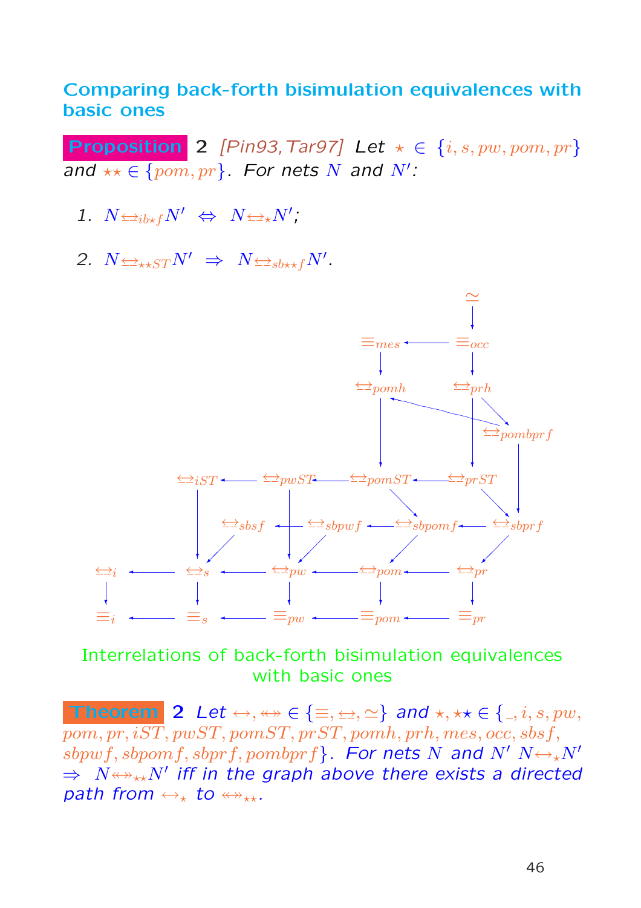## Comparing back-forth bisimulation equivalences with basic ones

**Proposition** 2 *[Pin93, Tar97] Let $\star \in \{i, s, pw, pom, pr\}$ and $\star\star \in \{pom, pr\}$. For nets $N$ and $N'$:*

1. $N \underline{\leftrightarrow}_{ib\star f} N' \;\Leftrightarrow\; N \underline{\leftrightarrow}_{\star} N'$;

2. $N \underline{\leftrightarrow}_{\star\star ST} N' \;\Rightarrow\; N \underline{\leftrightarrow}_{sb\star\star f} N'$.

Interrelations of back-forth bisimulation equivalences with basic ones

**Theorem** 2 *Let $\leftrightarrow, \leftrightarrow\!\!\!\!\!\leftrightarrow \in \{\equiv, \underline{\leftrightarrow}, \simeq\}$ and $\star, \star\star \in \{\_, i, s, pw, pom, pr, iST, pwST, pomST, prST, pomh, prh, mes, occ, sbsf, sbpwf, sbpomf, sbprf, pombprf\}$. For nets $N$ and $N'$ $N \leftrightarrow_{\star} N' \Rightarrow N \leftrightarrow\!\!\!\!\!\leftrightarrow_{\star\star} N'$ iff in the graph above there exists a directed path from $\leftrightarrow_{\star}$ to $\leftrightarrow\!\!\!\!\!\leftrightarrow_{\star\star}$.*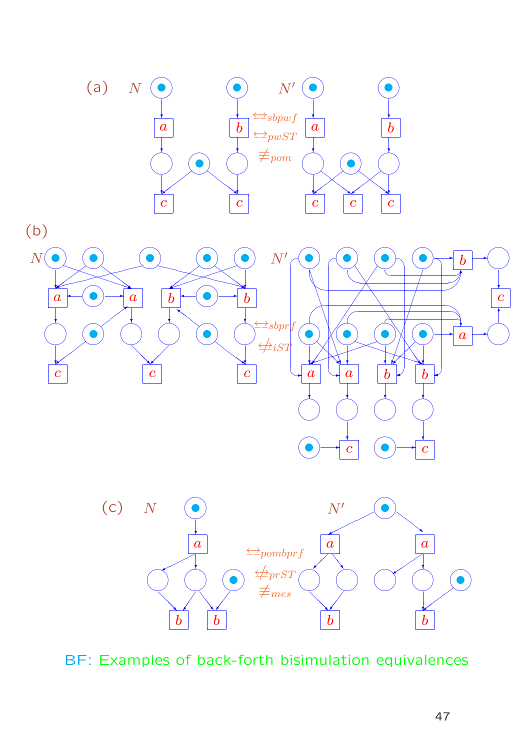(a) $N$ $\underline{\leftrightarrow}_{sbpwf}$ $\underline{\leftrightarrow}_{pwST}$ $\not\equiv_{pom}$ $N'$

(b) $N$ $\underline{\leftrightarrow}_{sbprf}$ $\not\underline{\leftrightarrow}_{iST}$ $N'$

(c) $N$ $\underline{\leftrightarrow}_{pombprf}$ $\not\underline{\leftrightarrow}_{prST}$ $\not\equiv_{mes}$ $N'$

BF: Examples of back-forth bisimulation equivalences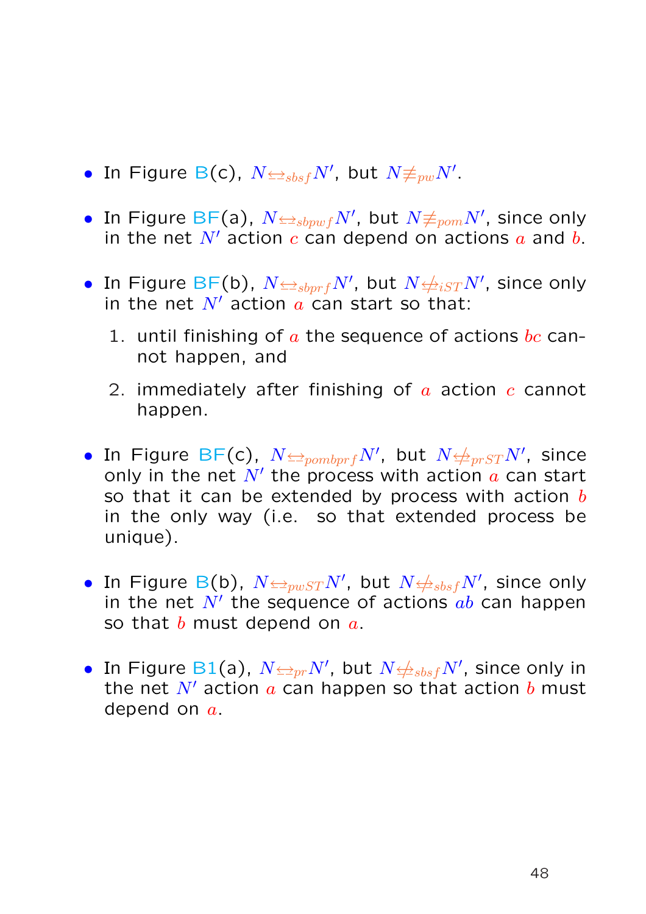- In Figure B(c), $N \underline{\leftrightarrow}_{sbsf} N'$, but $N \not\equiv_{pw} N'$.

- In Figure BF(a), $N \underline{\leftrightarrow}_{sbpwf} N'$, but $N \not\equiv_{pom} N'$, since only in the net $N'$ action $c$ can depend on actions $a$ and $b$.

- In Figure BF(b), $N \underline{\leftrightarrow}_{sbprf} N'$, but $N \not\underline{\leftrightarrow}_{iST} N'$, since only in the net $N'$ action $a$ can start so that:

  1. until finishing of $a$ the sequence of actions $bc$ cannot happen, and

  2. immediately after finishing of $a$ action $c$ cannot happen.

- In Figure BF(c), $N \underline{\leftrightarrow}_{pombprf} N'$, but $N \not\underline{\leftrightarrow}_{prST} N'$, since only in the net $N'$ the process with action $a$ can start so that it can be extended by process with action $b$ in the only way (i.e. so that extended process be unique).

- In Figure B(b), $N \underline{\leftrightarrow}_{pwST} N'$, but $N \not\underline{\leftrightarrow}_{sbsf} N'$, since only in the net $N'$ the sequence of actions $ab$ can happen so that $b$ must depend on $a$.

- In Figure B1(a), $N \underline{\leftrightarrow}_{pr} N'$, but $N \not\underline{\leftrightarrow}_{sbsf} N'$, since only in the net $N'$ action $a$ can happen so that action $b$ must depend on $a$.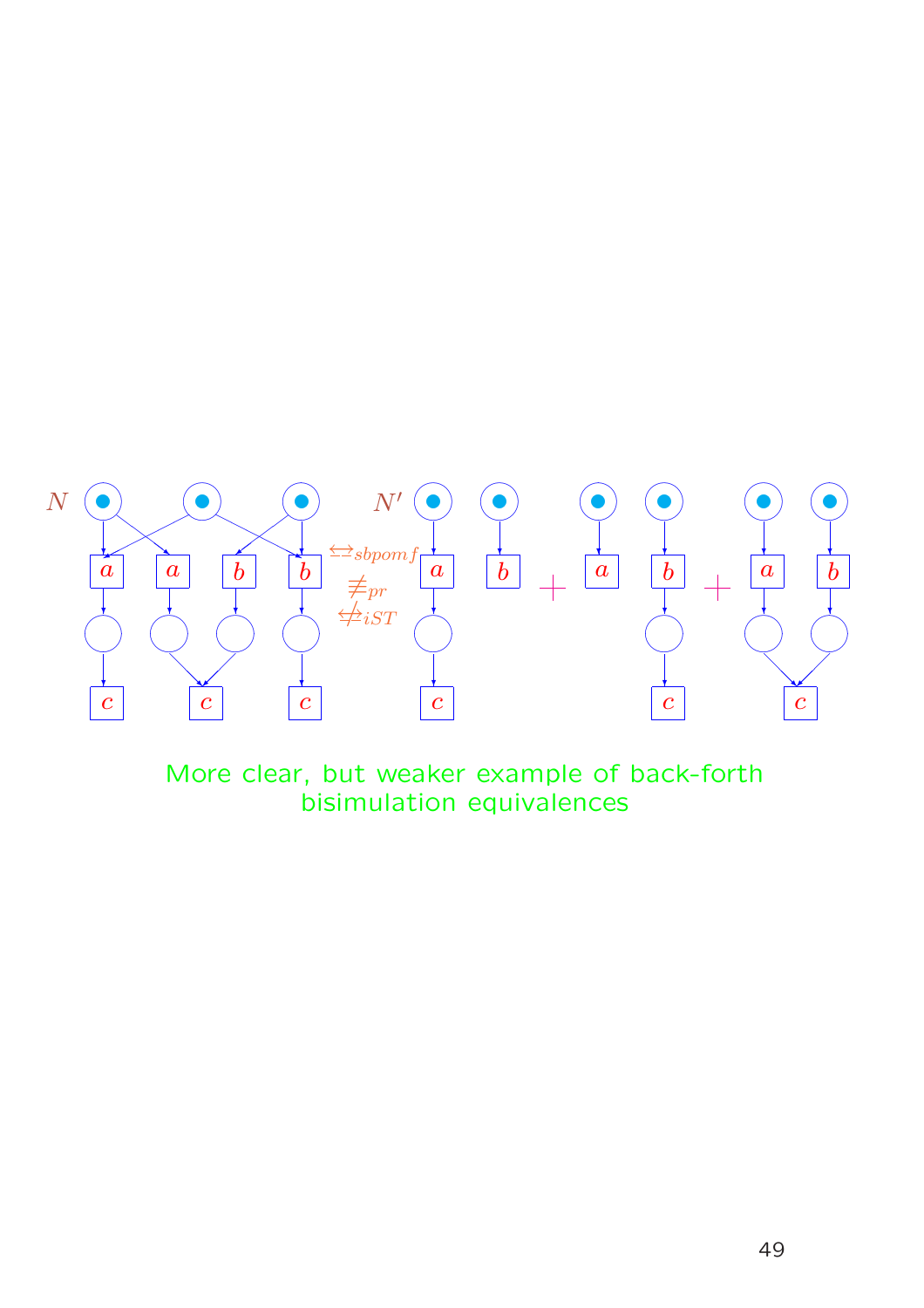$N$ $\quad\quad\quad\quad$ $\underline{\leftrightarrow}_{sbpomf}$ $\quad$ $N'$

$\not\equiv_{pr}$

$\not\underline{\leftrightarrow}_{iST}$

More clear, but weaker example of back-forth bisimulation equivalences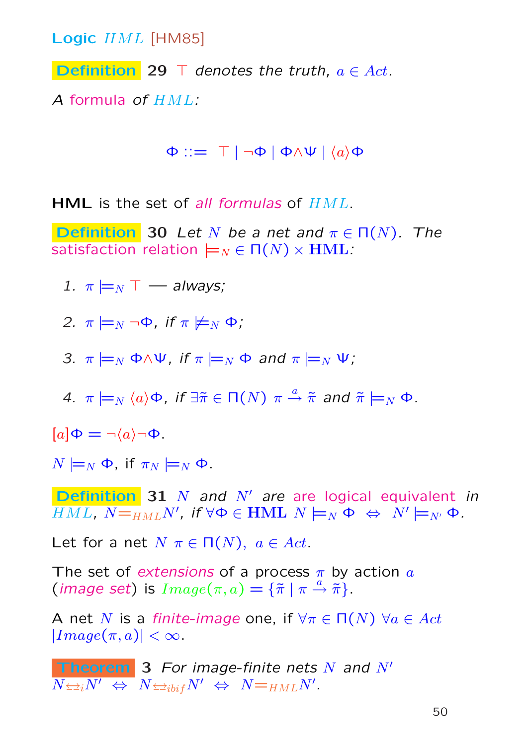## Logic $HML$ [HM85]

**Definition 29** *$\top$ denotes the truth, $a \in Act$.*

*A formula of $HML$:*

$$\Phi ::= \top \mid \neg\Phi \mid \Phi \wedge \Psi \mid \langle a \rangle \Phi$$

**HML** is the set of *all formulas* of $HML$.

**Definition 30** *Let $N$ be a net and $\pi \in \Pi(N)$. The satisfaction relation $\models_N \in \Pi(N) \times \mathbf{HML}$:*

1. *$\pi \models_N \top$ — always;*
2. *$\pi \models_N \neg\Phi$, if $\pi \not\models_N \Phi$;*
3. *$\pi \models_N \Phi \wedge \Psi$, if $\pi \models_N \Phi$ and $\pi \models_N \Psi$;*
4. *$\pi \models_N \langle a \rangle \Phi$, if $\exists \tilde{\pi} \in \Pi(N)\ \pi \xrightarrow{a} \tilde{\pi}$ and $\tilde{\pi} \models_N \Phi$.*

$[a]\Phi = \neg\langle a \rangle \neg\Phi$.

$N \models_N \Phi$, if $\pi_N \models_N \Phi$.

**Definition 31** *$N$ and $N'$ are are logical equivalent in $HML$, $N =_{HML} N'$, if $\forall \Phi \in \mathbf{HML}\ N \models_N \Phi \ \Leftrightarrow \ N' \models_{N'} \Phi$.*

Let for a net $N$ $\pi \in \Pi(N),\ a \in Act$.

The set of *extensions* of a process $\pi$ by action $a$ (*image set*) is $Image(\pi, a) = \{\tilde{\pi} \mid \pi \xrightarrow{a} \tilde{\pi}\}$.

A net $N$ is a *finite-image* one, if $\forall \pi \in \Pi(N)\ \forall a \in Act$ $|Image(\pi, a)| < \infty$.

**Theorem 3** *For image-finite nets $N$ and $N'$ $N \underline{\leftrightarrow}_i N' \ \Leftrightarrow \ N \underline{\leftrightarrow}_{ibif} N' \ \Leftrightarrow \ N =_{HML} N'$.*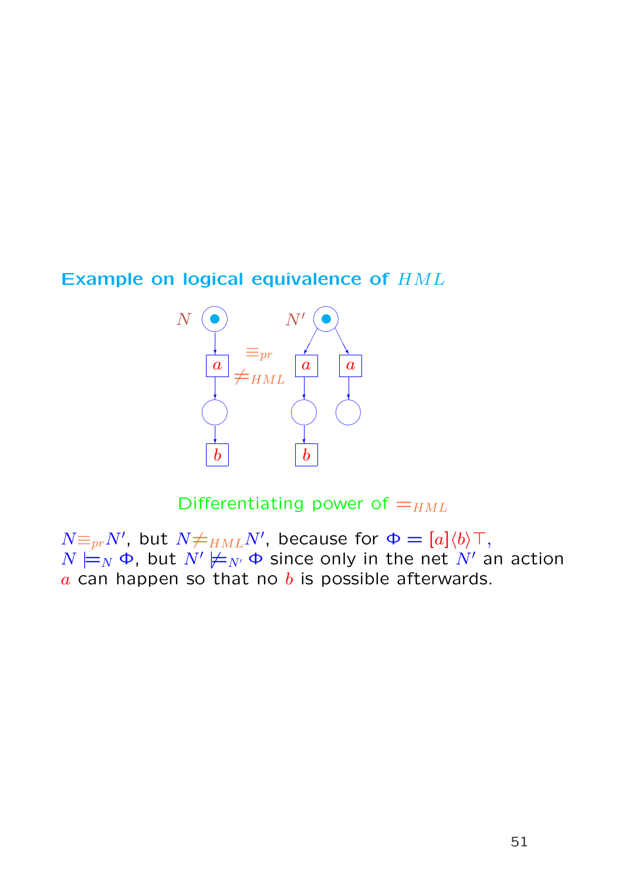## Example on logical equivalence of $HML$

$N$ &nbsp;&nbsp;&nbsp;&nbsp; $\equiv_{pr}$ &nbsp;&nbsp; $\not\equiv_{HML}$ &nbsp;&nbsp;&nbsp;&nbsp; $N'$

Differentiating power of $=_{HML}$

$N \equiv_{pr} N'$, but $N \neq_{HML} N'$, because for $\Phi = [a]\langle b \rangle \top$, $N \models_N \Phi$, but $N' \not\models_{N'} \Phi$ since only in the net $N'$ an action $a$ can happen so that no $b$ is possible afterwards.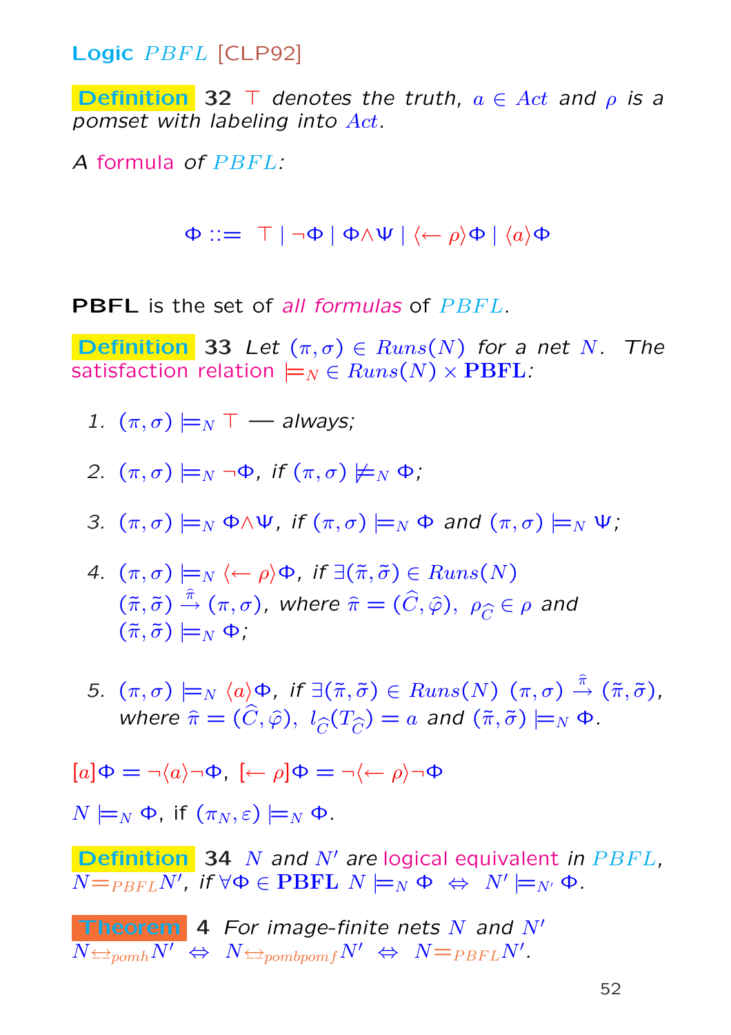## Logic $PBFL$ [CLP92]

**Definition 32** *$\top$ denotes the truth, $a \in Act$ and $\rho$ is a pomset with labeling into $Act$.*

*A formula of $PBFL$:*

$$\Phi ::= \top \mid \neg\Phi \mid \Phi \wedge \Psi \mid \langle\leftarrow \rho\rangle\Phi \mid \langle a\rangle\Phi$$

**PBFL** is the set of *all formulas* of $PBFL$.

**Definition 33** *Let $(\pi, \sigma) \in Runs(N)$ for a net $N$. The satisfaction relation $\models_N \in Runs(N) \times \mathbf{PBFL}$:*

1. $(\pi, \sigma) \models_N \top$ — *always;*
2. $(\pi, \sigma) \models_N \neg\Phi$, *if* $(\pi, \sigma) \not\models_N \Phi$*;*
3. $(\pi, \sigma) \models_N \Phi \wedge \Psi$, *if* $(\pi, \sigma) \models_N \Phi$ *and* $(\pi, \sigma) \models_N \Psi$*;*
4. $(\pi, \sigma) \models_N \langle\leftarrow \rho\rangle\Phi$, *if* $\exists(\tilde{\pi}, \tilde{\sigma}) \in Runs(N)$ $(\tilde{\pi}, \tilde{\sigma}) \xrightarrow{\hat{\pi}} (\pi, \sigma)$, *where* $\hat{\pi} = (\widehat{C}, \widehat{\varphi})$, $\rho_{\widehat{C}} \in \rho$ *and* $(\tilde{\pi}, \tilde{\sigma}) \models_N \Phi$*;*
5. $(\pi, \sigma) \models_N \langle a\rangle\Phi$, *if* $\exists(\tilde{\pi}, \tilde{\sigma}) \in Runs(N)$ $(\pi, \sigma) \xrightarrow{\hat{\pi}} (\tilde{\pi}, \tilde{\sigma})$, *where* $\hat{\pi} = (\widehat{C}, \widehat{\varphi})$, $l_{\widehat{C}}(T_{\widehat{C}}) = a$ *and* $(\tilde{\pi}, \tilde{\sigma}) \models_N \Phi$.

$[a]\Phi = \neg\langle a\rangle\neg\Phi$, $[\leftarrow \rho]\Phi = \neg\langle\leftarrow \rho\rangle\neg\Phi$

$N \models_N \Phi$, if $(\pi_N, \varepsilon) \models_N \Phi$.

**Definition 34** *$N$ and $N'$ are logical equivalent in $PBFL$, $N =_{PBFL} N'$, if $\forall\Phi \in \mathbf{PBFL}$ $N \models_N \Phi \Leftrightarrow N' \models_{N'} \Phi$.*

**Theorem 4** *For image-finite nets $N$ and $N'$*
$N \underline{\leftrightarrow}_{pomh} N' \Leftrightarrow N \underline{\leftrightarrow}_{pombpomf} N' \Leftrightarrow N =_{PBFL} N'$.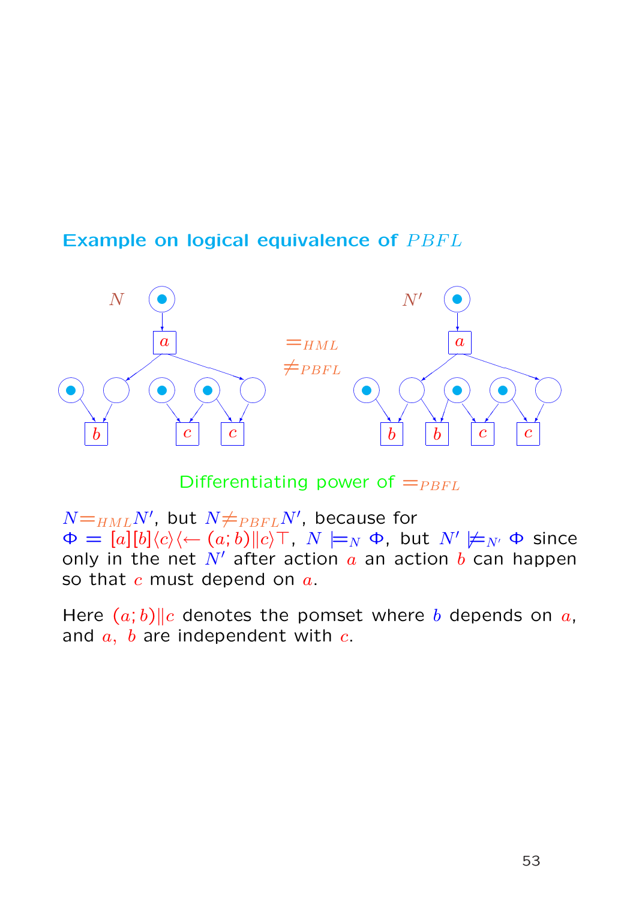## Example on logical equivalence of $PBFL$

$N$ $=_{HML}$ $\neq_{PBFL}$ $N'$

Differentiating power of $=_{PBFL}$

$N =_{HML} N'$, but $N \neq_{PBFL} N'$, because for $\Phi = [a][b]\langle c\rangle\langle\leftarrow (a;b)\|c\rangle\top$, $N \models_N \Phi$, but $N' \not\models_{N'} \Phi$ since only in the net $N'$ after action $a$ an action $b$ can happen so that $c$ must depend on $a$.

Here $(a;b)\|c$ denotes the pomset where $b$ depends on $a$, and $a,\ b$ are independent with $c$.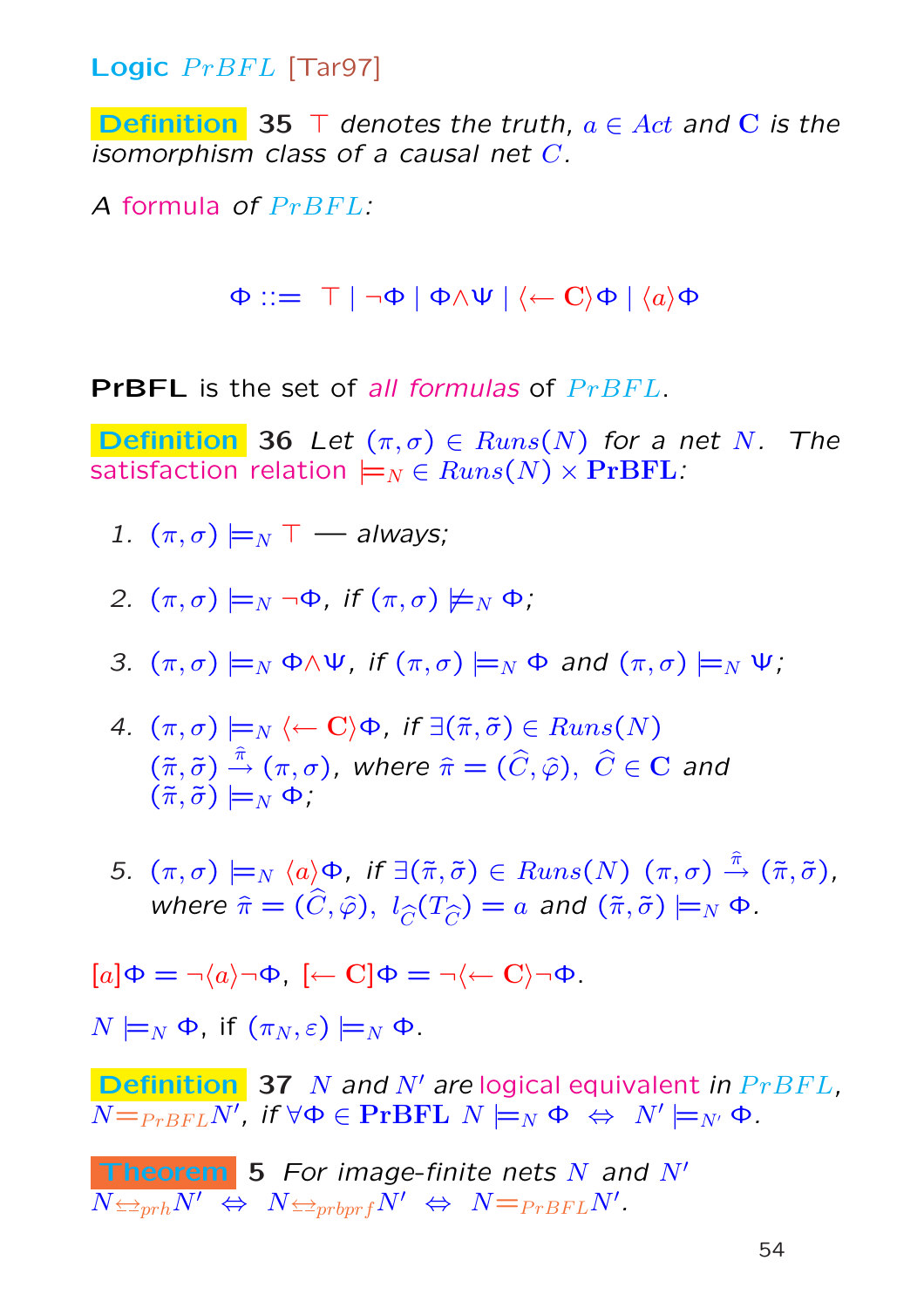## Logic $PrBFL$ [Tar97]

**Definition 35** *$\top$ denotes the truth, $a \in Act$ and $\mathbf{C}$ is the isomorphism class of a causal net $C$.*

*A formula of $PrBFL$:*

$$\Phi ::= \top \mid \neg\Phi \mid \Phi\wedge\Psi \mid \langle\leftarrow \mathbf{C}\rangle\Phi \mid \langle a\rangle\Phi$$

**PrBFL** is the set of *all formulas* of $PrBFL$.

**Definition 36** *Let $(\pi,\sigma) \in Runs(N)$ for a net $N$. The satisfaction relation $\models_N \in Runs(N) \times \mathbf{PrBFL}$:*

1. $(\pi,\sigma) \models_N \top$ — *always;*
2. $(\pi,\sigma) \models_N \neg\Phi$, *if* $(\pi,\sigma) \not\models_N \Phi$*;*
3. $(\pi,\sigma) \models_N \Phi\wedge\Psi$, *if* $(\pi,\sigma) \models_N \Phi$ *and* $(\pi,\sigma) \models_N \Psi$*;*
4. $(\pi,\sigma) \models_N \langle\leftarrow \mathbf{C}\rangle\Phi$, *if* $\exists(\tilde{\pi},\tilde{\sigma}) \in Runs(N)$ $(\tilde{\pi},\tilde{\sigma}) \xrightarrow{\hat{\pi}} (\pi,\sigma)$, *where* $\hat{\pi} = (\widehat{C},\hat{\varphi})$, $\widehat{C} \in \mathbf{C}$ *and* $(\tilde{\pi},\tilde{\sigma}) \models_N \Phi$*;*
5. $(\pi,\sigma) \models_N \langle a\rangle\Phi$, *if* $\exists(\tilde{\pi},\tilde{\sigma}) \in Runs(N)$ $(\pi,\sigma) \xrightarrow{\hat{\pi}} (\tilde{\pi},\tilde{\sigma})$, *where* $\hat{\pi} = (\widehat{C},\hat{\varphi})$, $l_{\widehat{C}}(T_{\widehat{C}}) = a$ *and* $(\tilde{\pi},\tilde{\sigma}) \models_N \Phi$.

$[a]\Phi = \neg\langle a\rangle\neg\Phi$, $[\leftarrow \mathbf{C}]\Phi = \neg\langle\leftarrow \mathbf{C}\rangle\neg\Phi$.

$N \models_N \Phi$, if $(\pi_N,\varepsilon) \models_N \Phi$.

**Definition 37** *$N$ and $N'$ are logical equivalent in $PrBFL$, $N =_{PrBFL} N'$, if $\forall\Phi \in \mathbf{PrBFL}$ $N \models_N \Phi \;\Leftrightarrow\; N' \models_{N'} \Phi$.*

**Theorem 5** *For image-finite nets $N$ and $N'$*
$N \underline{\leftrightarrow}_{prh} N' \;\Leftrightarrow\; N \underline{\leftrightarrow}_{prbprf} N' \;\Leftrightarrow\; N =_{PrBFL} N'$.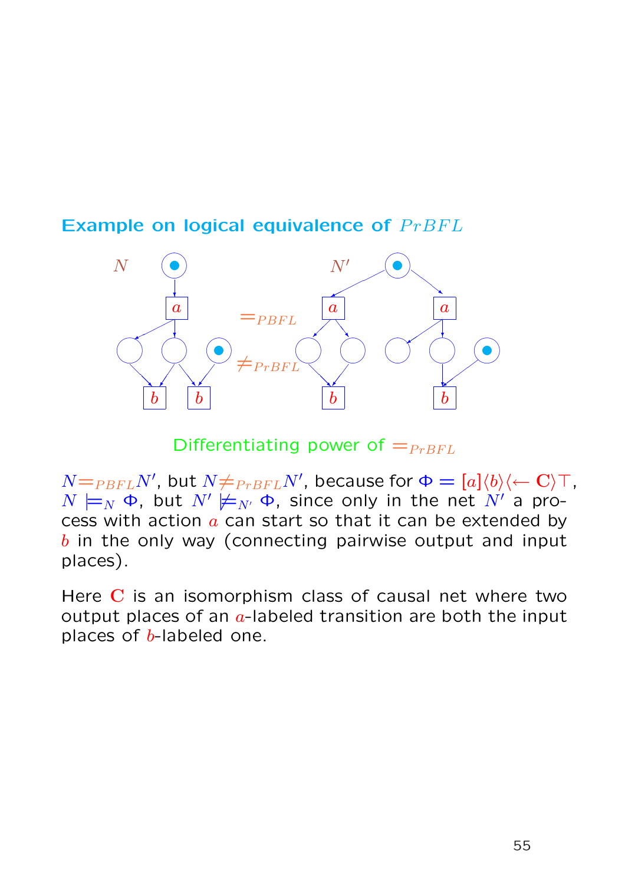## Example on logical equivalence of $PrBFL$

$N$ $\qquad$ $N'$

$=_{PBFL}$

$\neq_{PrBFL}$

Differentiating power of $=_{PrBFL}$

$N =_{PBFL} N'$, but $N \neq_{PrBFL} N'$, because for $\Phi = [a]\langle b\rangle\langle\leftarrow \mathbf{C}\rangle\top$, $N \models_N \Phi$, but $N' \not\models_{N'} \Phi$, since only in the net $N'$ a process with action $a$ can start so that it can be extended by $b$ in the only way (connecting pairwise output and input places).

Here $\mathbf{C}$ is an isomorphism class of causal net where two output places of an $a$-labeled transition are both the input places of $b$-labeled one.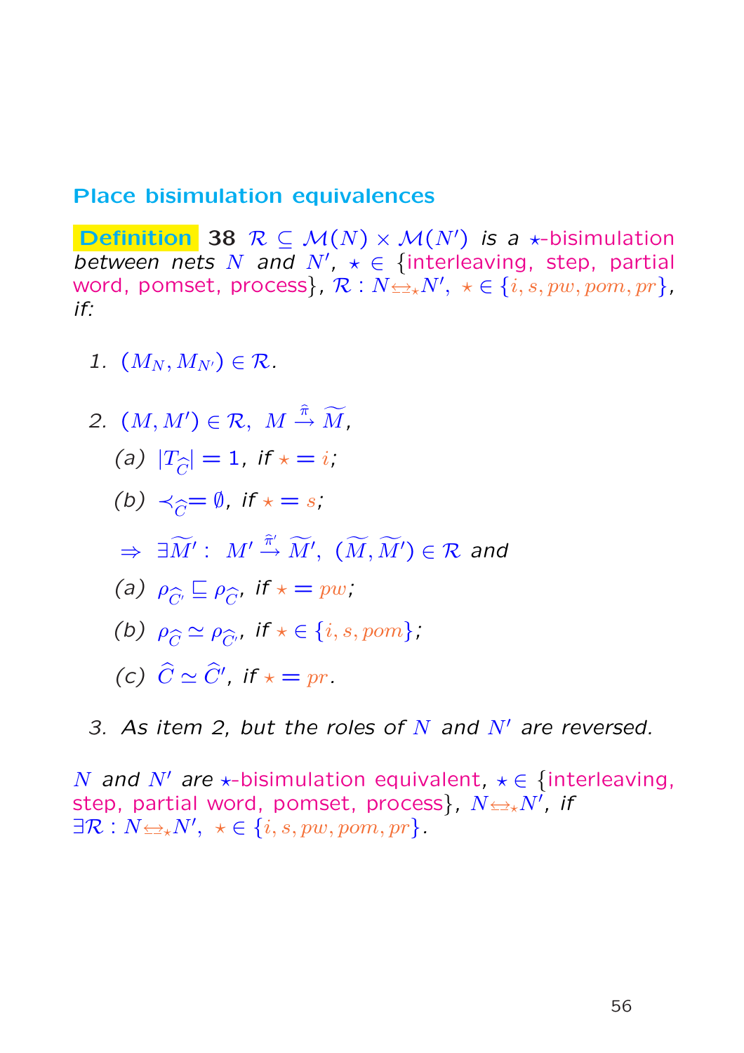## Place bisimulation equivalences

**Definition 38** $\mathcal{R} \subseteq \mathcal{M}(N) \times \mathcal{M}(N')$ *is a* $\star$-bisimulation *between nets* $N$ *and* $N'$, $\star \in$ {interleaving, step, partial word, pomset, process}, $\mathcal{R} : N \underline{\leftrightarrow}_\star N'$, $\star \in \{i, s, pw, pom, pr\}$, *if:*

1. $(M_N, M_{N'}) \in \mathcal{R}$.

2. $(M, M') \in \mathcal{R}, \ M \stackrel{\widehat{\pi}}{\rightarrow} \widetilde{M}$,

   (a) $|T_{\widehat{C}}| = 1$, *if* $\star = i$;

   (b) $\prec_{\widehat{C}} = \emptyset$, *if* $\star = s$;

   $\Rightarrow \ \exists \widetilde{M}' : \ M' \stackrel{\widehat{\pi}'}{\rightarrow} \widetilde{M}', \ (\widetilde{M}, \widetilde{M}') \in \mathcal{R}$ *and*

   (a) $\rho_{\widehat{C}'} \sqsubseteq \rho_{\widehat{C}}$, *if* $\star = pw$;

   (b) $\rho_{\widehat{C}} \simeq \rho_{\widehat{C}'}$, *if* $\star \in \{i, s, pom\}$;

   (c) $\widehat{C} \simeq \widehat{C}'$, *if* $\star = pr$.

3. *As item 2, but the roles of* $N$ *and* $N'$ *are reversed.*

$N$ *and* $N'$ *are* $\star$-bisimulation equivalent, $\star \in$ {interleaving, step, partial word, pomset, process}, $N \underline{\leftrightarrow}_\star N'$, *if* $\exists \mathcal{R} : N \underline{\leftrightarrow}_\star N', \ \star \in \{i, s, pw, pom, pr\}$.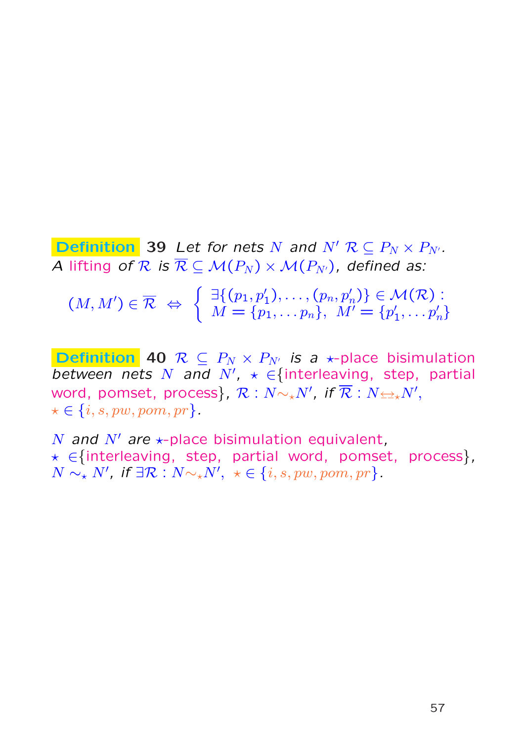**Definition** **39** *Let for nets $N$ and $N'$ $\mathcal{R} \subseteq P_N \times P_{N'}$.*
*A* lifting *of $\mathcal{R}$ is $\overline{\mathcal{R}} \subseteq \mathcal{M}(P_N) \times \mathcal{M}(P_{N'})$, defined as:*

$$(M, M') \in \overline{\mathcal{R}} \;\Leftrightarrow\; \begin{cases} \exists\{(p_1, p'_1), \ldots, (p_n, p'_n)\} \in \mathcal{M}(\mathcal{R}) : \\ M = \{p_1, \ldots p_n\},\; M' = \{p'_1, \ldots p'_n\} \end{cases}$$

**Definition** **40** *$\mathcal{R} \subseteq P_N \times P_{N'}$ is a $\star$-*place bisimulation *between nets $N$ and $N'$, $\star \in$*{interleaving, step, partial word, pomset, process}, *$\mathcal{R} : N \sim_\star N'$, if $\overline{\mathcal{R}} : N \underline{\leftrightarrow}_\star N'$,*
*$\star \in \{i, s, pw, pom, pr\}$.*

*$N$ and $N'$ are* $\star$-place bisimulation equivalent*,*
*$\star \in$*{interleaving, step, partial word, pomset, process}, *$N \sim_\star N'$, if $\exists \mathcal{R} : N \sim_\star N'$, $\star \in \{i, s, pw, pom, pr\}$.*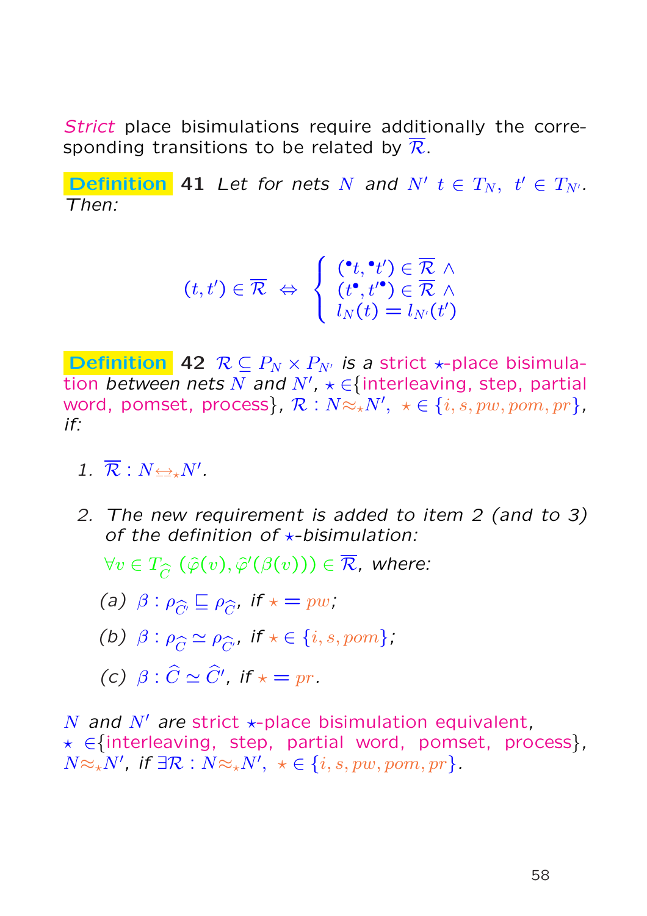*Strict* place bisimulations require additionally the corresponding transitions to be related by $\overline{\mathcal{R}}$.

**Definition 41** *Let for nets $N$ and $N'$ $t \in T_N,\ t' \in T_{N'}$. Then:*

$$(t, t') \in \overline{\mathcal{R}} \ \Leftrightarrow \ \begin{cases} ({}^\bullet t, {}^\bullet t') \in \overline{\mathcal{R}} \ \wedge \\ (t^\bullet, t'^\bullet) \in \overline{\mathcal{R}} \ \wedge \\ l_N(t) = l_{N'}(t') \end{cases}$$

**Definition 42** *$\mathcal{R} \subseteq P_N \times P_{N'}$ is a strict $\star$-place bisimulation between nets $N$ and $N'$, $\star \in$*{interleaving, step, partial word, pomset, process}*, $\mathcal{R} : N \approx_\star N',\ \star \in \{i, s, pw, pom, pr\}$, if:*

1. $\overline{\mathcal{R}} : N \underline{\leftrightarrow}_\star N'$.

2. *The new requirement is added to item 2 (and to 3) of the definition of $\star$-bisimulation:*

   $\forall v \in T_{\widehat{C}}\ (\widehat{\varphi}(v), \widehat{\varphi}'(\beta(v))) \in \overline{\mathcal{R}}$*, where:*

   (a) $\beta : \rho_{\widehat{C'}} \sqsubseteq \rho_{\widehat{C}}$*, if* $\star = pw$*;*

   (b) $\beta : \rho_{\widehat{C}} \simeq \rho_{\widehat{C'}}$*, if* $\star \in \{i, s, pom\}$*;*

   (c) $\beta : \widehat{C} \simeq \widehat{C}'$*, if* $\star = pr$*.*

*$N$ and $N'$ are strict $\star$-place bisimulation equivalent, $\star \in$*{interleaving, step, partial word, pomset, process}*, $N \approx_\star N'$, if $\exists \mathcal{R} : N \approx_\star N',\ \star \in \{i, s, pw, pom, pr\}$.*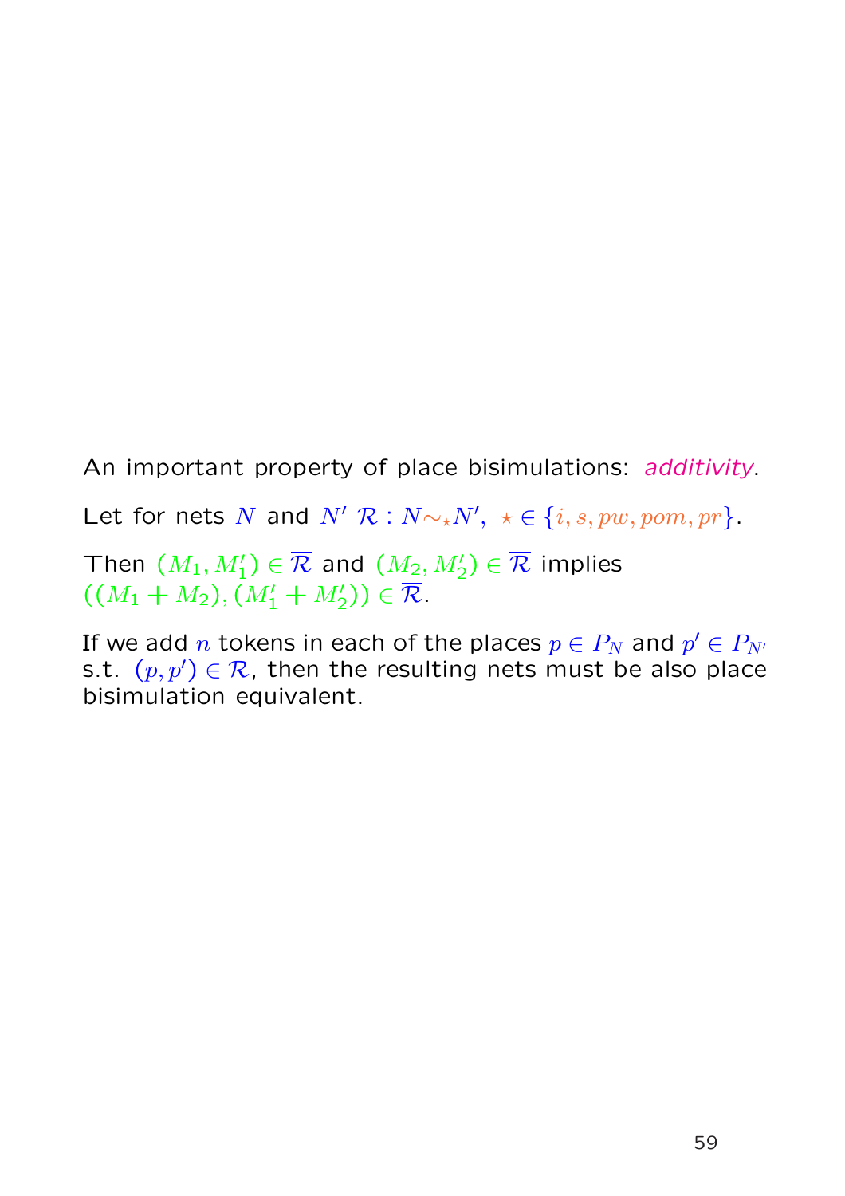An important property of place bisimulations: *additivity*.

Let for nets $N$ and $N'$ $\mathcal{R} : N \sim_\star N'$, $\star \in \{i, s, pw, pom, pr\}$.

Then $(M_1, M_1') \in \overline{\mathcal{R}}$ and $(M_2, M_2') \in \overline{\mathcal{R}}$ implies $((M_1 + M_2), (M_1' + M_2')) \in \overline{\mathcal{R}}$.

If we add $n$ tokens in each of the places $p \in P_N$ and $p' \in P_{N'}$ s.t. $(p, p') \in \mathcal{R}$, then the resulting nets must be also place bisimulation equivalent.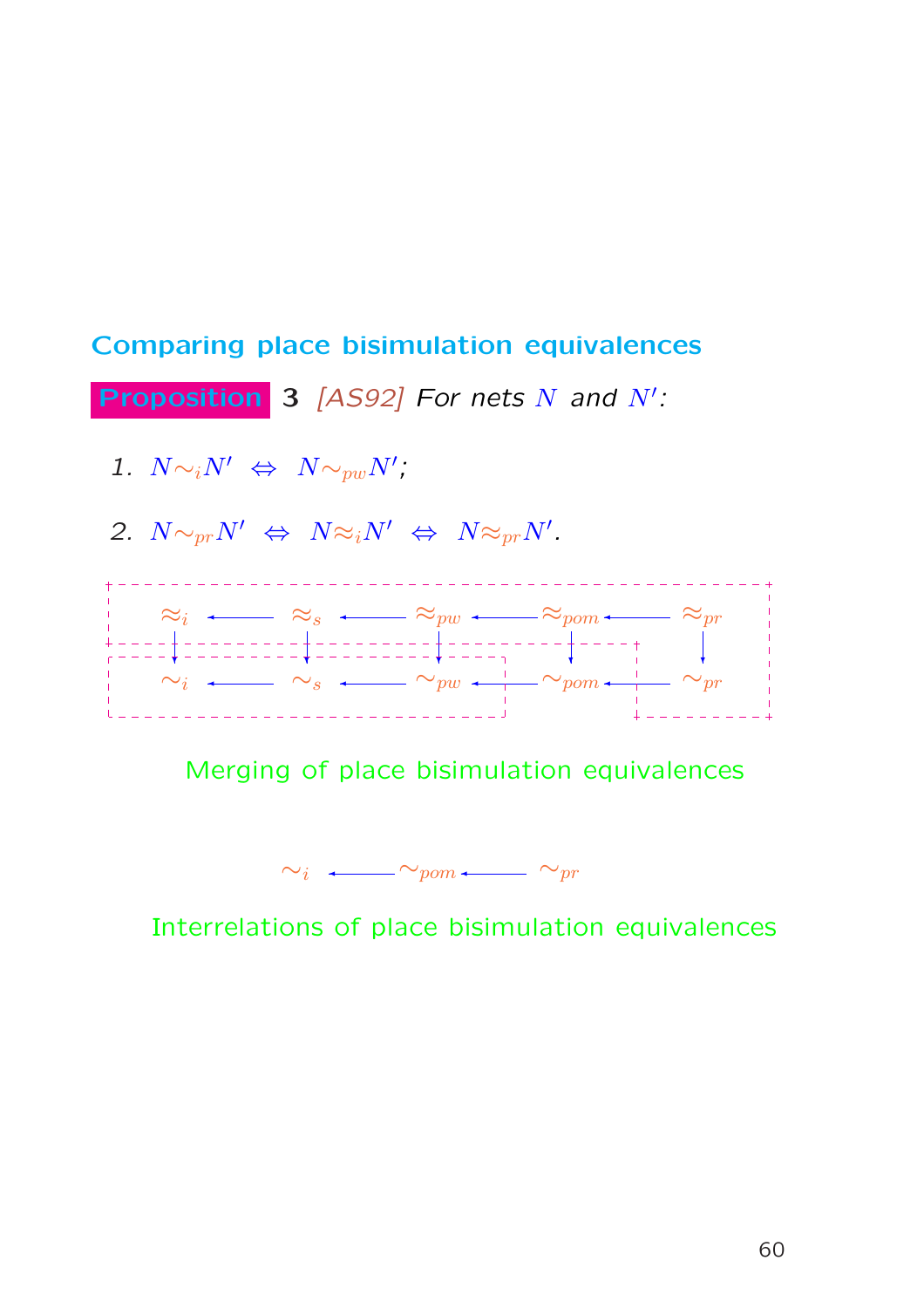## Comparing place bisimulation equivalences

**Proposition** 3 *[AS92] For nets $N$ and $N'$:*

1. $N \sim_i N' \;\Leftrightarrow\; N \sim_{pw} N'$;

2. $N \sim_{pr} N' \;\Leftrightarrow\; N \approx_i N' \;\Leftrightarrow\; N \approx_{pr} N'$.

$$
\begin{array}{ccccccccc}
\approx_i & \longleftarrow & \approx_s & \longleftarrow & \approx_{pw} & \longleftarrow & \approx_{pom} & \longleftarrow & \approx_{pr} \\
\downarrow & & \downarrow & & \downarrow & & \downarrow & & \downarrow \\
\sim_i & \longleftarrow & \sim_s & \longleftarrow & \sim_{pw} & \longleftarrow & \sim_{pom} & \longleftarrow & \sim_{pr}
\end{array}
$$

Merging of place bisimulation equivalences

$$
\sim_i \longleftarrow \sim_{pom} \longleftarrow \sim_{pr}
$$

Interrelations of place bisimulation equivalences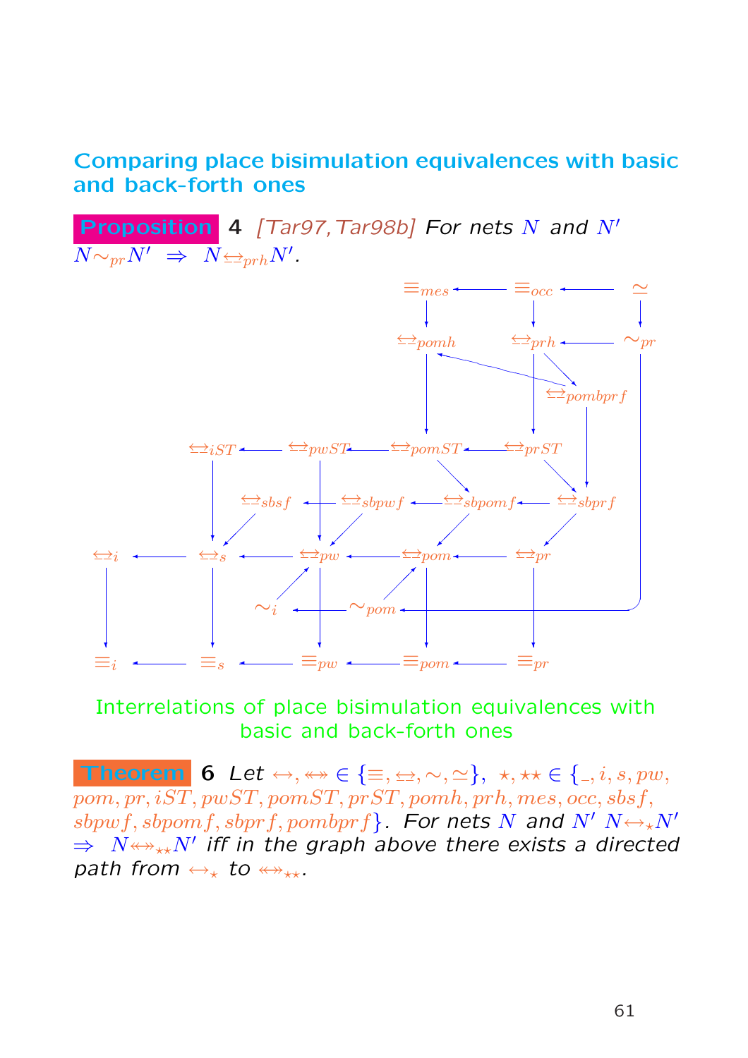## Comparing place bisimulation equivalences with basic and back-forth ones

**Proposition** 4 *[Tar97, Tar98b] For nets $N$ and $N'$* $N \sim_{pr} N' \;\Rightarrow\; N \underline{\leftrightarrow}_{prh} N'$.

Interrelations of place bisimulation equivalences with basic and back-forth ones

**Theorem** 6 *Let* $\leftrightarrow, \twoheadleftarrow\!\!\!\twoheadrightarrow \in \{\equiv, \underline{\leftrightarrow}, \sim, \simeq\}$, $\star, \star\star \in \{\_, i, s, pw, pom, pr, iST, pwST, pomST, prST, pomh, prh, mes, occ, sbsf, sbpwf, sbpomf, sbprf, pombprf\}$. *For nets $N$ and $N'$* $N \leftrightarrow_{\star} N' \;\Rightarrow\; N \twoheadleftarrow\!\!\!\twoheadrightarrow_{\star\star} N'$ *iff in the graph above there exists a directed path from* $\leftrightarrow_{\star}$ *to* $\twoheadleftarrow\!\!\!\twoheadrightarrow_{\star\star}$.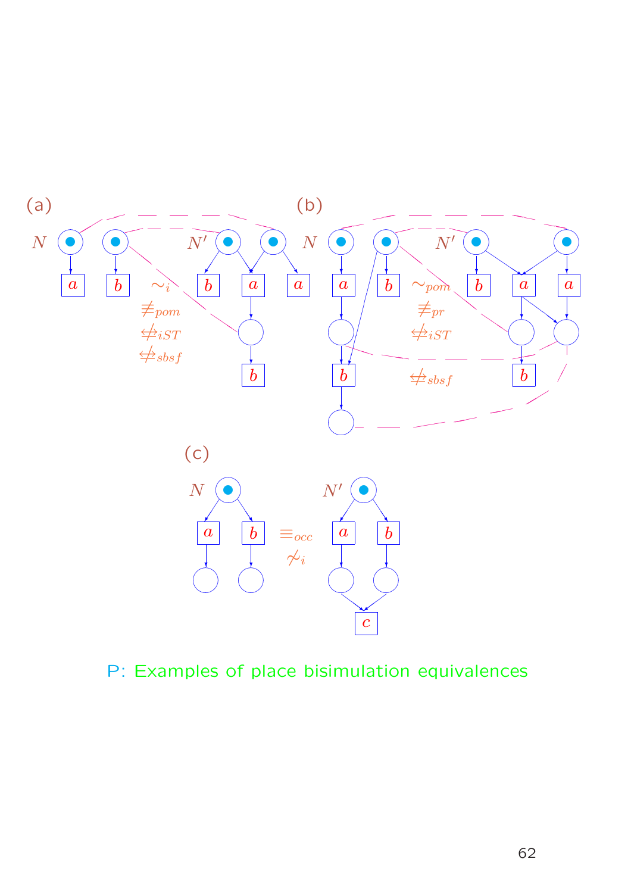(a)

$N$ $N'$

$a$ $b$ $b$ $a$ $a$ $b$

$\sim_i$ $\not\equiv_{pom}$ $\not\leftrightarrow_{iST}$ $\not\leftrightarrow_{sbsf}$

(b)

$N$ $N'$

$a$ $b$ $b$ $b$ $a$ $a$ $b$

$\sim_{pom}$ $\not\equiv_{pr}$ $\not\leftrightarrow_{iST}$ $\not\leftrightarrow_{sbsf}$

(c)

$N$ $N'$

$a$ $b$ $a$ $b$ $c$

$\equiv_{occ}$ $\not\sim_i$

P: Examples of place bisimulation equivalences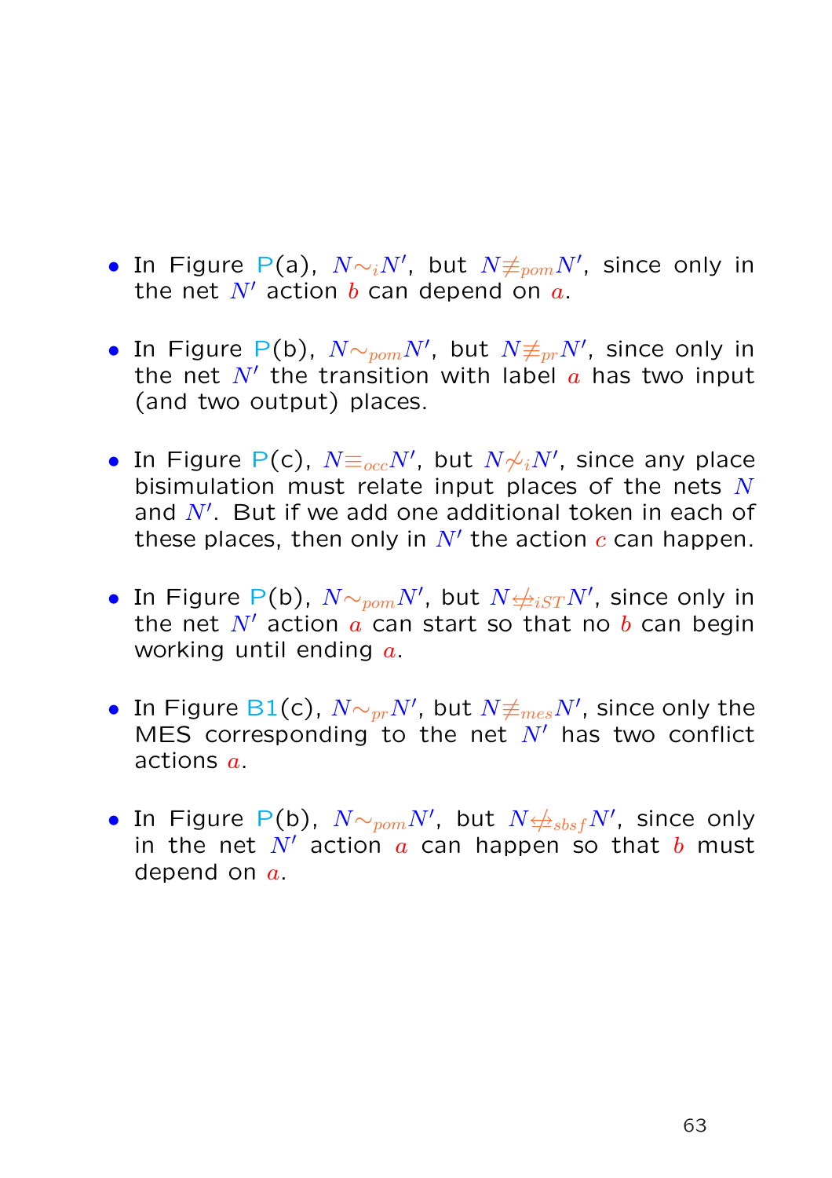- In Figure P(a), $N \sim_i N'$, but $N \not\equiv_{pom} N'$, since only in the net $N'$ action $b$ can depend on $a$.

- In Figure P(b), $N \sim_{pom} N'$, but $N \not\equiv_{pr} N'$, since only in the net $N'$ the transition with label $a$ has two input (and two output) places.

- In Figure P(c), $N \equiv_{occ} N'$, but $N \not\sim_i N'$, since any place bisimulation must relate input places of the nets $N$ and $N'$. But if we add one additional token in each of these places, then only in $N'$ the action $c$ can happen.

- In Figure P(b), $N \sim_{pom} N'$, but $N \not\Leftrightarrow_{iST} N'$, since only in the net $N'$ action $a$ can start so that no $b$ can begin working until ending $a$.

- In Figure B1(c), $N \sim_{pr} N'$, but $N \not\equiv_{mes} N'$, since only the MES corresponding to the net $N'$ has two conflict actions $a$.

- In Figure P(b), $N \sim_{pom} N'$, but $N \not\Leftrightarrow_{sbsf} N'$, since only in the net $N'$ action $a$ can happen so that $b$ must depend on $a$.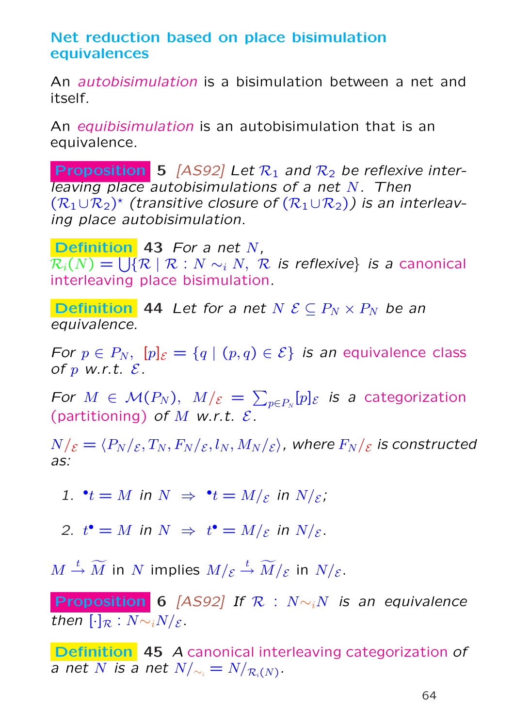## Net reduction based on place bisimulation equivalences

An *autobisimulation* is a bisimulation between a net and itself.

An *equibisimulation* is an autobisimulation that is an equivalence.

**Proposition** 5 *[AS92] Let $\mathcal{R}_1$ and $\mathcal{R}_2$ be reflexive interleaving place autobisimulations of a net $N$. Then $(\mathcal{R}_1 \cup \mathcal{R}_2)^\star$ (transitive closure of $(\mathcal{R}_1 \cup \mathcal{R}_2)$) is an interleaving place autobisimulation.*

**Definition** 43 *For a net $N$, $\mathcal{R}_i(N) = \bigcup\{\mathcal{R} \mid \mathcal{R} : N \sim_i N,\ \mathcal{R}$ is reflexive$\}$ is a canonical interleaving place bisimulation.*

**Definition** 44 *Let for a net $N$ $\mathcal{E} \subseteq P_N \times P_N$ be an equivalence.*

*For $p \in P_N$, $[p]_\mathcal{E} = \{q \mid (p, q) \in \mathcal{E}\}$ is an equivalence class of $p$ w.r.t. $\mathcal{E}$.*

*For $M \in \mathcal{M}(P_N)$, $M/_\mathcal{E} = \sum_{p \in P_N} [p]_\mathcal{E}$ is a categorization (partitioning) of $M$ w.r.t. $\mathcal{E}$.*

*$N/_\mathcal{E} = \langle P_N/_\mathcal{E}, T_N, F_N/_\mathcal{E}, l_N, M_N/_\mathcal{E}\rangle$, where $F_N/_\mathcal{E}$ is constructed as:*

1. *${}^\bullet t = M$ in $N$ $\Rightarrow$ ${}^\bullet t = M/_\mathcal{E}$ in $N/_\mathcal{E}$;*
2. *$t^\bullet = M$ in $N$ $\Rightarrow$ $t^\bullet = M/_\mathcal{E}$ in $N/_\mathcal{E}$.*

$M \xrightarrow{t} \widetilde{M}$ in $N$ implies $M/_\mathcal{E} \xrightarrow{t} \widetilde{M}/_\mathcal{E}$ in $N/_\mathcal{E}$.

**Proposition** 6 *[AS92] If $\mathcal{R} : N \sim_i N$ is an equivalence then $[\cdot]_\mathcal{R} : N \sim_i N/_\mathcal{E}$.*

**Definition** 45 *A canonical interleaving categorization of a net $N$ is a net $N/_{\sim_i} = N/_{\mathcal{R}_i(N)}$.*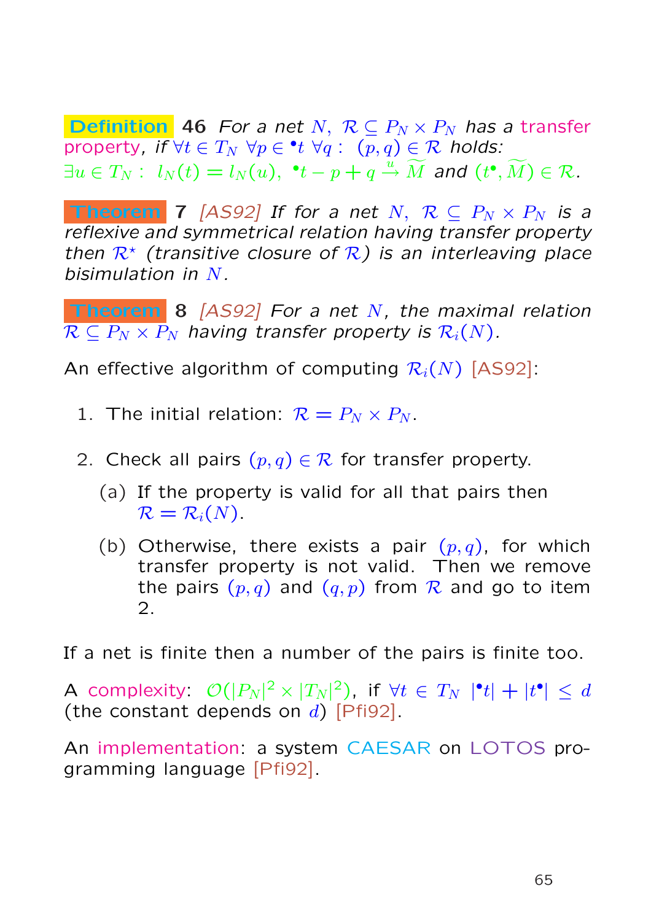**Definition** **46** *For a net $N$, $\mathcal{R} \subseteq P_N \times P_N$ has a transfer property, if $\forall t \in T_N\ \forall p \in {}^\bullet t\ \forall q :\ (p, q) \in \mathcal{R}$ holds:*
*$\exists u \in T_N :\ l_N(t) = l_N(u),\ {}^\bullet t - p + q \stackrel{u}{\rightarrow} \widetilde{M}$ and $(t^\bullet, \widetilde{M}) \in \mathcal{R}$.*

**Theorem** **7** *[AS92] If for a net $N$, $\mathcal{R} \subseteq P_N \times P_N$ is a reflexive and symmetrical relation having transfer property then $\mathcal{R}^\star$ (transitive closure of $\mathcal{R}$) is an interleaving place bisimulation in $N$.*

**Theorem** **8** *[AS92] For a net $N$, the maximal relation $\mathcal{R} \subseteq P_N \times P_N$ having transfer property is $\mathcal{R}_i(N)$.*

An effective algorithm of computing $\mathcal{R}_i(N)$ [AS92]:

1. The initial relation: $\mathcal{R} = P_N \times P_N$.

2. Check all pairs $(p, q) \in \mathcal{R}$ for transfer property.

   (a) If the property is valid for all that pairs then $\mathcal{R} = \mathcal{R}_i(N)$.

   (b) Otherwise, there exists a pair $(p, q)$, for which transfer property is not valid. Then we remove the pairs $(p, q)$ and $(q, p)$ from $\mathcal{R}$ and go to item 2.

If a net is finite then a number of the pairs is finite too.

A complexity: $\mathcal{O}(|P_N|^2 \times |T_N|^2)$, if $\forall t \in T_N\ |{}^\bullet t| + |t^\bullet| \leq d$ (the constant depends on $d$) [Pfi92].

An implementation: a system CAESAR on LOTOS programming language [Pfi92].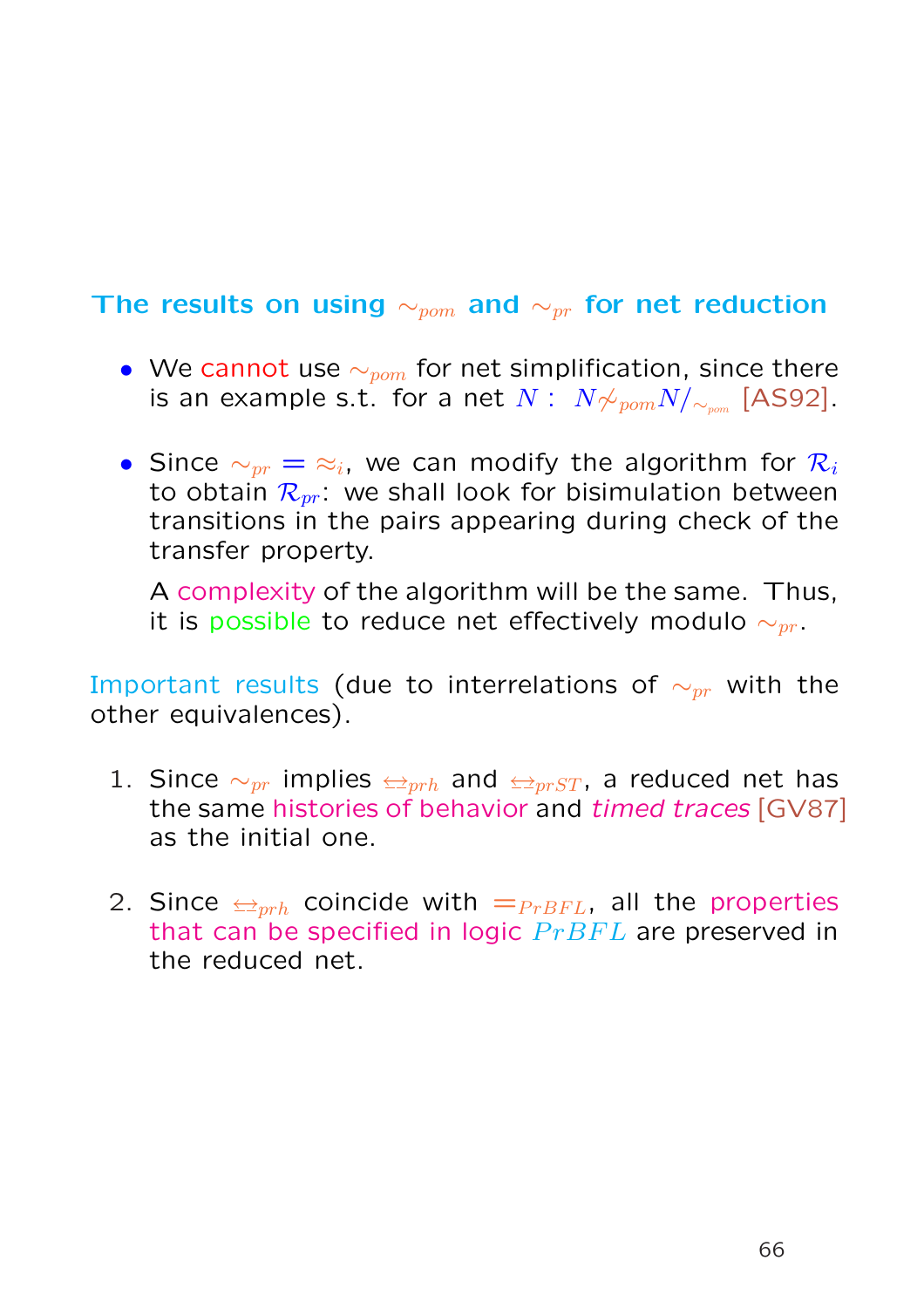### The results on using $\sim_{pom}$ and $\sim_{pr}$ for net reduction

- We cannot use $\sim_{pom}$ for net simplification, since there is an example s.t. for a net $N$ : $N \not\sim_{pom} N/_{\sim_{pom}}$ [AS92].

- Since $\sim_{pr} = \approx_i$, we can modify the algorithm for $\mathcal{R}_i$ to obtain $\mathcal{R}_{pr}$: we shall look for bisimulation between transitions in the pairs appearing during check of the transfer property.

  A complexity of the algorithm will be the same. Thus, it is possible to reduce net effectively modulo $\sim_{pr}$.

Important results (due to interrelations of $\sim_{pr}$ with the other equivalences).

1. Since $\sim_{pr}$ implies $\underline{\leftrightarrow}_{prh}$ and $\underline{\leftrightarrow}_{prST}$, a reduced net has the same histories of behavior and *timed traces* [GV87] as the initial one.

2. Since $\underline{\leftrightarrow}_{prh}$ coincide with $=_{PrBFL}$, all the properties that can be specified in logic $PrBFL$ are preserved in the reduced net.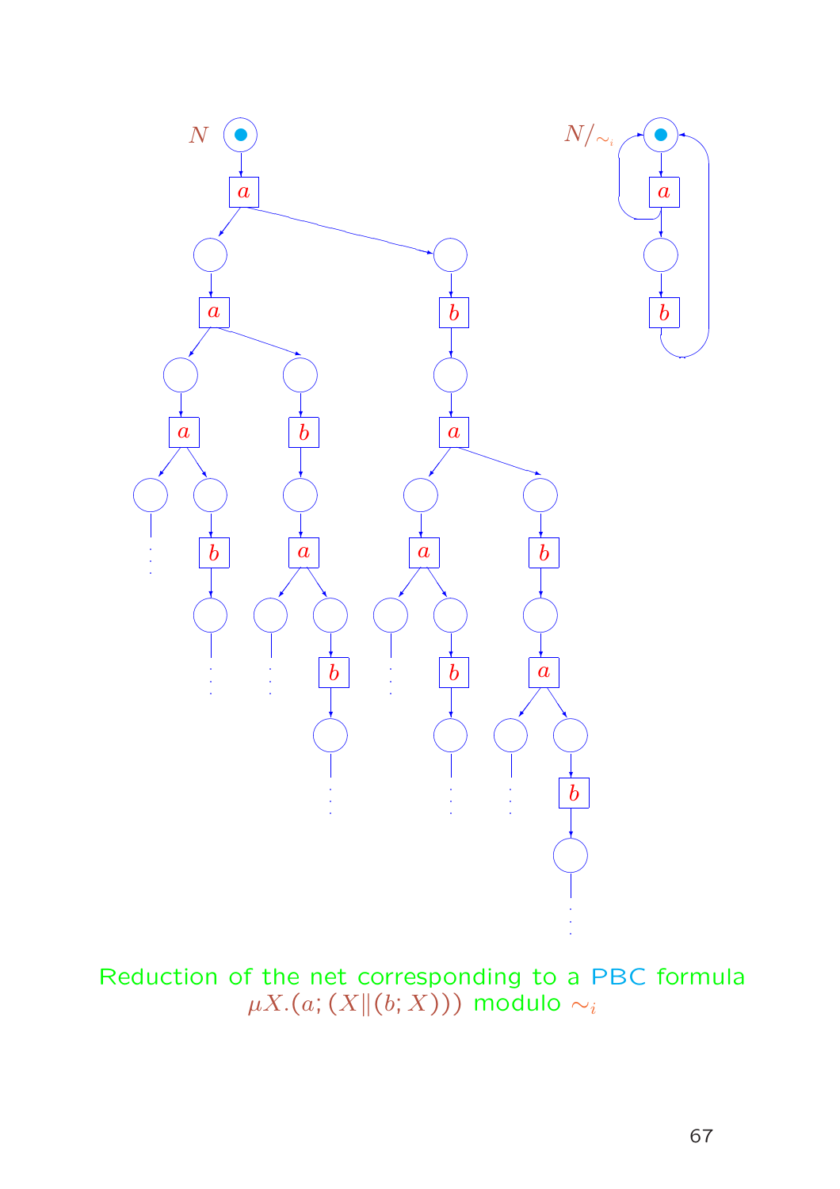Reduction of the net corresponding to a PBC formula $\mu X.(a; (X \| (b; X)))$ modulo $\sim_i$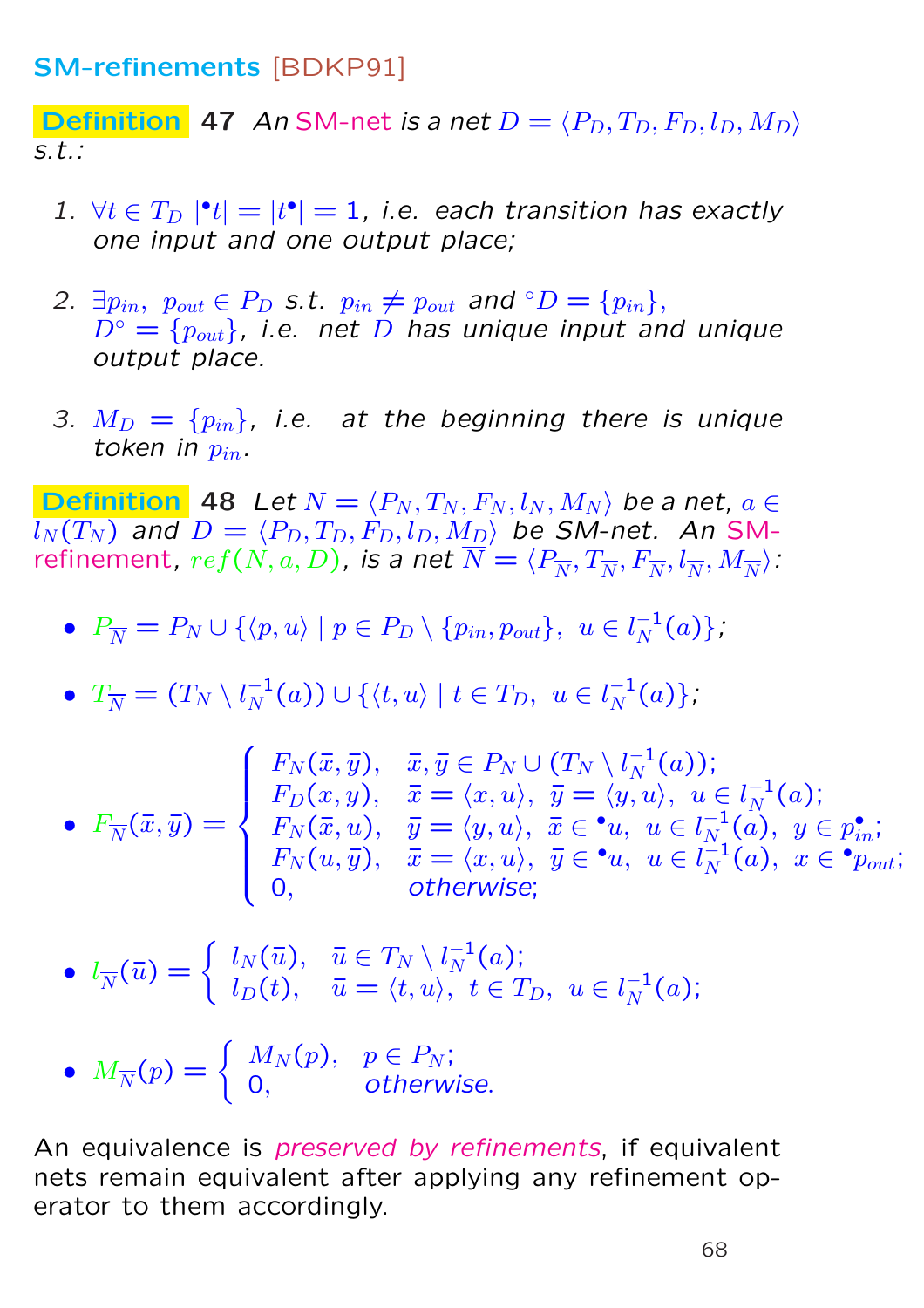## SM-refinements [BDKP91]

**Definition 47** *An SM-net is a net $D = \langle P_D, T_D, F_D, l_D, M_D \rangle$ s.t.:*

1. $\forall t \in T_D \ |{}^\bullet t| = |t^\bullet| = 1$, *i.e. each transition has exactly one input and one output place;*

2. $\exists p_{in},\ p_{out} \in P_D$ *s.t.* $p_{in} \neq p_{out}$ *and* ${}^\circ D = \{p_{in}\}$, $D^\circ = \{p_{out}\}$, *i.e. net $D$ has unique input and unique output place.*

3. $M_D = \{p_{in}\}$, *i.e. at the beginning there is unique token in $p_{in}$.*

**Definition 48** *Let $N = \langle P_N, T_N, F_N, l_N, M_N \rangle$ be a net, $a \in l_N(T_N)$ and $D = \langle P_D, T_D, F_D, l_D, M_D \rangle$ be SM-net. An SM-refinement, $ref(N, a, D)$, is a net $\overline{N} = \langle P_{\overline{N}}, T_{\overline{N}}, F_{\overline{N}}, l_{\overline{N}}, M_{\overline{N}} \rangle$:*

- $P_{\overline{N}} = P_N \cup \{\langle p, u \rangle \mid p \in P_D \setminus \{p_{in}, p_{out}\},\ u \in l_N^{-1}(a)\}$;

- $T_{\overline{N}} = (T_N \setminus l_N^{-1}(a)) \cup \{\langle t, u \rangle \mid t \in T_D,\ u \in l_N^{-1}(a)\}$;

- $$F_{\overline{N}}(\bar{x}, \bar{y}) = \begin{cases} F_N(\bar{x}, \bar{y}), & \bar{x}, \bar{y} \in P_N \cup (T_N \setminus l_N^{-1}(a)); \\ F_D(x, y), & \bar{x} = \langle x, u \rangle,\ \bar{y} = \langle y, u \rangle,\ u \in l_N^{-1}(a); \\ F_N(\bar{x}, u), & \bar{y} = \langle y, u \rangle,\ \bar{x} \in {}^\bullet u,\ u \in l_N^{-1}(a),\ y \in p_{in}^\bullet; \\ F_N(u, \bar{y}), & \bar{x} = \langle x, u \rangle,\ \bar{y} \in {}^\bullet u,\ u \in l_N^{-1}(a),\ x \in {}^\bullet p_{out}; \\ 0, & \text{otherwise}; \end{cases}$$

- $$l_{\overline{N}}(\bar{u}) = \begin{cases} l_N(\bar{u}), & \bar{u} \in T_N \setminus l_N^{-1}(a); \\ l_D(t), & \bar{u} = \langle t, u \rangle,\ t \in T_D,\ u \in l_N^{-1}(a); \end{cases}$$

- $$M_{\overline{N}}(p) = \begin{cases} M_N(p), & p \in P_N; \\ 0, & \text{otherwise}. \end{cases}$$

An equivalence is *preserved by refinements*, if equivalent nets remain equivalent after applying any refinement operator to them accordingly.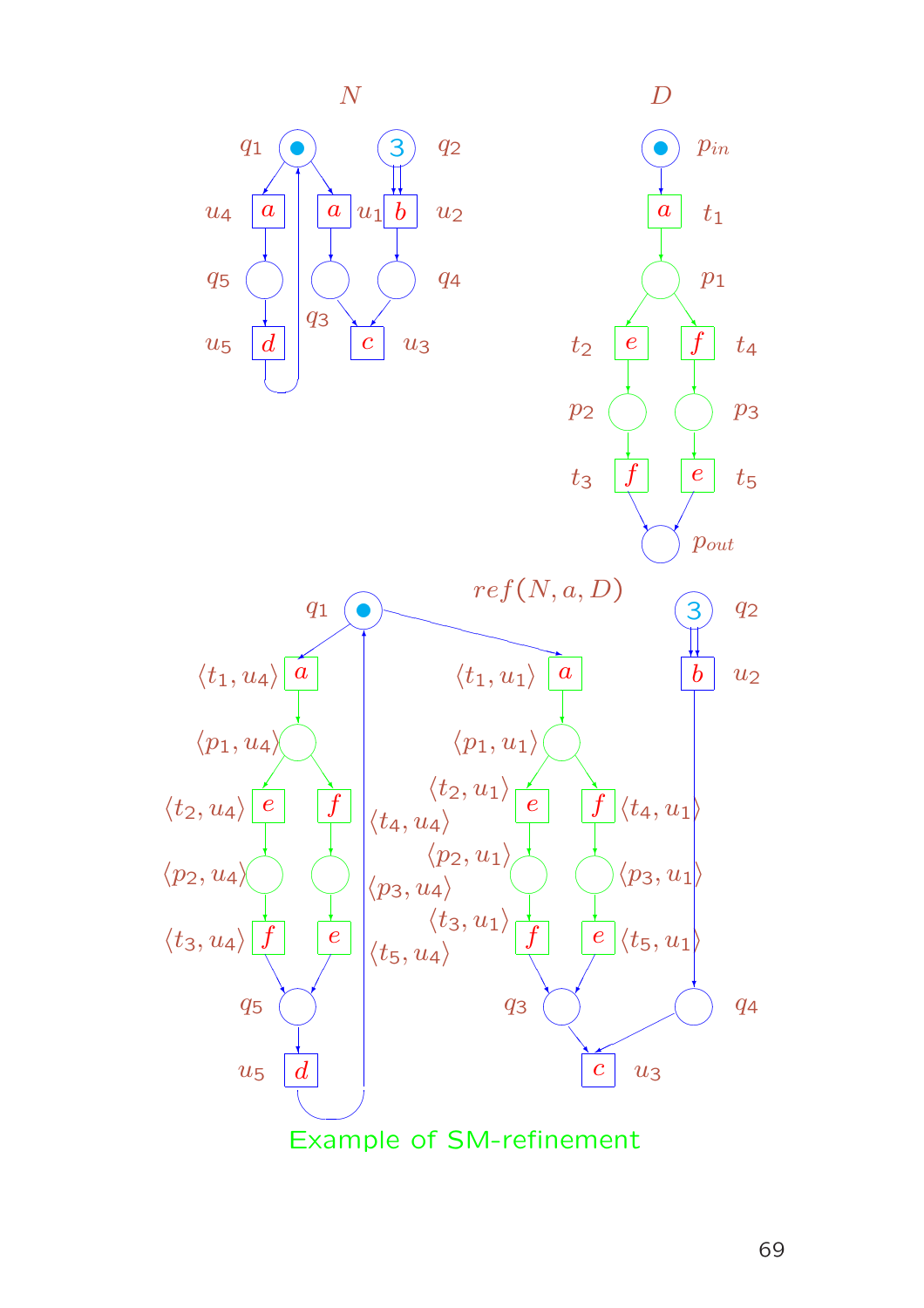Example of SM-refinement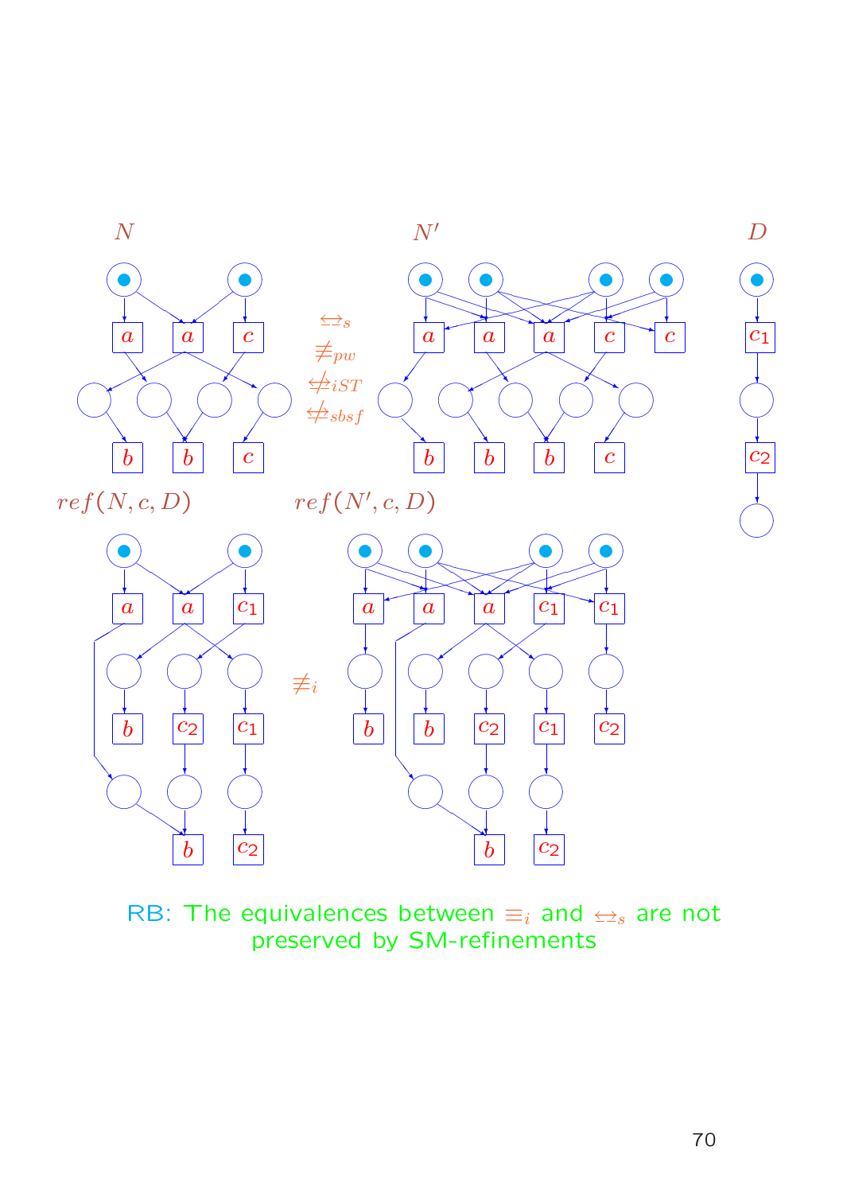$N$ $N'$ $D$

$\underline{\leftrightarrow}_s$

$\not\equiv_{pw}$

$\not\underline{\leftrightarrow}_{iST}$

$\not\underline{\leftrightarrow}_{sbsf}$

$ref(N, c, D)$ $ref(N', c, D)$

$\not\equiv_i$

RB: The equivalences between $\equiv_i$ and $\underline{\leftrightarrow}_s$ are not preserved by SM-refinements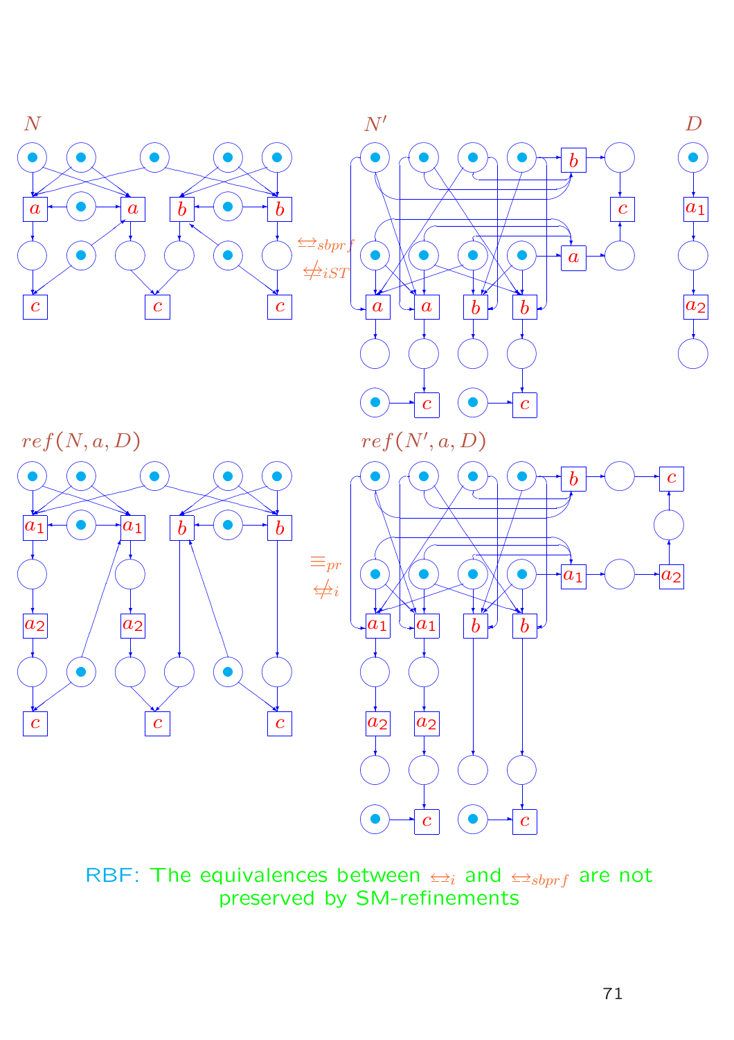$N$ $\quad$ $N'$ $\quad$ $D$

$\underline{\leftrightarrow}_{sbprf}$

$\not\underline{\leftrightarrow}_{iST}$

$ref(N, a, D)$ $\quad$ $ref(N', a, D)$

$\equiv_{pr}$

$\not\underline{\leftrightarrow}_{i}$

RBF: The equivalences between $\underline{\leftrightarrow}_i$ and $\underline{\leftrightarrow}_{sbprf}$ are not preserved by SM-refinements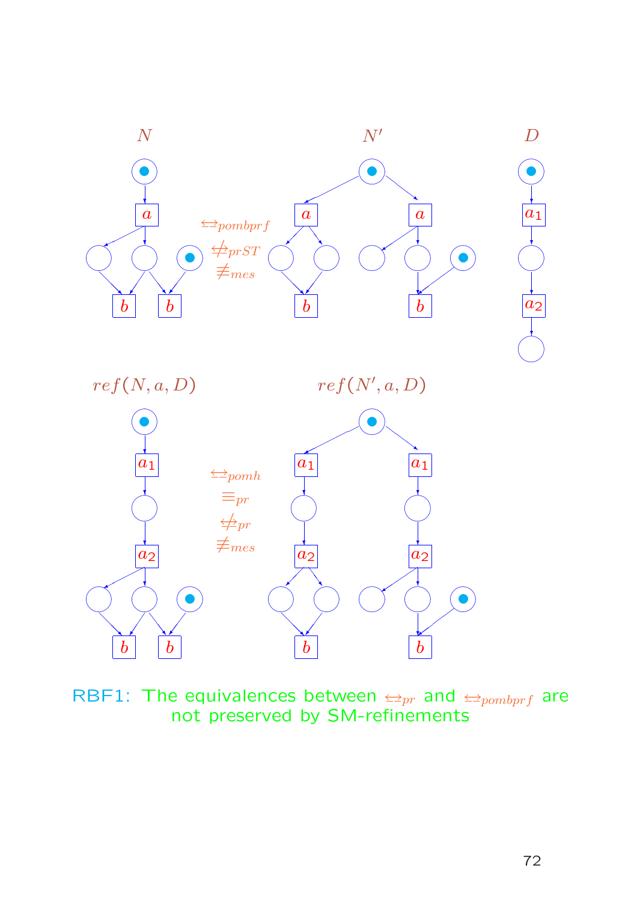$N$ $\quad$ $N'$ $\quad$ $D$

$\underline{\leftrightarrow}_{pombprf}$

$\not\underline{\leftrightarrow}_{prST}$

$\not\equiv_{mes}$

$ref(N, a, D)$ $\quad$ $ref(N', a, D)$

$\underline{\leftrightarrow}_{pomh}$

$\equiv_{pr}$

$\not\underline{\leftrightarrow}_{pr}$

$\not\equiv_{mes}$

RBF1: The equivalences between $\underline{\leftrightarrow}_{pr}$ and $\underline{\leftrightarrow}_{pombprf}$ are not preserved by SM-refinements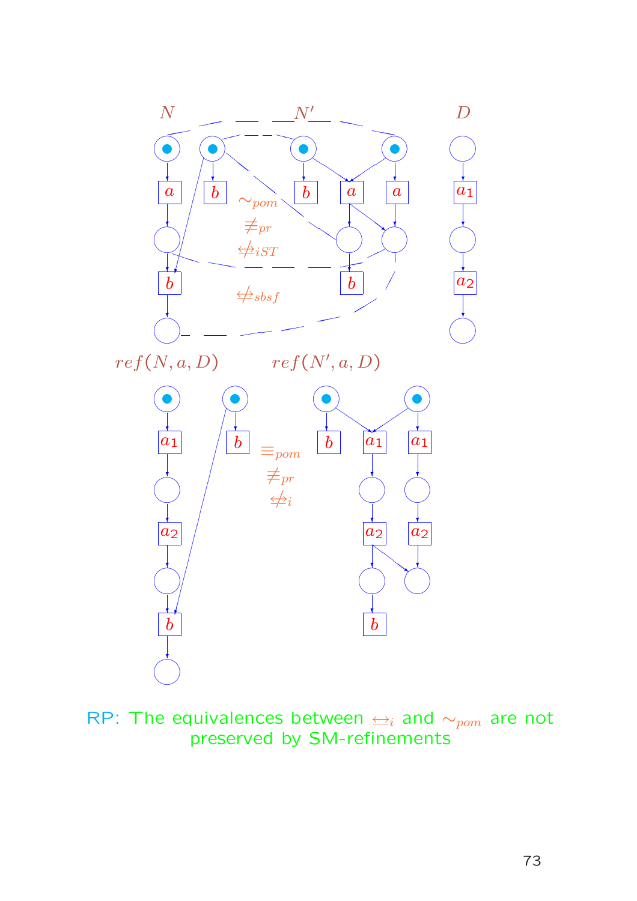$N$ $N'$ $D$

$\sim_{pom}$

$\not\equiv_{pr}$

$\not\leftrightarrow_{iST}$

$\not\leftrightarrow_{sbsf}$

$ref(N, a, D)$ $ref(N', a, D)$

$\equiv_{pom}$

$\not\equiv_{pr}$

$\not\leftrightarrow_{i}$

RP: The equivalences between $\leftrightarrow_i$ and $\sim_{pom}$ are not preserved by SM-refinements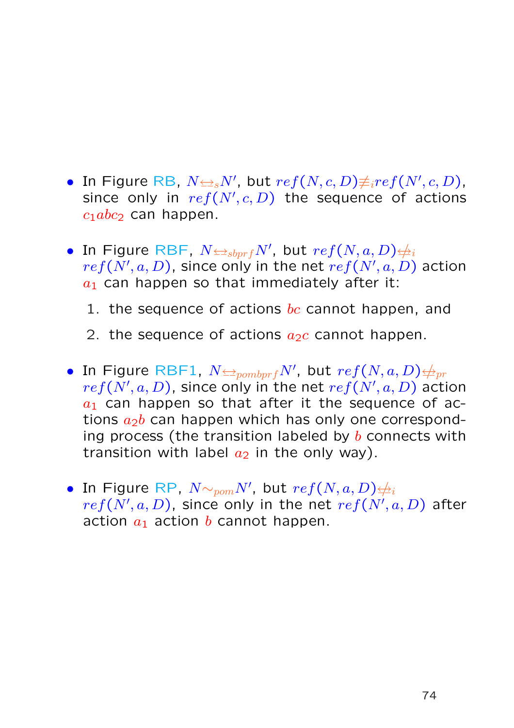- In Figure RB, $N \underline{\leftrightarrow}_s N'$, but $ref(N, c, D) \not\equiv_i ref(N', c, D)$, since only in $ref(N', c, D)$ the sequence of actions $c_1 a b c_2$ can happen.

- In Figure RBF, $N \underline{\leftrightarrow}_{sbprf} N'$, but $ref(N, a, D) \not\Leftrightarrow_i ref(N', a, D)$, since only in the net $ref(N', a, D)$ action $a_1$ can happen so that immediately after it:

  1. the sequence of actions $bc$ cannot happen, and
  2. the sequence of actions $a_2 c$ cannot happen.

- In Figure RBF1, $N \underline{\leftrightarrow}_{pombprf} N'$, but $ref(N, a, D) \not\Leftrightarrow_{pr} ref(N', a, D)$, since only in the net $ref(N', a, D)$ action $a_1$ can happen so that after it the sequence of actions $a_2 b$ can happen which has only one corresponding process (the transition labeled by $b$ connects with transition with label $a_2$ in the only way).

- In Figure RP, $N \sim_{pom} N'$, but $ref(N, a, D) \not\Leftrightarrow_i ref(N', a, D)$, since only in the net $ref(N', a, D)$ after action $a_1$ action $b$ cannot happen.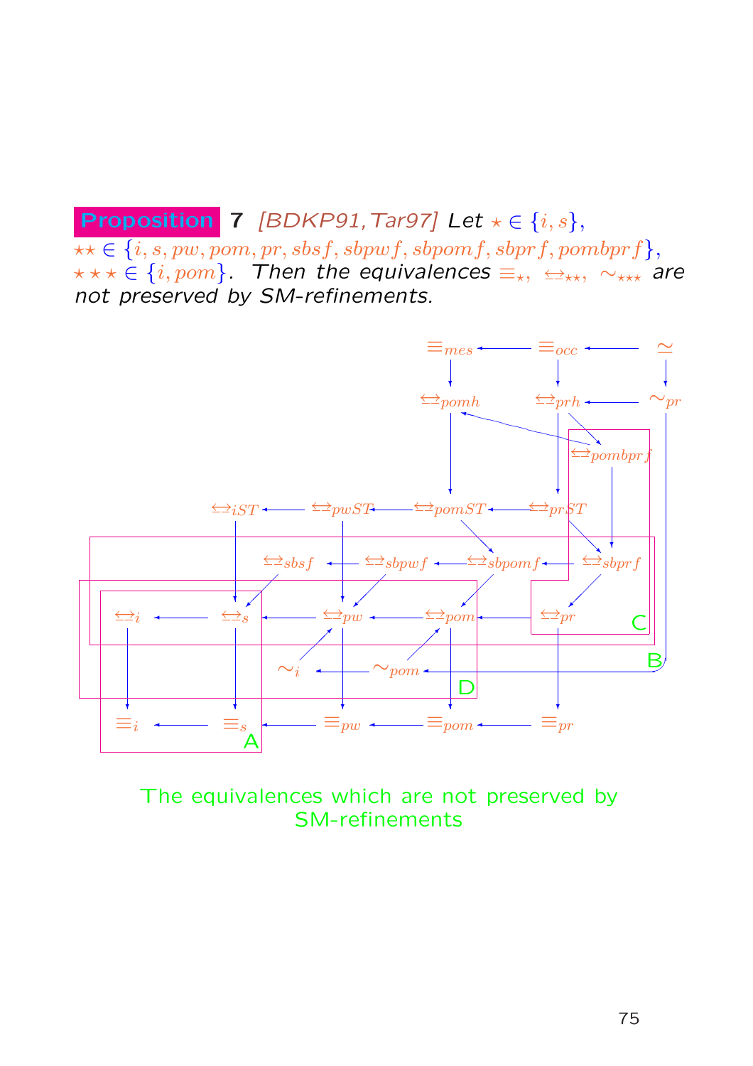**Proposition** 7 *[BDKP91, Tar97] Let* $\star \in \{i, s\}$, $\star\star \in \{i, s, pw, pom, pr, sbsf, sbpwf, sbpomf, sbprf, pombprf\}$, $\star\star\star \in \{i, pom\}$. *Then the equivalences* $\equiv_\star$, $\underline{\leftrightarrow}_{\star\star}$, $\sim_{\star\star\star}$ *are not preserved by SM-refinements.*

The equivalences which are not preserved by SM-refinements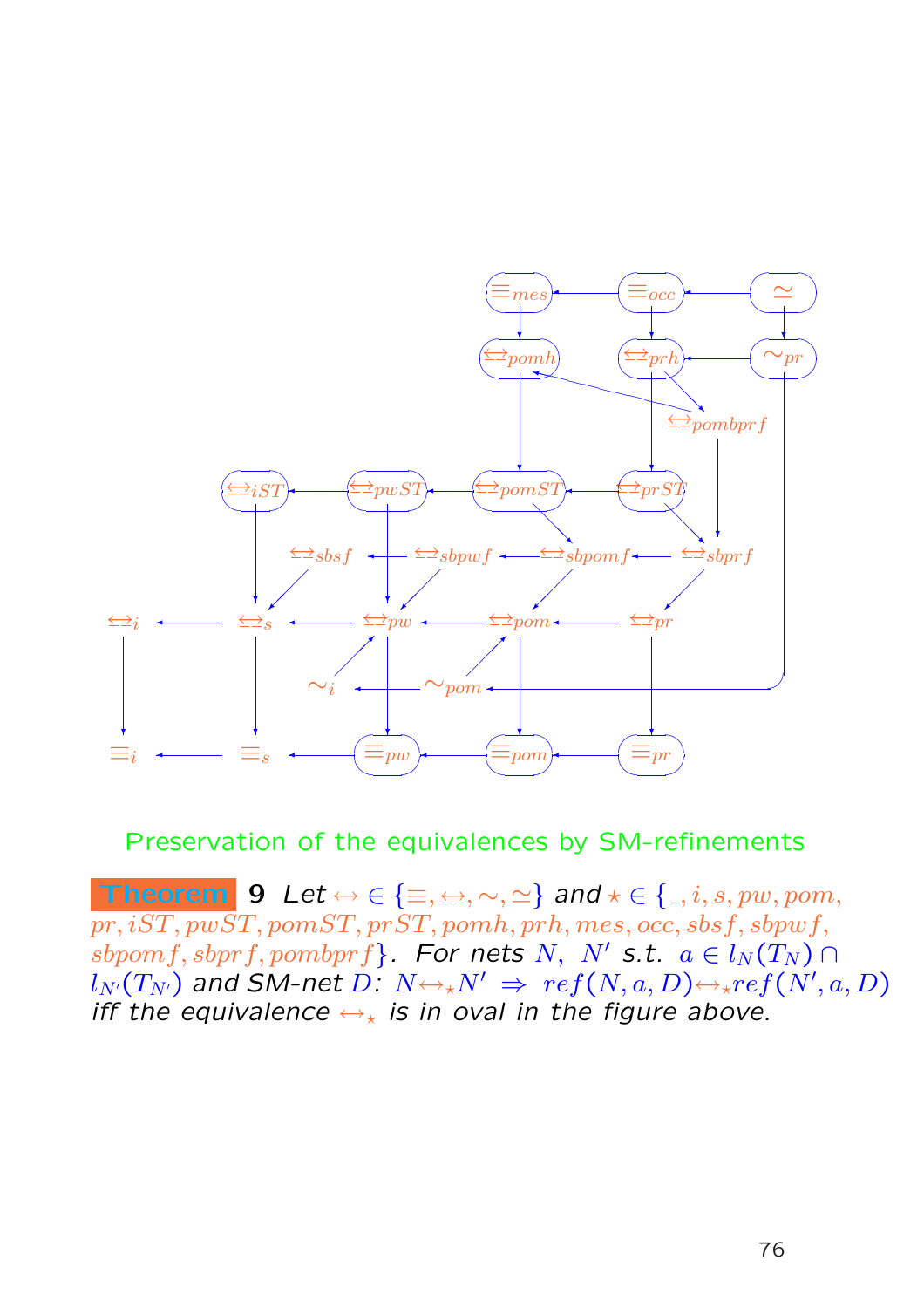Preservation of the equivalences by SM-refinements

**Theorem 9** *Let* $\leftrightarrow \in \{\equiv, \underline{\leftrightarrow}, \sim, \simeq\}$ *and* $\star \in \{\_, i, s, pw, pom, pr, iST, pwST, pomST, prST, pomh, prh, mes, occ, sbsf, sbpwf, sbpomf, sbprf, pombprf\}$*. For nets* $N,\ N'$ *s.t.* $a \in l_N(T_N) \cap l_{N'}(T_{N'})$ *and SM-net* $D$*:* $N \leftrightarrow_\star N' \ \Rightarrow \ ref(N, a, D) \leftrightarrow_\star ref(N', a, D)$ *iff the equivalence* $\leftrightarrow_\star$ *is in oval in the figure above.*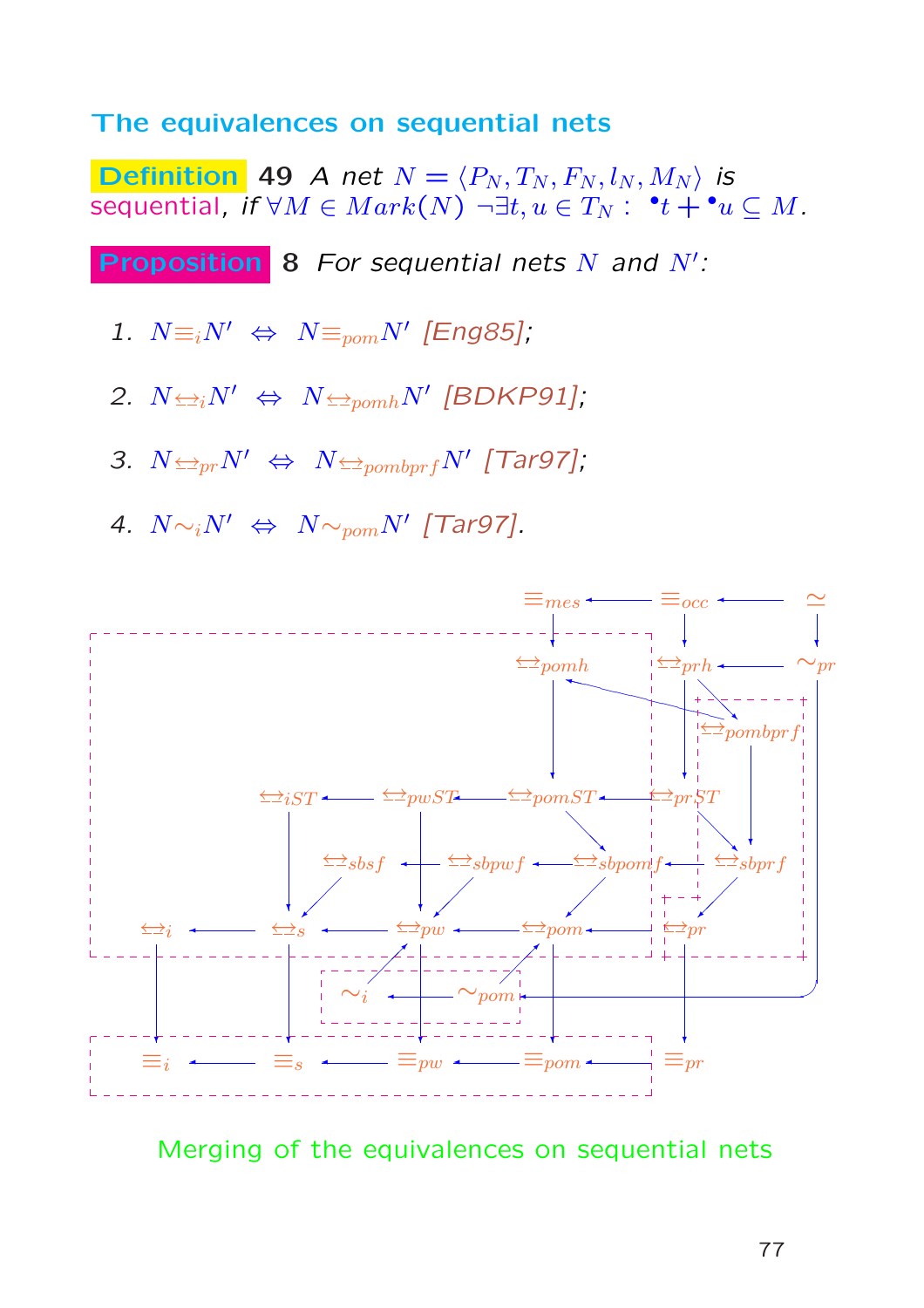## The equivalences on sequential nets

**Definition** 49 *A net* $N = \langle P_N, T_N, F_N, l_N, M_N \rangle$ *is* sequential*, if* $\forall M \in Mark(N)\ \neg\exists t, u \in T_N :\ ^\bullet t + {}^\bullet u \subseteq M$.

**Proposition** 8 *For sequential nets* $N$ *and* $N'$*:*

1. $N \equiv_i N' \ \Leftrightarrow\ N \equiv_{pom} N'$ *[Eng85]*;
2. $N \underline{\leftrightarrow}_i N' \ \Leftrightarrow\ N \underline{\leftrightarrow}_{pomh} N'$ *[BDKP91]*;
3. $N \underline{\leftrightarrow}_{pr} N' \ \Leftrightarrow\ N \underline{\leftrightarrow}_{pombprf} N'$ *[Tar97]*;
4. $N \sim_i N' \ \Leftrightarrow\ N \sim_{pom} N'$ *[Tar97]*.

Merging of the equivalences on sequential nets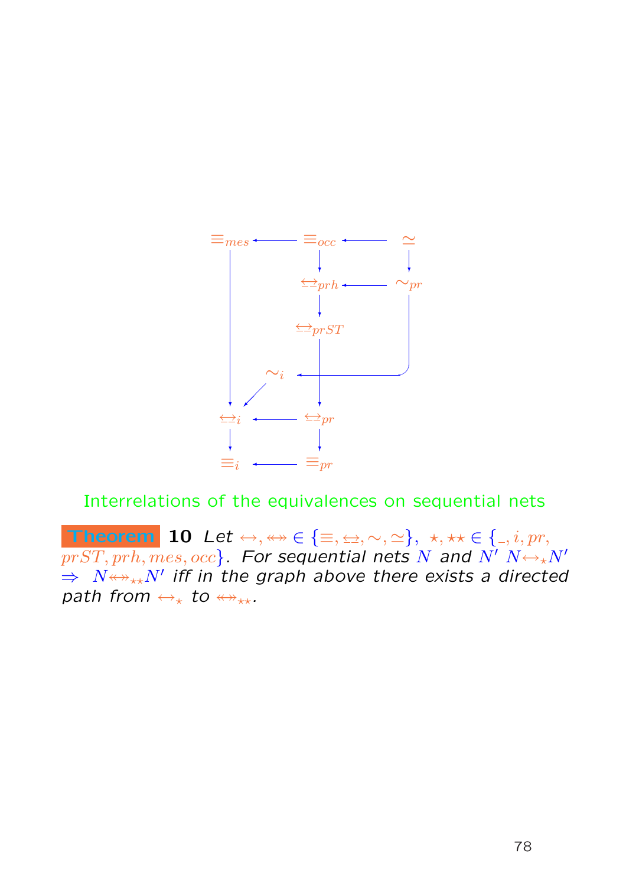Interrelations of the equivalences on sequential nets

**Theorem 10** *Let* $\leftrightarrow, \leftrightarrow\!\!\!\!\leftrightarrow \in \{\equiv, \underline{\leftrightarrow}, \sim, \simeq\}$, $\star, \star\star \in \{\_, i, pr, prST, prh, mes, occ\}$. *For sequential nets* $N$ *and* $N'$ $N \leftrightarrow_\star N' \Rightarrow N \leftrightarrow\!\!\!\!\leftrightarrow_{\star\star} N'$ *iff in the graph above there exists a directed path from* $\leftrightarrow_\star$ *to* $\leftrightarrow\!\!\!\!\leftrightarrow_{\star\star}$.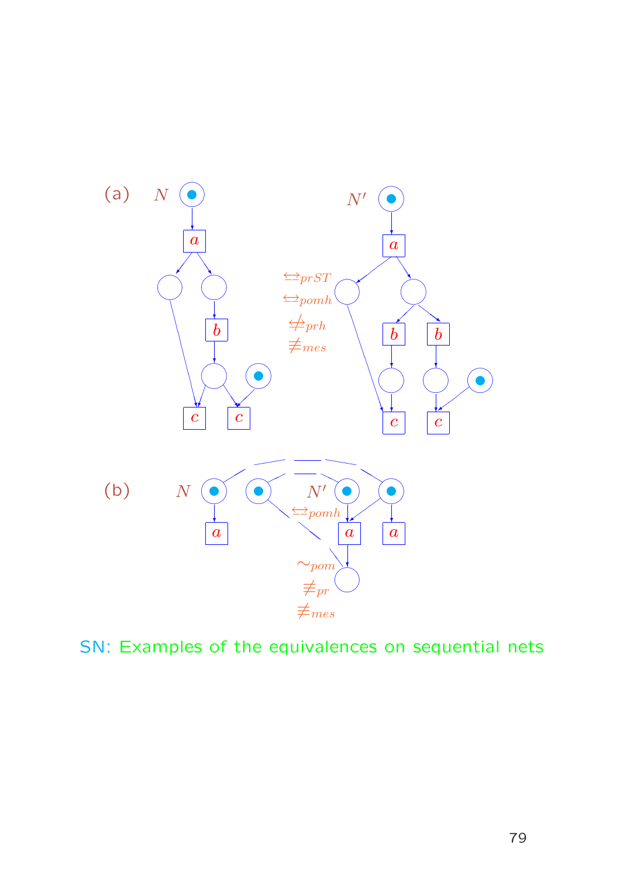(a) $N$ $N'$

$\underline{\leftrightarrow}_{prST}$

$\underline{\leftrightarrow}_{pomh}$

$\not\underline{\leftrightarrow}_{prh}$

$\not\equiv_{mes}$

(b) $N$ $N'$

$\underline{\leftrightarrow}_{pomh}$

$\sim_{pom}$

$\not\equiv_{pr}$

$\not\equiv_{mes}$

SN: Examples of the equivalences on sequential nets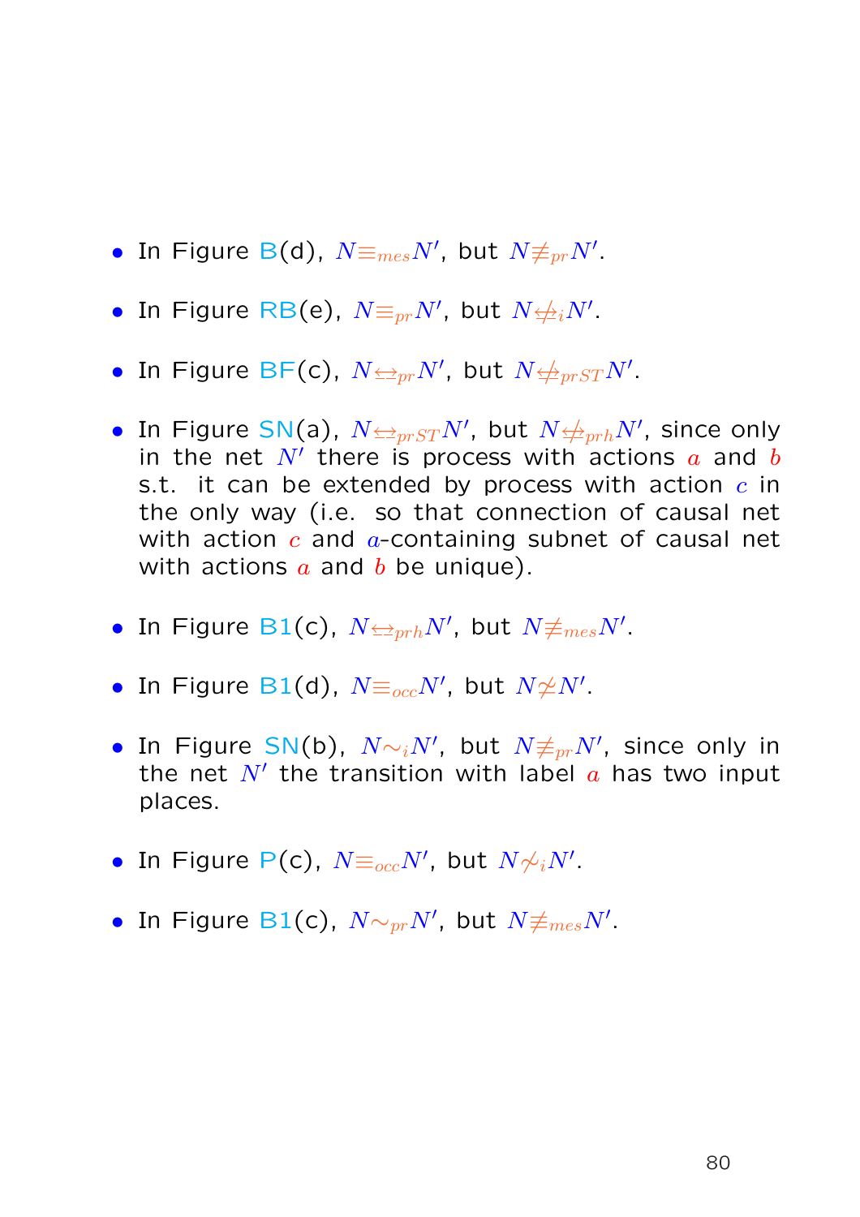- In Figure B(d), $N \equiv_{mes} N'$, but $N \not\equiv_{pr} N'$.

- In Figure RB(e), $N \equiv_{pr} N'$, but $N \not\Leftrightarrow_{i} N'$.

- In Figure BF(c), $N \leftrightarrows_{pr} N'$, but $N \not\leftrightarrows_{prST} N'$.

- In Figure SN(a), $N \leftrightarrows_{prST} N'$, but $N \not\leftrightarrows_{prh} N'$, since only in the net $N'$ there is process with actions $a$ and $b$ s.t. it can be extended by process with action $c$ in the only way (i.e. so that connection of causal net with action $c$ and $a$-containing subnet of causal net with actions $a$ and $b$ be unique).

- In Figure B1(c), $N \leftrightarrows_{prh} N'$, but $N \not\equiv_{mes} N'$.

- In Figure B1(d), $N \equiv_{occ} N'$, but $N \not\simeq N'$.

- In Figure SN(b), $N \sim_{i} N'$, but $N \not\equiv_{pr} N'$, since only in the net $N'$ the transition with label $a$ has two input places.

- In Figure P(c), $N \equiv_{occ} N'$, but $N \not\sim_{i} N'$.

- In Figure B1(c), $N \sim_{pr} N'$, but $N \not\equiv_{mes} N'$.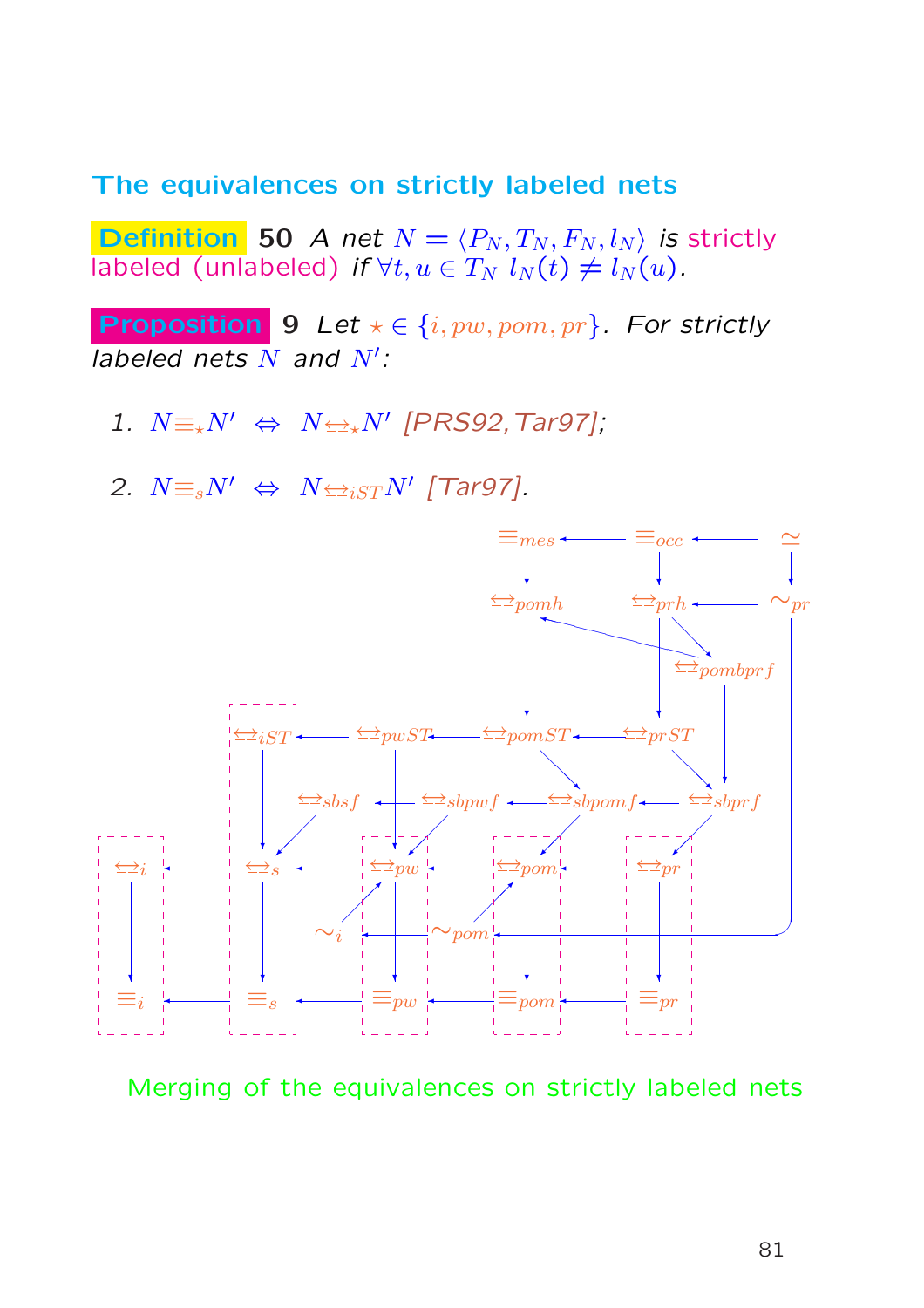## The equivalences on strictly labeled nets

**Definition** 50 *A net* $N = \langle P_N, T_N, F_N, l_N\rangle$ *is* strictly labeled (unlabeled) *if* $\forall t, u \in T_N \; l_N(t) \neq l_N(u)$.

**Proposition** 9 *Let* $\star \in \{i, pw, pom, pr\}$. *For strictly labeled nets* $N$ *and* $N'$:

1. $N \equiv_\star N' \;\Leftrightarrow\; N \underline{\leftrightarrow}_\star N'$ [PRS92, Tar97];

2. $N \equiv_s N' \;\Leftrightarrow\; N \underline{\leftrightarrow}_{iST} N'$ [Tar97].

Merging of the equivalences on strictly labeled nets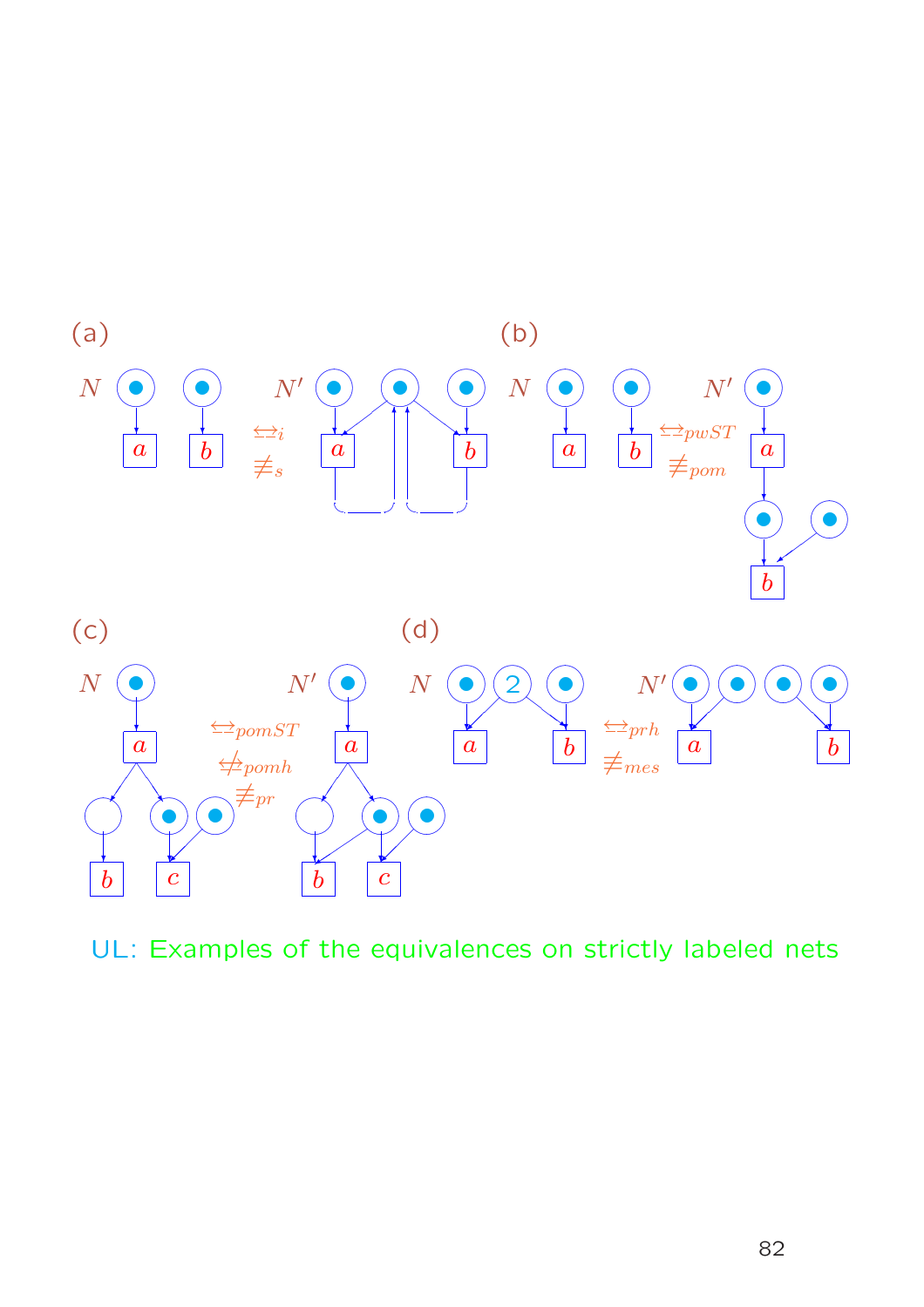(a)

$N$ $N'$

$\underline{\leftrightarrow}_i$

$\not\equiv_s$

(b)

$N$ $N'$

$\underline{\leftrightarrow}_{pwST}$

$\not\equiv_{pom}$

(c)

$N$ $N'$

$\underline{\leftrightarrow}_{pomST}$

$\not\underline{\leftrightarrow}_{pomh}$

$\not\equiv_{pr}$

(d)

$N$ $N'$

$\underline{\leftrightarrow}_{prh}$

$\not\equiv_{mes}$

UL: Examples of the equivalences on strictly labeled nets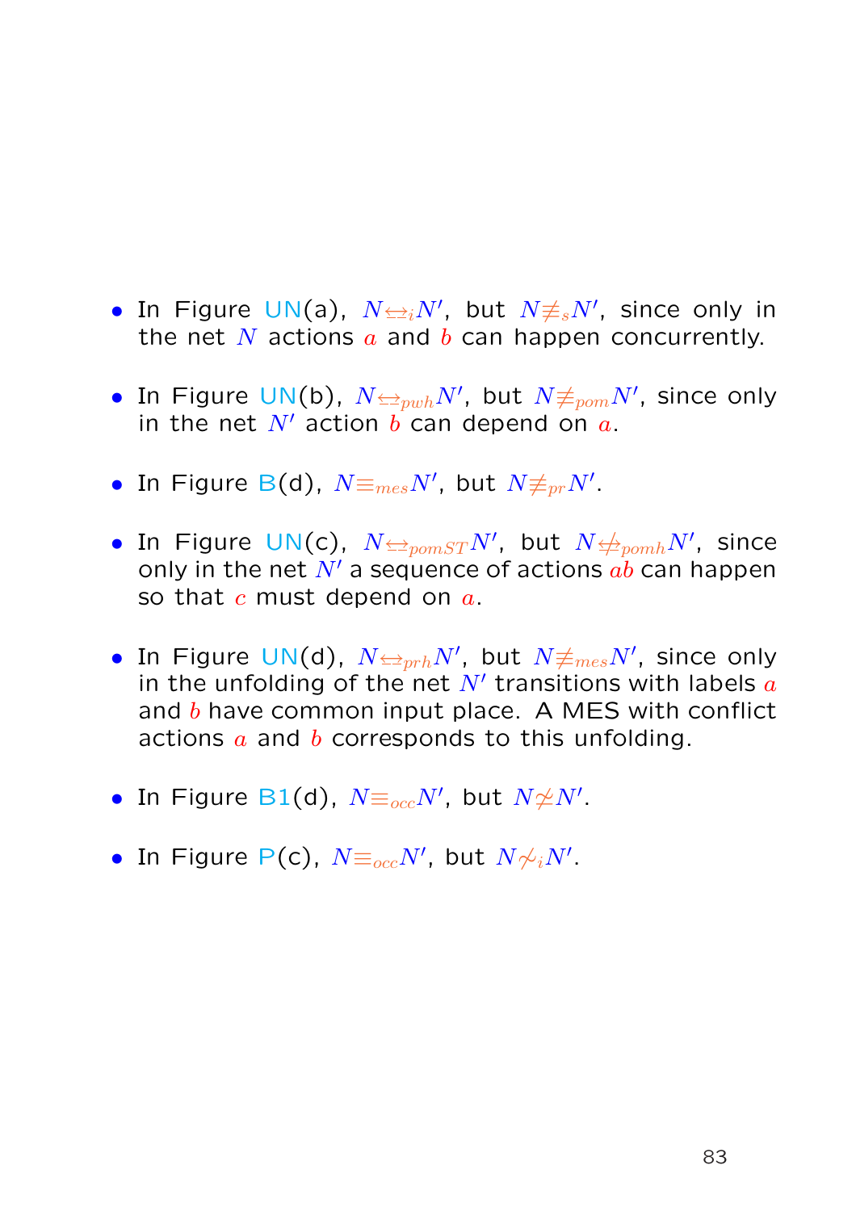- In Figure UN(a), $N \underline{\leftrightarrow}_i N'$, but $N \not\equiv_s N'$, since only in the net $N$ actions $a$ and $b$ can happen concurrently.

- In Figure UN(b), $N \underline{\leftrightarrow}_{pwh} N'$, but $N \not\equiv_{pom} N'$, since only in the net $N'$ action $b$ can depend on $a$.

- In Figure B(d), $N \equiv_{mes} N'$, but $N \not\equiv_{pr} N'$.

- In Figure UN(c), $N \underline{\leftrightarrow}_{pomST} N'$, but $N \not\underline{\leftrightarrow}_{pomh} N'$, since only in the net $N'$ a sequence of actions $ab$ can happen so that $c$ must depend on $a$.

- In Figure UN(d), $N \underline{\leftrightarrow}_{prh} N'$, but $N \not\equiv_{mes} N'$, since only in the unfolding of the net $N'$ transitions with labels $a$ and $b$ have common input place. A MES with conflict actions $a$ and $b$ corresponds to this unfolding.

- In Figure B1(d), $N \equiv_{occ} N'$, but $N \not\simeq N'$.

- In Figure P(c), $N \equiv_{occ} N'$, but $N \not\sim_i N'$.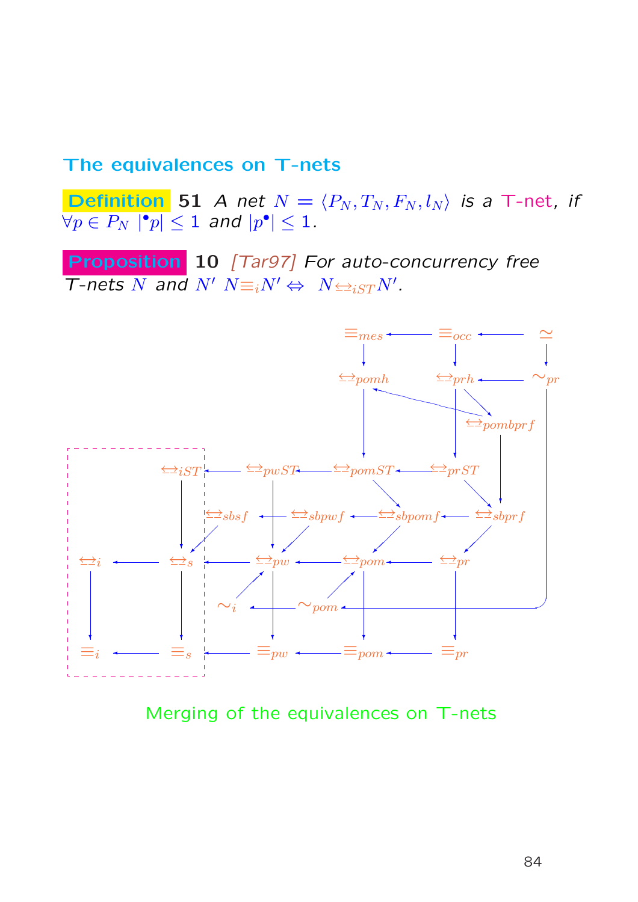## The equivalences on T-nets

**Definition** **51** *A net* $N = \langle P_N, T_N, F_N, l_N \rangle$ *is a* T-net*, if* $\forall p \in P_N \; |{}^\bullet p| \leq 1$ *and* $|p^\bullet| \leq 1$.

**Proposition** **10** [Tar97] *For auto-concurrency free T-nets* $N$ *and* $N'$ $N \equiv_i N' \Leftrightarrow \; N \underline{\leftrightarrow}_{iST} N'$.

Merging of the equivalences on T-nets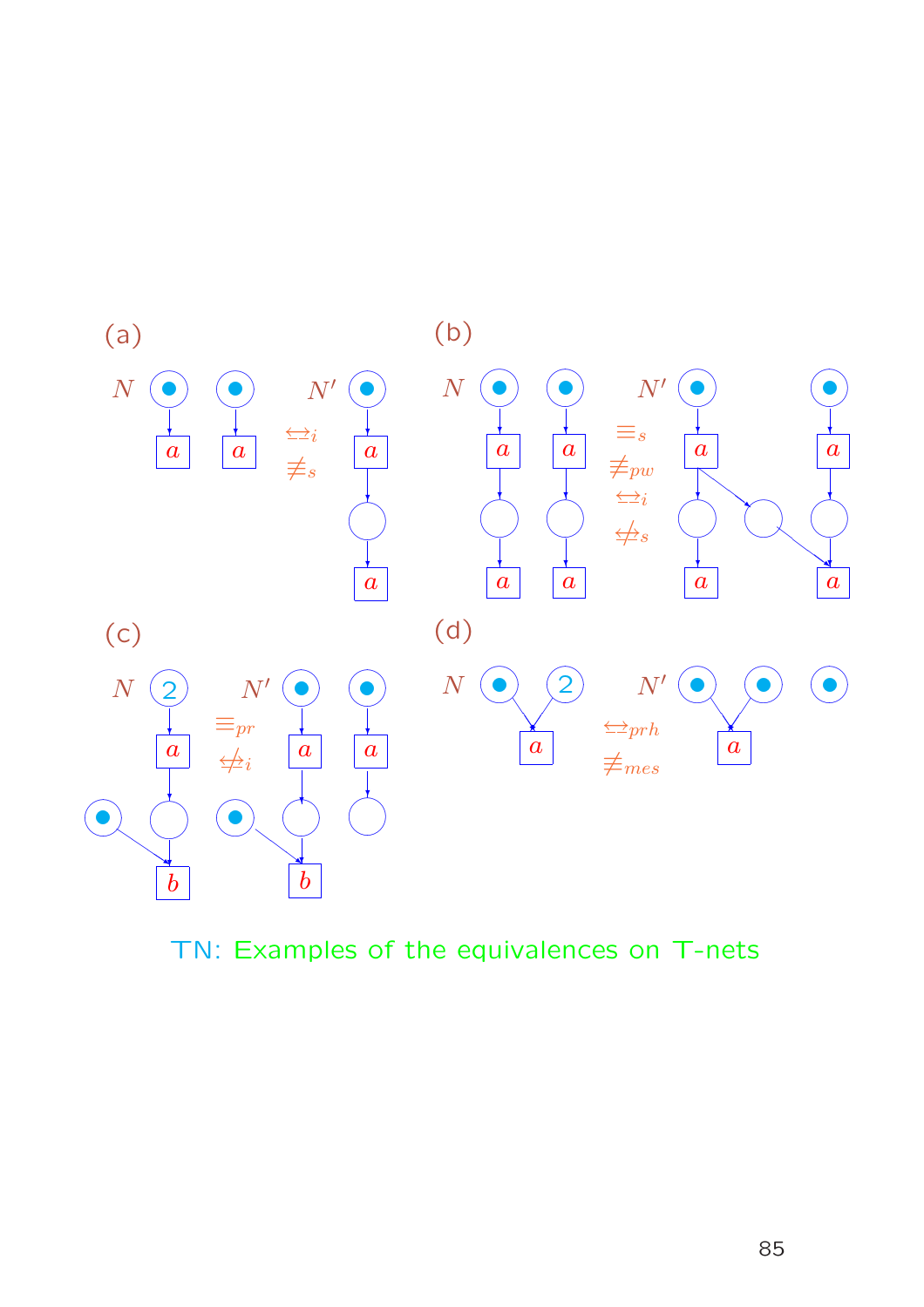(a)

$N$ $\quad\quad$ $\underline{\leftrightarrow}_i$ $\quad$ $\not\equiv_s$ $\quad\quad$ $N'$

(b)

$N$ $\quad\quad$ $\equiv_s$ $\quad$ $\not\equiv_{pw}$ $\quad$ $\underline{\leftrightarrow}_i$ $\quad$ $\underline{\not\leftrightarrow}_s$ $\quad\quad$ $N'$

(c)

$N$ $\quad\quad$ $\equiv_{pr}$ $\quad$ $\underline{\not\leftrightarrow}_i$ $\quad\quad$ $N'$

(d)

$N$ $\quad\quad$ $\underline{\leftrightarrow}_{prh}$ $\quad$ $\not\equiv_{mes}$ $\quad\quad$ $N'$

TN: Examples of the equivalences on T-nets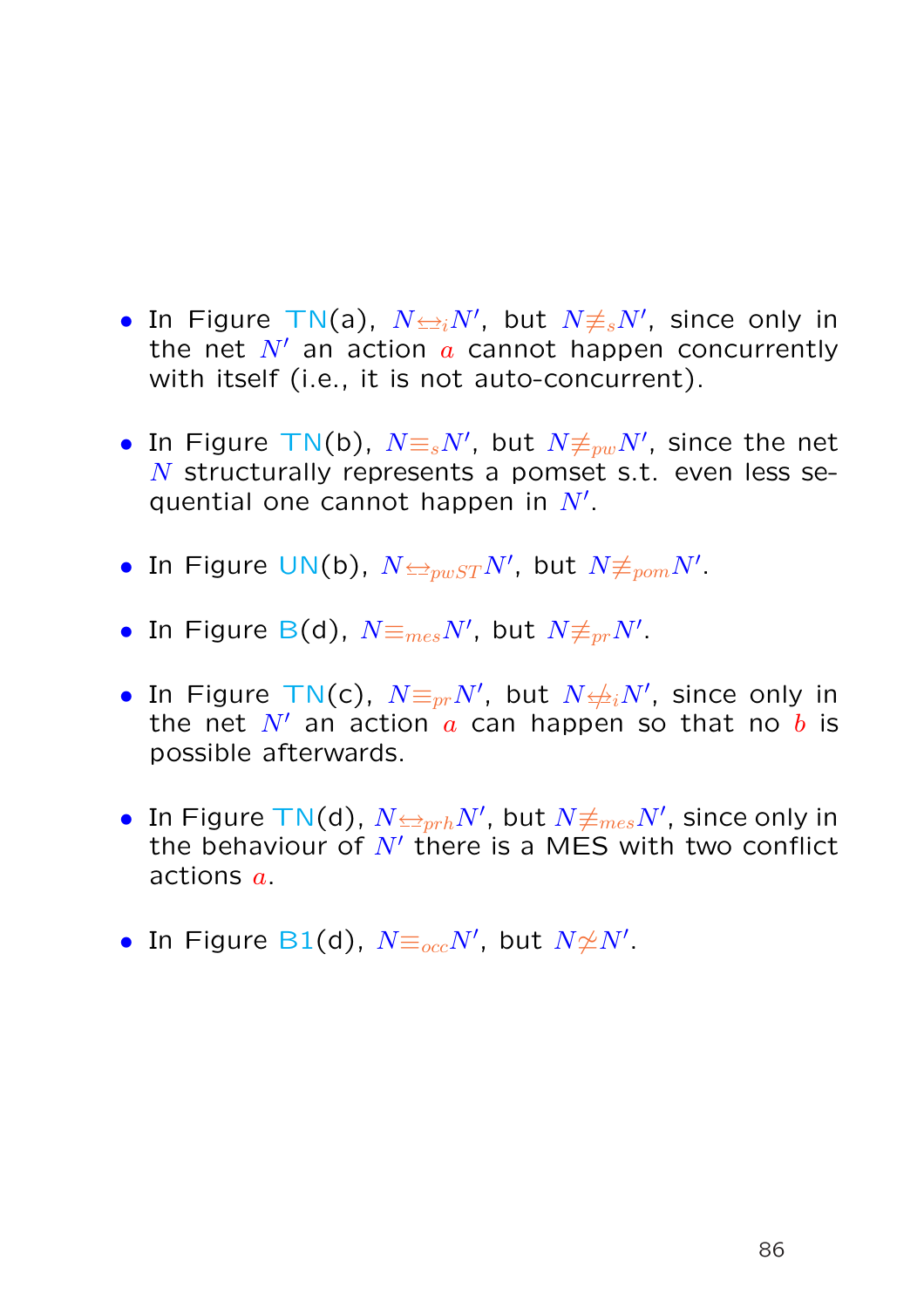- In Figure TN(a), $N \underline{\leftrightarrow}_i N'$, but $N \not\equiv_s N'$, since only in the net $N'$ an action $a$ cannot happen concurrently with itself (i.e., it is not auto-concurrent).

- In Figure TN(b), $N \equiv_s N'$, but $N \not\equiv_{pw} N'$, since the net $N$ structurally represents a pomset s.t. even less sequential one cannot happen in $N'$.

- In Figure UN(b), $N \underline{\leftrightarrow}_{pwST} N'$, but $N \not\equiv_{pom} N'$.

- In Figure B(d), $N \equiv_{mes} N'$, but $N \not\equiv_{pr} N'$.

- In Figure TN(c), $N \equiv_{pr} N'$, but $N \underline{\not\leftrightarrow}_i N'$, since only in the net $N'$ an action $a$ can happen so that no $b$ is possible afterwards.

- In Figure TN(d), $N \underline{\leftrightarrow}_{prh} N'$, but $N \not\equiv_{mes} N'$, since only in the behaviour of $N'$ there is a MES with two conflict actions $a$.

- In Figure B1(d), $N \equiv_{occ} N'$, but $N \not\simeq N'$.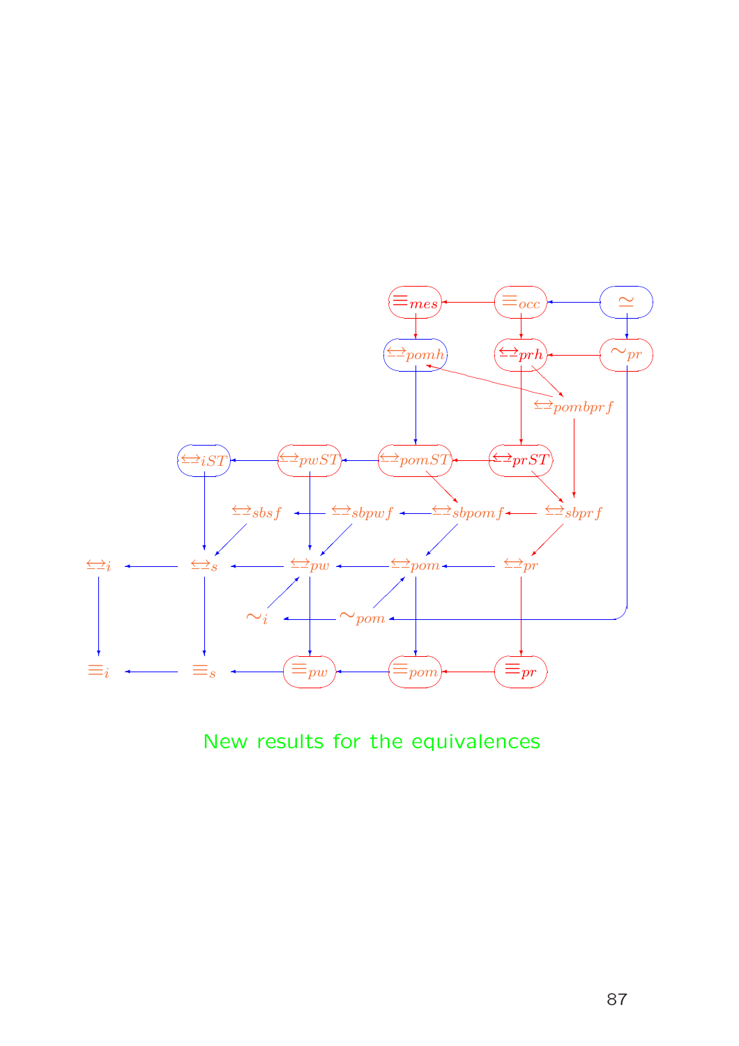$\equiv_{mes}$ $\equiv_{occ}$ $\simeq$

$\underline{\leftrightarrow}_{pomh}$ $\underline{\leftrightarrow}_{prh}$ $\sim_{pr}$

$\underline{\leftrightarrow}_{pombprf}$

$\underline{\leftrightarrow}_{iST}$ $\underline{\leftrightarrow}_{pwST}$ $\underline{\leftrightarrow}_{pomST}$ $\underline{\leftrightarrow}_{prST}$

$\underline{\leftrightarrow}_{sbsf}$ $\underline{\leftrightarrow}_{sbpwf}$ $\underline{\leftrightarrow}_{sbpomf}$ $\underline{\leftrightarrow}_{sbprf}$

$\underline{\leftrightarrow}_{i}$ $\underline{\leftrightarrow}_{s}$ $\underline{\leftrightarrow}_{pw}$ $\underline{\leftrightarrow}_{pom}$ $\underline{\leftrightarrow}_{pr}$

$\sim_{i}$ $\sim_{pom}$

$\equiv_{i}$ $\equiv_{s}$ $\equiv_{pw}$ $\equiv_{pom}$ $\equiv_{pr}$

New results for the equivalences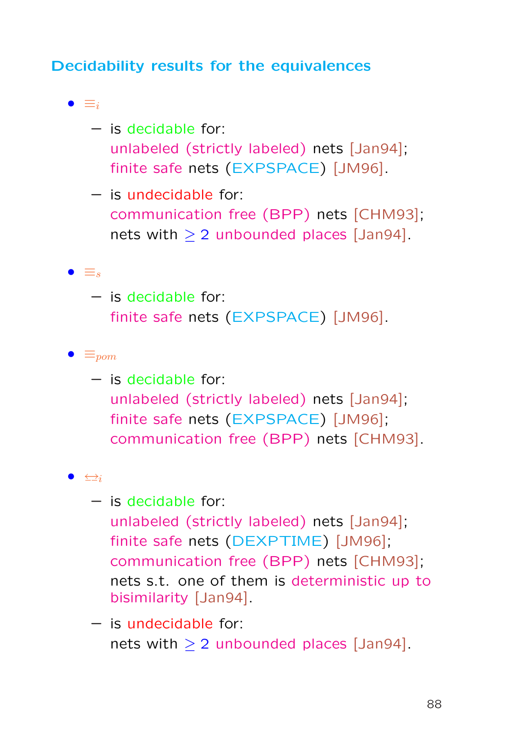## Decidability results for the equivalences

- $\equiv_i$
  - is decidable for:
    unlabeled (strictly labeled) nets [Jan94];
    finite safe nets (EXPSPACE) [JM96].
  - is undecidable for:
    communication free (BPP) nets [CHM93];
    nets with $\geq 2$ unbounded places [Jan94].

- $\equiv_s$
  - is decidable for:
    finite safe nets (EXPSPACE) [JM96].

- $\equiv_{pom}$
  - is decidable for:
    unlabeled (strictly labeled) nets [Jan94];
    finite safe nets (EXPSPACE) [JM96];
    communication free (BPP) nets [CHM93].

- $\leftrightarrow_i$
  - is decidable for:
    unlabeled (strictly labeled) nets [Jan94];
    finite safe nets (DEXPTIME) [JM96];
    communication free (BPP) nets [CHM93];
    nets s.t. one of them is deterministic up to bisimilarity [Jan94].
  - is undecidable for:
    nets with $\geq 2$ unbounded places [Jan94].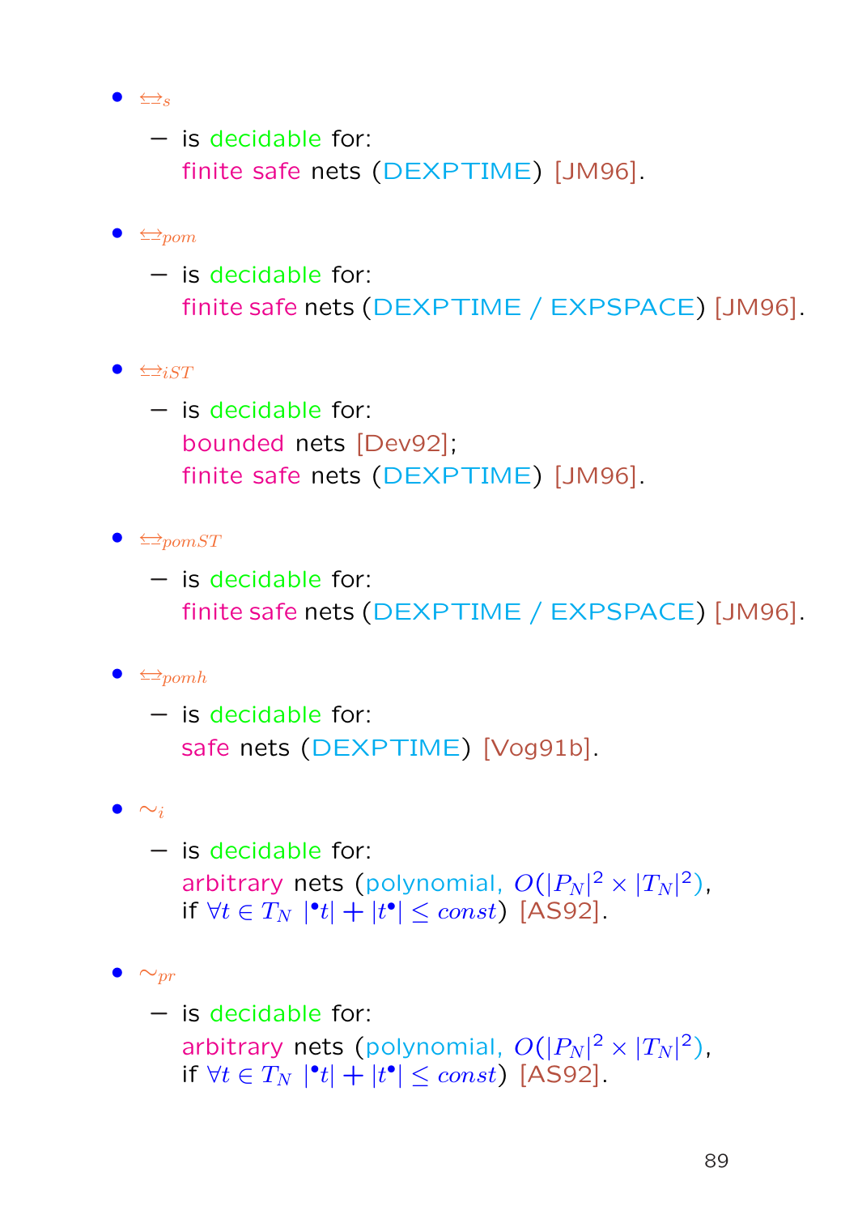- $\leftrightarrows_s$
  - is decidable for:
    finite safe nets (DEXPTIME) [JM96].

- $\leftrightarrows_{pom}$
  - is decidable for:
    finite safe nets (DEXPTIME / EXPSPACE) [JM96].

- $\leftrightarrows_{iST}$
  - is decidable for:
    bounded nets [Dev92];
    finite safe nets (DEXPTIME) [JM96].

- $\leftrightarrows_{pomST}$
  - is decidable for:
    finite safe nets (DEXPTIME / EXPSPACE) [JM96].

- $\leftrightarrows_{pomh}$
  - is decidable for:
    safe nets (DEXPTIME) [Vog91b].

- $\sim_i$
  - is decidable for:
    arbitrary nets (polynomial, $O(|P_N|^2 \times |T_N|^2)$,
    if $\forall t \in T_N \; |^\bullet t| + |t^\bullet| \leq const$) [AS92].

- $\sim_{pr}$
  - is decidable for:
    arbitrary nets (polynomial, $O(|P_N|^2 \times |T_N|^2)$,
    if $\forall t \in T_N \; |^\bullet t| + |t^\bullet| \leq const$) [AS92].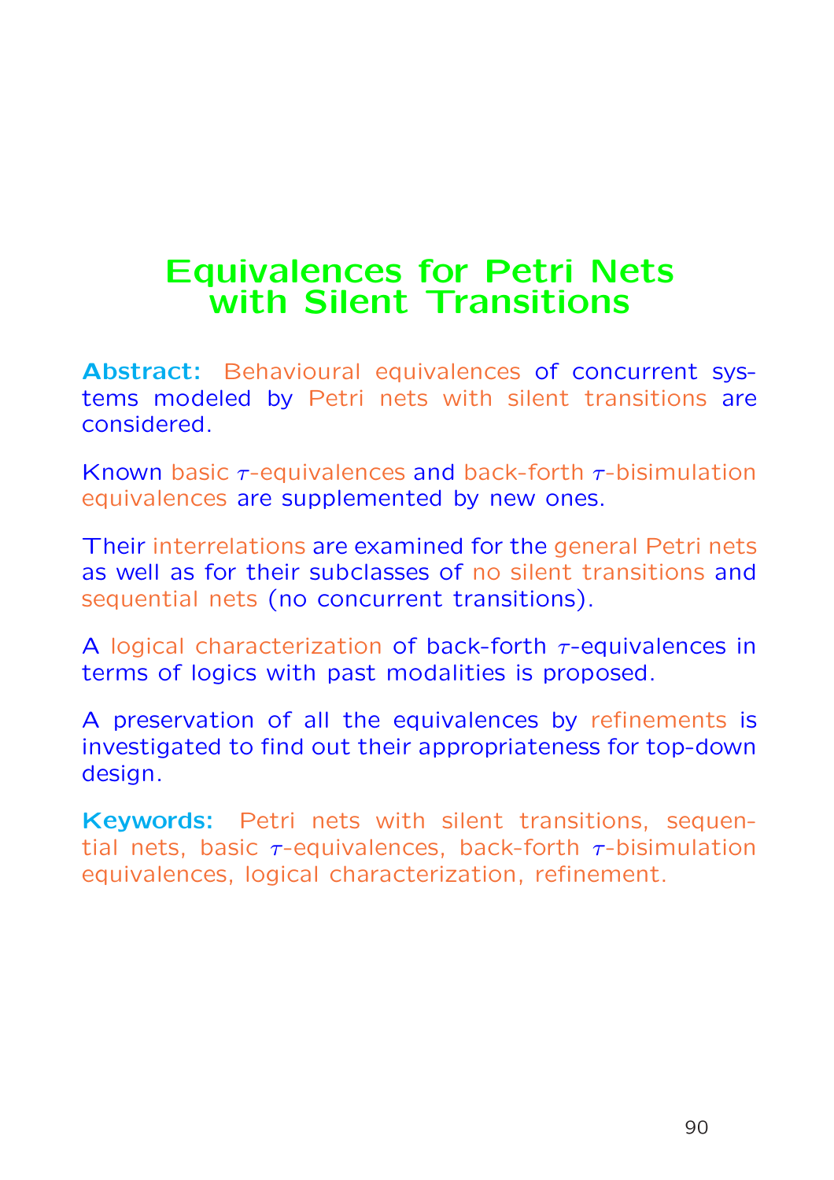# Equivalences for Petri Nets with Silent Transitions

**Abstract:** Behavioural equivalences of concurrent systems modeled by Petri nets with silent transitions are considered.

Known basic $\tau$-equivalences and back-forth $\tau$-bisimulation equivalences are supplemented by new ones.

Their interrelations are examined for the general Petri nets as well as for their subclasses of no silent transitions and sequential nets (no concurrent transitions).

A logical characterization of back-forth $\tau$-equivalences in terms of logics with past modalities is proposed.

A preservation of all the equivalences by refinements is investigated to find out their appropriateness for top-down design.

**Keywords:** Petri nets with silent transitions, sequential nets, basic $\tau$-equivalences, back-forth $\tau$-bisimulation equivalences, logical characterization, refinement.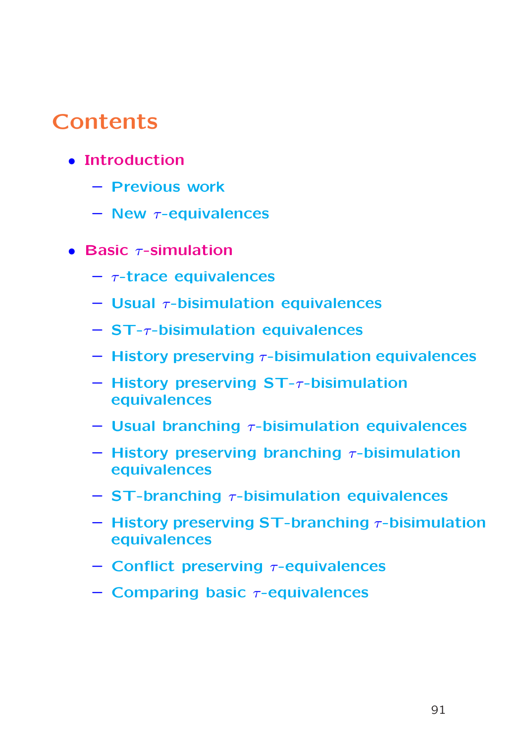# Contents

- Introduction
  - Previous work
  - New $\tau$-equivalences
- Basic $\tau$-simulation
  - $\tau$-trace equivalences
  - Usual $\tau$-bisimulation equivalences
  - ST-$\tau$-bisimulation equivalences
  - History preserving $\tau$-bisimulation equivalences
  - History preserving ST-$\tau$-bisimulation equivalences
  - Usual branching $\tau$-bisimulation equivalences
  - History preserving branching $\tau$-bisimulation equivalences
  - ST-branching $\tau$-bisimulation equivalences
  - History preserving ST-branching $\tau$-bisimulation equivalences
  - Conflict preserving $\tau$-equivalences
  - Comparing basic $\tau$-equivalences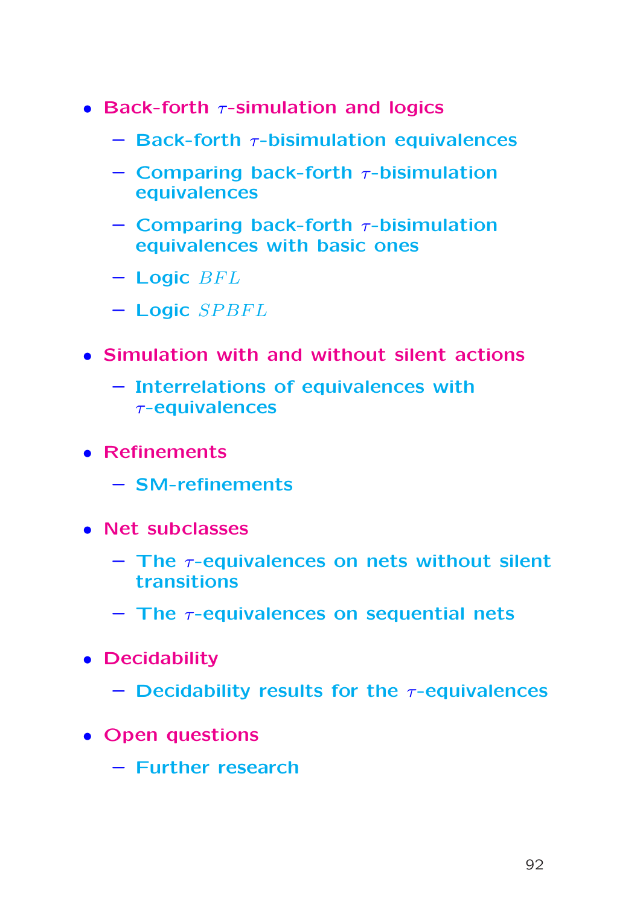- Back-forth $\tau$-simulation and logics
  - Back-forth $\tau$-bisimulation equivalences
  - Comparing back-forth $\tau$-bisimulation equivalences
  - Comparing back-forth $\tau$-bisimulation equivalences with basic ones
  - Logic $BFL$
  - Logic $SPBFL$
- Simulation with and without silent actions
  - Interrelations of equivalences with $\tau$-equivalences
- Refinements
  - SM-refinements
- Net subclasses
  - The $\tau$-equivalences on nets without silent transitions
  - The $\tau$-equivalences on sequential nets
- Decidability
  - Decidability results for the $\tau$-equivalences
- Open questions
  - Further research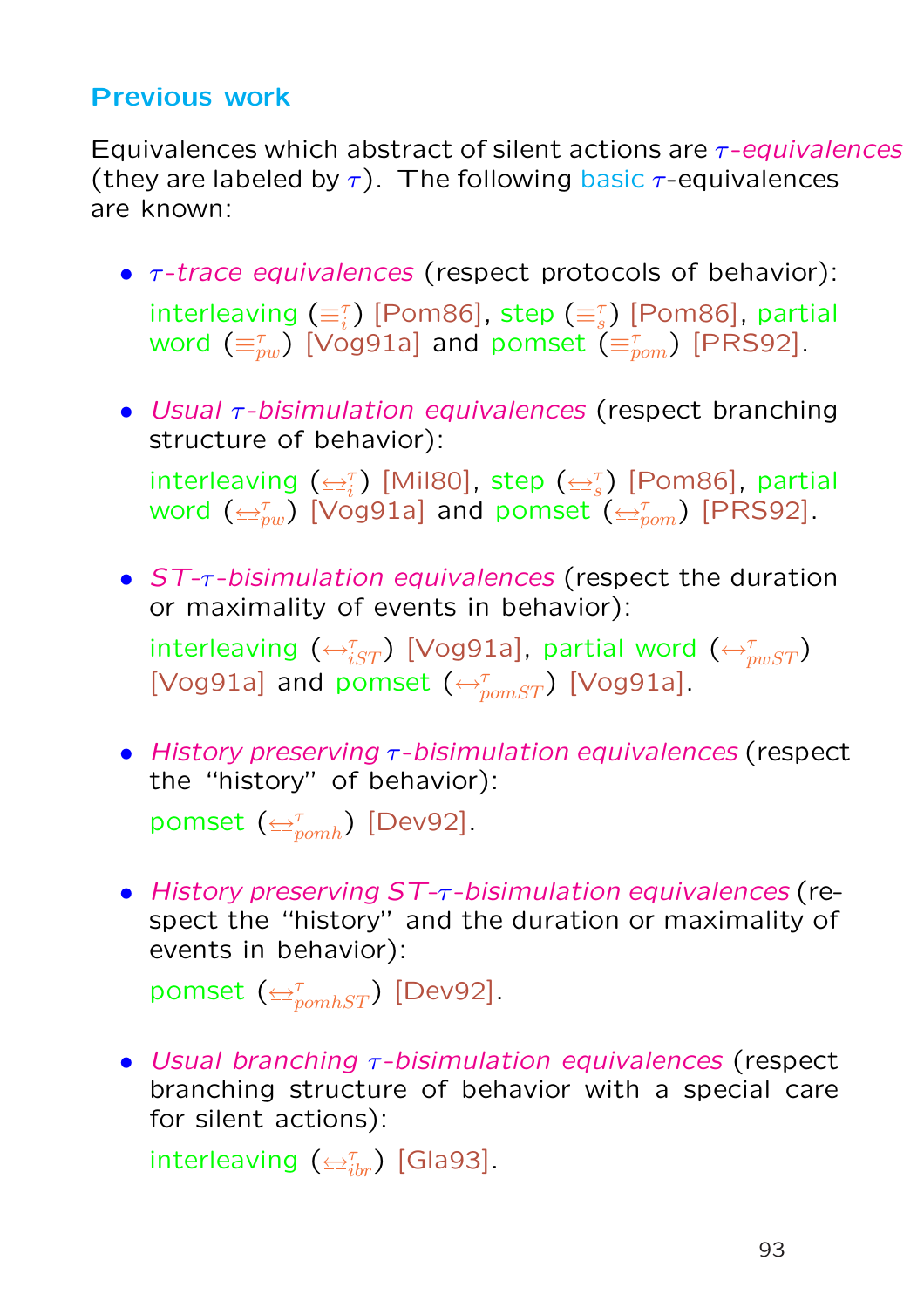## Previous work

Equivalences which abstract of silent actions are *$\tau$-equivalences* (they are labeled by $\tau$). The following basic $\tau$-equivalences are known:

- *$\tau$-trace equivalences* (respect protocols of behavior):

  interleaving ($\equiv_i^\tau$) [Pom86], step ($\equiv_s^\tau$) [Pom86], partial word ($\equiv_{pw}^\tau$) [Vog91a] and pomset ($\equiv_{pom}^\tau$) [PRS92].

- *Usual $\tau$-bisimulation equivalences* (respect branching structure of behavior):

  interleaving ($\underline{\leftrightarrow}_i^\tau$) [Mil80], step ($\underline{\leftrightarrow}_s^\tau$) [Pom86], partial word ($\underline{\leftrightarrow}_{pw}^\tau$) [Vog91a] and pomset ($\underline{\leftrightarrow}_{pom}^\tau$) [PRS92].

- *ST-$\tau$-bisimulation equivalences* (respect the duration or maximality of events in behavior):

  interleaving ($\underline{\leftrightarrow}_{iST}^\tau$) [Vog91a], partial word ($\underline{\leftrightarrow}_{pwST}^\tau$) [Vog91a] and pomset ($\underline{\leftrightarrow}_{pomST}^\tau$) [Vog91a].

- *History preserving $\tau$-bisimulation equivalences* (respect the "history" of behavior):

  pomset ($\underline{\leftrightarrow}_{pomh}^\tau$) [Dev92].

- *History preserving ST-$\tau$-bisimulation equivalences* (respect the "history" and the duration or maximality of events in behavior):

  pomset ($\underline{\leftrightarrow}_{pomhST}^\tau$) [Dev92].

- *Usual branching $\tau$-bisimulation equivalences* (respect branching structure of behavior with a special care for silent actions):

  interleaving ($\underline{\leftrightarrow}_{ibr}^\tau$) [Gla93].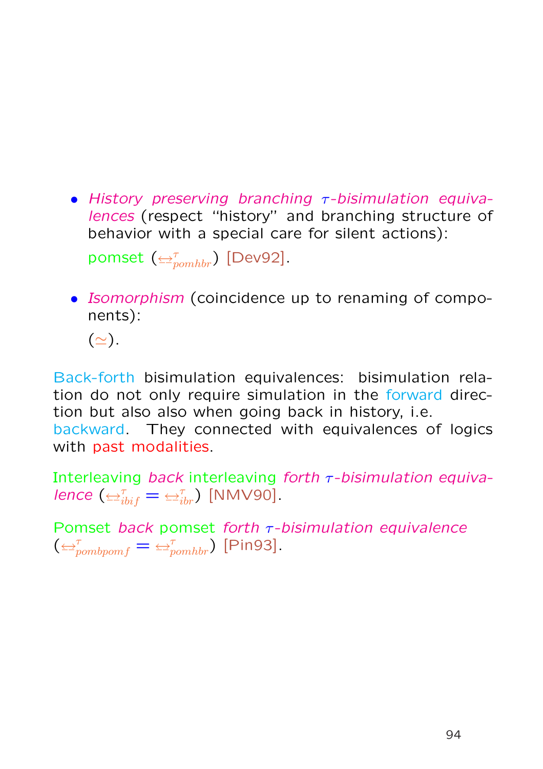- *History preserving branching $\tau$-bisimulation equivalences* (respect "history" and branching structure of behavior with a special care for silent actions):

  pomset ($\underline{\leftrightarrow}^{\tau}_{pomhbr}$) [Dev92].

- *Isomorphism* (coincidence up to renaming of components):

  ($\simeq$).

Back-forth bisimulation equivalences: bisimulation relation do not only require simulation in the forward direction but also also when going back in history, i.e. backward. They connected with equivalences of logics with past modalities.

Interleaving *back* interleaving *forth $\tau$-bisimulation equivalence* ($\underline{\leftrightarrow}^{\tau}_{ibif} = \underline{\leftrightarrow}^{\tau}_{ibr}$) [NMV90].

Pomset *back* pomset *forth $\tau$-bisimulation equivalence* ($\underline{\leftrightarrow}^{\tau}_{pombpomf} = \underline{\leftrightarrow}^{\tau}_{pomhbr}$) [Pin93].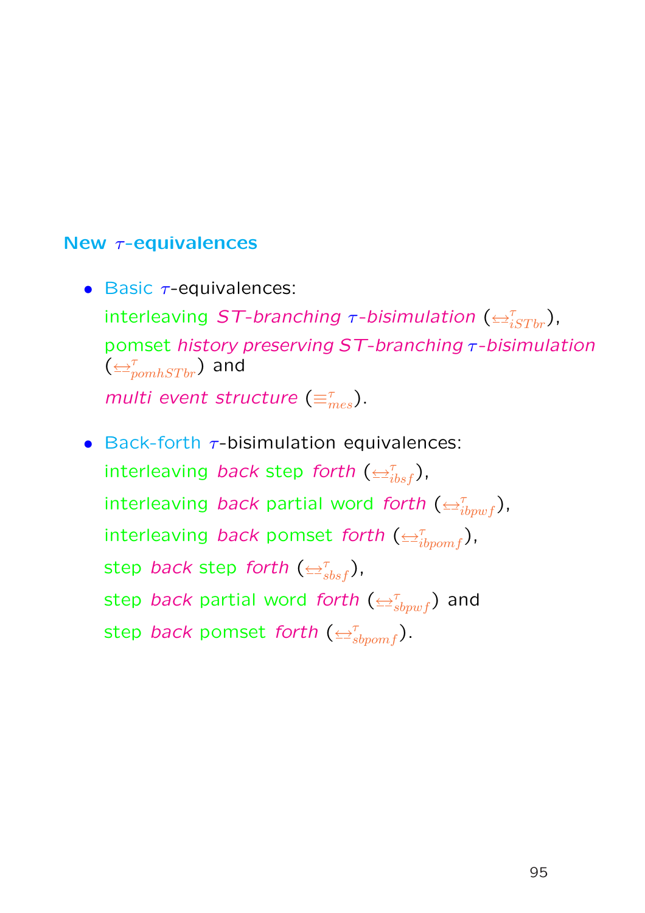## New $\tau$-equivalences

- Basic $\tau$-equivalences:
  interleaving *ST-branching $\tau$-bisimulation* ($\underline{\leftrightarrow}^{\tau}_{iSTbr}$),
  pomset *history preserving ST-branching $\tau$-bisimulation* ($\underline{\leftrightarrow}^{\tau}_{pomhSTbr}$) and
  *multi event structure* ($\equiv^{\tau}_{mes}$).

- Back-forth $\tau$-bisimulation equivalences:
  interleaving *back* step *forth* ($\underline{\leftrightarrow}^{\tau}_{ibsf}$),
  interleaving *back* partial word *forth* ($\underline{\leftrightarrow}^{\tau}_{ibpwf}$),
  interleaving *back* pomset *forth* ($\underline{\leftrightarrow}^{\tau}_{ibpomf}$),
  step *back* step *forth* ($\underline{\leftrightarrow}^{\tau}_{sbsf}$),
  step *back* partial word *forth* ($\underline{\leftrightarrow}^{\tau}_{sbpwf}$) and
  step *back* pomset *forth* ($\underline{\leftrightarrow}^{\tau}_{sbpomf}$).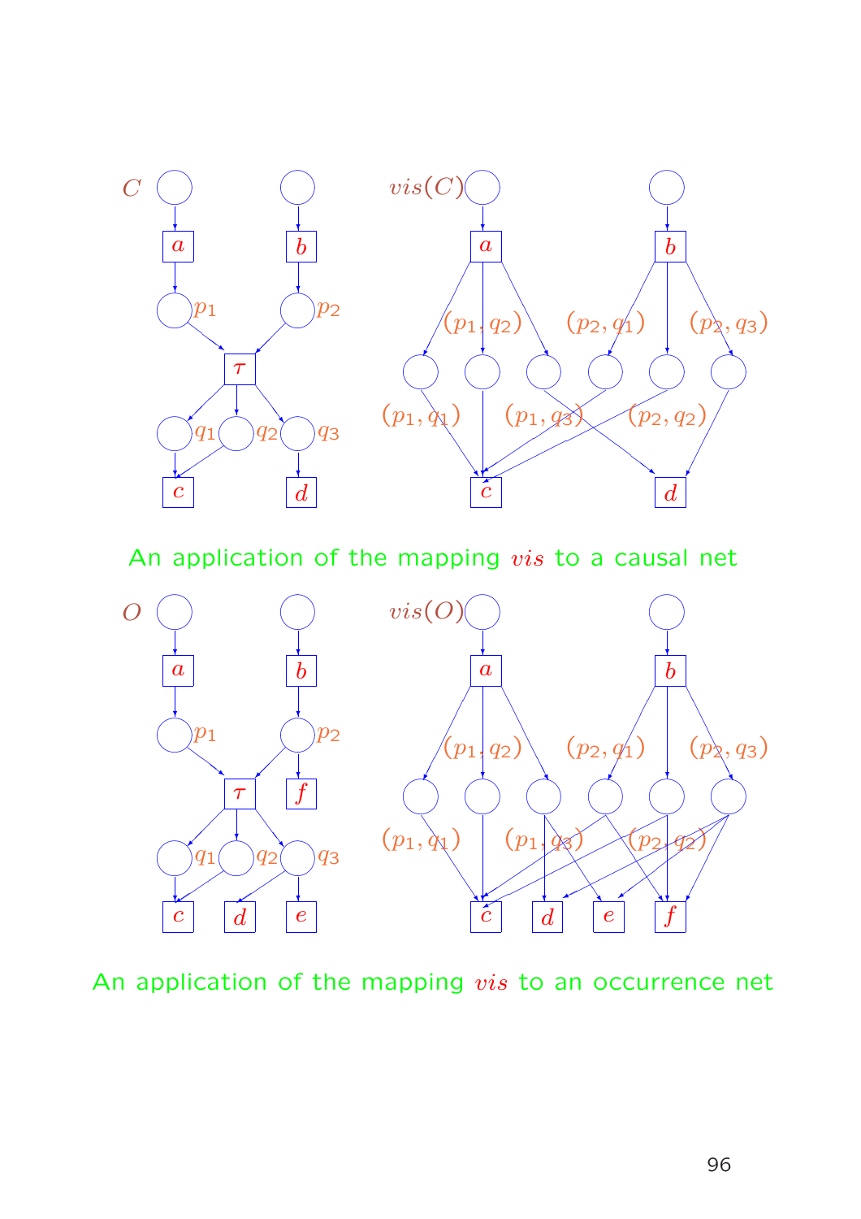An application of the mapping $vis$ to a causal net

An application of the mapping $vis$ to an occurrence net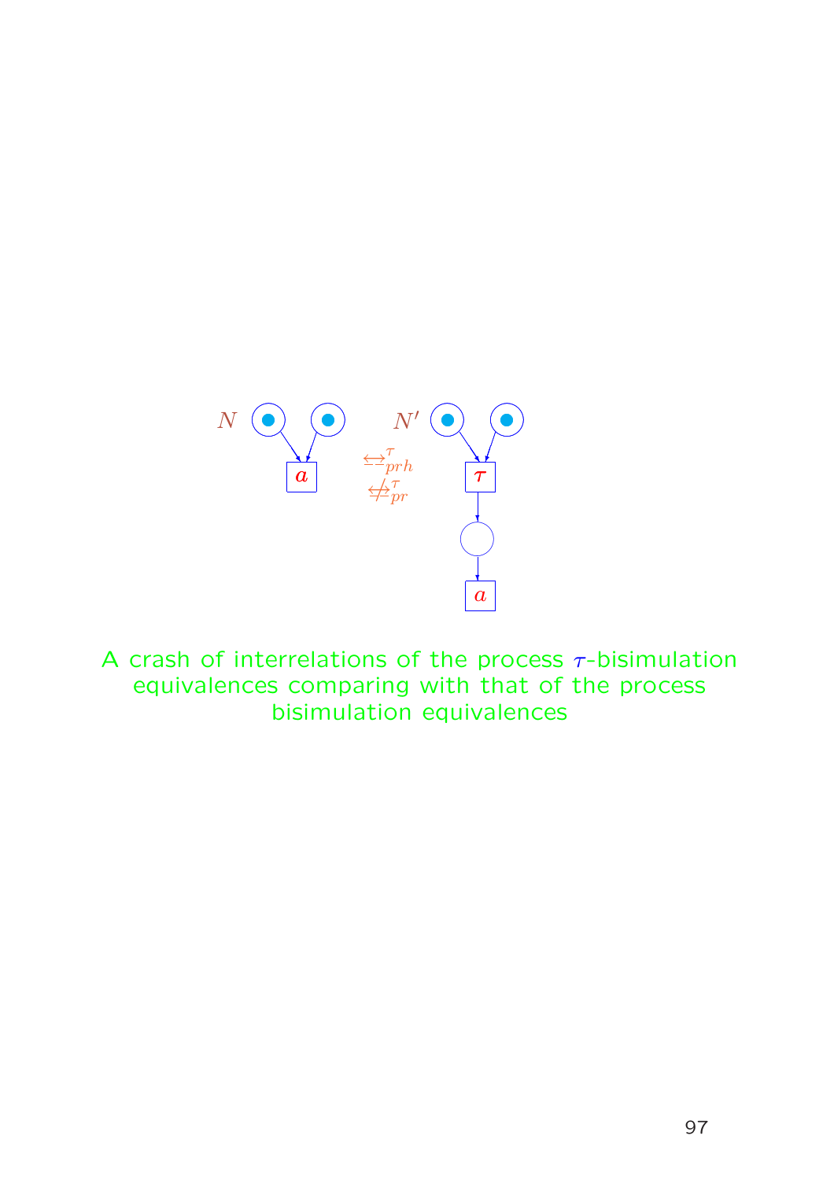$N$ $\quad$ $N'$

$\underline{\leftrightarrow}^{\tau}_{prh}$

$\not\underline{\leftrightarrow}^{\tau}_{pr}$

A crash of interrelations of the process $\tau$-bisimulation equivalences comparing with that of the process bisimulation equivalences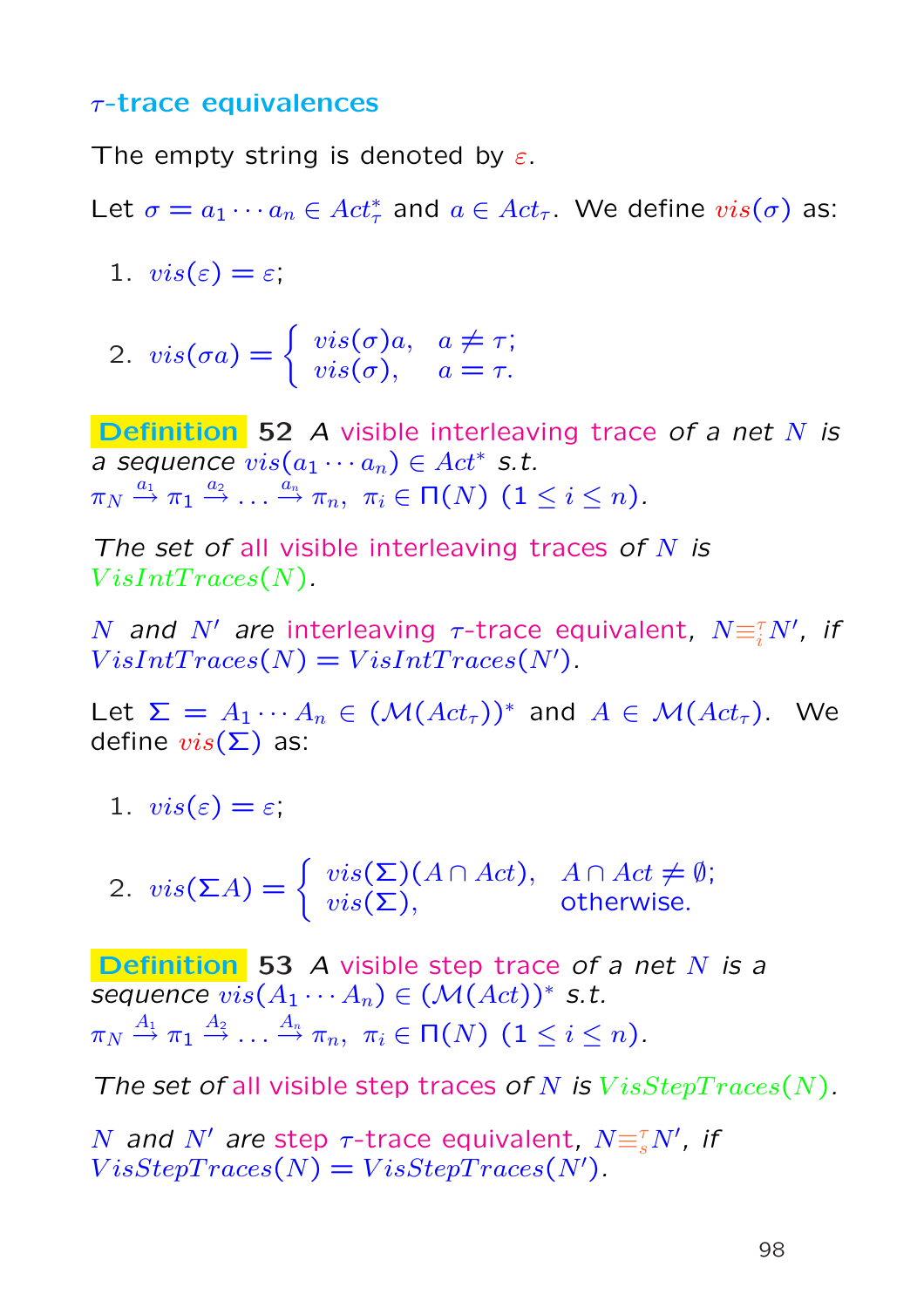### $\tau$-trace equivalences

The empty string is denoted by $\varepsilon$.

Let $\sigma = a_1 \cdots a_n \in Act_\tau^*$ and $a \in Act_\tau$. We define $vis(\sigma)$ as:

1. $vis(\varepsilon) = \varepsilon$;
2. $vis(\sigma a) = \begin{cases} vis(\sigma)a, & a \neq \tau; \\ vis(\sigma), & a = \tau. \end{cases}$

**Definition 52** *A visible interleaving trace of a net $N$ is a sequence $vis(a_1 \cdots a_n) \in Act^*$ s.t. $\pi_N \xrightarrow{a_1} \pi_1 \xrightarrow{a_2} \ldots \xrightarrow{a_n} \pi_n,\ \pi_i \in \Pi(N)\ (1 \leq i \leq n)$.*

*The set of all visible interleaving traces of $N$ is $VisIntTraces(N)$.*

*$N$ and $N'$ are interleaving $\tau$-trace equivalent, $N \equiv_i^\tau N'$, if $VisIntTraces(N) = VisIntTraces(N')$.*

Let $\Sigma = A_1 \cdots A_n \in (\mathcal{M}(Act_\tau))^*$ and $A \in \mathcal{M}(Act_\tau)$. We define $vis(\Sigma)$ as:

1. $vis(\varepsilon) = \varepsilon$;
2. $vis(\Sigma A) = \begin{cases} vis(\Sigma)(A \cap Act), & A \cap Act \neq \emptyset; \\ vis(\Sigma), & \text{otherwise.} \end{cases}$

**Definition 53** *A visible step trace of a net $N$ is a sequence $vis(A_1 \cdots A_n) \in (\mathcal{M}(Act))^*$ s.t. $\pi_N \xrightarrow{A_1} \pi_1 \xrightarrow{A_2} \ldots \xrightarrow{A_n} \pi_n,\ \pi_i \in \Pi(N)\ (1 \leq i \leq n)$.*

*The set of all visible step traces of $N$ is $VisStepTraces(N)$.*

*$N$ and $N'$ are step $\tau$-trace equivalent, $N \equiv_s^\tau N'$, if $VisStepTraces(N) = VisStepTraces(N')$.*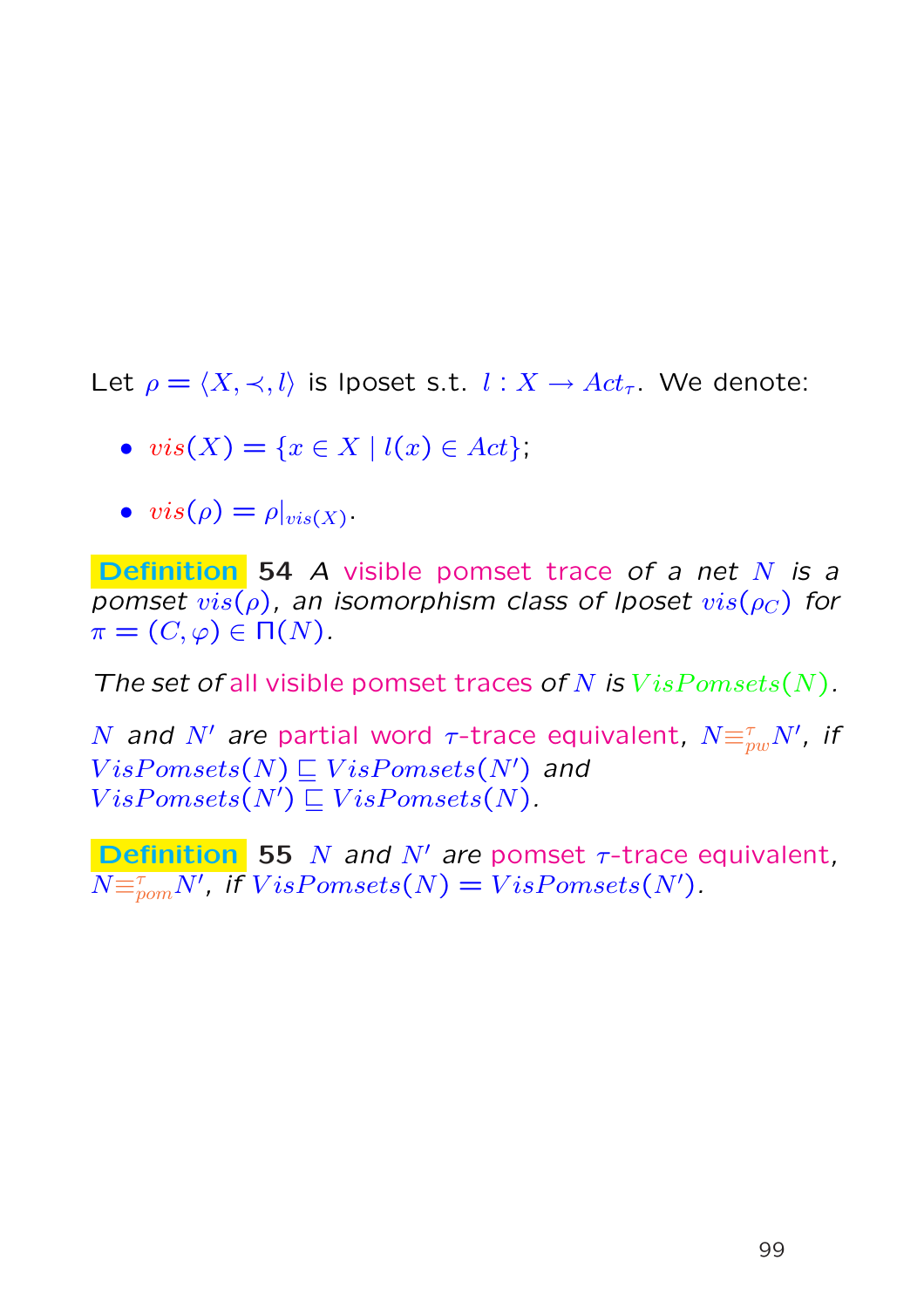Let $\rho = \langle X, \prec, l \rangle$ is lposet s.t. $l : X \to Act_\tau$. We denote:

- $vis(X) = \{x \in X \mid l(x) \in Act\}$;
- $vis(\rho) = \rho|_{vis(X)}$.

**Definition** **54** *A visible pomset trace of a net $N$ is a pomset $vis(\rho)$, an isomorphism class of lposet $vis(\rho_C)$ for $\pi = (C, \varphi) \in \Pi(N)$.*

*The set of all visible pomset traces of $N$ is $VisPomsets(N)$.*

*$N$ and $N'$ are partial word $\tau$-trace equivalent, $N \equiv^\tau_{pw} N'$, if $VisPomsets(N) \sqsubseteq VisPomsets(N')$ and $VisPomsets(N') \sqsubseteq VisPomsets(N)$.*

**Definition** **55** *$N$ and $N'$ are pomset $\tau$-trace equivalent, $N \equiv^\tau_{pom} N'$, if $VisPomsets(N) = VisPomsets(N')$.*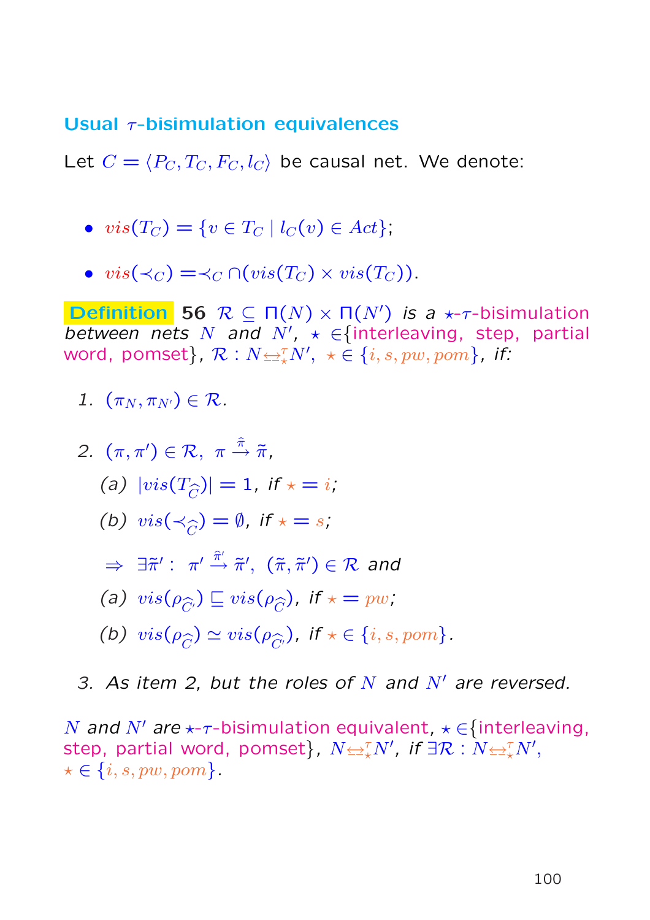## Usual $\tau$-bisimulation equivalences

Let $C = \langle P_C, T_C, F_C, l_C\rangle$ be causal net. We denote:

- $vis(T_C) = \{v \in T_C \mid l_C(v) \in Act\}$;
- $vis(\prec_C) = \prec_C \cap (vis(T_C) \times vis(T_C))$.

**Definition 56** *$\mathcal{R} \subseteq \Pi(N) \times \Pi(N')$ is a $\star$-$\tau$-bisimulation between nets $N$ and $N'$, $\star \in$\{interleaving, step, partial word, pomset\}, $\mathcal{R} : N \underline{\leftrightarrow}_\star^\tau N'$, $\star \in \{i, s, pw, pom\}$, if:*

1. $(\pi_N, \pi_{N'}) \in \mathcal{R}$.
2. $(\pi, \pi') \in \mathcal{R}$, $\pi \stackrel{\widehat{\pi}}{\rightarrow} \tilde{\pi}$,
   - (a) $|vis(T_{\widehat{C}})| = 1$, *if* $\star = i$;
   - (b) $vis(\prec_{\widehat{C}}) = \emptyset$, *if* $\star = s$;

   $\Rightarrow$ $\exists \tilde{\pi}' : \ \pi' \stackrel{\widehat{\pi}'}{\rightarrow} \tilde{\pi}'$, $(\tilde{\pi}, \tilde{\pi}') \in \mathcal{R}$ *and*
   - (a) $vis(\rho_{\widehat{C'}}) \sqsubseteq vis(\rho_{\widehat{C}})$, *if* $\star = pw$;
   - (b) $vis(\rho_{\widehat{C}}) \simeq vis(\rho_{\widehat{C'}})$, *if* $\star \in \{i, s, pom\}$.
3. *As item 2, but the roles of $N$ and $N'$ are reversed.*

*$N$ and $N'$ are $\star$-$\tau$-bisimulation equivalent, $\star \in$\{interleaving, step, partial word, pomset\}, $N \underline{\leftrightarrow}_\star^\tau N'$, if $\exists \mathcal{R} : N \underline{\leftrightarrow}_\star^\tau N'$, $\star \in \{i, s, pw, pom\}$.*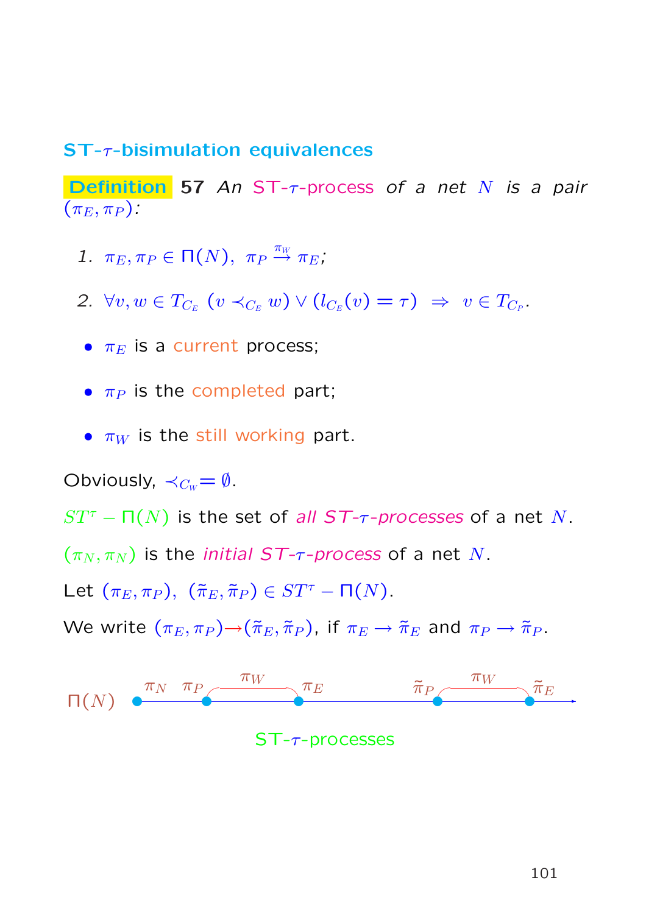## ST-$\tau$-bisimulation equivalences

**Definition 57** *An ST-$\tau$-process of a net $N$ is a pair $(\pi_E, \pi_P)$:*

1. $\pi_E, \pi_P \in \Pi(N),\ \pi_P \xrightarrow{\pi_W} \pi_E$;
2. $\forall v, w \in T_{C_E}\ (v \prec_{C_E} w) \vee (l_{C_E}(v) = \tau)\ \Rightarrow\ v \in T_{C_P}$.

- $\pi_E$ is a current process;
- $\pi_P$ is the completed part;
- $\pi_W$ is the still working part.

Obviously, $\prec_{C_W} = \emptyset$.

$ST^\tau - \Pi(N)$ is the set of *all ST-$\tau$-processes* of a net $N$.

$(\pi_N, \pi_N)$ is the *initial ST-$\tau$-process* of a net $N$.

Let $(\pi_E, \pi_P),\ (\tilde{\pi}_E, \tilde{\pi}_P) \in ST^\tau - \Pi(N)$.

We write $(\pi_E, \pi_P) \rightarrow (\tilde{\pi}_E, \tilde{\pi}_P)$, if $\pi_E \rightarrow \tilde{\pi}_E$ and $\pi_P \rightarrow \tilde{\pi}_P$.

$\Pi(N)$: $\pi_N$, $\pi_P \xrightarrow{\pi_W} \pi_E$, $\tilde{\pi}_P \xrightarrow{\pi_W} \tilde{\pi}_E$

ST-$\tau$-processes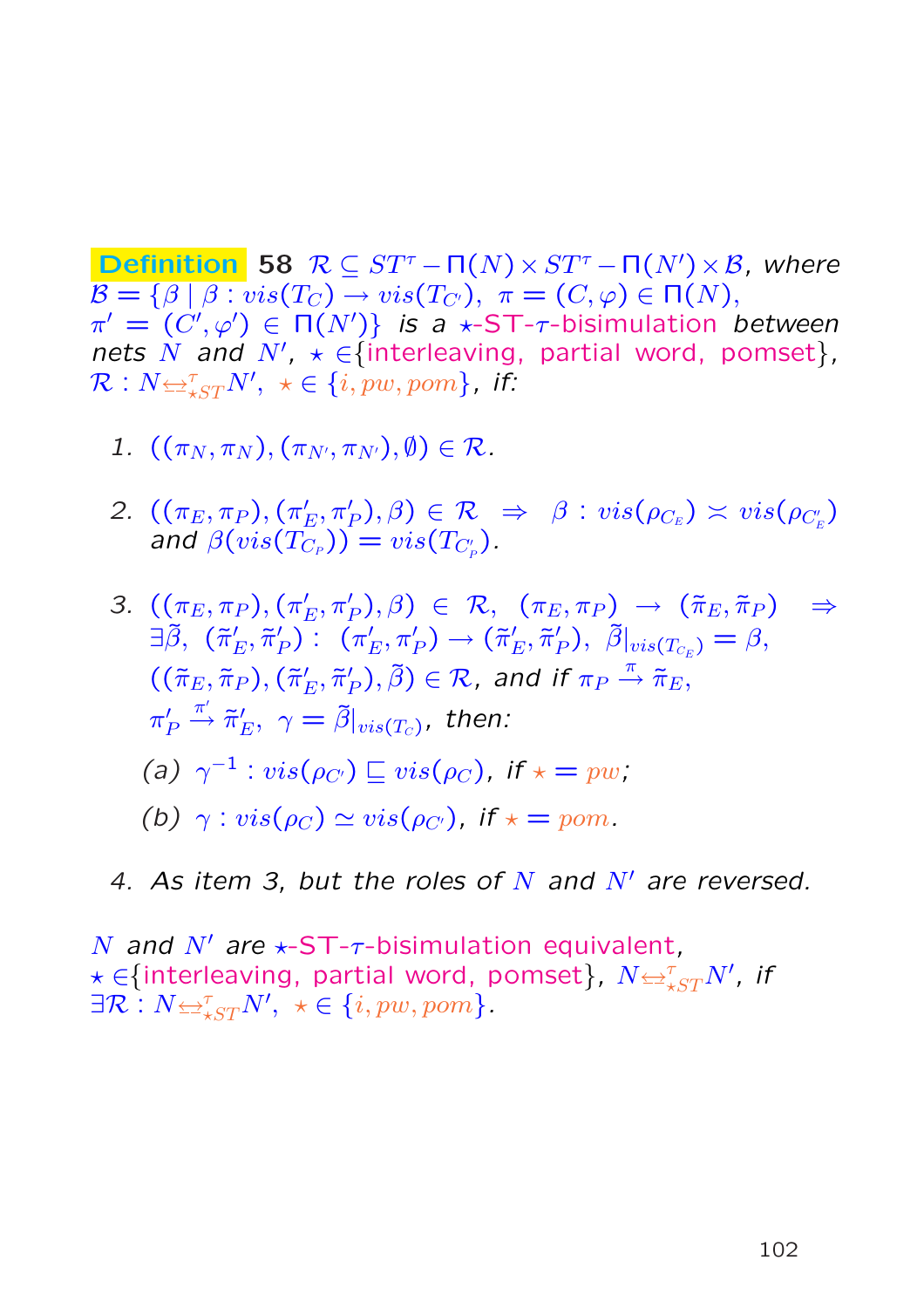**Definition** **58** $\mathcal{R} \subseteq ST^\tau - \Pi(N) \times ST^\tau - \Pi(N') \times \mathcal{B}$, *where* $\mathcal{B} = \{\beta \mid \beta : vis(T_C) \to vis(T_{C'}),\ \pi = (C, \varphi) \in \Pi(N),$ $\pi' = (C', \varphi') \in \Pi(N')\}$ *is a* $\star$-ST-$\tau$-bisimulation *between nets* $N$ *and* $N'$, $\star \in$ {interleaving, partial word, pomset}, $\mathcal{R} : N \underline{\leftrightarrow}^\tau_{\star ST} N',\ \star \in \{i, pw, pom\}$, *if:*

1. $((\pi_N, \pi_N), (\pi_{N'}, \pi_{N'}), \emptyset) \in \mathcal{R}$.

2. $((\pi_E, \pi_P), (\pi'_E, \pi'_P), \beta) \in \mathcal{R} \ \Rightarrow\ \beta : vis(\rho_{C_E}) \asymp vis(\rho_{C'_E})$ *and* $\beta(vis(T_{C_P})) = vis(T_{C'_P})$.

3. $((\pi_E, \pi_P), (\pi'_E, \pi'_P), \beta) \in \mathcal{R},\ (\pi_E, \pi_P) \to (\tilde{\pi}_E, \tilde{\pi}_P) \ \Rightarrow$ $\exists \tilde{\beta},\ (\tilde{\pi}'_E, \tilde{\pi}'_P) :\ (\pi'_E, \pi'_P) \to (\tilde{\pi}'_E, \tilde{\pi}'_P),\ \tilde{\beta}|_{vis(T_{C_E})} = \beta,$ $((\tilde{\pi}_E, \tilde{\pi}_P), (\tilde{\pi}'_E, \tilde{\pi}'_P), \tilde{\beta}) \in \mathcal{R}$, *and if* $\pi_P \xrightarrow{\pi} \tilde{\pi}_E$, $\pi'_P \xrightarrow{\pi'} \tilde{\pi}'_E,\ \gamma = \tilde{\beta}|_{vis(T_C)}$, *then:*

   (a) $\gamma^{-1} : vis(\rho_{C'}) \sqsubseteq vis(\rho_C)$, *if* $\star = pw$;

   (b) $\gamma : vis(\rho_C) \simeq vis(\rho_{C'})$, *if* $\star = pom$.

4. *As item 3, but the roles of* $N$ *and* $N'$ *are reversed.*

$N$ *and* $N'$ *are* $\star$-ST-$\tau$-bisimulation equivalent, $\star \in$ {interleaving, partial word, pomset}, $N \underline{\leftrightarrow}^\tau_{\star ST} N'$, *if* $\exists \mathcal{R} : N \underline{\leftrightarrow}^\tau_{\star ST} N',\ \star \in \{i, pw, pom\}$.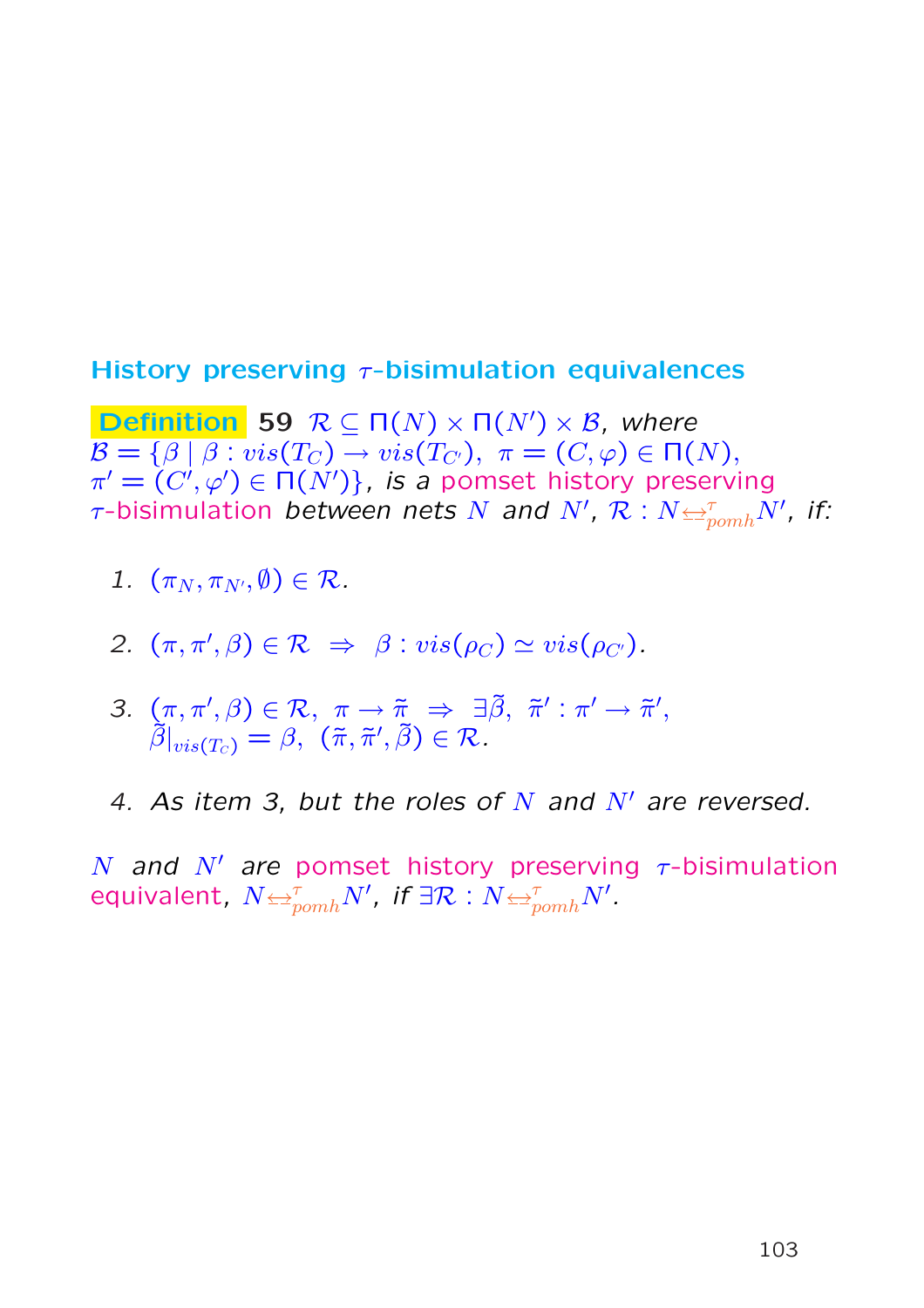## History preserving $\tau$-bisimulation equivalences

**Definition** **59** $\mathcal{R} \subseteq \Pi(N) \times \Pi(N') \times \mathcal{B}$, *where* $\mathcal{B} = \{\beta \mid \beta : vis(T_C) \to vis(T_{C'}),\ \pi = (C, \varphi) \in \Pi(N),$ $\pi' = (C', \varphi') \in \Pi(N')\}$, *is a* pomset history preserving $\tau$-bisimulation *between nets* $N$ *and* $N'$, $\mathcal{R} : N \underline{\leftrightarrow}^{\tau}_{pomh} N'$, *if:*

1. $(\pi_N, \pi_{N'}, \emptyset) \in \mathcal{R}$.

2. $(\pi, \pi', \beta) \in \mathcal{R} \ \Rightarrow\ \beta : vis(\rho_C) \simeq vis(\rho_{C'})$.

3. $(\pi, \pi', \beta) \in \mathcal{R},\ \pi \to \tilde{\pi} \ \Rightarrow\ \exists \tilde{\beta},\ \tilde{\pi}' : \pi' \to \tilde{\pi}',$ $\tilde{\beta}|_{vis(T_C)} = \beta,\ (\tilde{\pi}, \tilde{\pi}', \tilde{\beta}) \in \mathcal{R}$.

4. *As item 3, but the roles of* $N$ *and* $N'$ *are reversed.*

$N$ *and* $N'$ *are* pomset history preserving $\tau$-bisimulation equivalent, $N \underline{\leftrightarrow}^{\tau}_{pomh} N'$, *if* $\exists \mathcal{R} : N \underline{\leftrightarrow}^{\tau}_{pomh} N'$.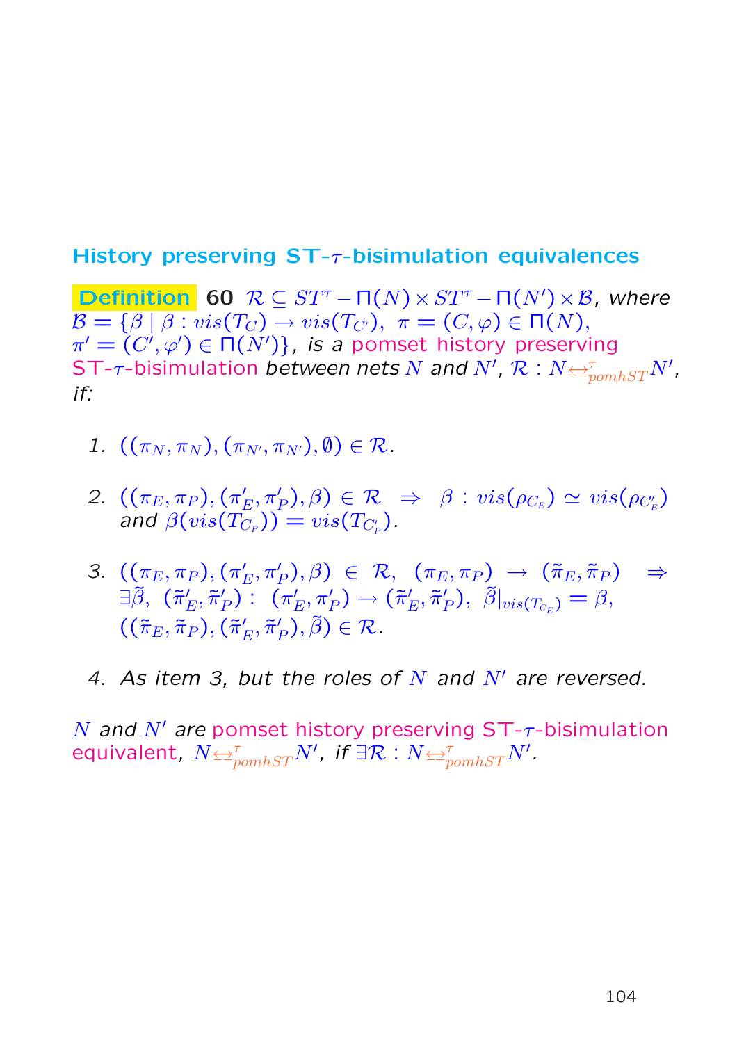## History preserving ST-$\tau$-bisimulation equivalences

**Definition 60** $\mathcal{R} \subseteq ST^\tau - \Pi(N) \times ST^\tau - \Pi(N') \times \mathcal{B}$, *where* $\mathcal{B} = \{\beta \mid \beta : vis(T_C) \to vis(T_{C'}),\ \pi = (C, \varphi) \in \Pi(N),$ $\pi' = (C', \varphi') \in \Pi(N')\}$, *is a* pomset history preserving ST-$\tau$-bisimulation *between nets* $N$ *and* $N'$, $\mathcal{R} : N \underline{\leftrightarrow}^\tau_{pomhST} N'$, *if:*

1. $((\pi_N, \pi_N), (\pi_{N'}, \pi_{N'}), \emptyset) \in \mathcal{R}$.

2. $((\pi_E, \pi_P), (\pi'_E, \pi'_P), \beta) \in \mathcal{R} \ \Rightarrow \ \beta : vis(\rho_{C_E}) \simeq vis(\rho_{C'_E})$ *and* $\beta(vis(T_{C_P})) = vis(T_{C'_P})$.

3. $((\pi_E, \pi_P), (\pi'_E, \pi'_P), \beta) \in \mathcal{R},\ (\pi_E, \pi_P) \to (\tilde{\pi}_E, \tilde{\pi}_P) \ \Rightarrow$ $\exists \tilde{\beta},\ (\tilde{\pi}'_E, \tilde{\pi}'_P) :\ (\pi'_E, \pi'_P) \to (\tilde{\pi}'_E, \tilde{\pi}'_P),\ \tilde{\beta}|_{vis(T_{C_E})} = \beta,$ $((\tilde{\pi}_E, \tilde{\pi}_P), (\tilde{\pi}'_E, \tilde{\pi}'_P), \tilde{\beta}) \in \mathcal{R}$.

4. *As item 3, but the roles of* $N$ *and* $N'$ *are reversed.*

$N$ *and* $N'$ *are* pomset history preserving ST-$\tau$-bisimulation equivalent, $N \underline{\leftrightarrow}^\tau_{pomhST} N'$, *if* $\exists \mathcal{R} : N \underline{\leftrightarrow}^\tau_{pomhST} N'$.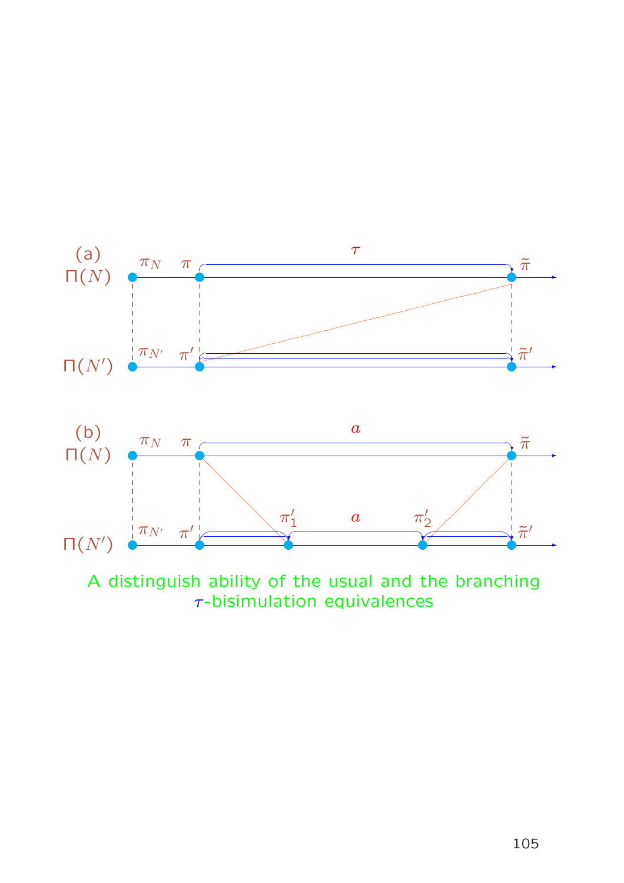(a)

$\Pi(N)$ $\pi_N$ $\pi$ $\tau$ $\tilde{\pi}$

$\Pi(N')$ $\pi_{N'}$ $\pi'$ $\tilde{\pi}'$

(b)

$\Pi(N)$ $\pi_N$ $\pi$ $a$ $\tilde{\pi}$

$\Pi(N')$ $\pi_{N'}$ $\pi'$ $\pi'_1$ $a$ $\pi'_2$ $\tilde{\pi}'$

A distinguish ability of the usual and the branching $\tau$-bisimulation equivalences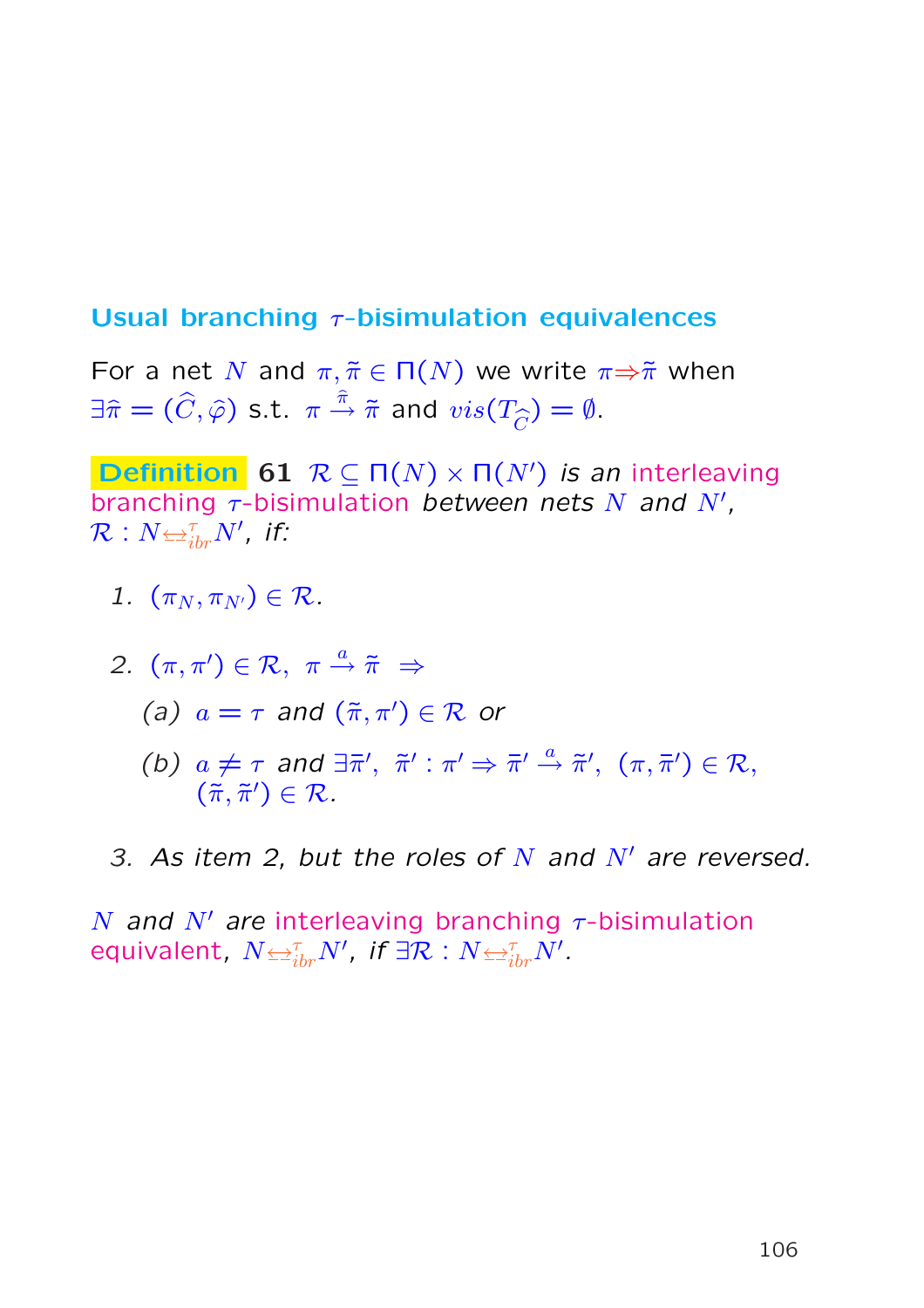## Usual branching $\tau$-bisimulation equivalences

For a net $N$ and $\pi, \tilde{\pi} \in \Pi(N)$ we write $\pi \Rightarrow \tilde{\pi}$ when $\exists \hat{\pi} = (\widehat{C}, \widehat{\varphi})$ s.t. $\pi \xrightarrow{\hat{\pi}} \tilde{\pi}$ and $vis(T_{\widehat{C}}) = \emptyset$.

**Definition 61** *$\mathcal{R} \subseteq \Pi(N) \times \Pi(N')$ is an interleaving branching $\tau$-bisimulation between nets $N$ and $N'$, $\mathcal{R} : N \underline{\leftrightarrow}^{\tau}_{ibr} N'$, if:*

1. $(\pi_N, \pi_{N'}) \in \mathcal{R}$.
2. $(\pi, \pi') \in \mathcal{R},\ \pi \xrightarrow{a} \tilde{\pi}\ \Rightarrow$
   - (a) $a = \tau$ *and* $(\tilde{\pi}, \pi') \in \mathcal{R}$ *or*
   - (b) $a \neq \tau$ *and* $\exists \bar{\pi}',\ \tilde{\pi}' : \pi' \Rightarrow \bar{\pi}' \xrightarrow{a} \tilde{\pi}',\ (\pi, \bar{\pi}') \in \mathcal{R}$, $(\tilde{\pi}, \tilde{\pi}') \in \mathcal{R}$.
3. *As item 2, but the roles of $N$ and $N'$ are reversed.*

*$N$ and $N'$ are interleaving branching $\tau$-bisimulation equivalent, $N \underline{\leftrightarrow}^{\tau}_{ibr} N'$, if $\exists \mathcal{R} : N \underline{\leftrightarrow}^{\tau}_{ibr} N'$.*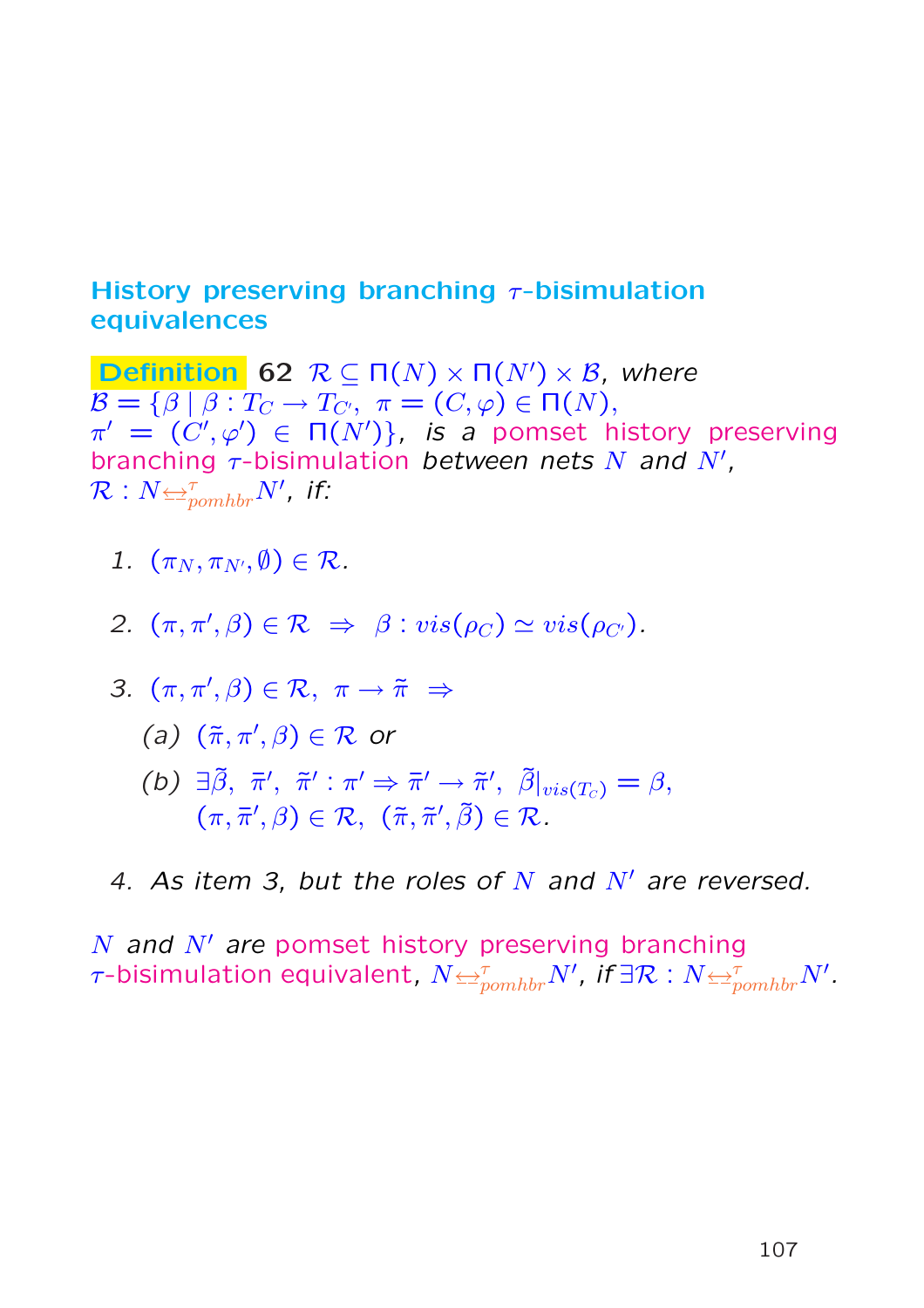## History preserving branching $\tau$-bisimulation equivalences

**Definition 62** $\mathcal{R} \subseteq \Pi(N) \times \Pi(N') \times \mathcal{B}$, *where* $\mathcal{B} = \{\beta \mid \beta : T_C \to T_{C'},\ \pi = (C, \varphi) \in \Pi(N),$ $\pi' = (C', \varphi') \in \Pi(N')\}$, *is a* pomset history preserving branching $\tau$-bisimulation *between nets* $N$ *and* $N'$, $\mathcal{R} : N \underline{\leftrightarrow}^{\tau}_{pomhbr} N'$, *if:*

1. $(\pi_N, \pi_{N'}, \emptyset) \in \mathcal{R}$.

2. $(\pi, \pi', \beta) \in \mathcal{R} \ \Rightarrow \ \beta : vis(\rho_C) \simeq vis(\rho_{C'})$.

3. $(\pi, \pi', \beta) \in \mathcal{R},\ \pi \to \tilde{\pi} \ \Rightarrow$

   (a) $(\tilde{\pi}, \pi', \beta) \in \mathcal{R}$ *or*

   (b) $\exists \tilde{\beta},\ \bar{\pi}',\ \tilde{\pi}' : \pi' \Rightarrow \bar{\pi}' \to \tilde{\pi}',\ \tilde{\beta}|_{vis(T_C)} = \beta,$ $(\pi, \bar{\pi}', \beta) \in \mathcal{R},\ (\tilde{\pi}, \tilde{\pi}', \tilde{\beta}) \in \mathcal{R}$.

4. *As item 3, but the roles of* $N$ *and* $N'$ *are reversed.*

$N$ *and* $N'$ *are* pomset history preserving branching $\tau$-bisimulation equivalent, $N \underline{\leftrightarrow}^{\tau}_{pomhbr} N'$, *if* $\exists \mathcal{R} : N \underline{\leftrightarrow}^{\tau}_{pomhbr} N'$.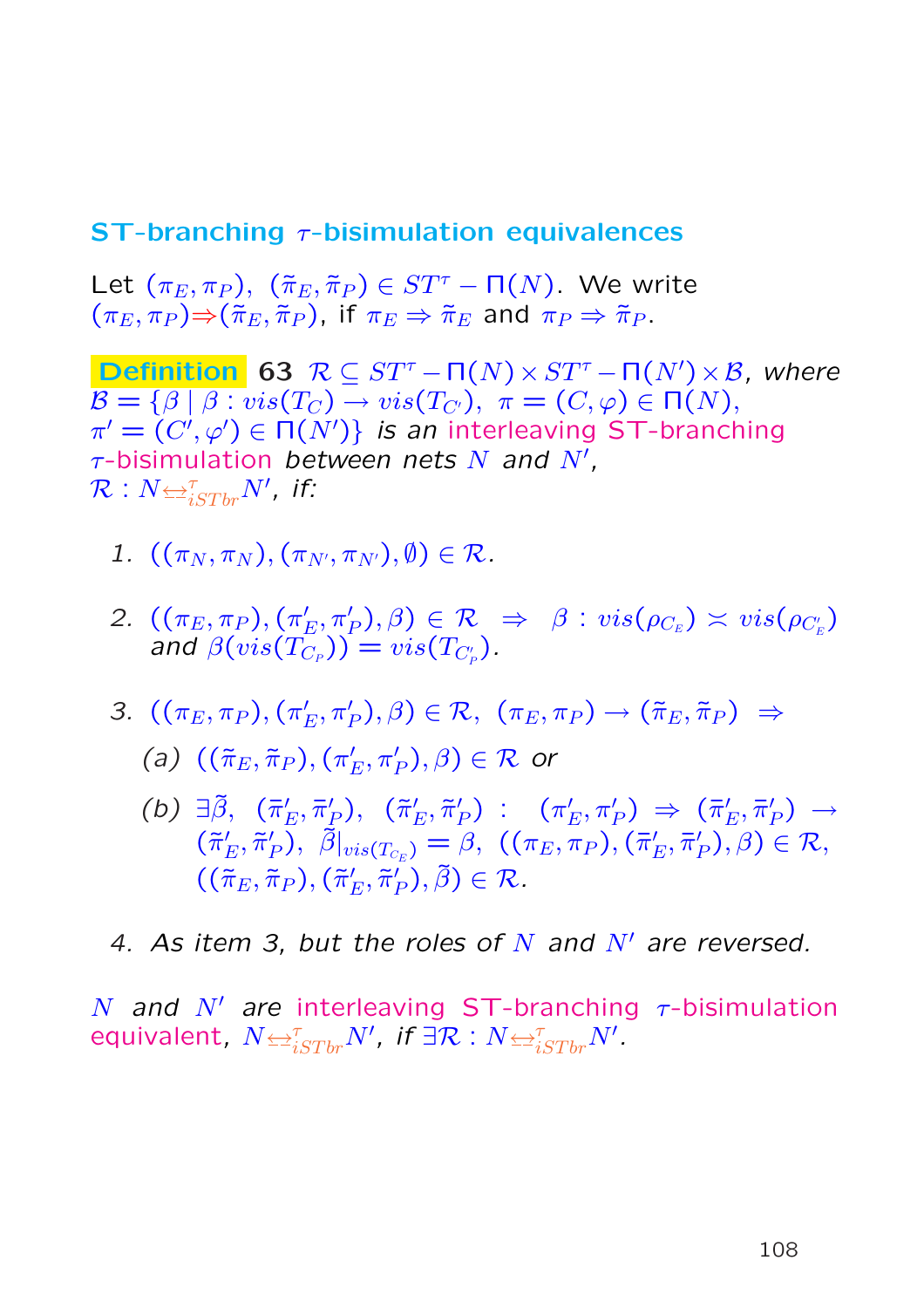## ST-branching $\tau$-bisimulation equivalences

Let $(\pi_E, \pi_P),\ (\tilde{\pi}_E, \tilde{\pi}_P) \in ST^\tau - \Pi(N)$. We write $(\pi_E, \pi_P) \Rightarrow (\tilde{\pi}_E, \tilde{\pi}_P)$, if $\pi_E \Rightarrow \tilde{\pi}_E$ and $\pi_P \Rightarrow \tilde{\pi}_P$.

**Definition 63** *$\mathcal{R} \subseteq ST^\tau - \Pi(N) \times ST^\tau - \Pi(N') \times \mathcal{B}$, where $\mathcal{B} = \{\beta \mid \beta : vis(T_C) \to vis(T_{C'}),\ \pi = (C, \varphi) \in \Pi(N),$ $\pi' = (C', \varphi') \in \Pi(N')\}$ is an interleaving ST-branching $\tau$-bisimulation between nets $N$ and $N'$, $\mathcal{R} : N \underline{\leftrightarrow}^\tau_{iSTbr} N'$, if:*

1. $((\pi_N, \pi_N), (\pi_{N'}, \pi_{N'}), \emptyset) \in \mathcal{R}$.

2. $((\pi_E, \pi_P), (\pi'_E, \pi'_P), \beta) \in \mathcal{R} \ \Rightarrow\ \beta : vis(\rho_{C_E}) \asymp vis(\rho_{C'_E})$ *and* $\beta(vis(T_{C_P})) = vis(T_{C'_P})$.

3. $((\pi_E, \pi_P), (\pi'_E, \pi'_P), \beta) \in \mathcal{R},\ (\pi_E, \pi_P) \to (\tilde{\pi}_E, \tilde{\pi}_P)\ \Rightarrow$
   - (a) $((\tilde{\pi}_E, \tilde{\pi}_P), (\pi'_E, \pi'_P), \beta) \in \mathcal{R}$ *or*
   - (b) $\exists \tilde{\beta},\ (\bar{\pi}'_E, \bar{\pi}'_P),\ (\tilde{\pi}'_E, \tilde{\pi}'_P)\ :\ (\pi'_E, \pi'_P) \Rightarrow (\bar{\pi}'_E, \bar{\pi}'_P) \to (\tilde{\pi}'_E, \tilde{\pi}'_P),\ \tilde{\beta}|_{vis(T_{C_E})} = \beta,\ ((\pi_E, \pi_P), (\bar{\pi}'_E, \bar{\pi}'_P), \beta) \in \mathcal{R},$ $((\tilde{\pi}_E, \tilde{\pi}_P), (\tilde{\pi}'_E, \tilde{\pi}'_P), \tilde{\beta}) \in \mathcal{R}$.

4. *As item 3, but the roles of $N$ and $N'$ are reversed.*

$N$ *and* $N'$ *are interleaving ST-branching $\tau$-bisimulation equivalent,* $N \underline{\leftrightarrow}^\tau_{iSTbr} N'$, *if* $\exists \mathcal{R} : N \underline{\leftrightarrow}^\tau_{iSTbr} N'$.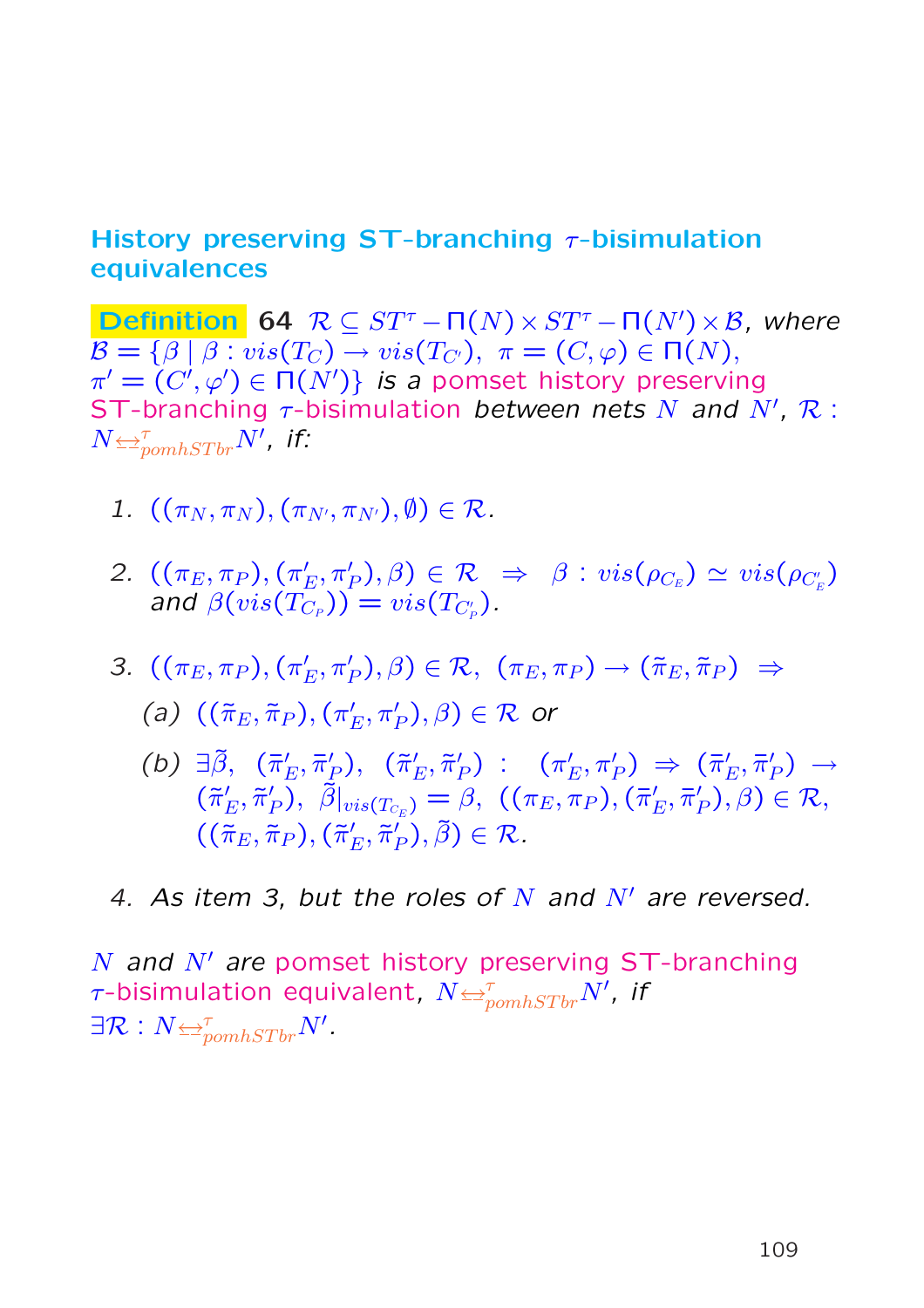## History preserving ST-branching $\tau$-bisimulation equivalences

**Definition 64** $\mathcal{R} \subseteq ST^{\tau}-\Pi(N) \times ST^{\tau}-\Pi(N') \times \mathcal{B}$, *where* $\mathcal{B} = \{\beta \mid \beta : vis(T_C) \to vis(T_{C'}),\ \pi = (C, \varphi) \in \Pi(N),$ $\pi' = (C', \varphi') \in \Pi(N')\}$ *is a* pomset history preserving ST-branching $\tau$-bisimulation *between nets* $N$ *and* $N'$, $\mathcal{R} : N \underline{\leftrightarrow}^{\tau}_{pomhSTbr} N'$, *if:*

1. $((\pi_N, \pi_N), (\pi_{N'}, \pi_{N'}), \emptyset) \in \mathcal{R}$.

2. $((\pi_E, \pi_P), (\pi'_E, \pi'_P), \beta) \in \mathcal{R} \ \Rightarrow \ \beta : vis(\rho_{C_E}) \simeq vis(\rho_{C'_E})$ *and* $\beta(vis(T_{C_P})) = vis(T_{C'_P})$.

3. $((\pi_E, \pi_P), (\pi'_E, \pi'_P), \beta) \in \mathcal{R},\ (\pi_E, \pi_P) \to (\tilde{\pi}_E, \tilde{\pi}_P) \ \Rightarrow$
   - (a) $((\tilde{\pi}_E, \tilde{\pi}_P), (\pi'_E, \pi'_P), \beta) \in \mathcal{R}$ *or*
   - (b) $\exists \tilde{\beta},\ (\bar{\pi}'_E, \bar{\pi}'_P),\ (\tilde{\pi}'_E, \tilde{\pi}'_P) : \ (\pi'_E, \pi'_P) \Rightarrow (\bar{\pi}'_E, \bar{\pi}'_P) \to (\tilde{\pi}'_E, \tilde{\pi}'_P),\ \tilde{\beta}|_{vis(T_{C_E})} = \beta,\ ((\pi_E, \pi_P), (\bar{\pi}'_E, \bar{\pi}'_P), \beta) \in \mathcal{R},$ $((\tilde{\pi}_E, \tilde{\pi}_P), (\tilde{\pi}'_E, \tilde{\pi}'_P), \tilde{\beta}) \in \mathcal{R}$.

4. *As item 3, but the roles of* $N$ *and* $N'$ *are reversed.*

$N$ *and* $N'$ *are* pomset history preserving ST-branching $\tau$-bisimulation equivalent, $N \underline{\leftrightarrow}^{\tau}_{pomhSTbr} N'$, *if* $\exists \mathcal{R} : N \underline{\leftrightarrow}^{\tau}_{pomhSTbr} N'$.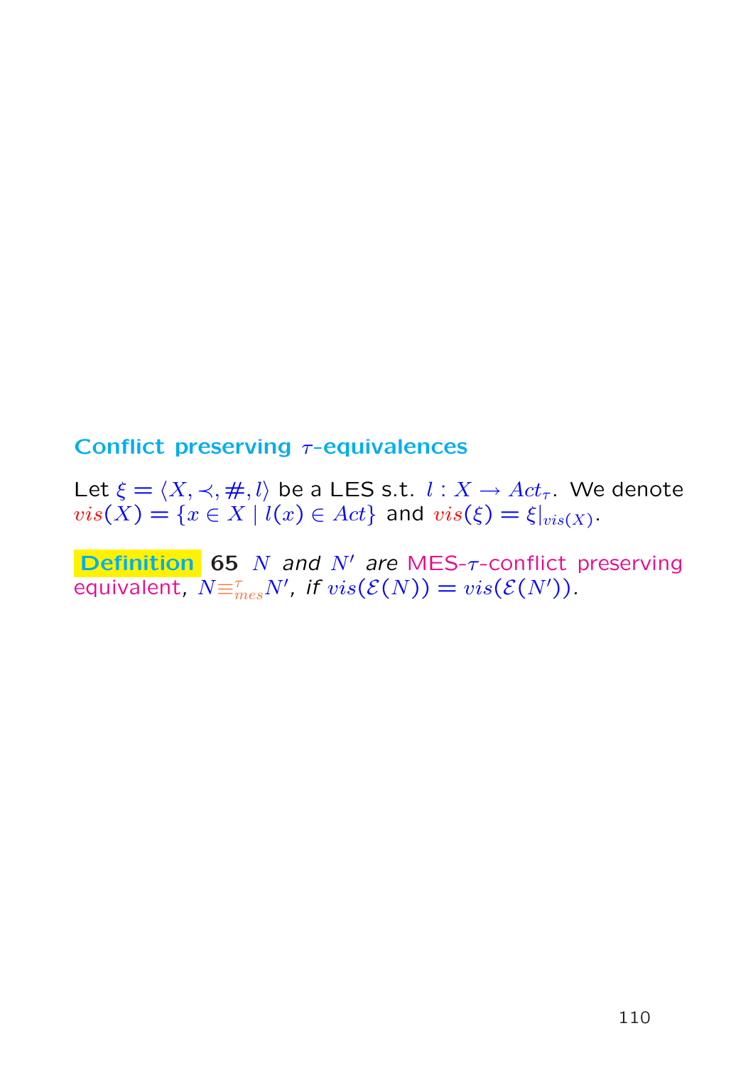## Conflict preserving $\tau$-equivalences

Let $\xi = \langle X, \prec, \#, l\rangle$ be a LES s.t. $l : X \to Act_\tau$. We denote $vis(X) = \{x \in X \mid l(x) \in Act\}$ and $vis(\xi) = \xi|_{vis(X)}$.

**Definition 65** *$N$ and $N'$ are* MES-$\tau$-conflict preserving equivalent, *$N \equiv^{\tau}_{mes} N'$, if $vis(\mathcal{E}(N)) = vis(\mathcal{E}(N'))$.*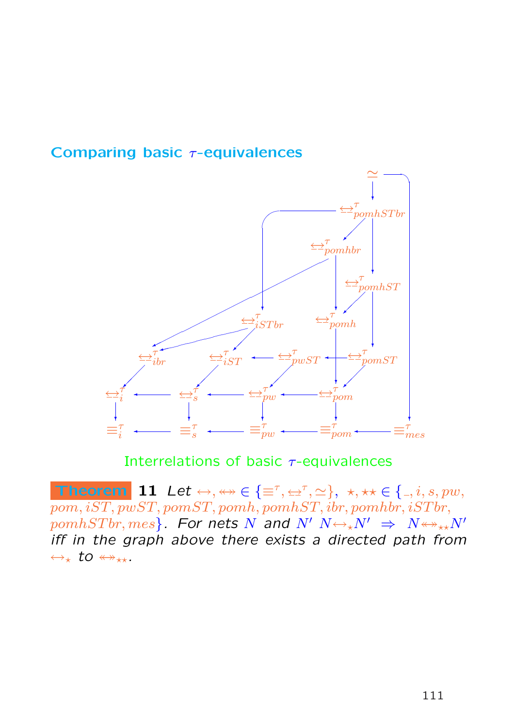## Comparing basic $\tau$-equivalences

Interrelations of basic $\tau$-equivalences

**Theorem 11** *Let* $\leftrightarrow, \leftrightarrow\!\!\!\!\!\leftrightarrow \in \{\equiv^\tau, \underline{\leftrightarrow}^\tau, \simeq\}$, $\star, \star\star \in \{\_, i, s, pw, pom, iST, pwST, pomST, pomh, pomhST, ibr, pomhbr, iSTbr, pomhSTbr, mes\}$. *For nets* $N$ *and* $N'$ $N \leftrightarrow_\star N' \;\Rightarrow\; N \leftrightarrow\!\!\!\!\!\leftrightarrow_{\star\star} N'$ *iff in the graph above there exists a directed path from* $\leftrightarrow_\star$ *to* $\leftrightarrow\!\!\!\!\!\leftrightarrow_{\star\star}$.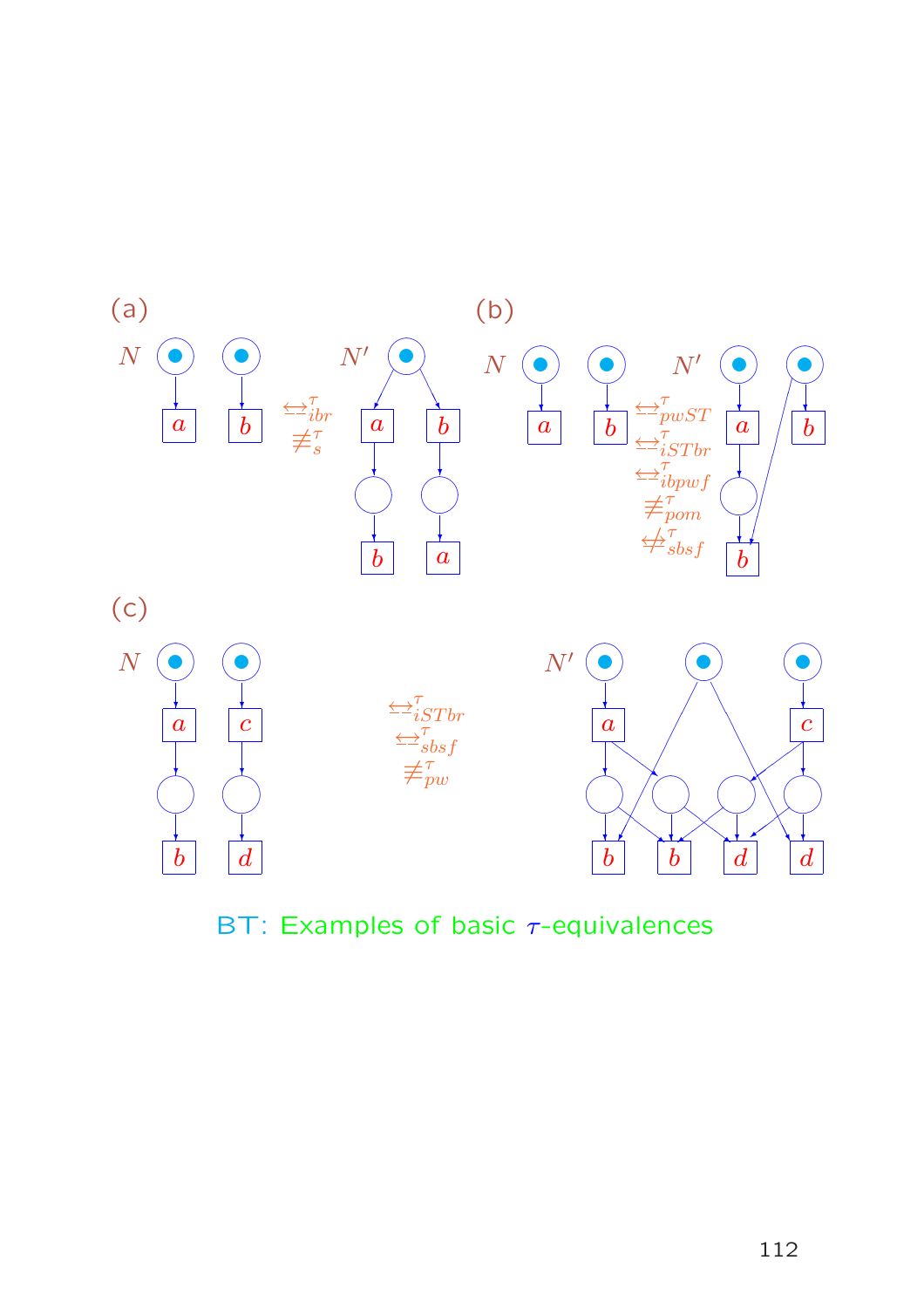(a)

$N$ $\underline{\leftrightarrow}^{\tau}_{ibr}$ $\not\equiv^{\tau}_{s}$ $N'$

(b)

$N$ $\underline{\leftrightarrow}^{\tau}_{pwST}$ $\underline{\leftrightarrow}^{\tau}_{iSTbr}$ $\underline{\leftrightarrow}^{\tau}_{ibpwf}$ $\not\equiv^{\tau}_{pom}$ $\not\underline{\leftrightarrow}^{\tau}_{sbsf}$ $N'$

(c)

$N$ $\underline{\leftrightarrow}^{\tau}_{iSTbr}$ $\underline{\leftrightarrow}^{\tau}_{sbsf}$ $\not\equiv^{\tau}_{pw}$ $N'$

BT: Examples of basic $\tau$-equivalences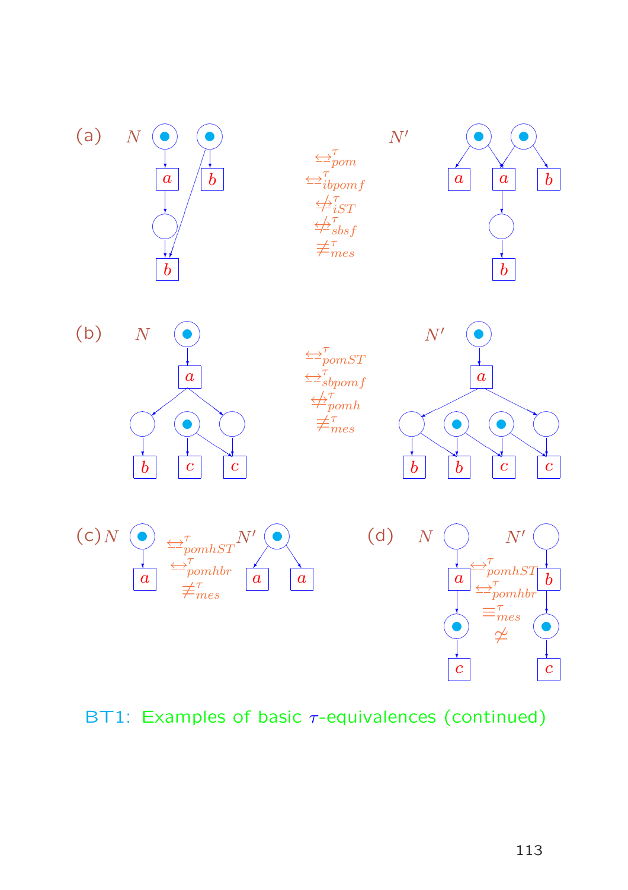(a) $N$ $N'$

$\underline{\leftrightarrow}^{\tau}_{pom}$

$\underline{\leftrightarrow}^{\tau}_{ibpomf}$

$\not\underline{\leftrightarrow}^{\tau}_{iST}$

$\not\underline{\leftrightarrow}^{\tau}_{sbsf}$

$\not\equiv^{\tau}_{mes}$

(b) $N$ $N'$

$\underline{\leftrightarrow}^{\tau}_{pomST}$

$\underline{\leftrightarrow}^{\tau}_{sbpomf}$

$\not\underline{\leftrightarrow}^{\tau}_{pomh}$

$\not\equiv^{\tau}_{mes}$

(c) $N$ $N'$

$\underline{\leftrightarrow}^{\tau}_{pomhST}$

$\underline{\leftrightarrow}^{\tau}_{pomhbr}$

$\not\equiv^{\tau}_{mes}$

(d) $N$ $N'$

$\underline{\leftrightarrow}^{\tau}_{pomhST}$

$\underline{\leftrightarrow}^{\tau}_{pomhbr}$

$\equiv^{\tau}_{mes}$

$\not\simeq$

BT1: Examples of basic $\tau$-equivalences (continued)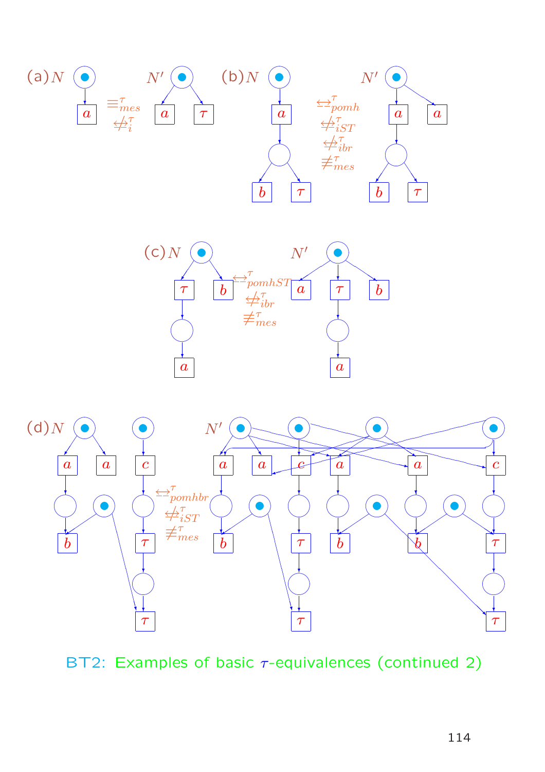(a) $N$ $\equiv^{\tau}_{mes}$ $\not\leftrightarrow^{\tau}_{i}$ $N'$

(b) $N$ $\underline{\leftrightarrow}^{\tau}_{pomh}$ $\not\leftrightarrow^{\tau}_{iST}$ $\not\leftrightarrow^{\tau}_{ibr}$ $\not\equiv^{\tau}_{mes}$ $N'$

(c) $N$ $\leftrightarrow^{\tau}_{pomhST}$ $\not\leftrightarrow^{\tau}_{ibr}$ $\not\equiv^{\tau}_{mes}$ $N'$

(d) $N$ $\underline{\leftrightarrow}^{\tau}_{pomhbr}$ $\not\leftrightarrow^{\tau}_{iST}$ $\not\equiv^{\tau}_{mes}$ $N'$

BT2: Examples of basic $\tau$-equivalences (continued 2)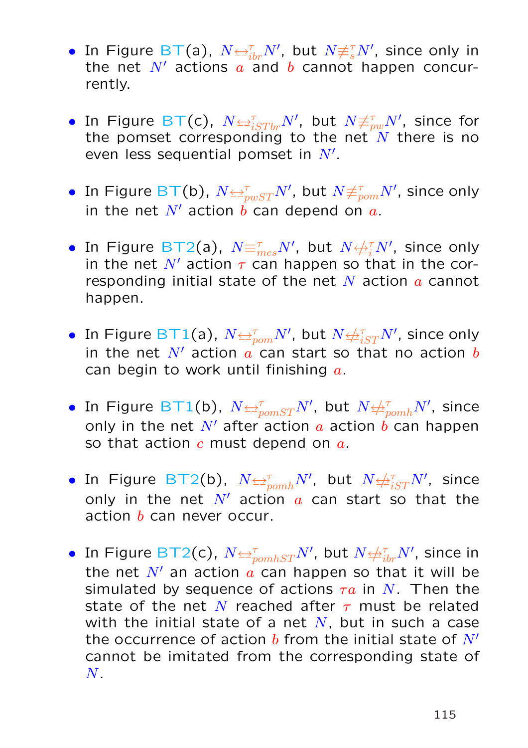- In Figure BT(a), $N \underline{\leftrightarrow}^{\tau}_{ibr} N'$, but $N \not\equiv^{\tau}_{s} N'$, since only in the net $N'$ actions $a$ and $b$ cannot happen concurrently.

- In Figure BT(c), $N \underline{\leftrightarrow}^{\tau}_{iST br} N'$, but $N \not\equiv^{\tau}_{pw} N'$, since for the pomset corresponding to the net $N$ there is no even less sequential pomset in $N'$.

- In Figure BT(b), $N \underline{\leftrightarrow}^{\tau}_{pwST} N'$, but $N \not\equiv^{\tau}_{pom} N'$, since only in the net $N'$ action $b$ can depend on $a$.

- In Figure BT2(a), $N \equiv^{\tau}_{mes} N'$, but $N \not\underline{\leftrightarrow}^{\tau}_{i} N'$, since only in the net $N'$ action $\tau$ can happen so that in the corresponding initial state of the net $N$ action $a$ cannot happen.

- In Figure BT1(a), $N \underline{\leftrightarrow}^{\tau}_{pom} N'$, but $N \not\underline{\leftrightarrow}^{\tau}_{iST} N'$, since only in the net $N'$ action $a$ can start so that no action $b$ can begin to work until finishing $a$.

- In Figure BT1(b), $N \underline{\leftrightarrow}^{\tau}_{pomST} N'$, but $N \not\underline{\leftrightarrow}^{\tau}_{pomh} N'$, since only in the net $N'$ after action $a$ action $b$ can happen so that action $c$ must depend on $a$.

- In Figure BT2(b), $N \underline{\leftrightarrow}^{\tau}_{pomh} N'$, but $N \not\underline{\leftrightarrow}^{\tau}_{iST} N'$, since only in the net $N'$ action $a$ can start so that the action $b$ can never occur.

- In Figure BT2(c), $N \underline{\leftrightarrow}^{\tau}_{pomhST} N'$, but $N \not\underline{\leftrightarrow}^{\tau}_{ibr} N'$, since in the net $N'$ an action $a$ can happen so that it will be simulated by sequence of actions $\tau a$ in $N$. Then the state of the net $N$ reached after $\tau$ must be related with the initial state of a net $N$, but in such a case the occurrence of action $b$ from the initial state of $N'$ cannot be imitated from the corresponding state of $N$.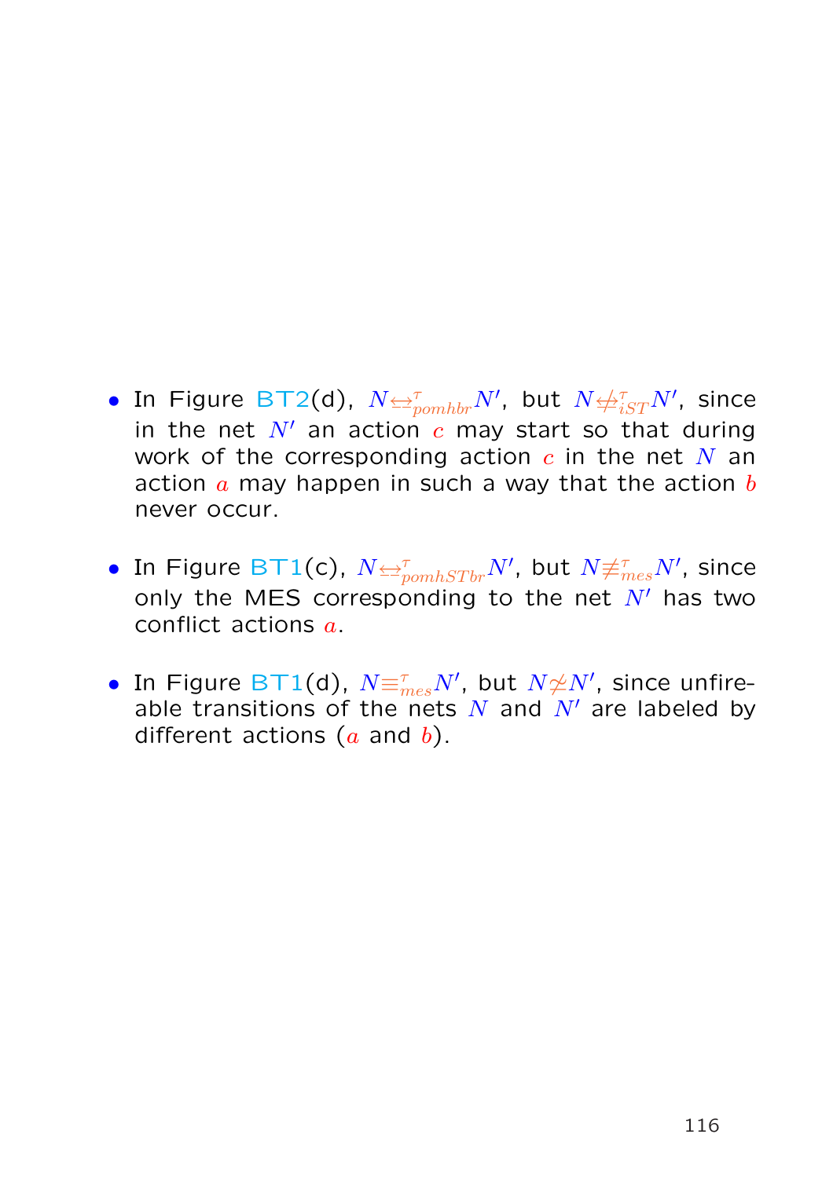- In Figure BT2(d), $N \underline{\leftrightarrow}^{\tau}_{pomhbr} N'$, but $N \not\underline{\leftrightarrow}^{\tau}_{iST} N'$, since in the net $N'$ an action $c$ may start so that during work of the corresponding action $c$ in the net $N$ an action $a$ may happen in such a way that the action $b$ never occur.

- In Figure BT1(c), $N \underline{\leftrightarrow}^{\tau}_{pomhSTbr} N'$, but $N \not\equiv^{\tau}_{mes} N'$, since only the MES corresponding to the net $N'$ has two conflict actions $a$.

- In Figure BT1(d), $N \equiv^{\tau}_{mes} N'$, but $N \not\simeq N'$, since unfireable transitions of the nets $N$ and $N'$ are labeled by different actions ($a$ and $b$).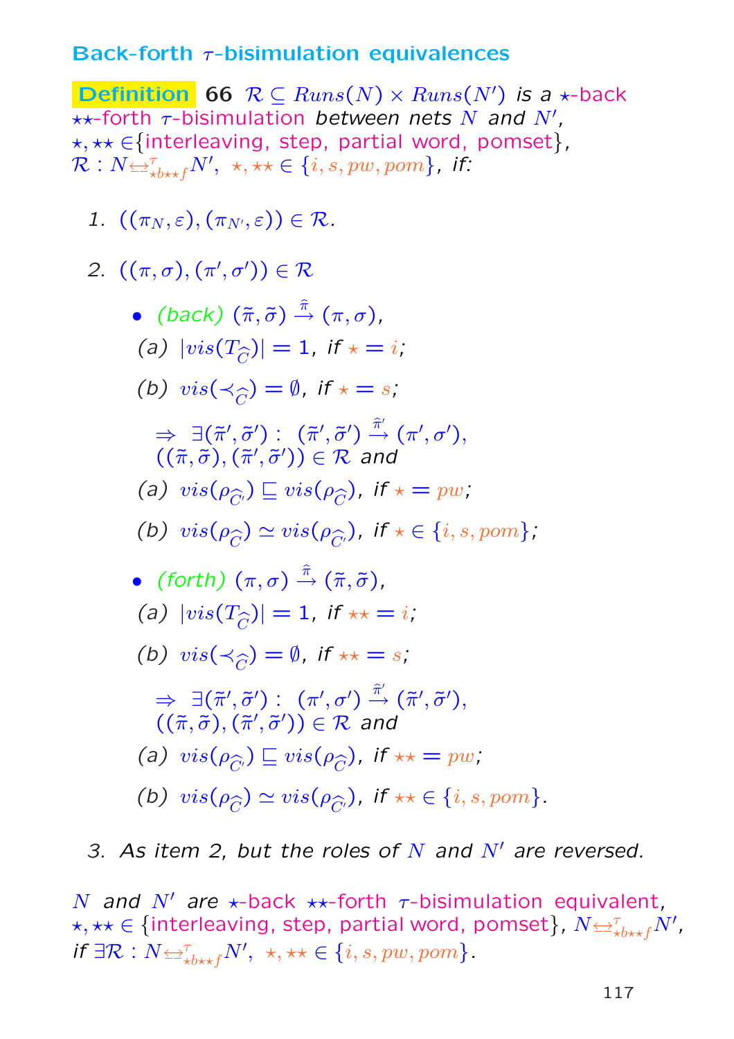## Back-forth $\tau$-bisimulation equivalences

**Definition 66** $\mathcal{R} \subseteq Runs(N) \times Runs(N')$ *is a* $\star$-back $\star\star$-forth $\tau$-bisimulation *between nets* $N$ *and* $N'$, $\star, \star\star \in$ {interleaving, step, partial word, pomset}, $\mathcal{R} : N \underline{\leftrightarrow}^{\tau}_{\star b \star\star f} N'$, $\star, \star\star \in \{i, s, pw, pom\}$, *if:*

1. $((\pi_N, \varepsilon), (\pi_{N'}, \varepsilon)) \in \mathcal{R}$.

2. $((\pi, \sigma), (\pi', \sigma')) \in \mathcal{R}$

   - *(back)* $(\tilde{\pi}, \tilde{\sigma}) \xrightarrow{\hat{\pi}} (\pi, \sigma)$,

     (a) $|vis(T_{\widehat{C}})| = 1$, *if* $\star = i$;

     (b) $vis(\prec_{\widehat{C}}) = \emptyset$, *if* $\star = s$;

     $\Rightarrow \ \exists (\tilde{\pi}', \tilde{\sigma}') : \ (\tilde{\pi}', \tilde{\sigma}') \xrightarrow{\hat{\pi}'} (\pi', \sigma')$, $((\tilde{\pi}, \tilde{\sigma}), (\tilde{\pi}', \tilde{\sigma}')) \in \mathcal{R}$ *and*

     (a) $vis(\rho_{\widehat{C'}}) \sqsubseteq vis(\rho_{\widehat{C}})$, *if* $\star = pw$;

     (b) $vis(\rho_{\widehat{C}}) \simeq vis(\rho_{\widehat{C'}})$, *if* $\star \in \{i, s, pom\}$;

   - *(forth)* $(\pi, \sigma) \xrightarrow{\hat{\pi}} (\tilde{\pi}, \tilde{\sigma})$,

     (a) $|vis(T_{\widehat{C}})| = 1$, *if* $\star\star = i$;

     (b) $vis(\prec_{\widehat{C}}) = \emptyset$, *if* $\star\star = s$;

     $\Rightarrow \ \exists (\tilde{\pi}', \tilde{\sigma}') : \ (\pi', \sigma') \xrightarrow{\hat{\pi}'} (\tilde{\pi}', \tilde{\sigma}')$, $((\tilde{\pi}, \tilde{\sigma}), (\tilde{\pi}', \tilde{\sigma}')) \in \mathcal{R}$ *and*

     (a) $vis(\rho_{\widehat{C'}}) \sqsubseteq vis(\rho_{\widehat{C}})$, *if* $\star\star = pw$;

     (b) $vis(\rho_{\widehat{C}}) \simeq vis(\rho_{\widehat{C'}})$, *if* $\star\star \in \{i, s, pom\}$.

3. *As item 2, but the roles of* $N$ *and* $N'$ *are reversed.*

$N$ *and* $N'$ *are* $\star$-back $\star\star$-forth $\tau$-bisimulation equivalent, $\star, \star\star \in$ {interleaving, step, partial word, pomset}, $N \underline{\leftrightarrow}^{\tau}_{\star b \star\star f} N'$, *if* $\exists \mathcal{R} : N \underline{\leftrightarrow}^{\tau}_{\star b \star\star f} N'$, $\star, \star\star \in \{i, s, pw, pom\}$.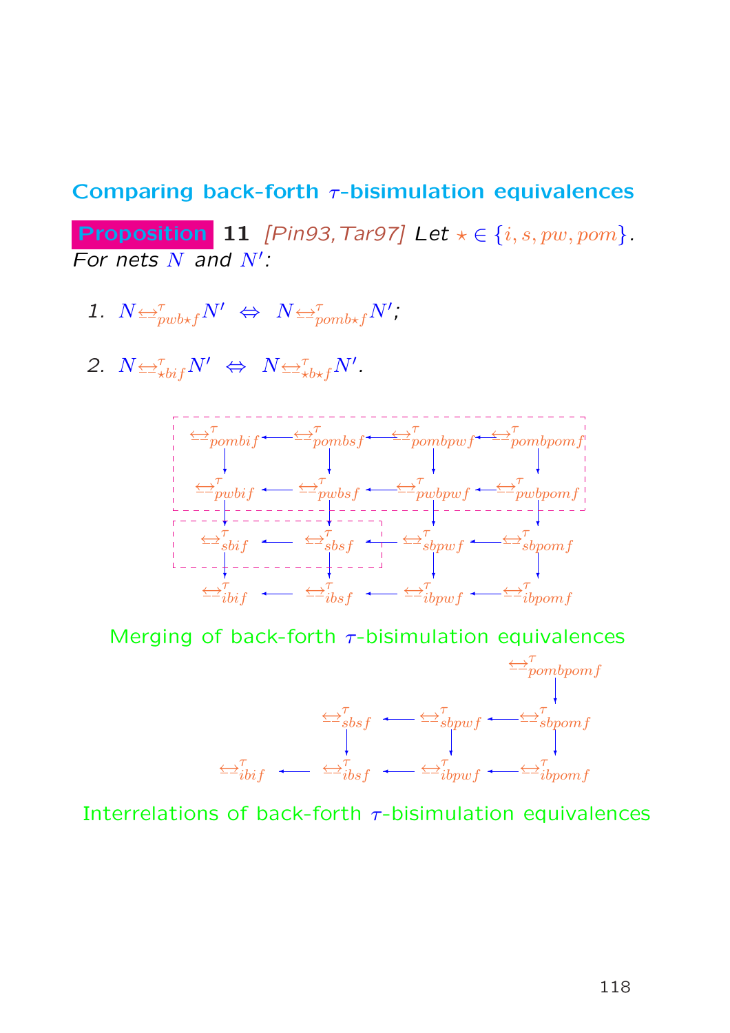## Comparing back-forth $\tau$-bisimulation equivalences

**Proposition 11** *[Pin93, Tar97] Let $\star \in \{i, s, pw, pom\}$. For nets $N$ and $N'$:*

1. $N \underline{\leftrightarrow}^{\tau}_{pwb\star f} N' \;\Leftrightarrow\; N \underline{\leftrightarrow}^{\tau}_{pomb\star f} N'$;

2. $N \underline{\leftrightarrow}^{\tau}_{\star bif} N' \;\Leftrightarrow\; N \underline{\leftrightarrow}^{\tau}_{\star b\star f} N'$.

$$
\begin{array}{ccccccc}
\underline{\leftrightarrow}^{\tau}_{pombif} & \leftarrow & \underline{\leftrightarrow}^{\tau}_{pombsf} & \leftarrow & \underline{\leftrightarrow}^{\tau}_{pombpwf} & \leftarrow & \underline{\leftrightarrow}^{\tau}_{pombpomf} \\
\downarrow & & \downarrow & & \downarrow & & \downarrow \\
\underline{\leftrightarrow}^{\tau}_{pwbif} & \leftarrow & \underline{\leftrightarrow}^{\tau}_{pwbsf} & \leftarrow & \underline{\leftrightarrow}^{\tau}_{pwbpwf} & \leftarrow & \underline{\leftrightarrow}^{\tau}_{pwbpomf} \\
\downarrow & & \downarrow & & \downarrow & & \downarrow \\
\underline{\leftrightarrow}^{\tau}_{sbif} & \leftarrow & \underline{\leftrightarrow}^{\tau}_{sbsf} & \leftarrow & \underline{\leftrightarrow}^{\tau}_{sbpwf} & \leftarrow & \underline{\leftrightarrow}^{\tau}_{sbpomf} \\
\downarrow & & \downarrow & & \downarrow & & \downarrow \\
\underline{\leftrightarrow}^{\tau}_{ibif} & \leftarrow & \underline{\leftrightarrow}^{\tau}_{ibsf} & \leftarrow & \underline{\leftrightarrow}^{\tau}_{ibpwf} & \leftarrow & \underline{\leftrightarrow}^{\tau}_{ibpomf}
\end{array}
$$

Merging of back-forth $\tau$-bisimulation equivalences

$$
\begin{array}{ccccccc}
 & & & & & & \underline{\leftrightarrow}^{\tau}_{pombpomf} \\
 & & & & & & \downarrow \\
 & & \underline{\leftrightarrow}^{\tau}_{sbsf} & \leftarrow & \underline{\leftrightarrow}^{\tau}_{sbpwf} & \leftarrow & \underline{\leftrightarrow}^{\tau}_{sbpomf} \\
 & & \downarrow & & \downarrow & & \downarrow \\
\underline{\leftrightarrow}^{\tau}_{ibif} & \leftarrow & \underline{\leftrightarrow}^{\tau}_{ibsf} & \leftarrow & \underline{\leftrightarrow}^{\tau}_{ibpwf} & \leftarrow & \underline{\leftrightarrow}^{\tau}_{ibpomf}
\end{array}
$$

Interrelations of back-forth $\tau$-bisimulation equivalences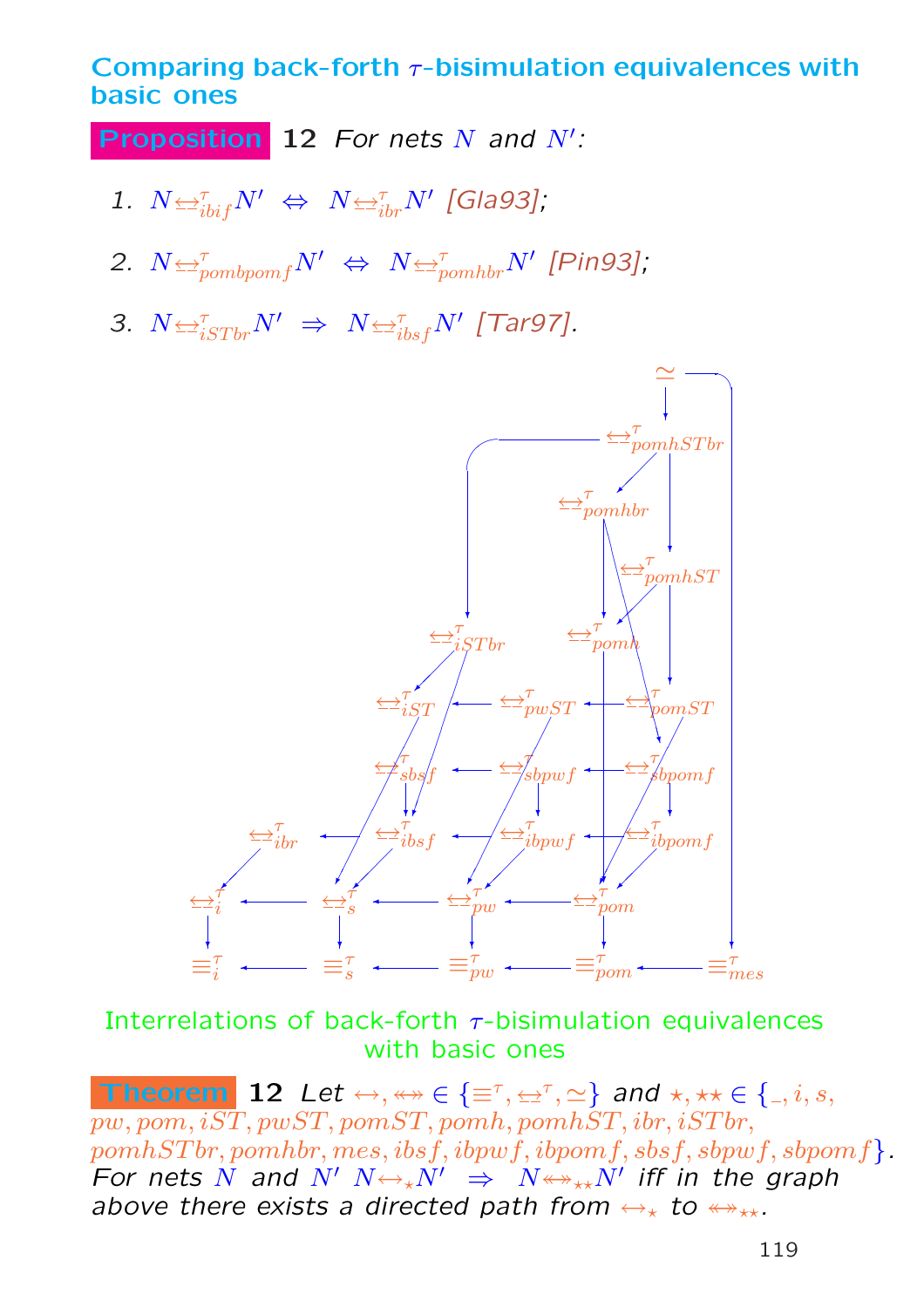## Comparing back-forth $\tau$-bisimulation equivalences with basic ones

**Proposition 12** *For nets $N$ and $N'$:*

1. $N \underline{\leftrightarrow}^{\tau}_{ibif} N' \;\Leftrightarrow\; N \underline{\leftrightarrow}^{\tau}_{ibr} N'$ [Gla93];
2. $N \underline{\leftrightarrow}^{\tau}_{pombpomf} N' \;\Leftrightarrow\; N \underline{\leftrightarrow}^{\tau}_{pomhbr} N'$ [Pin93];
3. $N \underline{\leftrightarrow}^{\tau}_{iSTbr} N' \;\Rightarrow\; N \underline{\leftrightarrow}^{\tau}_{ibsf} N'$ [Tar97].

Interrelations of back-forth $\tau$-bisimulation equivalences with basic ones

**Theorem 12** *Let $\leftrightarrow, \leftrightarrow\!\!\!\!\leftrightarrow \in \{\equiv^{\tau}, \underline{\leftrightarrow}^{\tau}, \simeq\}$ and $\star, \star\star \in \{\_, i, s, pw, pom, iST, pwST, pomST, pomh, pomhST, ibr, iSTbr, pomhSTbr, pomhbr, mes, ibsf, ibpwf, ibpomf, sbsf, sbpwf, sbpomf\}$. For nets $N$ and $N'$ $N \leftrightarrow_{\star} N' \;\Rightarrow\; N \leftrightarrow\!\!\!\!\leftrightarrow_{\star\star} N'$ iff in the graph above there exists a directed path from $\leftrightarrow_{\star}$ to $\leftrightarrow\!\!\!\!\leftrightarrow_{\star\star}$.*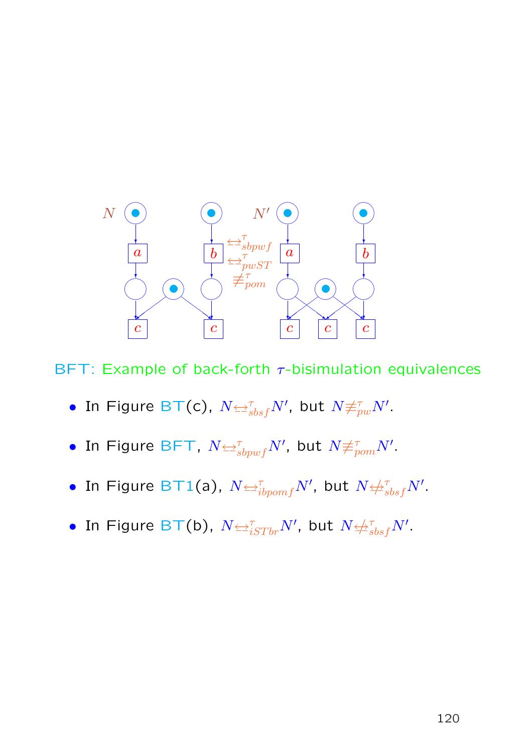BFT: Example of back-forth $\tau$-bisimulation equivalences

- In Figure BT(c), $N \underline{\leftrightarrow}^{\tau}_{sbsf} N'$, but $N \not\equiv^{\tau}_{pw} N'$.
- In Figure BFT, $N \underline{\leftrightarrow}^{\tau}_{sbpwf} N'$, but $N \not\equiv^{\tau}_{pom} N'$.
- In Figure BT1(a), $N \underline{\leftrightarrow}^{\tau}_{ibpomf} N'$, but $N \not\underline{\leftrightarrow}^{\tau}_{sbsf} N'$.
- In Figure BT(b), $N \underline{\leftrightarrow}^{\tau}_{iSTbr} N'$, but $N \not\underline{\leftrightarrow}^{\tau}_{sbsf} N'$.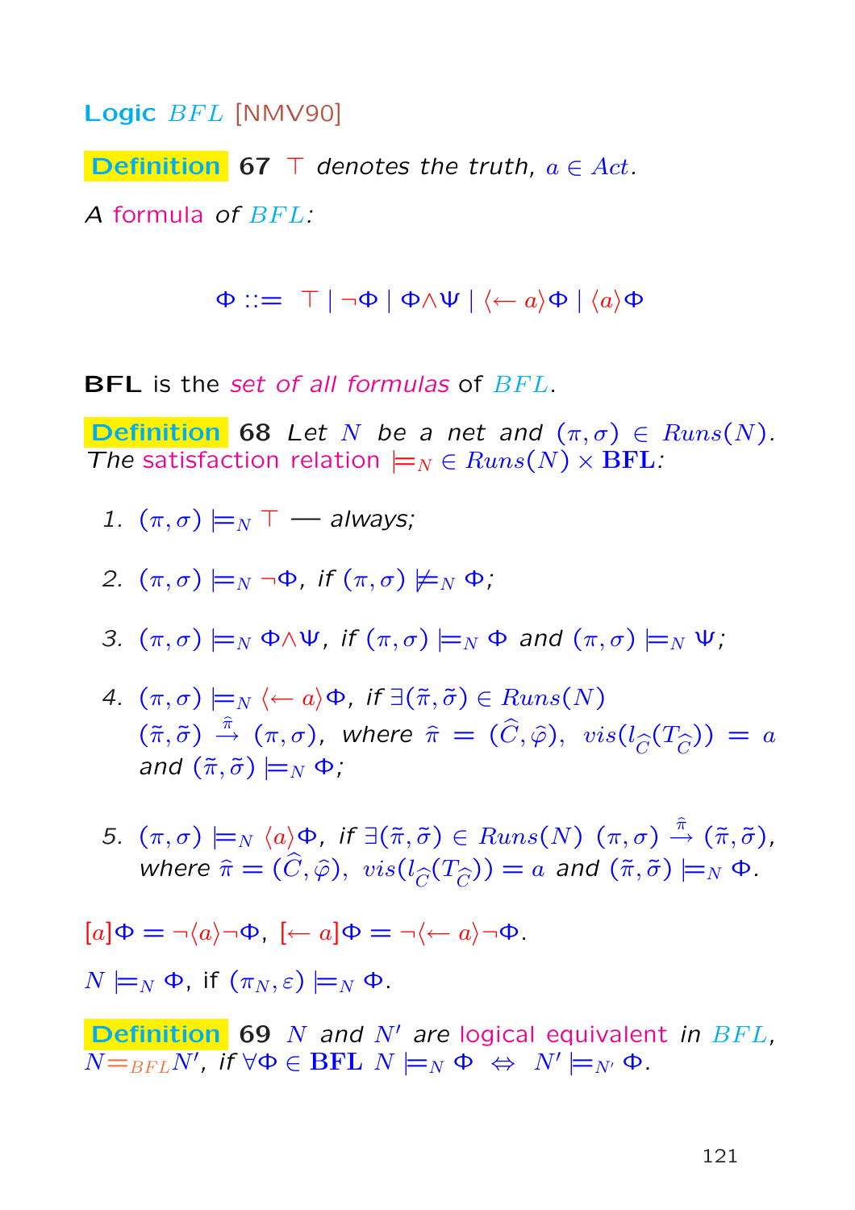## Logic $BFL$ [NMV90]

**Definition 67** $\top$ *denotes the truth,* $a \in Act$.

*A formula of* $BFL$*:*

$$\Phi ::= \top \mid \neg\Phi \mid \Phi \wedge \Psi \mid \langle\leftarrow a\rangle\Phi \mid \langle a\rangle\Phi$$

**BFL** is the *set of all formulas* of $BFL$.

**Definition 68** *Let* $N$ *be a net and* $(\pi, \sigma) \in Runs(N)$. *The satisfaction relation* $\models_N \in Runs(N) \times \mathbf{BFL}$*:*

1. $(\pi, \sigma) \models_N \top$ *— always;*

2. $(\pi, \sigma) \models_N \neg\Phi$, *if* $(\pi, \sigma) \not\models_N \Phi$*;*

3. $(\pi, \sigma) \models_N \Phi \wedge \Psi$, *if* $(\pi, \sigma) \models_N \Phi$ *and* $(\pi, \sigma) \models_N \Psi$*;*

4. $(\pi, \sigma) \models_N \langle\leftarrow a\rangle\Phi$, *if* $\exists(\tilde{\pi}, \tilde{\sigma}) \in Runs(N)$ $(\tilde{\pi}, \tilde{\sigma}) \xrightarrow{\hat{\pi}} (\pi, \sigma)$, *where* $\hat{\pi} = (\widehat{C}, \widehat{\varphi})$, $vis(l_{\widehat{C}}(T_{\widehat{C}})) = a$ *and* $(\tilde{\pi}, \tilde{\sigma}) \models_N \Phi$*;*

5. $(\pi, \sigma) \models_N \langle a\rangle\Phi$, *if* $\exists(\tilde{\pi}, \tilde{\sigma}) \in Runs(N)$ $(\pi, \sigma) \xrightarrow{\hat{\pi}} (\tilde{\pi}, \tilde{\sigma})$, *where* $\hat{\pi} = (\widehat{C}, \widehat{\varphi})$, $vis(l_{\widehat{C}}(T_{\widehat{C}})) = a$ *and* $(\tilde{\pi}, \tilde{\sigma}) \models_N \Phi$.

$[a]\Phi = \neg\langle a\rangle\neg\Phi$, $[\leftarrow a]\Phi = \neg\langle\leftarrow a\rangle\neg\Phi$.

$N \models_N \Phi$, if $(\pi_N, \varepsilon) \models_N \Phi$.

**Definition 69** $N$ *and* $N'$ *are logical equivalent in* $BFL$, $N {=}_{BFL} N'$, *if* $\forall\Phi \in \mathbf{BFL}$ $N \models_N \Phi \;\Leftrightarrow\; N' \models_{N'} \Phi$.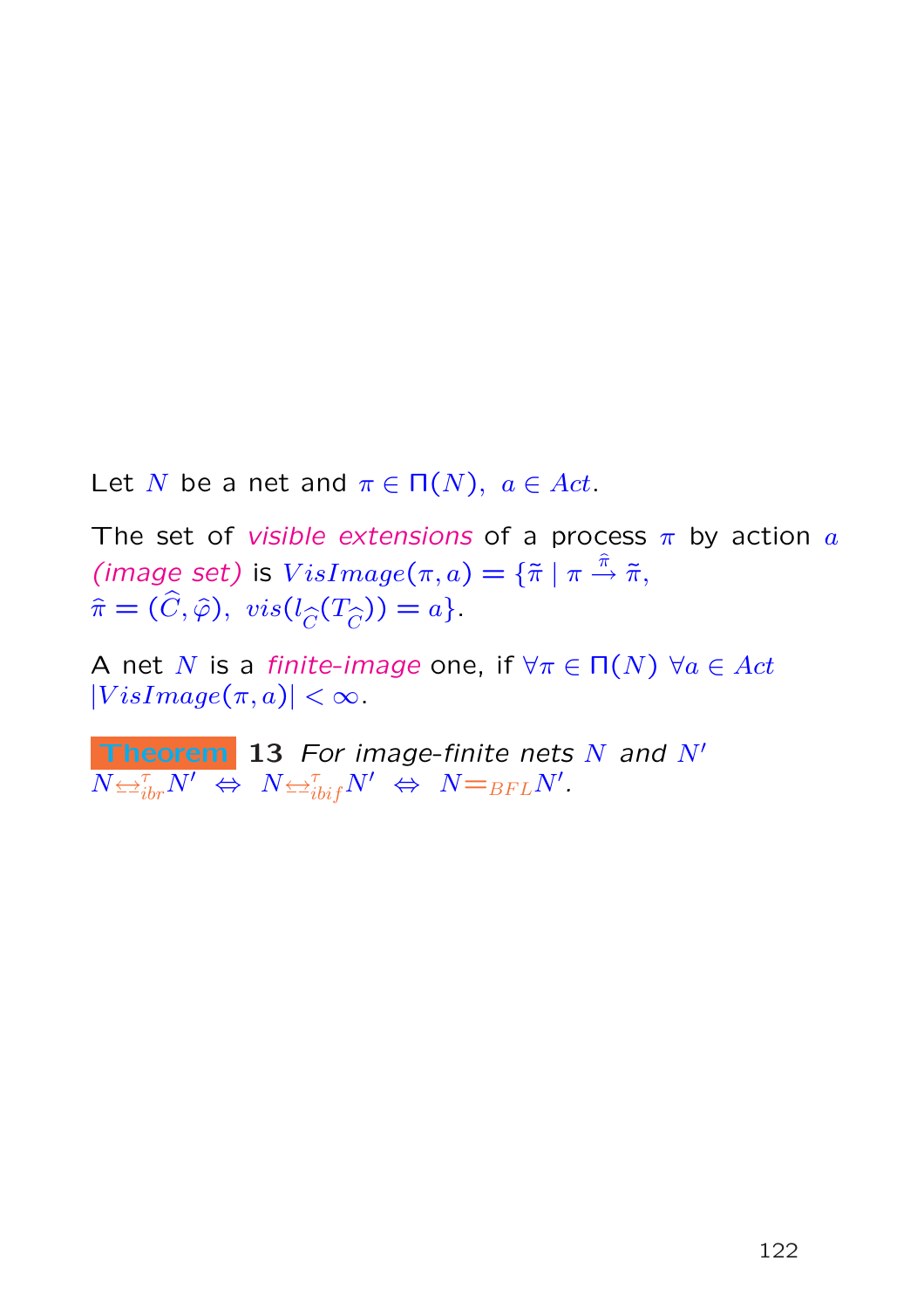Let $N$ be a net and $\pi \in \Pi(N),\ a \in Act$.

The set of *visible extensions* of a process $\pi$ by action $a$ *(image set)* is $VisImage(\pi, a) = \{\tilde{\pi} \mid \pi \stackrel{\hat{\pi}}{\rightarrow} \tilde{\pi},$ $\hat{\pi} = (\widehat{C}, \widehat{\varphi}),\ vis(l_{\widehat{C}}(T_{\widehat{C}})) = a\}$.

A net $N$ is a *finite-image* one, if $\forall \pi \in \Pi(N)\ \forall a \in Act$ $|VisImage(\pi, a)| < \infty$.

**Theorem 13** *For image-finite nets $N$ and $N'$* $N \underline{\leftrightarrow}^{\tau}_{ibr} N' \ \Leftrightarrow\ N \underline{\leftrightarrow}^{\tau}_{ibif} N' \ \Leftrightarrow\ N =_{BFL} N'$.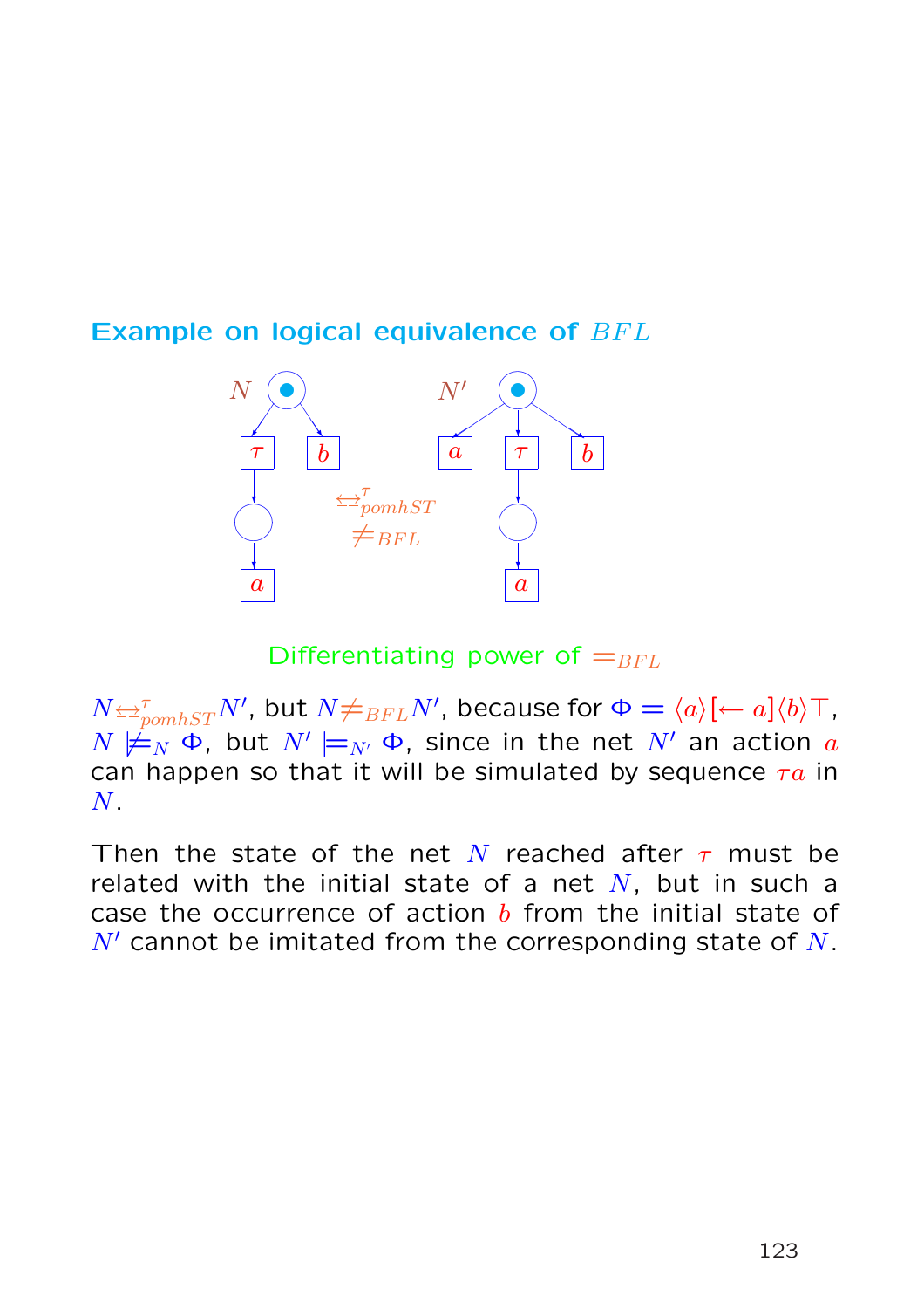## Example on logical equivalence of $BFL$

$N \underline{\leftrightarrow}^{\tau}_{pomhST}$ $\neq_{BFL}$ $N'$

Differentiating power of $=_{BFL}$

$N \underline{\leftrightarrow}^{\tau}_{pomhST} N'$, but $N \neq_{BFL} N'$, because for $\Phi = \langle a \rangle [\leftarrow a] \langle b \rangle \top$, $N \not\models_N \Phi$, but $N' \models_{N'} \Phi$, since in the net $N'$ an action $a$ can happen so that it will be simulated by sequence $\tau a$ in $N$.

Then the state of the net $N$ reached after $\tau$ must be related with the initial state of a net $N$, but in such a case the occurrence of action $b$ from the initial state of $N'$ cannot be imitated from the corresponding state of $N$.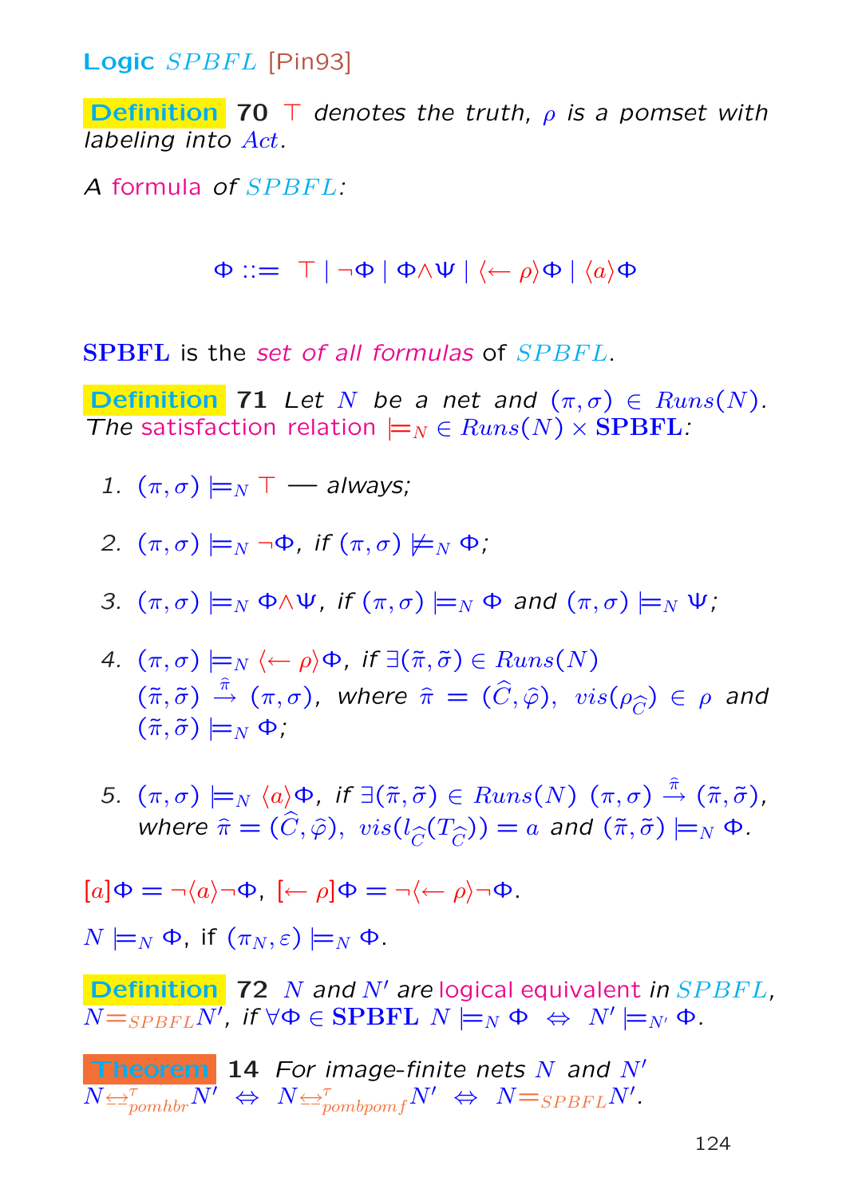## Logic $SPBFL$ [Pin93]

**Definition 70** *$\top$ denotes the truth, $\rho$ is a pomset with labeling into $Act$.*

*A formula of $SPBFL$:*

$$\Phi ::= \top \mid \neg\Phi \mid \Phi\wedge\Psi \mid \langle\leftarrow \rho\rangle\Phi \mid \langle a\rangle\Phi$$

$\mathbf{SPBFL}$ is the *set of all formulas* of $SPBFL$.

**Definition 71** *Let $N$ be a net and $(\pi,\sigma) \in Runs(N)$. The satisfaction relation $\models_N \in Runs(N) \times \mathbf{SPBFL}$:*

1. $(\pi,\sigma) \models_N \top$ — *always;*
2. $(\pi,\sigma) \models_N \neg\Phi$, *if* $(\pi,\sigma) \not\models_N \Phi$;
3. $(\pi,\sigma) \models_N \Phi\wedge\Psi$, *if* $(\pi,\sigma) \models_N \Phi$ *and* $(\pi,\sigma) \models_N \Psi$;
4. $(\pi,\sigma) \models_N \langle\leftarrow \rho\rangle\Phi$, *if* $\exists(\tilde{\pi},\tilde{\sigma}) \in Runs(N)$ $(\tilde{\pi},\tilde{\sigma}) \xrightarrow{\hat{\pi}} (\pi,\sigma)$, *where* $\hat{\pi} = (\widehat{C},\widehat{\varphi})$, $vis(\rho_{\widehat{C}}) \in \rho$ *and* $(\tilde{\pi},\tilde{\sigma}) \models_N \Phi$;
5. $(\pi,\sigma) \models_N \langle a\rangle\Phi$, *if* $\exists(\tilde{\pi},\tilde{\sigma}) \in Runs(N)$ $(\pi,\sigma) \xrightarrow{\hat{\pi}} (\tilde{\pi},\tilde{\sigma})$, *where* $\hat{\pi} = (\widehat{C},\widehat{\varphi})$, $vis(l_{\widehat{C}}(T_{\widehat{C}})) = a$ *and* $(\tilde{\pi},\tilde{\sigma}) \models_N \Phi$.

$[a]\Phi = \neg\langle a\rangle\neg\Phi$, $[\leftarrow \rho]\Phi = \neg\langle\leftarrow \rho\rangle\neg\Phi$.

$N \models_N \Phi$, if $(\pi_N,\varepsilon) \models_N \Phi$.

**Definition 72** *$N$ and $N'$ are logical equivalent in $SPBFL$, $N =_{SPBFL} N'$, if $\forall\Phi \in \mathbf{SPBFL}$ $N \models_N \Phi \;\Leftrightarrow\; N' \models_{N'} \Phi$.*

**Theorem 14** *For image-finite nets $N$ and $N'$*
$N \underline{\leftrightarrow}^{\tau}_{pomhbr} N' \;\Leftrightarrow\; N \underline{\leftrightarrow}^{\tau}_{pombpomf} N' \;\Leftrightarrow\; N =_{SPBFL} N'$.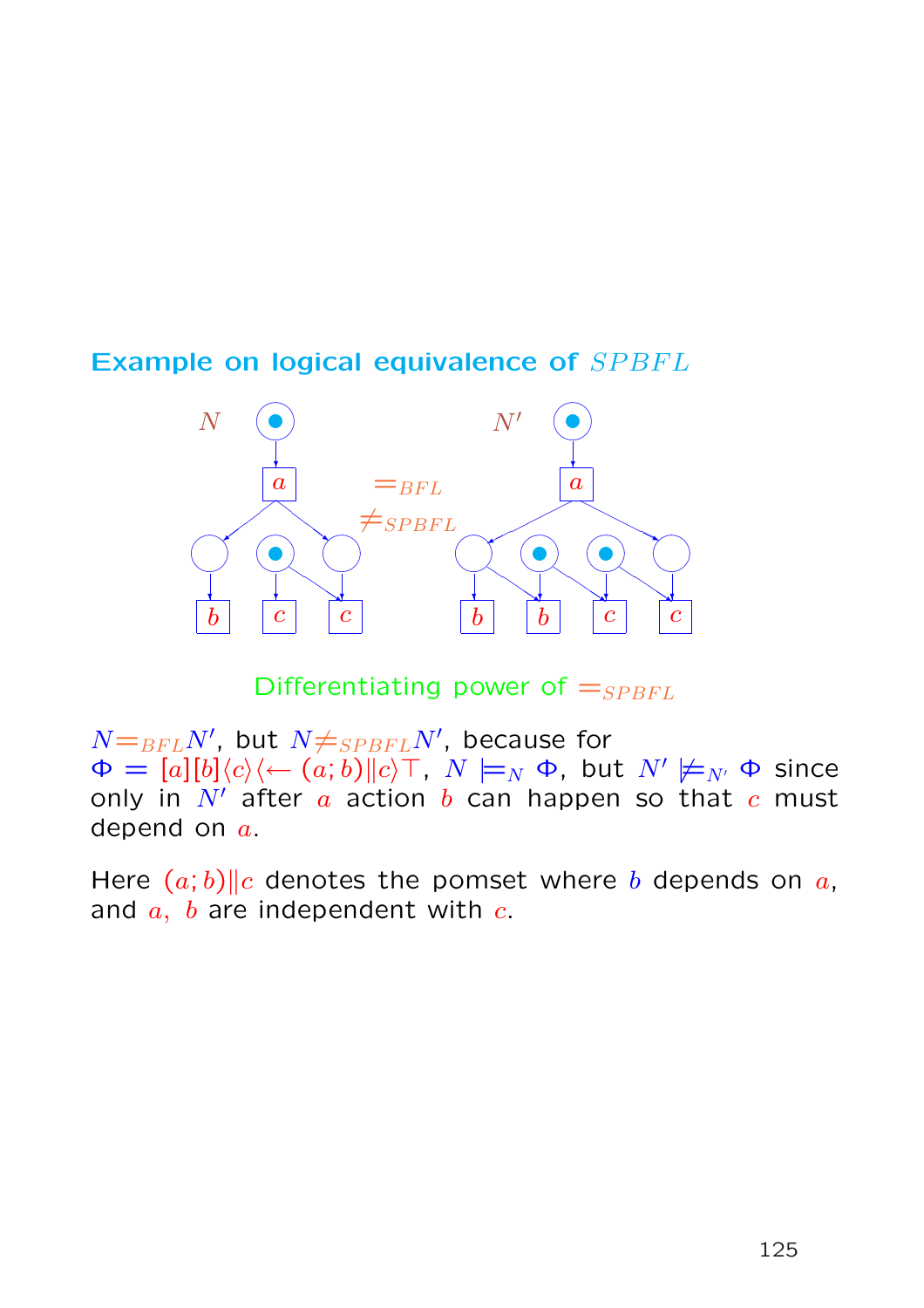## Example on logical equivalence of $SPBFL$

$N$ $\qquad$ $=_{BFL}$ $\qquad$ $N'$

$\neq_{SPBFL}$

Differentiating power of $=_{SPBFL}$

$N =_{BFL} N'$, but $N \neq_{SPBFL} N'$, because for $\Phi = [a][b]\langle c\rangle\langle\leftarrow (a;b)\|c\rangle\top$, $N \models_N \Phi$, but $N' \not\models_{N'} \Phi$ since only in $N'$ after $a$ action $b$ can happen so that $c$ must depend on $a$.

Here $(a;b)\|c$ denotes the pomset where $b$ depends on $a$, and $a,\ b$ are independent with $c$.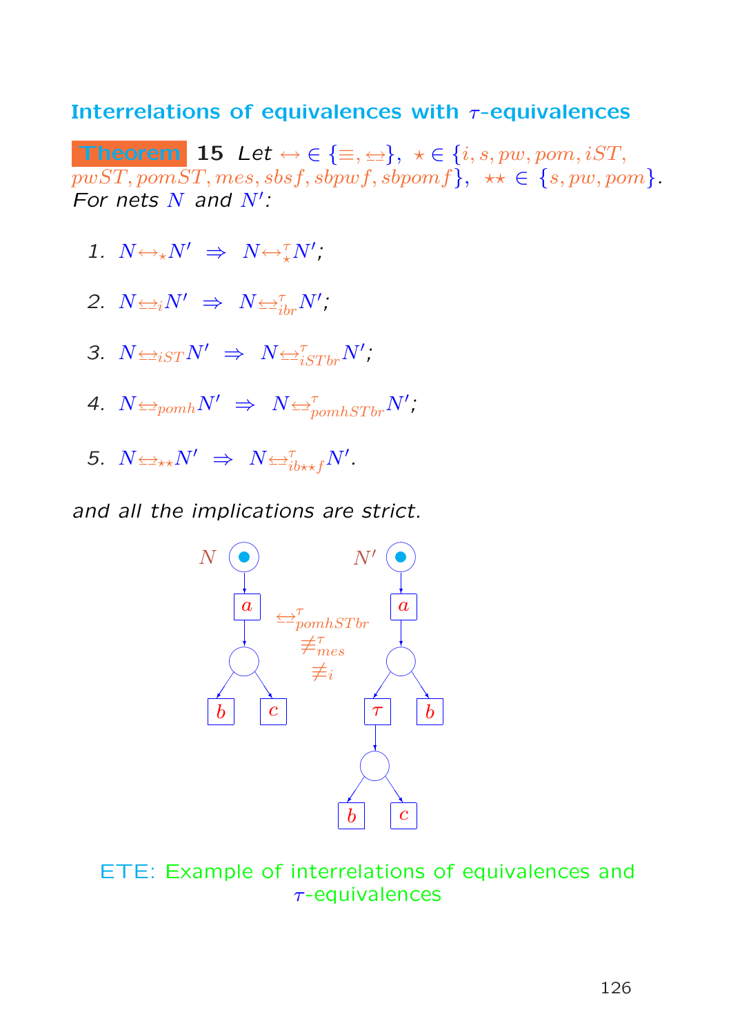## Interrelations of equivalences with $\tau$-equivalences

**Theorem 15** *Let* $\leftrightarrow \in \{\equiv, \underline{\leftrightarrow}\}$, $\star \in \{i, s, pw, pom, iST, pwST, pomST, mes, sbsf, sbpwf, sbpomf\}$, $\star\star \in \{s, pw, pom\}$. *For nets* $N$ *and* $N'$:

1. $N \leftrightarrow_\star N' \;\Rightarrow\; N \leftrightarrow_\star^\tau N'$;
2. $N \underline{\leftrightarrow}_i N' \;\Rightarrow\; N \underline{\leftrightarrow}_{ibr}^\tau N'$;
3. $N \underline{\leftrightarrow}_{iST} N' \;\Rightarrow\; N \underline{\leftrightarrow}_{iSTbr}^\tau N'$;
4. $N \underline{\leftrightarrow}_{pomh} N' \;\Rightarrow\; N \underline{\leftrightarrow}_{pomhSTbr}^\tau N'$;
5. $N \underline{\leftrightarrow}_{\star\star} N' \;\Rightarrow\; N \underline{\leftrightarrow}_{ib\star\star f}^\tau N'$.

*and all the implications are strict.*

$N$ $\quad \underline{\leftrightarrow}_{pomhSTbr}^\tau \quad \not\equiv_{mes}^\tau \quad \not\equiv_i \quad$ $N'$

ETE: Example of interrelations of equivalences and $\tau$-equivalences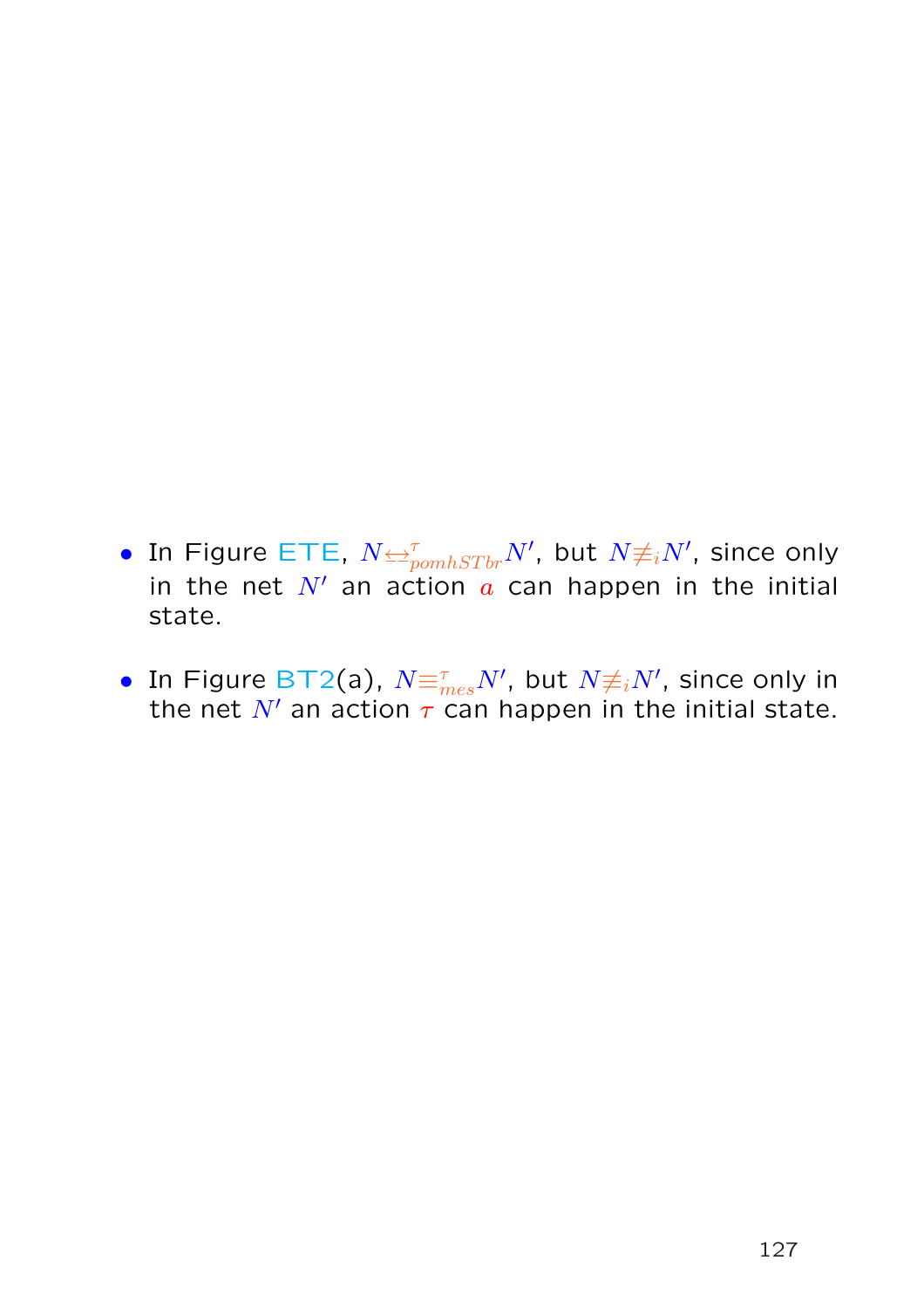- In Figure ETE, $N \underline{\leftrightarrow}^{\tau}_{pomhSTbr} N'$, but $N \not\equiv_i N'$, since only in the net $N'$ an action $a$ can happen in the initial state.

- In Figure BT2(a), $N \equiv^{\tau}_{mes} N'$, but $N \not\equiv_i N'$, since only in the net $N'$ an action $\tau$ can happen in the initial state.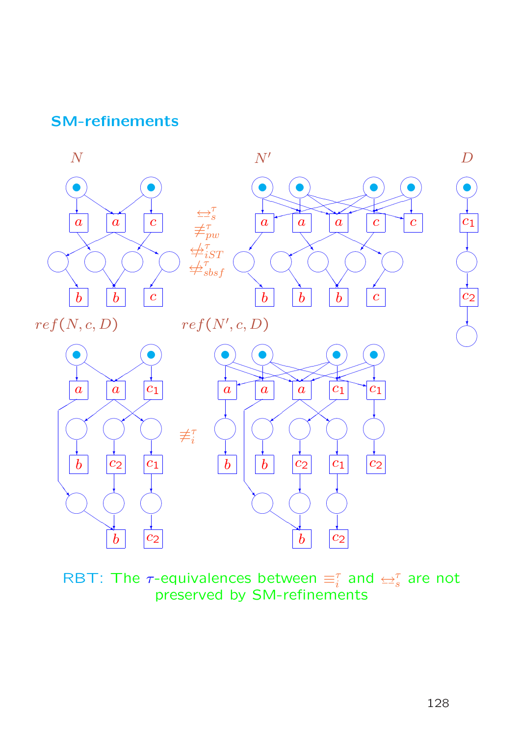## SM-refinements

$N$ $\quad N'$ $\quad D$

$\underline{\leftrightarrow}_s^\tau$
$\not\equiv_{pw}^\tau$
$\not\underline{\leftrightarrow}_{iST}^\tau$
$\not\underline{\leftrightarrow}_{sbsf}^\tau$

$ref(N, c, D)$ $\quad ref(N', c, D)$

$\not\equiv_i^\tau$

RBT: The $\tau$-equivalences between $\equiv_i^\tau$ and $\underline{\leftrightarrow}_s^\tau$ are not preserved by SM-refinements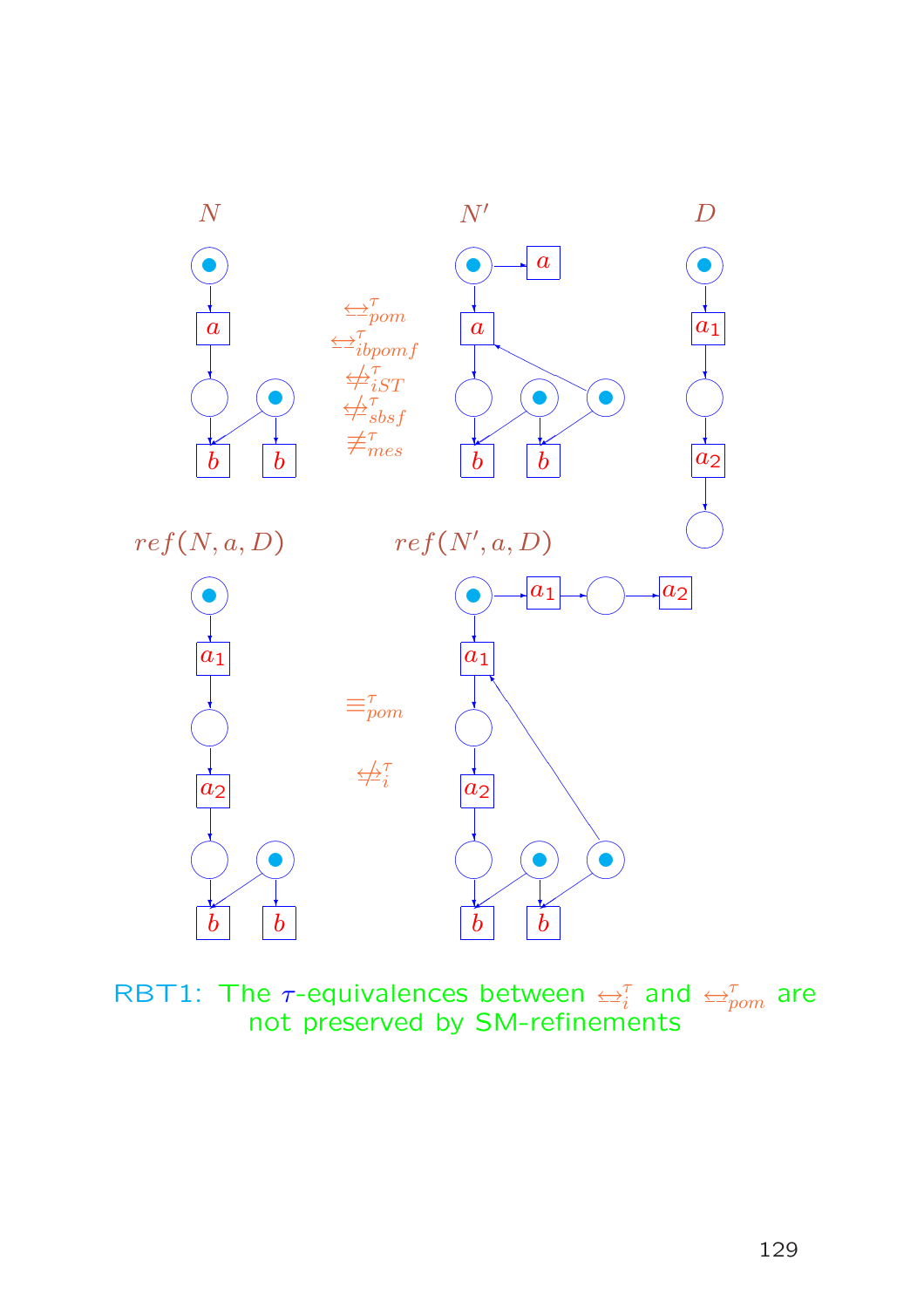$N$ $\quad\quad\quad$ $N'$ $\quad\quad\quad$ $D$

$\leftrightarrow^{\tau}_{pom}$

$\leftrightarrow^{\tau}_{ibpomf}$

$\not\leftrightarrow^{\tau}_{iST}$

$\not\leftrightarrow^{\tau}_{sbsf}$

$\not\equiv^{\tau}_{mes}$

$ref(N, a, D)$ $\quad\quad\quad$ $ref(N', a, D)$

$\equiv^{\tau}_{pom}$

$\not\leftrightarrow^{\tau}_{i}$

RBT1: The $\tau$-equivalences between $\leftrightarrow^{\tau}_{i}$ and $\leftrightarrow^{\tau}_{pom}$ are not preserved by SM-refinements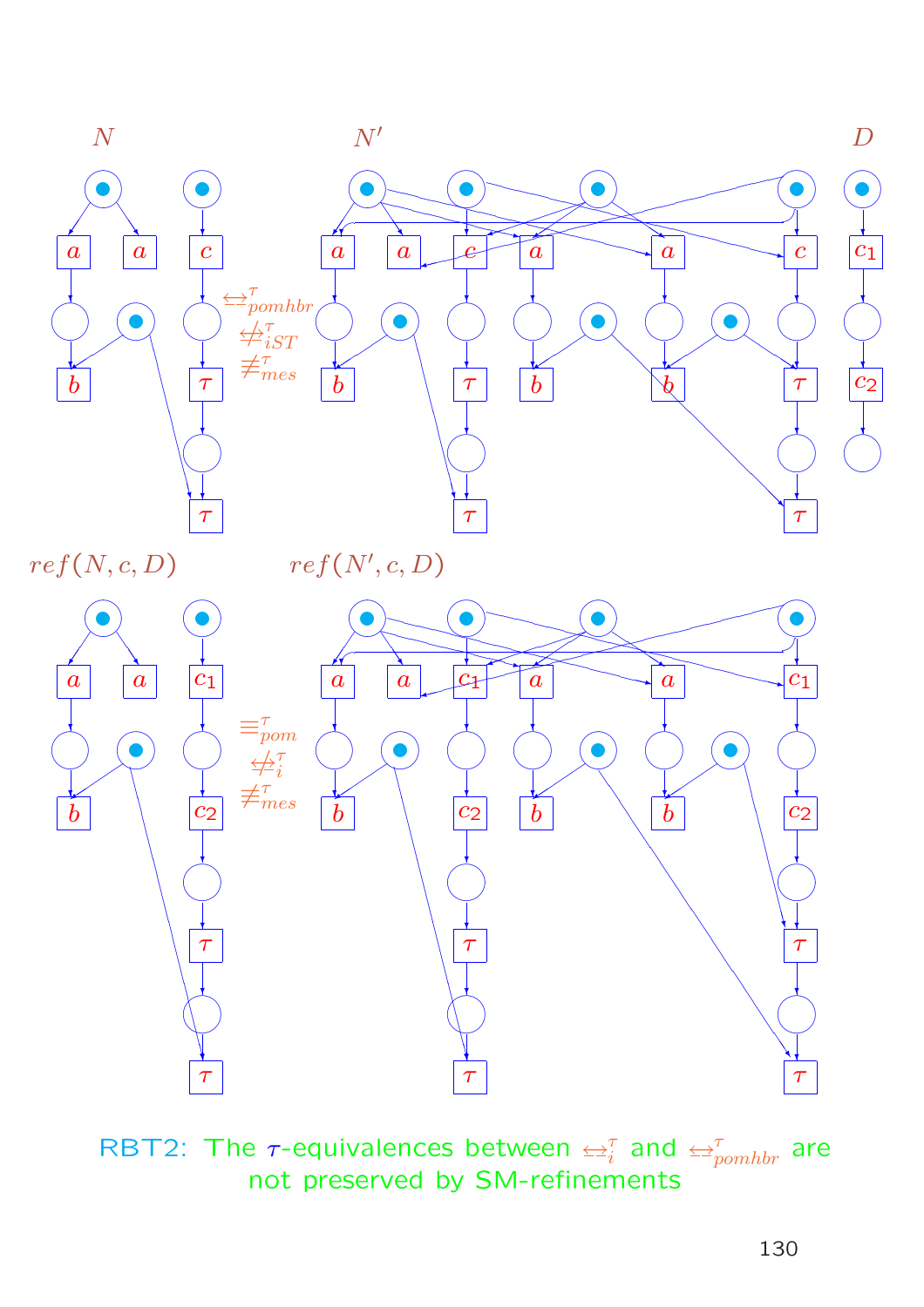$N$ $N'$ $D$

$\underline{\leftrightarrow}^{\tau}_{pomhbr}$

$\not\leftrightarrow^{\tau}_{iST}$

$\not\equiv^{\tau}_{mes}$

$ref(N, c, D)$ $ref(N', c, D)$

$\equiv^{\tau}_{pom}$

$\not\leftrightarrow^{\tau}_{i}$

$\not\equiv^{\tau}_{mes}$

RBT2: The $\tau$-equivalences between $\leftrightarrow^{\tau}_{i}$ and $\underline{\leftrightarrow}^{\tau}_{pomhbr}$ are not preserved by SM-refinements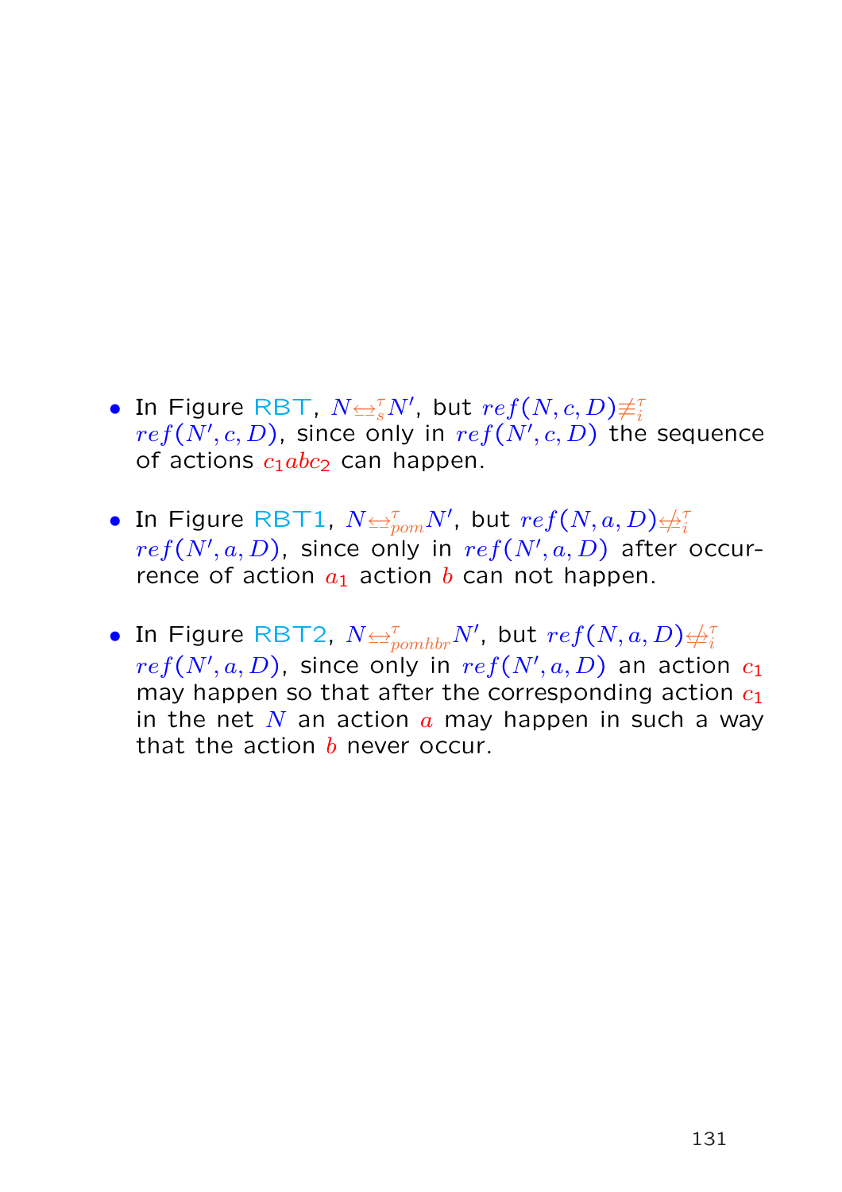- In Figure RBT, $N \underline{\leftrightarrow}_s^\tau N'$, but $ref(N, c, D) \not\equiv_i^\tau ref(N', c, D)$, since only in $ref(N', c, D)$ the sequence of actions $c_1abc_2$ can happen.

- In Figure RBT1, $N \underline{\leftrightarrow}_{pom}^\tau N'$, but $ref(N, a, D) \not\underline{\leftrightarrow}_i^\tau ref(N', a, D)$, since only in $ref(N', a, D)$ after occurrence of action $a_1$ action $b$ can not happen.

- In Figure RBT2, $N \underline{\leftrightarrow}_{pomhbr}^\tau N'$, but $ref(N, a, D) \not\underline{\leftrightarrow}_i^\tau ref(N', a, D)$, since only in $ref(N', a, D)$ an action $c_1$ may happen so that after the corresponding action $c_1$ in the net $N$ an action $a$ may happen in such a way that the action $b$ never occur.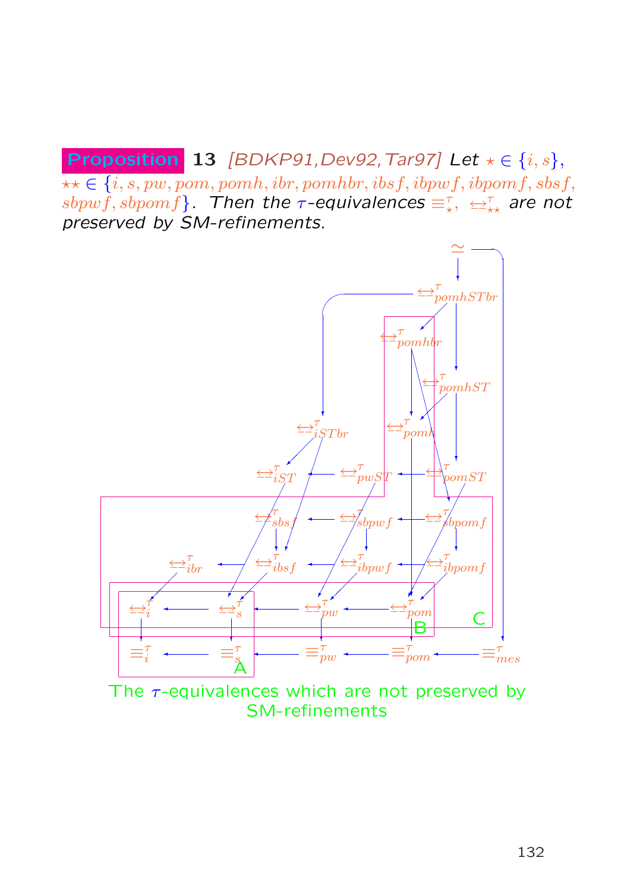**Proposition 13** *[BDKP91,Dev92,Tar97] Let $\star \in \{i, s\}$, $\star\star \in \{i, s, pw, pom, pomh, ibr, pomhbr, ibsf, ibpwf, ibpomf, sbsf, sbpwf, sbpomf\}$. Then the $\tau$-equivalences $\equiv^\tau_\star$, $\underline{\leftrightarrow}^\tau_{\star\star}$ are not preserved by SM-refinements.*

The $\tau$-equivalences which are not preserved by SM-refinements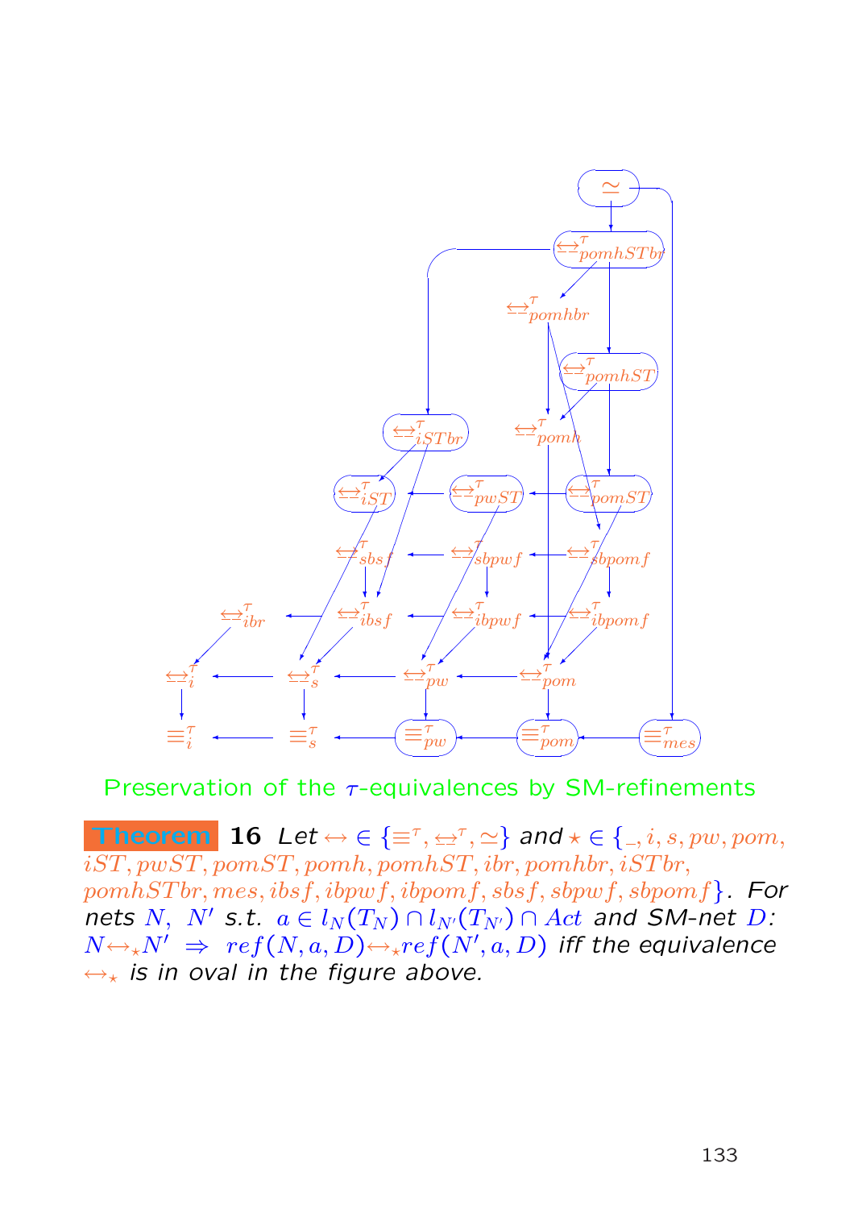Preservation of the $\tau$-equivalences by SM-refinements

**Theorem 16** *Let* $\leftrightarrow \in \{\equiv^\tau, \underline{\leftrightarrow}^\tau, \simeq\}$ *and* $\star \in \{\_, i, s, pw, pom, iST, pwST, pomST, pomh, pomhST, ibr, pomhbr, iSTbr, pomhSTbr, mes, ibsf, ibpwf, ibpomf, sbsf, sbpwf, sbpomf\}$. *For nets* $N,\ N'$ *s.t.* $a \in l_N(T_N) \cap l_{N'}(T_{N'}) \cap Act$ *and SM-net* $D$: $N \leftrightarrow_\star N' \ \Rightarrow\ ref(N, a, D) \leftrightarrow_\star ref(N', a, D)$ *iff the equivalence* $\leftrightarrow_\star$ *is in oval in the figure above.*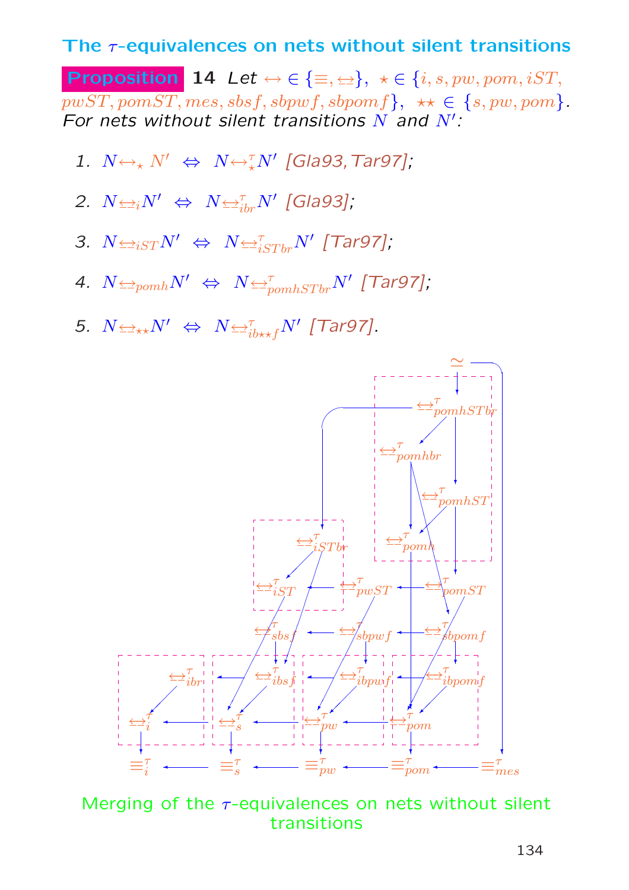## The $\tau$-equivalences on nets without silent transitions

**Proposition 14** *Let $\leftrightarrow \in \{\equiv, \underline{\leftrightarrow}\}$, $\star \in \{i, s, pw, pom, iST, pwST, pomST, mes, sbsf, sbpwf, sbpomf\}$, $\star\star \in \{s, pw, pom\}$. For nets without silent transitions $N$ and $N'$:*

1. $N \leftrightarrow_\star N' \;\Leftrightarrow\; N \leftrightarrow_\star^\tau N'$ [Gla93, Tar97];
2. $N \underline{\leftrightarrow}_i N' \;\Leftrightarrow\; N \underline{\leftrightarrow}_{ibr}^\tau N'$ [Gla93];
3. $N \underline{\leftrightarrow}_{iST} N' \;\Leftrightarrow\; N \underline{\leftrightarrow}_{iSTbr}^\tau N'$ [Tar97];
4. $N \underline{\leftrightarrow}_{pomh} N' \;\Leftrightarrow\; N \underline{\leftrightarrow}_{pomhSTbr}^\tau N'$ [Tar97];
5. $N \underline{\leftrightarrow}_{\star\star} N' \;\Leftrightarrow\; N \underline{\leftrightarrow}_{ib\star\star f}^\tau N'$ [Tar97].

Merging of the $\tau$-equivalences on nets without silent transitions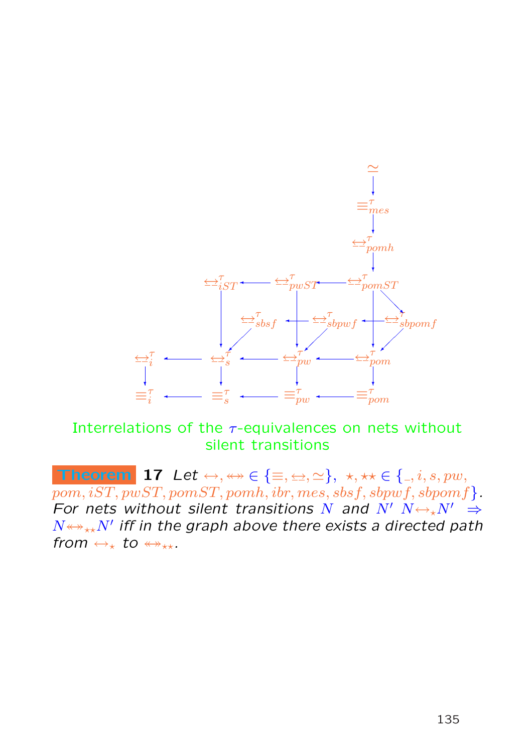Interrelations of the $\tau$-equivalences on nets without silent transitions

**Theorem 17** *Let* $\leftrightarrow, \leftrightarrow\!\!\!\!\!\leftrightarrow \in \{\equiv, \underline{\leftrightarrow}, \simeq\}$, $\star, \star\star \in \{\_, i, s, pw, pom, iST, pwST, pomST, pomh, ibr, mes, sbsf, sbpwf, sbpomf\}$. *For nets without silent transitions* $N$ *and* $N'$ $N \leftrightarrow_\star N' \Rightarrow N \leftrightarrow\!\!\!\!\!\leftrightarrow_{\star\star} N'$ *iff in the graph above there exists a directed path from* $\leftrightarrow_\star$ *to* $\leftrightarrow\!\!\!\!\!\leftrightarrow_{\star\star}$.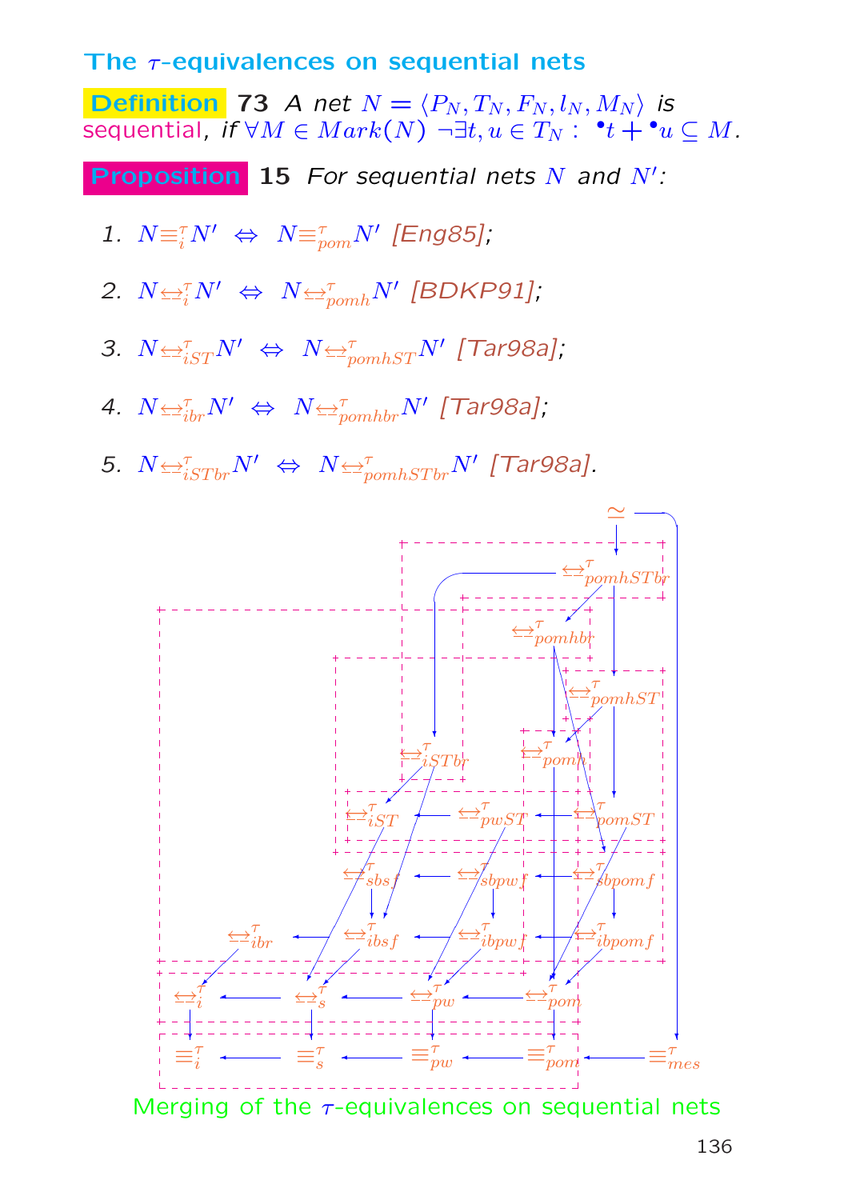# The $\tau$-equivalences on sequential nets

**Definition 73** *A net $N = \langle P_N, T_N, F_N, l_N, M_N\rangle$ is* sequential, *if $\forall M \in Mark(N)\ \neg\exists t, u \in T_N :\ {}^\bullet t + {}^\bullet u \subseteq M$.*

**Proposition 15** *For sequential nets $N$ and $N'$:*

1. $N \equiv_i^\tau N' \ \Leftrightarrow\ N \equiv_{pom}^\tau N'$ [Eng85];
2. $N \underline{\leftrightarrow}_i^\tau N' \ \Leftrightarrow\ N \underline{\leftrightarrow}_{pomh}^\tau N'$ [BDKP91];
3. $N \underline{\leftrightarrow}_{iST}^\tau N' \ \Leftrightarrow\ N \underline{\leftrightarrow}_{pomhST}^\tau N'$ [Tar98a];
4. $N \underline{\leftrightarrow}_{ibr}^\tau N' \ \Leftrightarrow\ N \underline{\leftrightarrow}_{pomhbr}^\tau N'$ [Tar98a];
5. $N \underline{\leftrightarrow}_{iSTbr}^\tau N' \ \Leftrightarrow\ N \underline{\leftrightarrow}_{pomhSTbr}^\tau N'$ [Tar98a].

Merging of the $\tau$-equivalences on sequential nets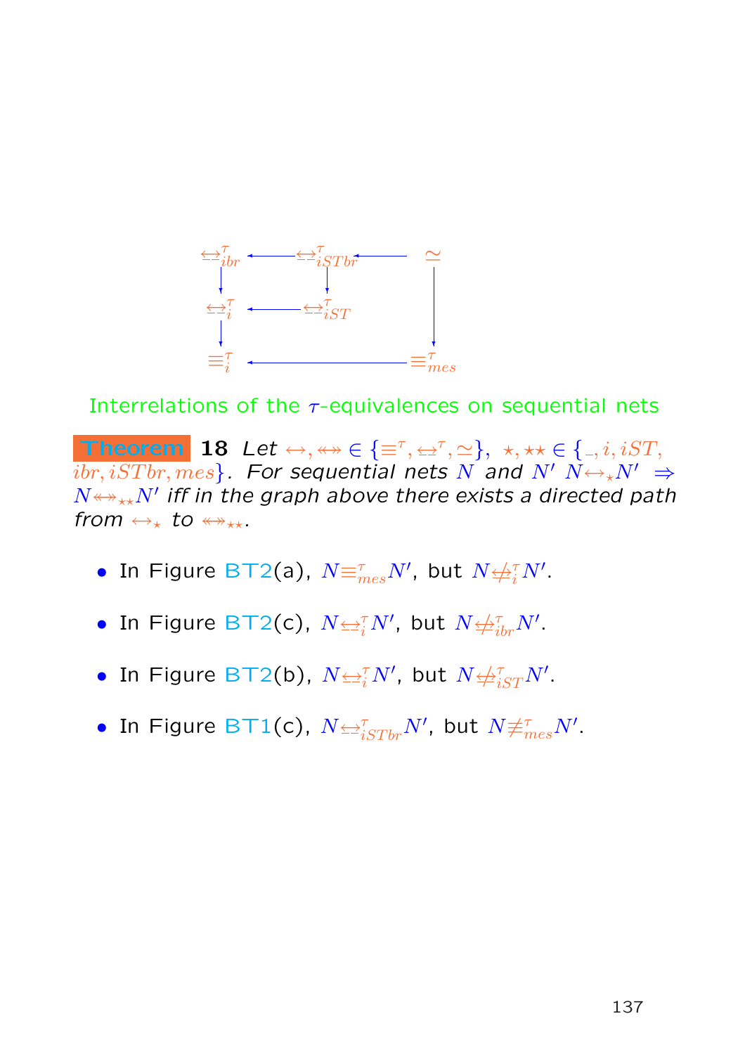$$
\begin{array}{ccccc}
\underline{\leftrightarrow}^{\tau}_{ibr} & \longleftarrow & \underline{\leftrightarrow}^{\tau}_{iSTbr} & \longleftarrow & \simeq \\
\downarrow & & \downarrow & & \downarrow \\
\underline{\leftrightarrow}^{\tau}_{i} & \longleftarrow & \underline{\leftrightarrow}^{\tau}_{iST} & & \\
\downarrow & & & & \downarrow \\
\equiv^{\tau}_{i} & \longleftarrow & & & \equiv^{\tau}_{mes}
\end{array}
$$

Interrelations of the $\tau$-equivalences on sequential nets

**Theorem 18** *Let* $\leftrightarrow, \twoheadleftarrow\!\!\!\twoheadrightarrow \in \{\equiv^{\tau}, \underline{\leftrightarrow}^{\tau}, \simeq\}$, $\star, \star\star \in \{\_, i, iST, ibr, iSTbr, mes\}$. *For sequential nets* $N$ *and* $N'$ $N \leftrightarrow_{\star} N' \Rightarrow N \twoheadleftarrow\!\!\!\twoheadrightarrow_{\star\star} N'$ *iff in the graph above there exists a directed path from* $\leftrightarrow_{\star}$ *to* $\twoheadleftarrow\!\!\!\twoheadrightarrow_{\star\star}$.

- In Figure BT2(a), $N \equiv^{\tau}_{mes} N'$, but $N \not\underline{\leftrightarrow}^{\tau}_{i} N'$.
- In Figure BT2(c), $N \underline{\leftrightarrow}^{\tau}_{i} N'$, but $N \not\underline{\leftrightarrow}^{\tau}_{ibr} N'$.
- In Figure BT2(b), $N \underline{\leftrightarrow}^{\tau}_{i} N'$, but $N \not\underline{\leftrightarrow}^{\tau}_{iST} N'$.
- In Figure BT1(c), $N \underline{\leftrightarrow}^{\tau}_{iSTbr} N'$, but $N \not\equiv^{\tau}_{mes} N'$.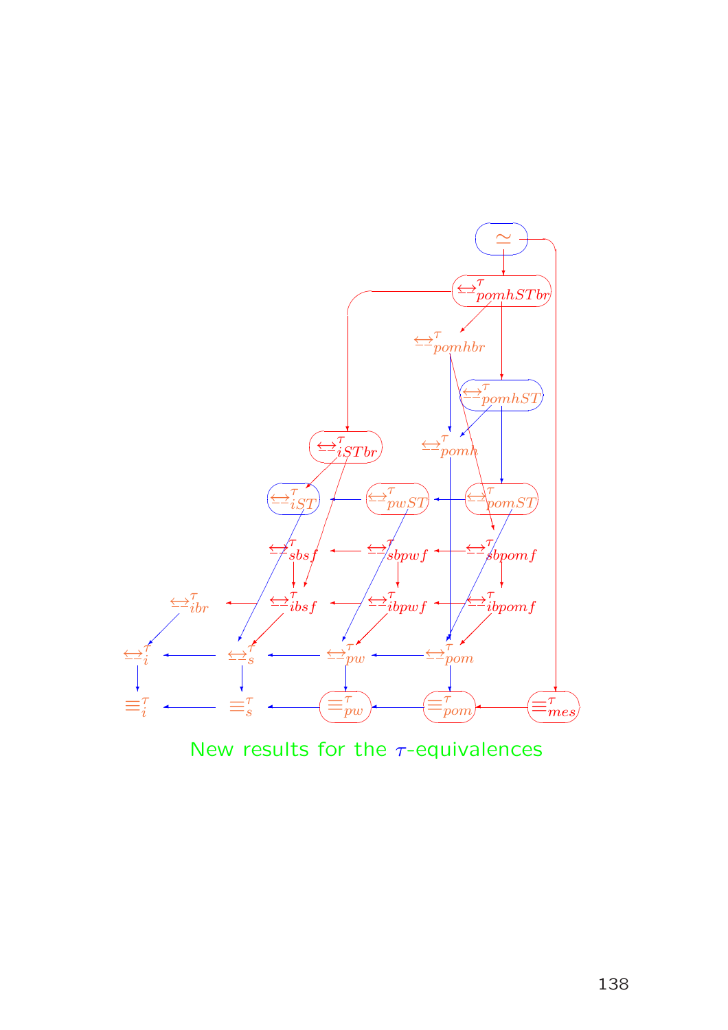$$\simeq$$

$$\underline{\leftrightarrow}^{\tau}_{pomhSTbr}$$

$$\underline{\leftrightarrow}^{\tau}_{pomhbr}$$

$$\underline{\leftrightarrow}^{\tau}_{pomhST}$$

$$\underline{\leftrightarrow}^{\tau}_{iSTbr} \quad \underline{\leftrightarrow}^{\tau}_{pomh}$$

$$\underline{\leftrightarrow}^{\tau}_{iST} \quad \underline{\leftrightarrow}^{\tau}_{pwST} \quad \underline{\leftrightarrow}^{\tau}_{pomST}$$

$$\underline{\leftrightarrow}^{\tau}_{sbsf} \quad \underline{\leftrightarrow}^{\tau}_{sbpwf} \quad \underline{\leftrightarrow}^{\tau}_{sbpomf}$$

$$\underline{\leftrightarrow}^{\tau}_{ibr} \quad \underline{\leftrightarrow}^{\tau}_{ibsf} \quad \underline{\leftrightarrow}^{\tau}_{ibpwf} \quad \underline{\leftrightarrow}^{\tau}_{ibpomf}$$

$$\underline{\leftrightarrow}^{\tau}_{i} \quad \underline{\leftrightarrow}^{\tau}_{s} \quad \underline{\leftrightarrow}^{\tau}_{pw} \quad \underline{\leftrightarrow}^{\tau}_{pom}$$

$$\equiv^{\tau}_{i} \quad \equiv^{\tau}_{s} \quad \equiv^{\tau}_{pw} \quad \equiv^{\tau}_{pom} \quad \equiv^{\tau}_{mes}$$

New results for the $\tau$-equivalences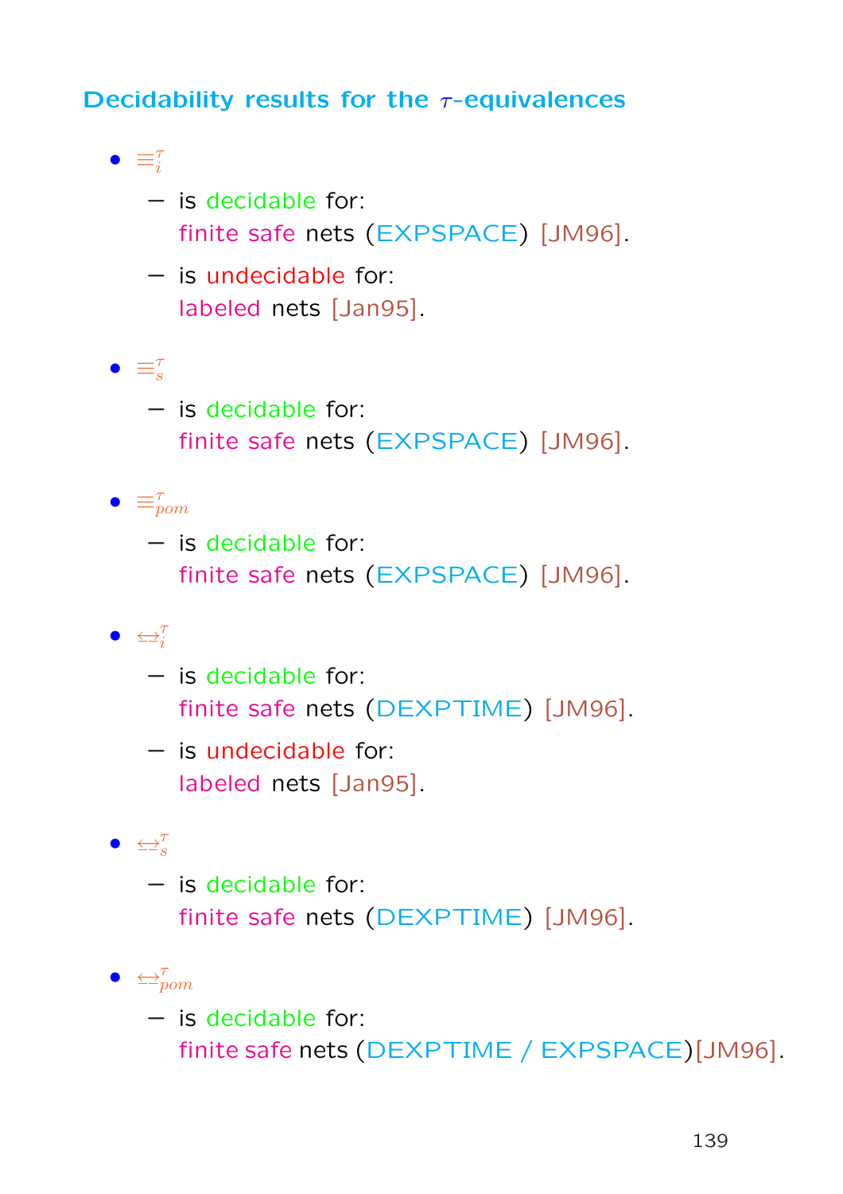## Decidability results for the $\tau$-equivalences

- $\equiv_i^\tau$
  - is decidable for:
    finite safe nets (EXPSPACE) [JM96].
  - is undecidable for:
    labeled nets [Jan95].
- $\equiv_s^\tau$
  - is decidable for:
    finite safe nets (EXPSPACE) [JM96].
- $\equiv_{pom}^\tau$
  - is decidable for:
    finite safe nets (EXPSPACE) [JM96].
- $\underline{\leftrightarrow}_i^\tau$
  - is decidable for:
    finite safe nets (DEXPTIME) [JM96].
  - is undecidable for:
    labeled nets [Jan95].
- $\underline{\leftrightarrow}_s^\tau$
  - is decidable for:
    finite safe nets (DEXPTIME) [JM96].
- $\underline{\leftrightarrow}_{pom}^\tau$
  - is decidable for:
    finite safe nets (DEXPTIME / EXPSPACE)[JM96].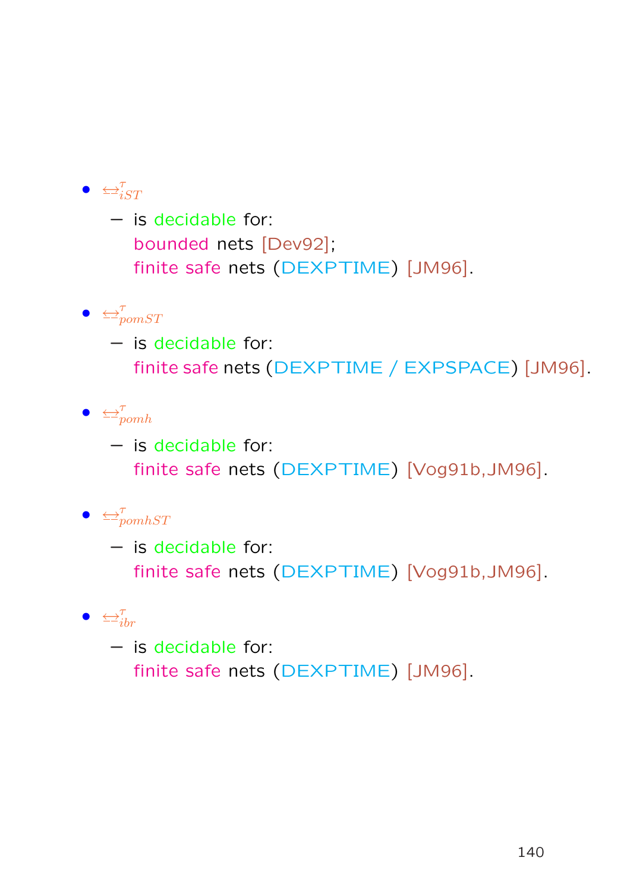- $\underline{\leftrightarrow}^{\tau}_{iST}$
  - is decidable for:
    bounded nets [Dev92];
    finite safe nets (DEXPTIME) [JM96].

- $\underline{\leftrightarrow}^{\tau}_{pomST}$
  - is decidable for:
    finite safe nets (DEXPTIME / EXPSPACE) [JM96].

- $\underline{\leftrightarrow}^{\tau}_{pomh}$
  - is decidable for:
    finite safe nets (DEXPTIME) [Vog91b,JM96].

- $\underline{\leftrightarrow}^{\tau}_{pomhST}$
  - is decidable for:
    finite safe nets (DEXPTIME) [Vog91b,JM96].

- $\underline{\leftrightarrow}^{\tau}_{ibr}$
  - is decidable for:
    finite safe nets (DEXPTIME) [JM96].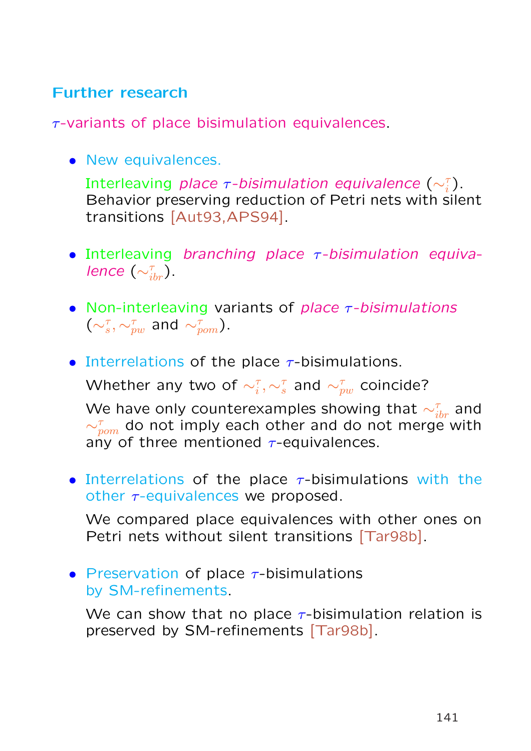## Further research

$\tau$-variants of place bisimulation equivalences.

- New equivalences.

  Interleaving *place $\tau$-bisimulation equivalence* ($\sim_i^\tau$). Behavior preserving reduction of Petri nets with silent transitions [Aut93,APS94].

- Interleaving *branching place $\tau$-bisimulation equivalence* ($\sim_{ibr}^\tau$).

- Non-interleaving variants of *place $\tau$-bisimulations* ($\sim_s^\tau, \sim_{pw}^\tau$ and $\sim_{pom}^\tau$).

- Interrelations of the place $\tau$-bisimulations.

  Whether any two of $\sim_i^\tau, \sim_s^\tau$ and $\sim_{pw}^\tau$ coincide?

  We have only counterexamples showing that $\sim_{ibr}^\tau$ and $\sim_{pom}^\tau$ do not imply each other and do not merge with any of three mentioned $\tau$-equivalences.

- Interrelations of the place $\tau$-bisimulations with the other $\tau$-equivalences we proposed.

  We compared place equivalences with other ones on Petri nets without silent transitions [Tar98b].

- Preservation of place $\tau$-bisimulations by SM-refinements.

  We can show that no place $\tau$-bisimulation relation is preserved by SM-refinements [Tar98b].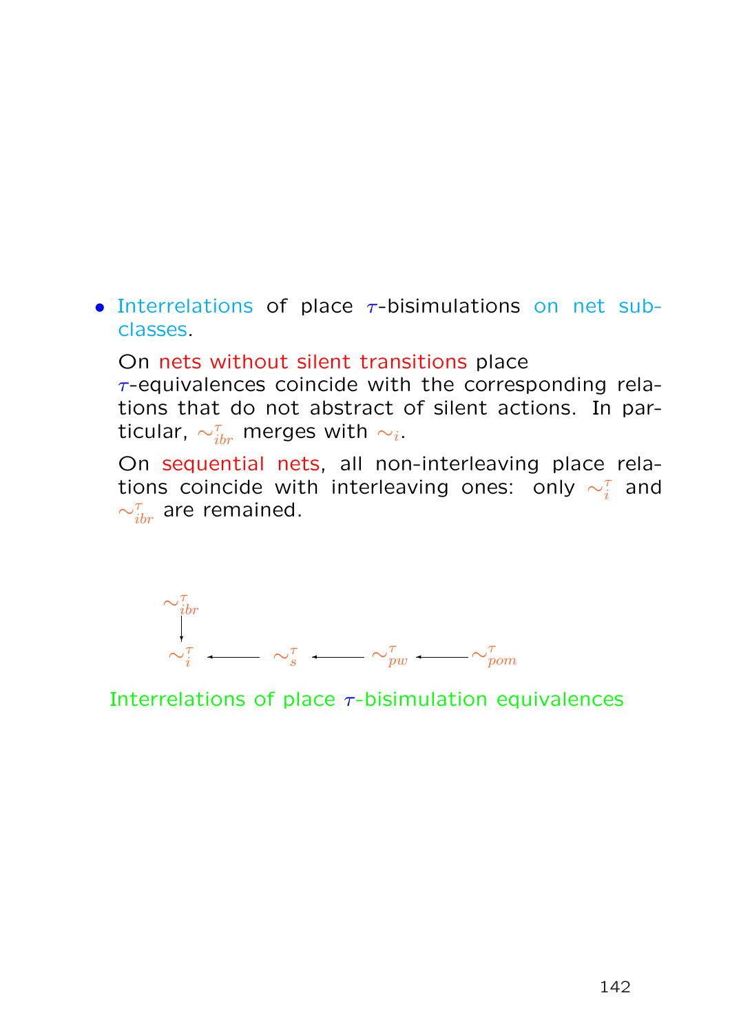- Interrelations of place $\tau$-bisimulations on net subclasses.

  On nets without silent transitions place $\tau$-equivalences coincide with the corresponding relations that do not abstract of silent actions. In particular, $\sim^{\tau}_{ibr}$ merges with $\sim_i$.

  On sequential nets, all non-interleaving place relations coincide with interleaving ones: only $\sim^{\tau}_i$ and $\sim^{\tau}_{ibr}$ are remained.

$$
\begin{array}{ccccccc}
\sim^{\tau}_{ibr} & & & & & & \\
\downarrow & & & & & & \\
\sim^{\tau}_{i} & \longleftarrow & \sim^{\tau}_{s} & \longleftarrow & \sim^{\tau}_{pw} & \longleftarrow & \sim^{\tau}_{pom}
\end{array}
$$

Interrelations of place $\tau$-bisimulation equivalences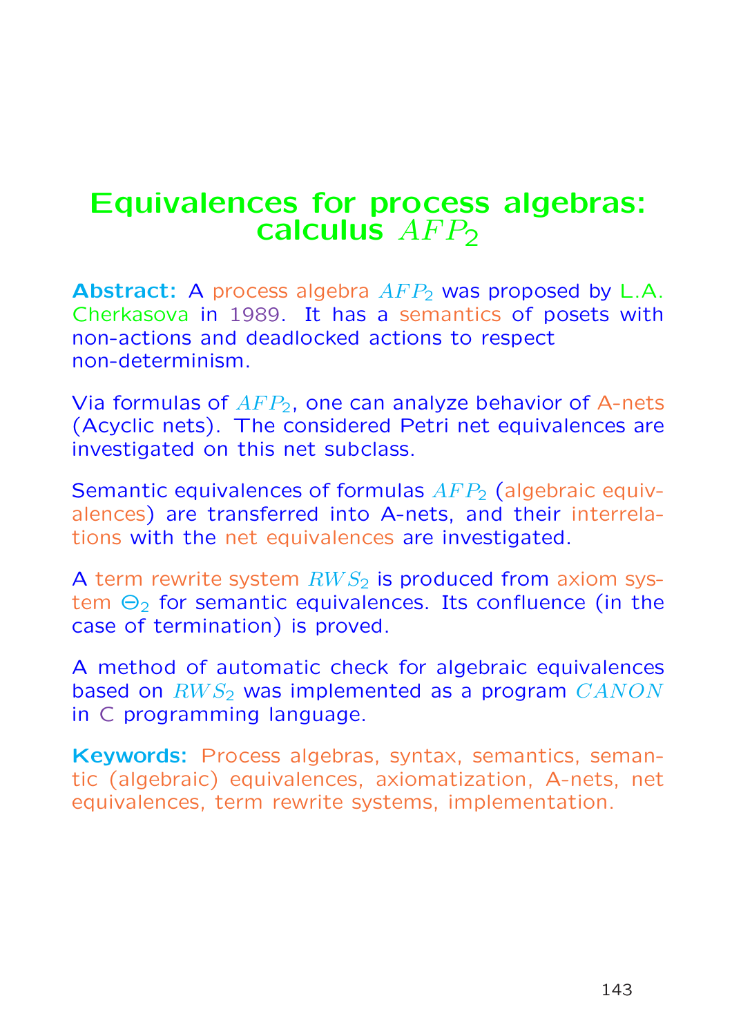# Equivalences for process algebras: calculus $AFP_2$

**Abstract:** A process algebra $AFP_2$ was proposed by L.A. Cherkasova in 1989. It has a semantics of posets with non-actions and deadlocked actions to respect non-determinism.

Via formulas of $AFP_2$, one can analyze behavior of A-nets (Acyclic nets). The considered Petri net equivalences are investigated on this net subclass.

Semantic equivalences of formulas $AFP_2$ (algebraic equivalences) are transferred into A-nets, and their interrelations with the net equivalences are investigated.

A term rewrite system $RWS_2$ is produced from axiom system $\Theta_2$ for semantic equivalences. Its confluence (in the case of termination) is proved.

A method of automatic check for algebraic equivalences based on $RWS_2$ was implemented as a program $CANON$ in C programming language.

**Keywords:** Process algebras, syntax, semantics, semantic (algebraic) equivalences, axiomatization, A-nets, net equivalences, term rewrite systems, implementation.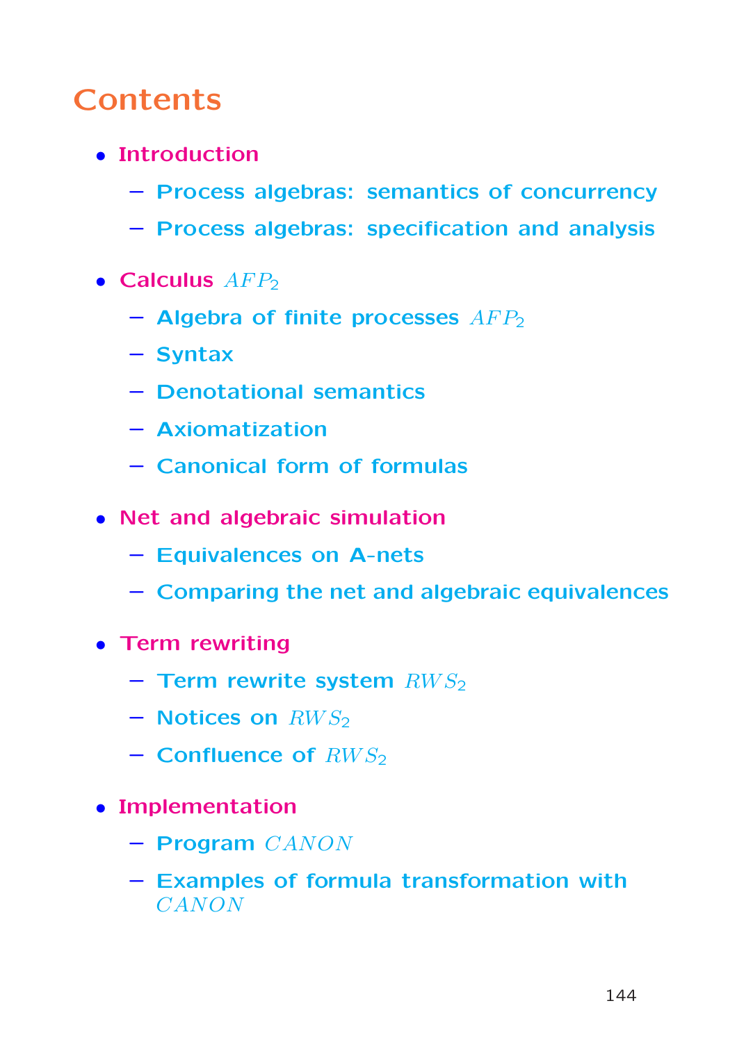# Contents

- **Introduction**
  - Process algebras: semantics of concurrency
  - Process algebras: specification and analysis
- **Calculus $AFP_2$**
  - Algebra of finite processes $AFP_2$
  - Syntax
  - Denotational semantics
  - Axiomatization
  - Canonical form of formulas
- **Net and algebraic simulation**
  - Equivalences on A-nets
  - Comparing the net and algebraic equivalences
- **Term rewriting**
  - Term rewrite system $RWS_2$
  - Notices on $RWS_2$
  - Confluence of $RWS_2$
- **Implementation**
  - Program $CANON$
  - Examples of formula transformation with $CANON$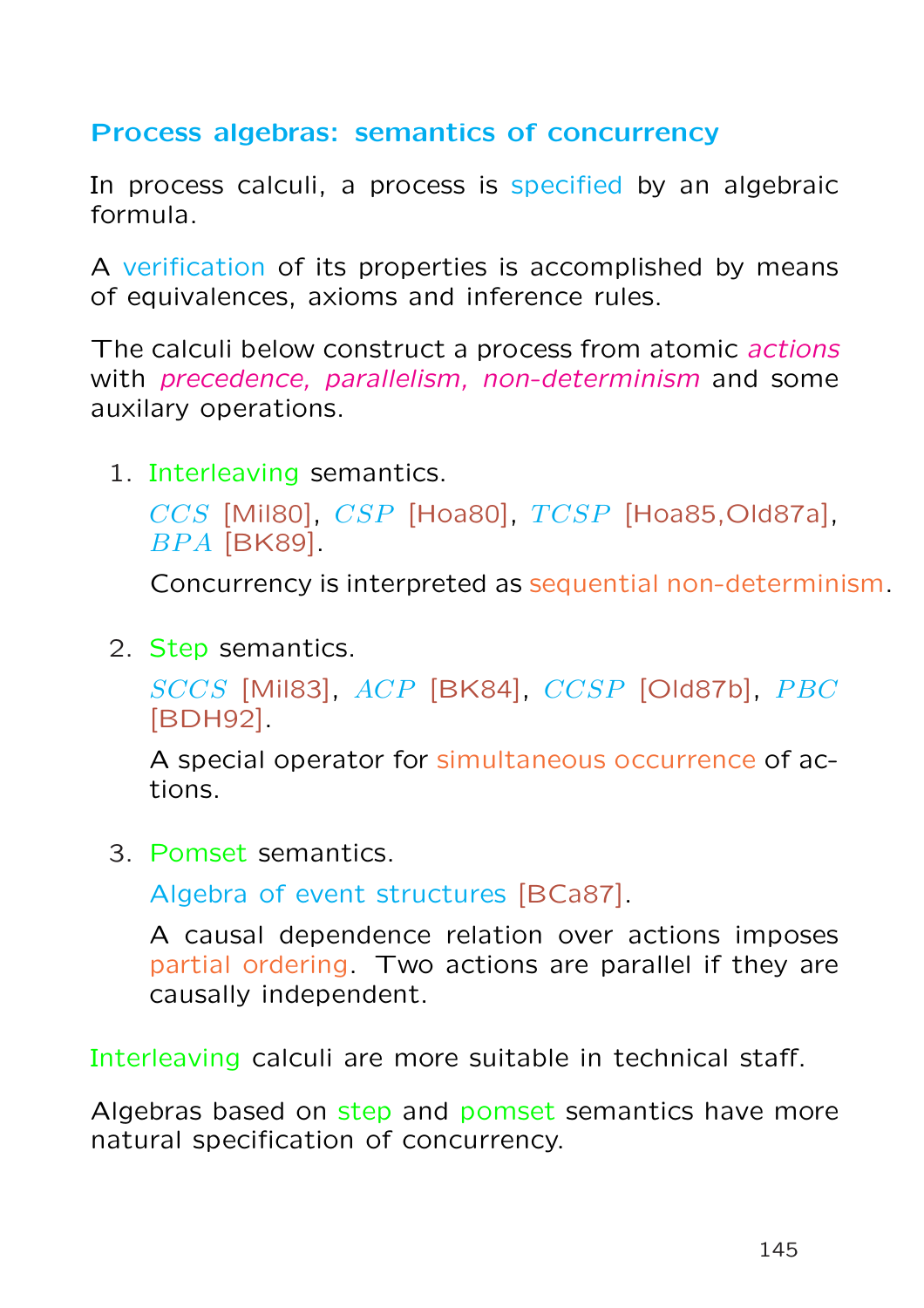## Process algebras: semantics of concurrency

In process calculi, a process is specified by an algebraic formula.

A verification of its properties is accomplished by means of equivalences, axioms and inference rules.

The calculi below construct a process from atomic *actions* with *precedence, parallelism, non-determinism* and some auxilary operations.

1. Interleaving semantics.

   $CCS$ [Mil80], $CSP$ [Hoa80], $TCSP$ [Hoa85,Old87a], $BPA$ [BK89].

   Concurrency is interpreted as sequential non-determinism.

2. Step semantics.

   $SCCS$ [Mil83], $ACP$ [BK84], $CCSP$ [Old87b], $PBC$ [BDH92].

   A special operator for simultaneous occurrence of actions.

3. Pomset semantics.

   Algebra of event structures [BCa87].

   A causal dependence relation over actions imposes partial ordering. Two actions are parallel if they are causally independent.

Interleaving calculi are more suitable in technical staff.

Algebras based on step and pomset semantics have more natural specification of concurrency.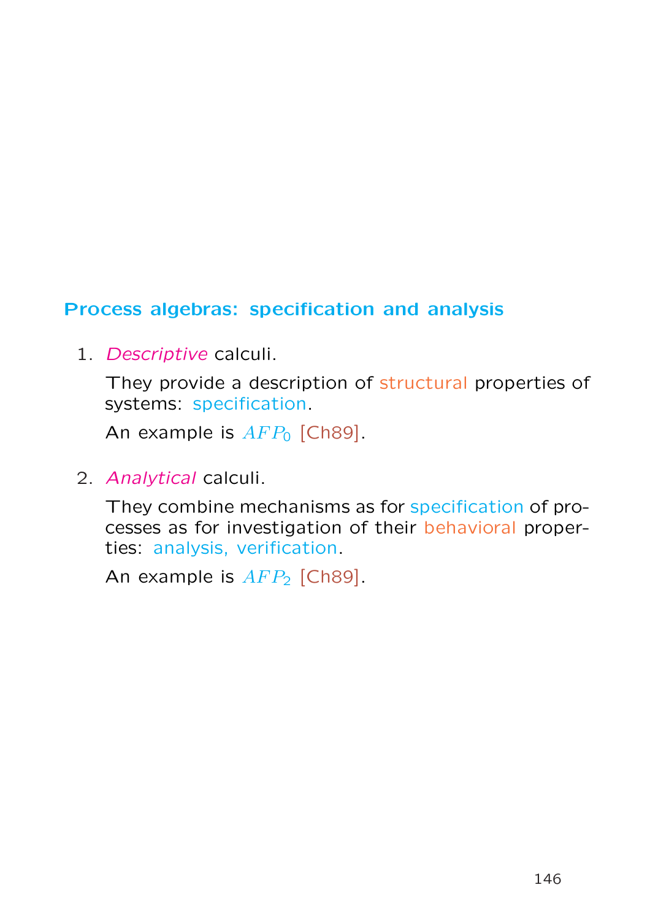## Process algebras: specification and analysis

1. *Descriptive* calculi.

   They provide a description of structural properties of systems: specification.

   An example is $AFP_0$ [Ch89].

2. *Analytical* calculi.

   They combine mechanisms as for specification of processes as for investigation of their behavioral properties: analysis, verification.

   An example is $AFP_2$ [Ch89].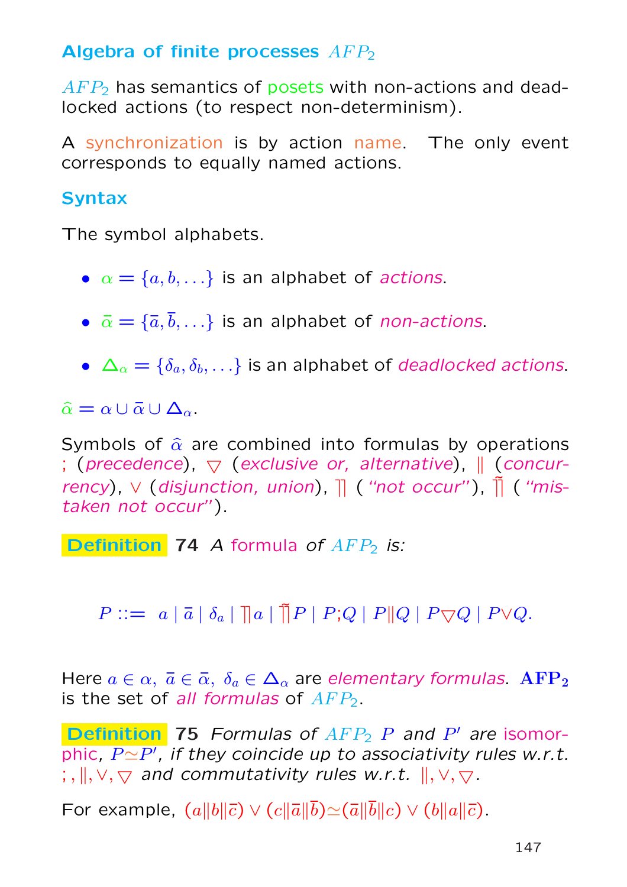## Algebra of finite processes $AFP_2$

$AFP_2$ has semantics of posets with non-actions and deadlocked actions (to respect non-determinism).

A synchronization is by action name. The only event corresponds to equally named actions.

### Syntax

The symbol alphabets.

- $\alpha = \{a, b, \ldots\}$ is an alphabet of *actions*.
- $\bar{\alpha} = \{\bar{a}, \bar{b}, \ldots\}$ is an alphabet of *non-actions*.
- $\Delta_\alpha = \{\delta_a, \delta_b, \ldots\}$ is an alphabet of *deadlocked actions*.

$\hat{\alpha} = \alpha \cup \bar{\alpha} \cup \Delta_\alpha$.

Symbols of $\hat{\alpha}$ are combined into formulas by operations ; (*precedence*), $\bigtriangledown$ (*exclusive or, alternative*), $\|$ (*concurrency*), $\vee$ (*disjunction, union*), $\rceil\!\rceil$ (*"not occur"*), $\tilde{\rceil\!\rceil}$ (*"mistaken not occur"*).

**Definition 74** *A formula of $AFP_2$ is:*

$$P ::= \; a \mid \bar{a} \mid \delta_a \mid \rceil\!\rceil a \mid \tilde{\rceil\!\rceil} P \mid P;Q \mid P\|Q \mid P\bigtriangledown Q \mid P\vee Q.$$

Here $a \in \alpha,\ \bar{a} \in \bar{\alpha},\ \delta_a \in \Delta_\alpha$ are *elementary formulas*. $\mathbf{AFP_2}$ is the set of *all formulas* of $AFP_2$.

**Definition 75** *Formulas of $AFP_2$ $P$ and $P'$ are isomorphic, $P \simeq P'$, if they coincide up to associativity rules w.r.t. $;, \|, \vee, \bigtriangledown$ and commutativity rules w.r.t. $\|, \vee, \bigtriangledown$.*

For example, $(a\|b\|\bar{c}) \vee (c\|\bar{a}\|\bar{b}) \simeq (\bar{a}\|\bar{b}\|c) \vee (b\|a\|\bar{c})$.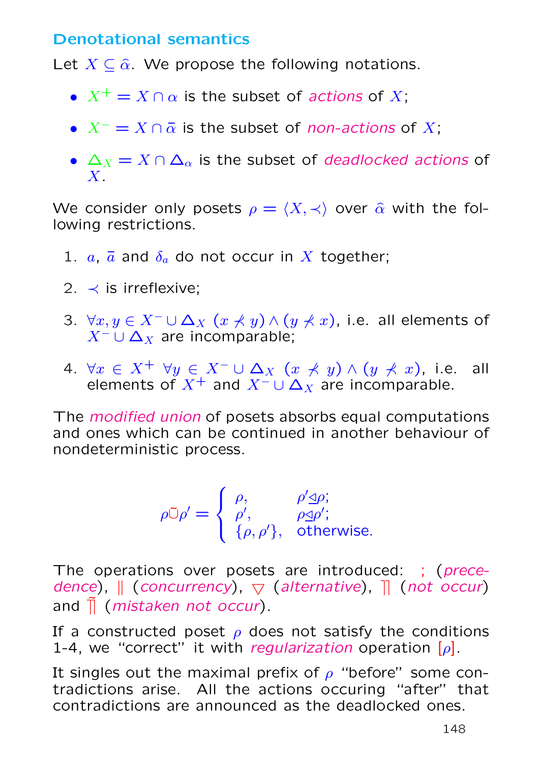## Denotational semantics

Let $X \subseteq \widehat{\alpha}$. We propose the following notations.

- $X^+ = X \cap \alpha$ is the subset of *actions* of $X$;
- $X^- = X \cap \bar{\alpha}$ is the subset of *non-actions* of $X$;
- $\Delta_X = X \cap \Delta_\alpha$ is the subset of *deadlocked actions* of $X$.

We consider only posets $\rho = \langle X, \prec \rangle$ over $\widehat{\alpha}$ with the following restrictions.

1. $a$, $\bar{a}$ and $\delta_a$ do not occur in $X$ together;
2. $\prec$ is irreflexive;
3. $\forall x, y \in X^- \cup \Delta_X \; (x \not\prec y) \wedge (y \not\prec x)$, i.e. all elements of $X^- \cup \Delta_X$ are incomparable;
4. $\forall x \in X^+ \; \forall y \in X^- \cup \Delta_X \; (x \not\prec y) \wedge (y \not\prec x)$, i.e. all elements of $X^+$ and $X^- \cup \Delta_X$ are incomparable.

The *modified union* of posets absorbs equal computations and ones which can be continued in another behaviour of nondeterministic process.

$$\rho \tilde{\cup} \rho' = \begin{cases} \rho, & \rho' \trianglelefteq \rho; \\ \rho', & \rho \trianglelefteq \rho'; \\ \{\rho, \rho'\}, & \text{otherwise.} \end{cases}$$

The operations over posets are introduced: $;$ (*precedence*), $\|$ (*concurrency*), $\bigtriangledown$ (*alternative*), $\rceil\!\rceil$ (*not occur*) and $\tilde{\rceil\!\rceil}$ (*mistaken not occur*).

If a constructed poset $\rho$ does not satisfy the conditions 1-4, we "correct" it with *regularization* operation $[\rho]$.

It singles out the maximal prefix of $\rho$ "before" some contradictions arise. All the actions occuring "after" that contradictions are announced as the deadlocked ones.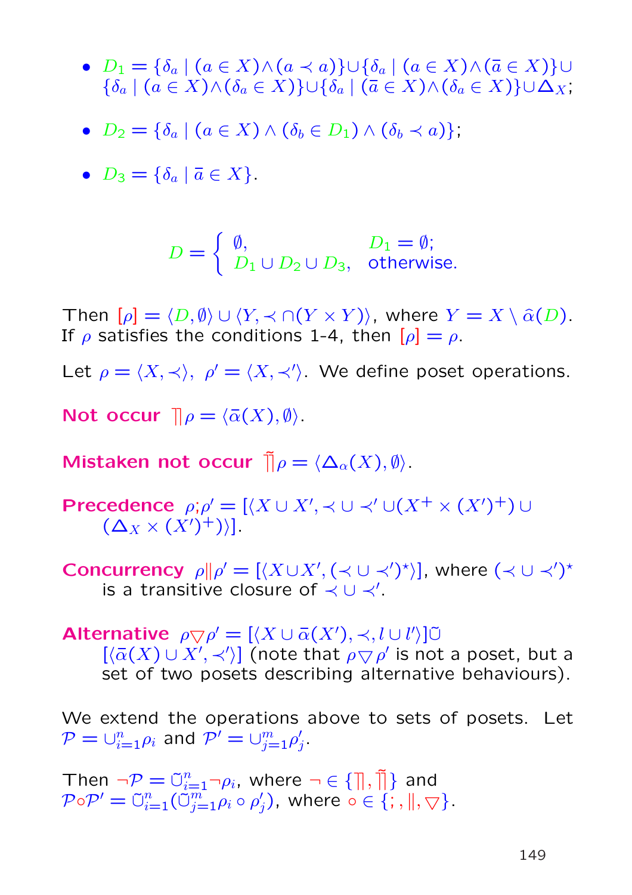- $D_1 = \{\delta_a \mid (a \in X) \wedge (a \prec a)\} \cup \{\delta_a \mid (a \in X) \wedge (\bar{a} \in X)\} \cup \{\delta_a \mid (a \in X) \wedge (\delta_a \in X)\} \cup \{\delta_a \mid (\bar{a} \in X) \wedge (\delta_a \in X)\} \cup \Delta_X$;

- $D_2 = \{\delta_a \mid (a \in X) \wedge (\delta_b \in D_1) \wedge (\delta_b \prec a)\}$;

- $D_3 = \{\delta_a \mid \bar{a} \in X\}$.

$$D = \begin{cases} \emptyset, & D_1 = \emptyset; \\ D_1 \cup D_2 \cup D_3, & \text{otherwise.} \end{cases}$$

Then $[\rho] = \langle D, \emptyset \rangle \cup \langle Y, \prec \cap (Y \times Y) \rangle$, where $Y = X \setminus \hat{\alpha}(D)$. If $\rho$ satisfies the conditions 1-4, then $[\rho] = \rho$.

Let $\rho = \langle X, \prec \rangle,\ \rho' = \langle X, \prec' \rangle$. We define poset operations.

**Not occur** $\rceil\!\rceil \rho = \langle \bar{\alpha}(X), \emptyset \rangle$.

**Mistaken not occur** $\tilde{\rceil\!\rceil} \rho = \langle \Delta_\alpha(X), \emptyset \rangle$.

**Precedence** $\rho ; \rho' = [\langle X \cup X', \prec \cup \prec' \cup (X^+ \times (X')^+) \cup (\Delta_X \times (X')^+) \rangle]$.

**Concurrency** $\rho \| \rho' = [\langle X \cup X', (\prec \cup \prec')^\star \rangle]$, where $(\prec \cup \prec')^\star$ is a transitive closure of $\prec \cup \prec'$.

**Alternative** $\rho \bigtriangledown \rho' = [\langle X \cup \bar{\alpha}(X'), \prec, l \cup l' \rangle] \tilde{\cup} [\langle \bar{\alpha}(X) \cup X', \prec' \rangle]$ (note that $\rho \bigtriangledown \rho'$ is not a poset, but a set of two posets describing alternative behaviours).

We extend the operations above to sets of posets. Let $\mathcal{P} = \cup_{i=1}^{n} \rho_i$ and $\mathcal{P}' = \cup_{j=1}^{m} \rho'_j$.

Then $\neg \mathcal{P} = \tilde{\cup}_{i=1}^{n} \neg \rho_i$, where $\neg \in \{\rceil\!\rceil, \tilde{\rceil\!\rceil}\}$ and $\mathcal{P} \circ \mathcal{P}' = \tilde{\cup}_{i=1}^{n} (\tilde{\cup}_{j=1}^{m} \rho_i \circ \rho'_j)$, where $\circ \in \{;, \|, \bigtriangledown\}$.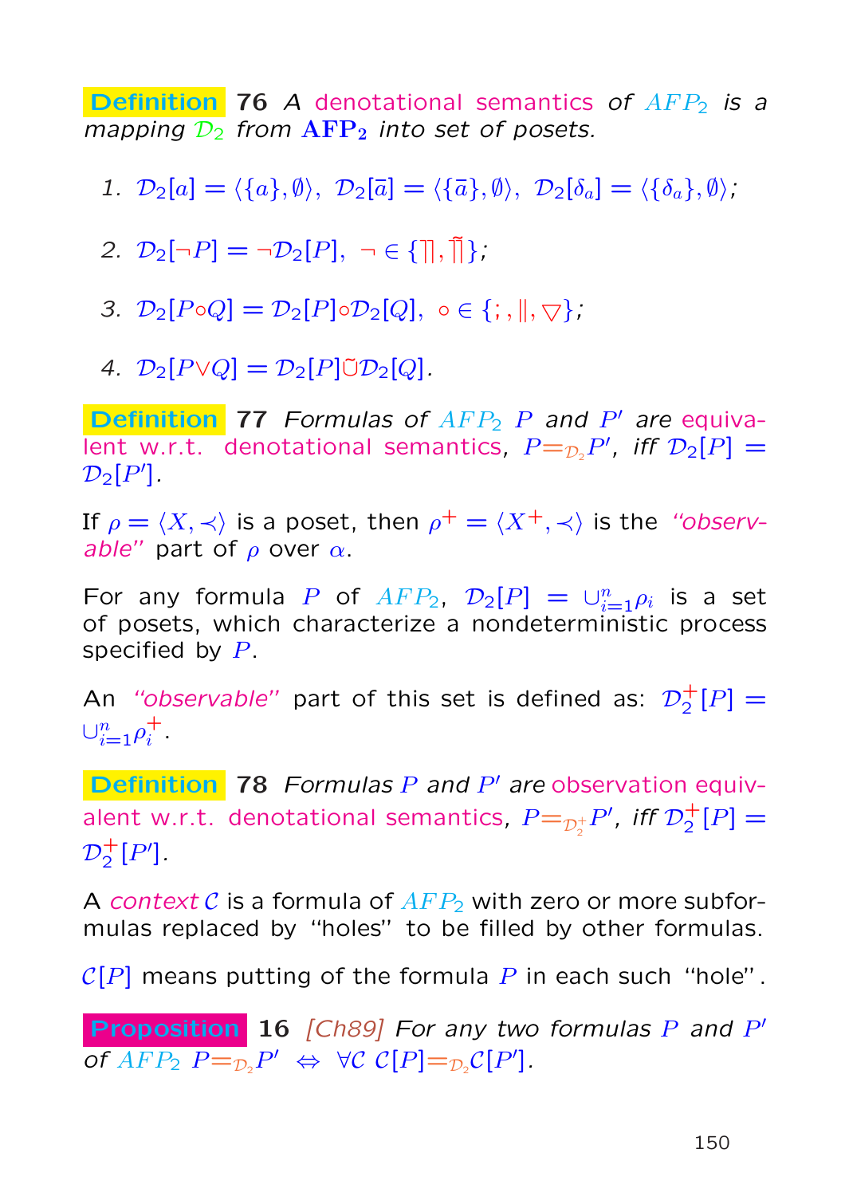**Definition** **76** *A denotational semantics of $AFP_2$ is a mapping $\mathcal{D}_2$ from $\mathbf{AFP_2}$ into set of posets.*

1. $\mathcal{D}_2[a] = \langle\{a\}, \emptyset\rangle,\ \mathcal{D}_2[\bar{a}] = \langle\{\bar{a}\}, \emptyset\rangle,\ \mathcal{D}_2[\delta_a] = \langle\{\delta_a\}, \emptyset\rangle$;
2. $\mathcal{D}_2[\neg P] = \neg\mathcal{D}_2[P],\ \neg \in \{\rceil\!\rceil, \tilde{\rceil\!\rceil}\}$;
3. $\mathcal{D}_2[P \circ Q] = \mathcal{D}_2[P] \circ \mathcal{D}_2[Q],\ \circ \in \{;, \|, \triangledown\}$;
4. $\mathcal{D}_2[P \vee Q] = \mathcal{D}_2[P] \tilde{\cup} \mathcal{D}_2[Q]$.

**Definition** **77** *Formulas of $AFP_2$ $P$ and $P'$ are equivalent w.r.t. denotational semantics, $P =_{\mathcal{D}_2} P'$, iff $\mathcal{D}_2[P] = \mathcal{D}_2[P']$.*

If $\rho = \langle X, \prec\rangle$ is a poset, then $\rho^+ = \langle X^+, \prec\rangle$ is the *"observable"* part of $\rho$ over $\alpha$.

For any formula $P$ of $AFP_2$, $\mathcal{D}_2[P] = \cup_{i=1}^{n} \rho_i$ is a set of posets, which characterize a nondeterministic process specified by $P$.

An *"observable"* part of this set is defined as: $\mathcal{D}_2^+[P] = \cup_{i=1}^{n} \rho_i^+$.

**Definition** **78** *Formulas $P$ and $P'$ are observation equivalent w.r.t. denotational semantics, $P =_{\mathcal{D}_2^+} P'$, iff $\mathcal{D}_2^+[P] = \mathcal{D}_2^+[P']$.*

A *context* $\mathcal{C}$ is a formula of $AFP_2$ with zero or more subformulas replaced by "holes" to be filled by other formulas.

$\mathcal{C}[P]$ means putting of the formula $P$ in each such "hole".

**Proposition** **16** *[Ch89] For any two formulas $P$ and $P'$ of $AFP_2$ $P =_{\mathcal{D}_2} P' \ \Leftrightarrow\ \forall\mathcal{C}\ \mathcal{C}[P] =_{\mathcal{D}_2} \mathcal{C}[P']$.*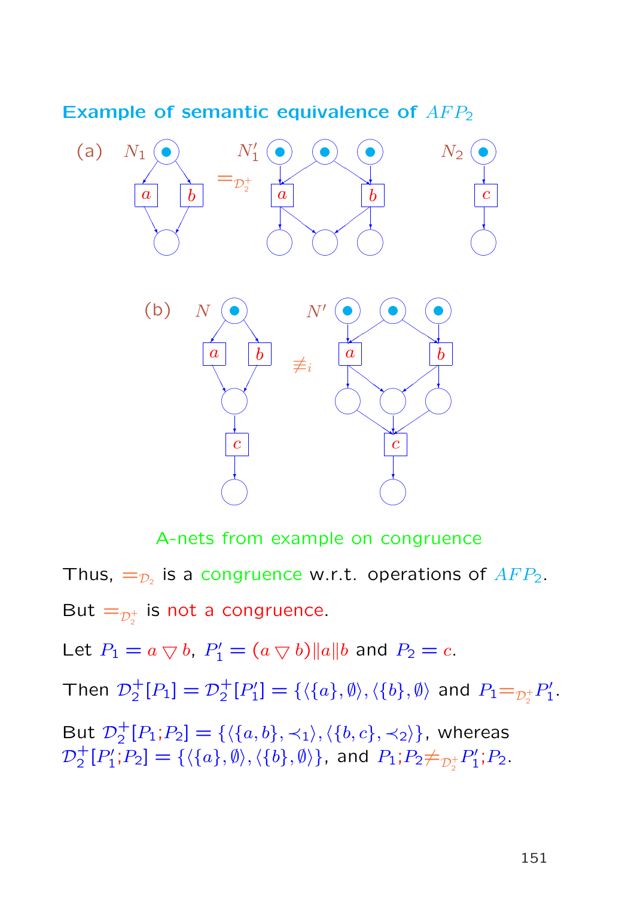## Example of semantic equivalence of $AFP_2$

(a) $N_1$ $=_{\mathcal{D}_2^+}$ $N_1'$ $N_2$

(b) $N$ $\not\equiv_i$ $N'$

A-nets from example on congruence

Thus, $=_{\mathcal{D}_2}$ is a congruence w.r.t. operations of $AFP_2$.

But $=_{\mathcal{D}_2^+}$ is not a congruence.

Let $P_1 = a \triangledown b$, $P_1' = (a \triangledown b)\|a\|b$ and $P_2 = c$.

Then $\mathcal{D}_2^+[P_1] = \mathcal{D}_2^+[P_1'] = \{\langle\{a\}, \emptyset\rangle, \langle\{b\}, \emptyset\rangle$ and $P_1 =_{\mathcal{D}_2^+} P_1'$.

But $\mathcal{D}_2^+[P_1;P_2] = \{\langle\{a, b\}, \prec_1\rangle, \langle\{b, c\}, \prec_2\rangle\}$, whereas $\mathcal{D}_2^+[P_1';P_2] = \{\langle\{a\}, \emptyset\rangle, \langle\{b\}, \emptyset\rangle\}$, and $P_1;P_2 \neq_{\mathcal{D}_2^+} P_1';P_2$.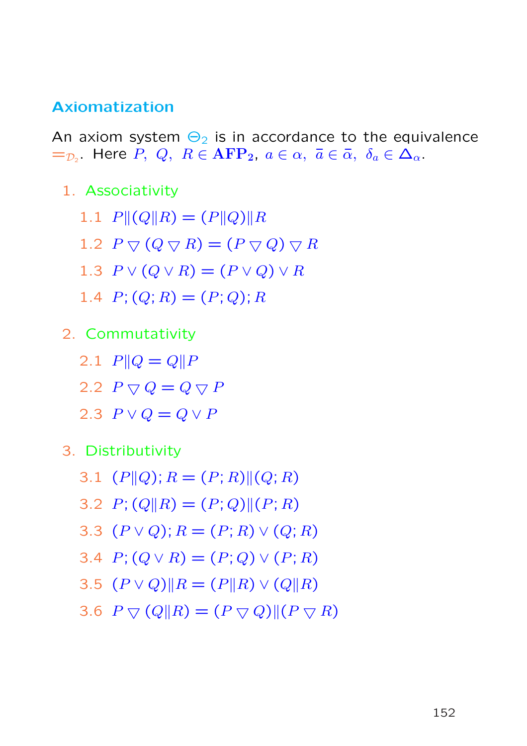## Axiomatization

An axiom system $\Theta_2$ is in accordance to the equivalence $=_{\mathcal{D}_2}$. Here $P,\ Q,\ R \in \mathbf{AFP_2}$, $a \in \alpha,\ \bar{a} \in \bar{\alpha},\ \delta_a \in \Delta_\alpha$.

1. Associativity
   - 1.1 $P\|(Q\|R) = (P\|Q)\|R$
   - 1.2 $P \bigtriangledown (Q \bigtriangledown R) = (P \bigtriangledown Q) \bigtriangledown R$
   - 1.3 $P \vee (Q \vee R) = (P \vee Q) \vee R$
   - 1.4 $P; (Q; R) = (P; Q); R$
2. Commutativity
   - 2.1 $P\|Q = Q\|P$
   - 2.2 $P \bigtriangledown Q = Q \bigtriangledown P$
   - 2.3 $P \vee Q = Q \vee P$
3. Distributivity
   - 3.1 $(P\|Q); R = (P; R)\|(Q; R)$
   - 3.2 $P; (Q\|R) = (P; Q)\|(P; R)$
   - 3.3 $(P \vee Q); R = (P; R) \vee (Q; R)$
   - 3.4 $P; (Q \vee R) = (P; Q) \vee (P; R)$
   - 3.5 $(P \vee Q)\|R = (P\|R) \vee (Q\|R)$
   - 3.6 $P \bigtriangledown (Q\|R) = (P \bigtriangledown Q)\|(P \bigtriangledown R)$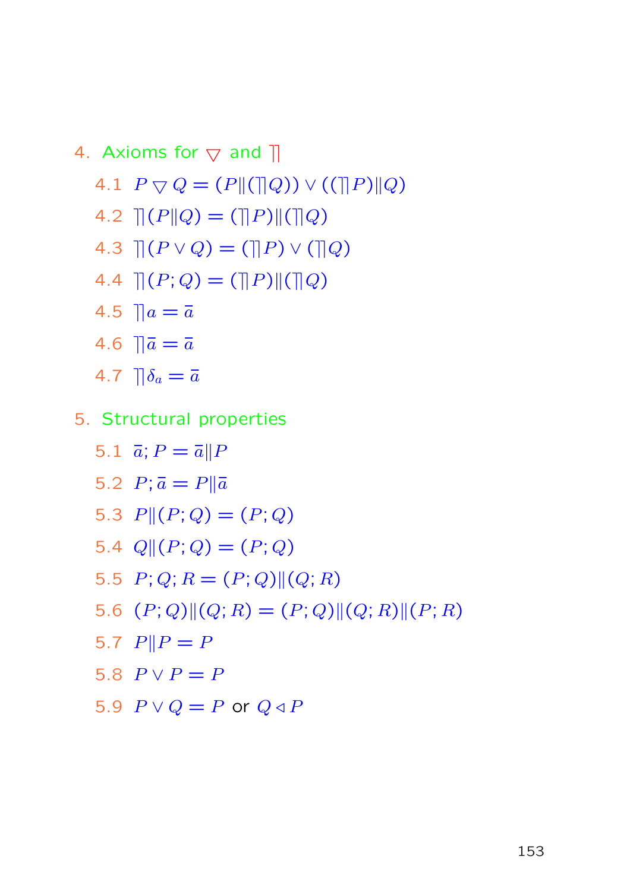4. Axioms for $\triangledown$ and $\rceil\!\rceil$

   4.1 $P \triangledown Q = (P \| (\rceil\!\rceil Q)) \vee ((\rceil\!\rceil P) \| Q)$

   4.2 $\rceil\!\rceil (P \| Q) = (\rceil\!\rceil P) \| (\rceil\!\rceil Q)$

   4.3 $\rceil\!\rceil (P \vee Q) = (\rceil\!\rceil P) \vee (\rceil\!\rceil Q)$

   4.4 $\rceil\!\rceil (P; Q) = (\rceil\!\rceil P) \| (\rceil\!\rceil Q)$

   4.5 $\rceil\!\rceil a = \bar{a}$

   4.6 $\rceil\!\rceil \bar{a} = \bar{a}$

   4.7 $\rceil\!\rceil \delta_a = \bar{a}$

5. Structural properties

   5.1 $\bar{a}; P = \bar{a} \| P$

   5.2 $P; \bar{a} = P \| \bar{a}$

   5.3 $P \| (P; Q) = (P; Q)$

   5.4 $Q \| (P; Q) = (P; Q)$

   5.5 $P; Q; R = (P; Q) \| (Q; R)$

   5.6 $(P; Q) \| (Q; R) = (P; Q) \| (Q; R) \| (P; R)$

   5.7 $P \| P = P$

   5.8 $P \vee P = P$

   5.9 $P \vee Q = P$ or $Q \triangleleft P$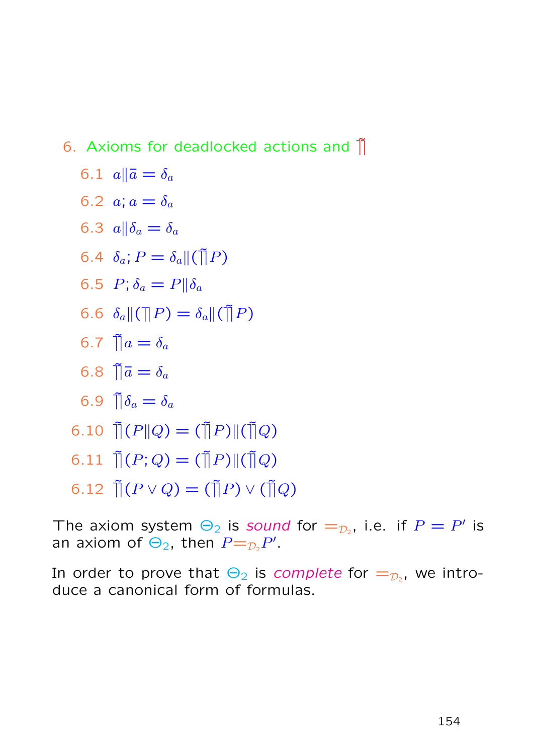6. Axioms for deadlocked actions and $\tilde{\rceil\rceil}$

6.1 $a \| \bar{a} = \delta_a$

6.2 $a; a = \delta_a$

6.3 $a \| \delta_a = \delta_a$

6.4 $\delta_a; P = \delta_a \| (\tilde{\rceil\rceil} P)$

6.5 $P; \delta_a = P \| \delta_a$

6.6 $\delta_a \| (\rceil\rceil P) = \delta_a \| (\tilde{\rceil\rceil} P)$

6.7 $\tilde{\rceil\rceil} a = \delta_a$

6.8 $\tilde{\rceil\rceil} \bar{a} = \delta_a$

6.9 $\tilde{\rceil\rceil} \delta_a = \delta_a$

6.10 $\tilde{\rceil\rceil}(P \| Q) = (\tilde{\rceil\rceil} P) \| (\tilde{\rceil\rceil} Q)$

6.11 $\tilde{\rceil\rceil}(P; Q) = (\tilde{\rceil\rceil} P) \| (\tilde{\rceil\rceil} Q)$

6.12 $\tilde{\rceil\rceil}(P \vee Q) = (\tilde{\rceil\rceil} P) \vee (\tilde{\rceil\rceil} Q)$

The axiom system $\ominus_2$ is *sound* for $=_{\mathcal{D}_2}$, i.e. if $P = P'$ is an axiom of $\ominus_2$, then $P =_{\mathcal{D}_2} P'$.

In order to prove that $\ominus_2$ is *complete* for $=_{\mathcal{D}_2}$, we introduce a canonical form of formulas.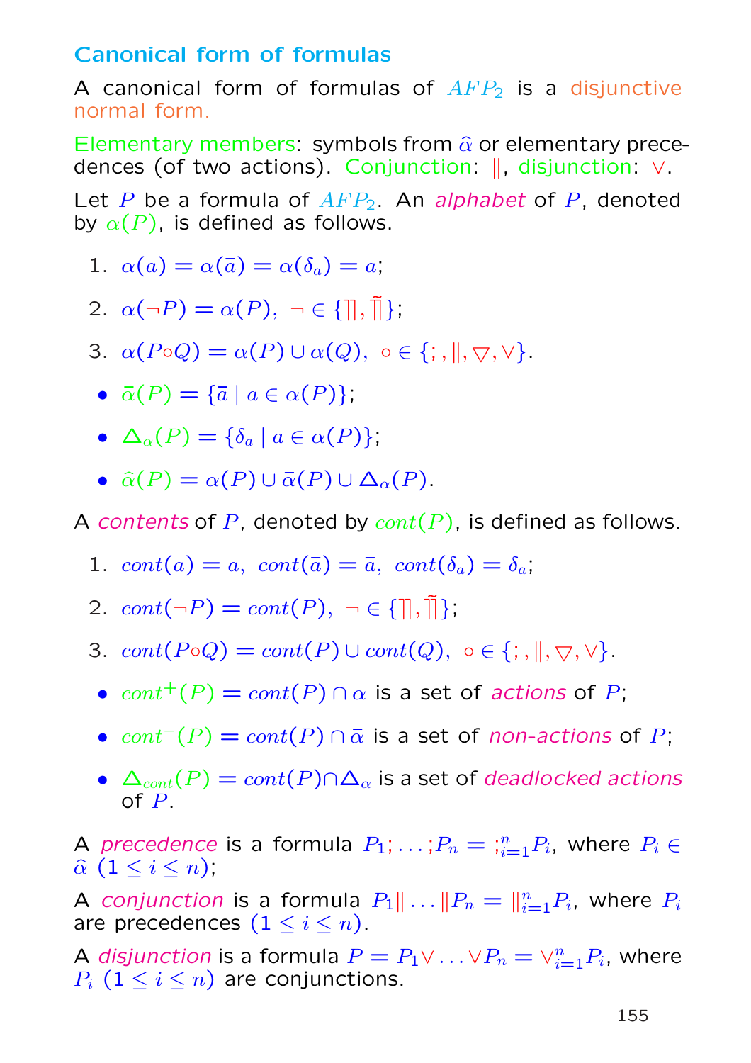## Canonical form of formulas

A canonical form of formulas of $AFP_2$ is a disjunctive normal form.

Elementary members: symbols from $\widehat{\alpha}$ or elementary precedences (of two actions). Conjunction: $\|$, disjunction: $\vee$.

Let $P$ be a formula of $AFP_2$. An *alphabet* of $P$, denoted by $\alpha(P)$, is defined as follows.

1. $\alpha(a) = \alpha(\bar{a}) = \alpha(\delta_a) = a$;
2. $\alpha(\neg P) = \alpha(P), \ \neg \in \{\rceil\!\rceil, \tilde{\rceil\!\rceil}\}$;
3. $\alpha(P \circ Q) = \alpha(P) \cup \alpha(Q), \ \circ \in \{;, \|, \bigtriangledown, \vee\}$.

- $\bar{\alpha}(P) = \{\bar{a} \mid a \in \alpha(P)\}$;
- $\Delta_\alpha(P) = \{\delta_a \mid a \in \alpha(P)\}$;
- $\widehat{\alpha}(P) = \alpha(P) \cup \bar{\alpha}(P) \cup \Delta_\alpha(P)$.

A *contents* of $P$, denoted by $cont(P)$, is defined as follows.

1. $cont(a) = a, \ cont(\bar{a}) = \bar{a}, \ cont(\delta_a) = \delta_a$;
2. $cont(\neg P) = cont(P), \ \neg \in \{\rceil\!\rceil, \tilde{\rceil\!\rceil}\}$;
3. $cont(P \circ Q) = cont(P) \cup cont(Q), \ \circ \in \{;, \|, \bigtriangledown, \vee\}$.

- $cont^+(P) = cont(P) \cap \alpha$ is a set of *actions* of $P$;
- $cont^-(P) = cont(P) \cap \bar{\alpha}$ is a set of *non-actions* of $P$;
- $\Delta_{cont}(P) = cont(P) \cap \Delta_\alpha$ is a set of *deadlocked actions* of $P$.

A *precedence* is a formula $P_1; \ldots ;P_n = ;_{i=1}^n P_i$, where $P_i \in \widehat{\alpha}$ $(1 \leq i \leq n)$;

A *conjunction* is a formula $P_1 \| \ldots \| P_n = \|_{i=1}^n P_i$, where $P_i$ are precedences $(1 \leq i \leq n)$.

A *disjunction* is a formula $P = P_1 \vee \ldots \vee P_n = \vee_{i=1}^n P_i$, where $P_i$ $(1 \leq i \leq n)$ are conjunctions.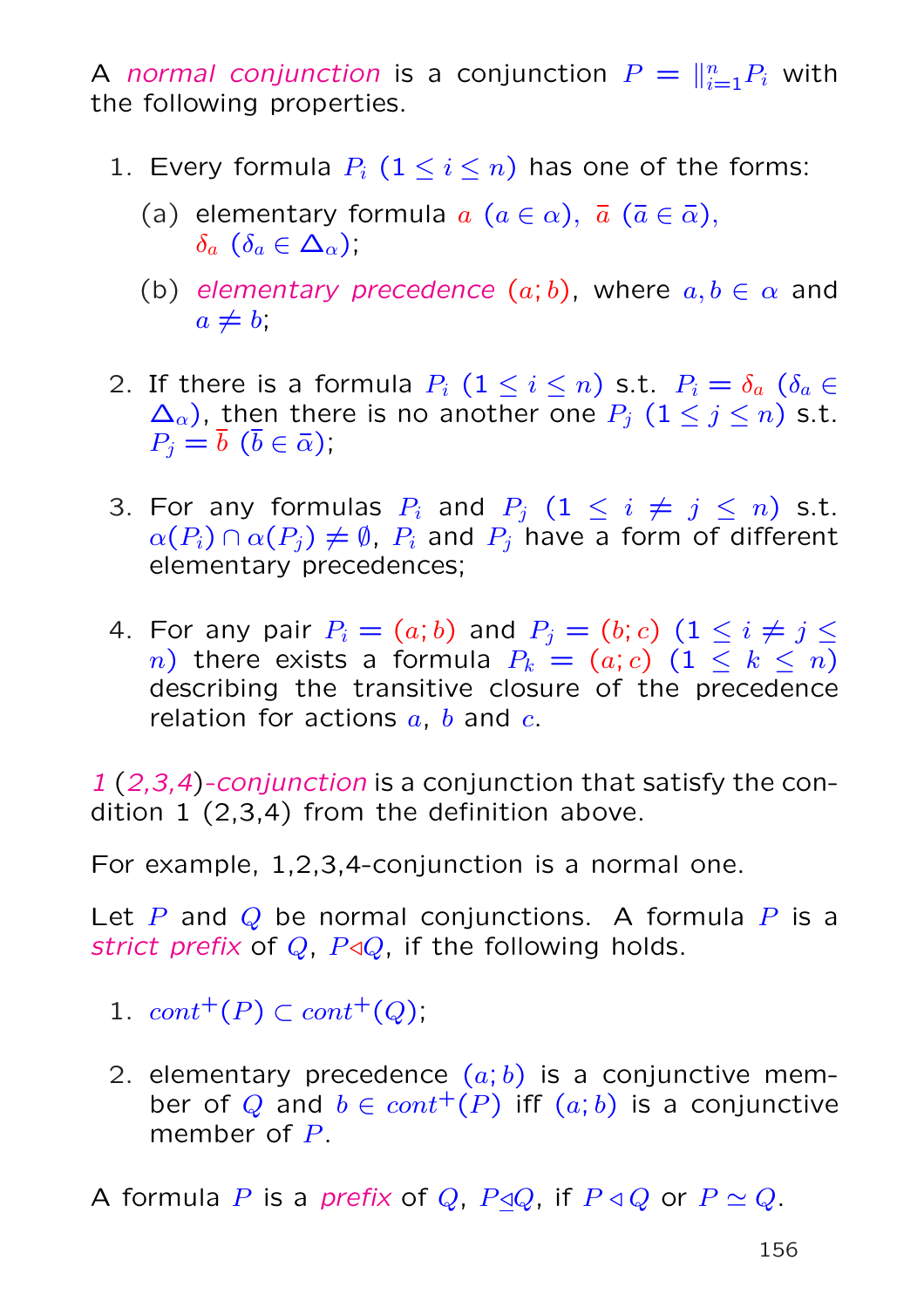A *normal conjunction* is a conjunction $P = \|_{i=1}^{n} P_i$ with the following properties.

1. Every formula $P_i$ $(1 \le i \le n)$ has one of the forms:
   (a) elementary formula $a$ $(a \in \alpha)$, $\bar{a}$ $(\bar{a} \in \bar{\alpha})$, $\delta_a$ $(\delta_a \in \Delta_\alpha)$;
   (b) *elementary precedence* $(a; b)$, where $a, b \in \alpha$ and $a \ne b$;
2. If there is a formula $P_i$ $(1 \le i \le n)$ s.t. $P_i = \delta_a$ $(\delta_a \in \Delta_\alpha)$, then there is no another one $P_j$ $(1 \le j \le n)$ s.t. $P_j = \bar{b}$ $(\bar{b} \in \bar{\alpha})$;
3. For any formulas $P_i$ and $P_j$ $(1 \le i \ne j \le n)$ s.t. $\alpha(P_i) \cap \alpha(P_j) \ne \emptyset$, $P_i$ and $P_j$ have a form of different elementary precedences;
4. For any pair $P_i = (a; b)$ and $P_j = (b; c)$ $(1 \le i \ne j \le n)$ there exists a formula $P_k = (a; c)$ $(1 \le k \le n)$ describing the transitive closure of the precedence relation for actions $a$, $b$ and $c$.

*1 (2,3,4)-conjunction* is a conjunction that satisfy the condition 1 (2,3,4) from the definition above.

For example, 1,2,3,4-conjunction is a normal one.

Let $P$ and $Q$ be normal conjunctions. A formula $P$ is a *strict prefix* of $Q$, $P \lhd Q$, if the following holds.

1. $cont^+(P) \subset cont^+(Q)$;
2. elementary precedence $(a; b)$ is a conjunctive member of $Q$ and $b \in cont^+(P)$ iff $(a; b)$ is a conjunctive member of $P$.

A formula $P$ is a *prefix* of $Q$, $P \unlhd Q$, if $P \lhd Q$ or $P \simeq Q$.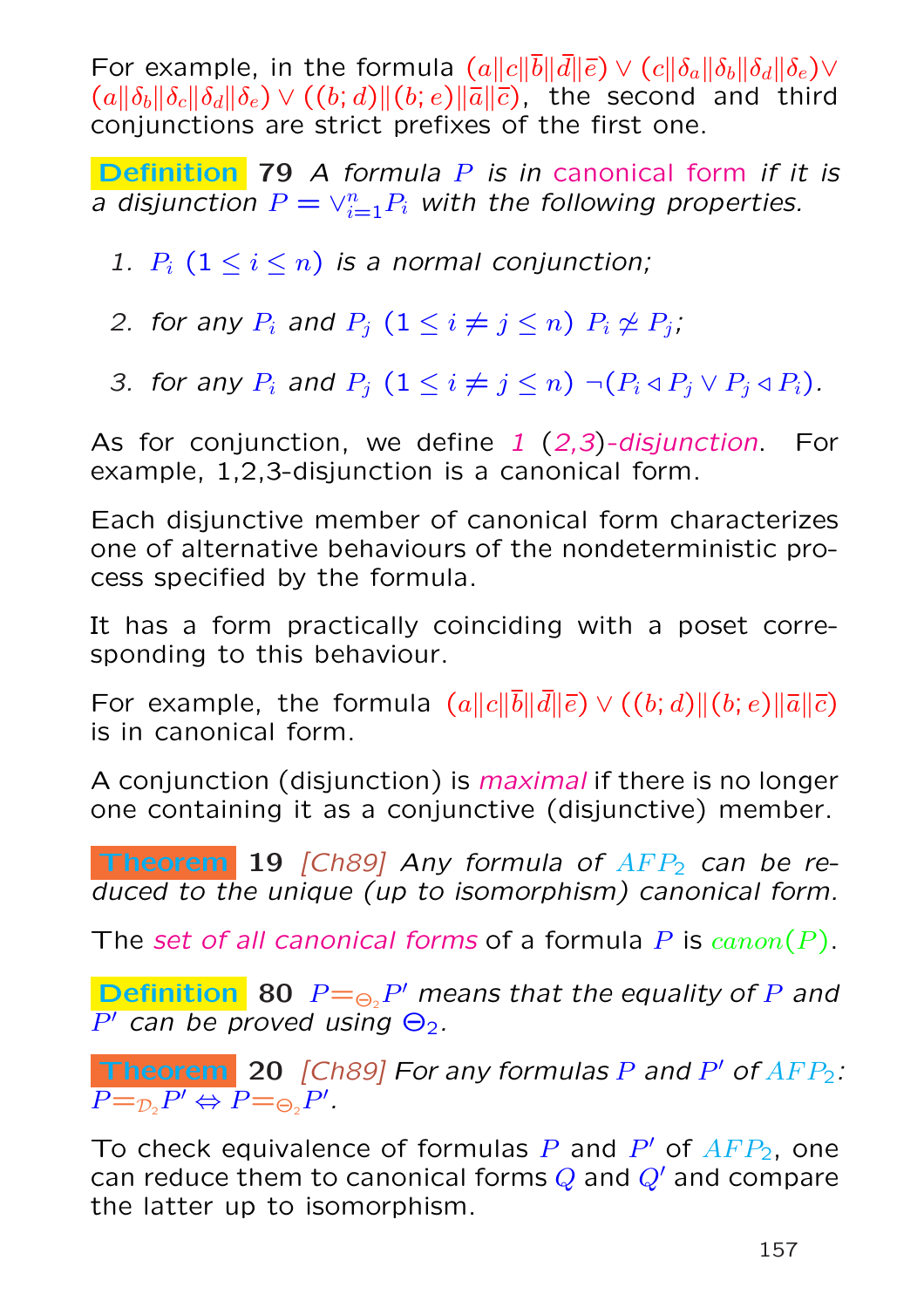For example, in the formula $(a\|c\|\overline{b}\|\overline{d}\|\overline{e}) \vee (c\|\delta_a\|\delta_b\|\delta_d\|\delta_e) \vee (a\|\delta_b\|\delta_c\|\delta_d\|\delta_e) \vee ((b;d)\|(b;e)\|\overline{a}\|\overline{c})$, the second and third conjunctions are strict prefixes of the first one.

**Definition 79** *A formula $P$ is in canonical form if it is a disjunction $P = \vee_{i=1}^{n} P_i$ with the following properties.*

1. *$P_i$ $(1 \leq i \leq n)$ is a normal conjunction;*
2. *for any $P_i$ and $P_j$ $(1 \leq i \neq j \leq n)$ $P_i \not\simeq P_j$;*
3. *for any $P_i$ and $P_j$ $(1 \leq i \neq j \leq n)$ $\neg(P_i \lhd P_j \vee P_j \lhd P_i)$.*

As for conjunction, we define *1 (2,3)-disjunction*. For example, 1,2,3-disjunction is a canonical form.

Each disjunctive member of canonical form characterizes one of alternative behaviours of the nondeterministic process specified by the formula.

It has a form practically coinciding with a poset corresponding to this behaviour.

For example, the formula $(a\|c\|\overline{b}\|\overline{d}\|\overline{e}) \vee ((b;d)\|(b;e)\|\overline{a}\|\overline{c})$ is in canonical form.

A conjunction (disjunction) is *maximal* if there is no longer one containing it as a conjunctive (disjunctive) member.

**Theorem 19** *[Ch89] Any formula of $AFP_2$ can be reduced to the unique (up to isomorphism) canonical form.*

The *set of all canonical forms* of a formula $P$ is $canon(P)$.

**Definition 80** *$P =_{\Theta_2} P'$ means that the equality of $P$ and $P'$ can be proved using $\Theta_2$.*

**Theorem 20** *[Ch89] For any formulas $P$ and $P'$ of $AFP_2$: $P =_{\mathcal{D}_2} P' \Leftrightarrow P =_{\Theta_2} P'$.*

To check equivalence of formulas $P$ and $P'$ of $AFP_2$, one can reduce them to canonical forms $Q$ and $Q'$ and compare the latter up to isomorphism.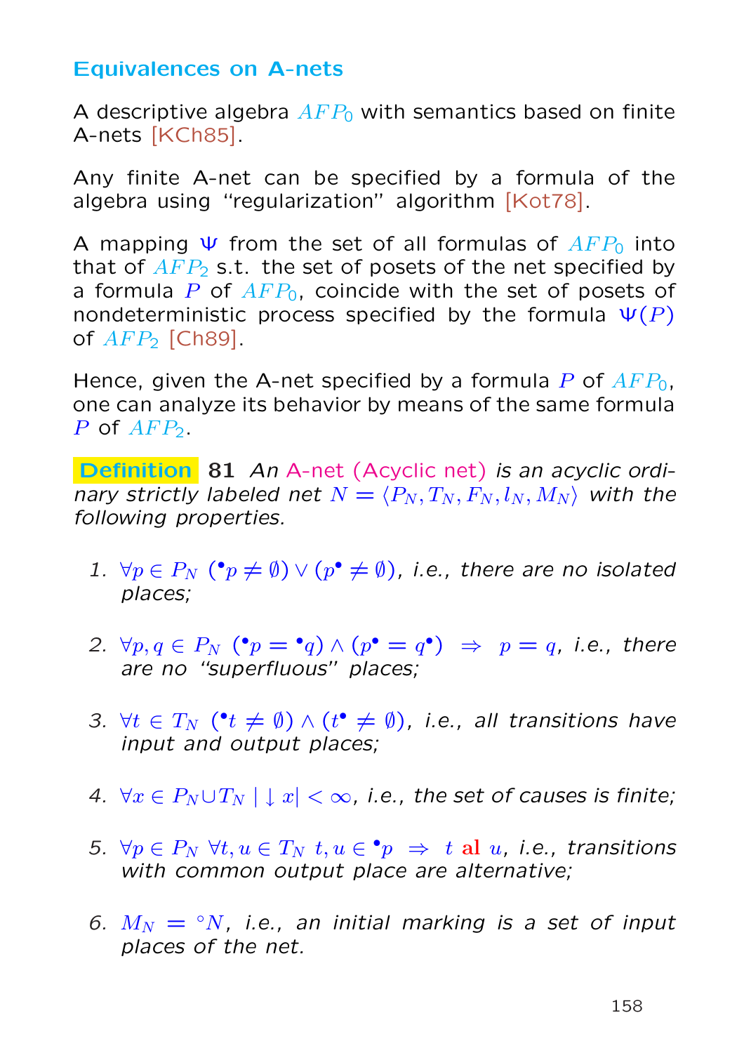## Equivalences on A-nets

A descriptive algebra $AFP_0$ with semantics based on finite A-nets [KCh85].

Any finite A-net can be specified by a formula of the algebra using "regularization" algorithm [Kot78].

A mapping $\Psi$ from the set of all formulas of $AFP_0$ into that of $AFP_2$ s.t. the set of posets of the net specified by a formula $P$ of $AFP_0$, coincide with the set of posets of nondeterministic process specified by the formula $\Psi(P)$ of $AFP_2$ [Ch89].

Hence, given the A-net specified by a formula $P$ of $AFP_0$, one can analyze its behavior by means of the same formula $P$ of $AFP_2$.

**Definition 81** *An A-net (Acyclic net) is an acyclic ordinary strictly labeled net $N = \langle P_N, T_N, F_N, l_N, M_N \rangle$ with the following properties.*

1. $\forall p \in P_N \; ({}^\bullet p \neq \emptyset) \vee (p^\bullet \neq \emptyset)$, *i.e., there are no isolated places;*

2. $\forall p, q \in P_N \; ({}^\bullet p = {}^\bullet q) \wedge (p^\bullet = q^\bullet) \;\Rightarrow\; p = q$, *i.e., there are no "superfluous" places;*

3. $\forall t \in T_N \; ({}^\bullet t \neq \emptyset) \wedge (t^\bullet \neq \emptyset)$, *i.e., all transitions have input and output places;*

4. $\forall x \in P_N \cup T_N \; |\downarrow x| < \infty$, *i.e., the set of causes is finite;*

5. $\forall p \in P_N \; \forall t, u \in T_N \; t, u \in {}^\bullet p \;\Rightarrow\; t \;\mathbf{al}\; u$, *i.e., transitions with common output place are alternative;*

6. $M_N = {}^\circ N$, *i.e., an initial marking is a set of input places of the net.*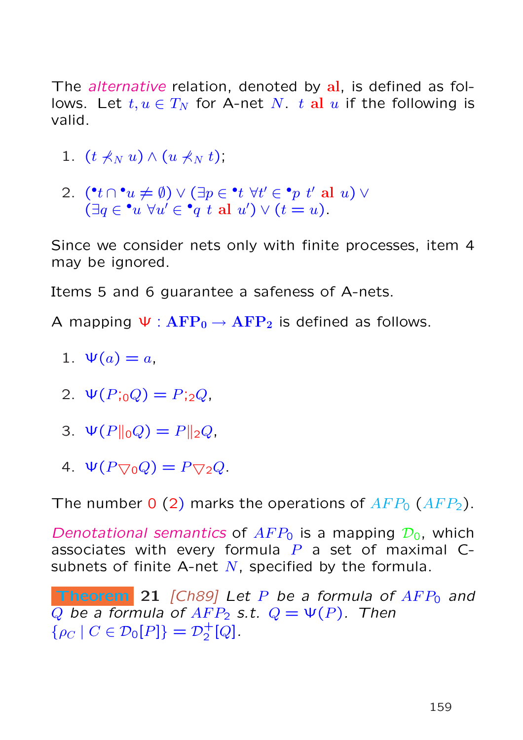The *alternative* relation, denoted by **al**, is defined as follows. Let $t, u \in T_N$ for A-net $N$. $t$ **al** $u$ if the following is valid.

1. $(t \not\prec_N u) \wedge (u \not\prec_N t)$;
2. $({}^\bullet t \cap {}^\bullet u \neq \emptyset) \vee (\exists p \in {}^\bullet t \ \forall t' \in {}^\bullet p \ t' \ \mathbf{al} \ u) \vee$ $(\exists q \in {}^\bullet u \ \forall u' \in {}^\bullet q \ t \ \mathbf{al} \ u') \vee (t = u)$.

Since we consider nets only with finite processes, item 4 may be ignored.

Items 5 and 6 guarantee a safeness of A-nets.

A mapping $\Psi : \mathbf{AFP_0} \rightarrow \mathbf{AFP_2}$ is defined as follows.

1. $\Psi(a) = a$,
2. $\Psi(P;_0 Q) = P;_2 Q$,
3. $\Psi(P\|_0 Q) = P\|_2 Q$,
4. $\Psi(P \bigtriangledown_0 Q) = P \bigtriangledown_2 Q$.

The number 0 (2) marks the operations of $AFP_0$ ($AFP_2$).

*Denotational semantics* of $AFP_0$ is a mapping $\mathcal{D}_0$, which associates with every formula $P$ a set of maximal C-subnets of finite A-net $N$, specified by the formula.

**Theorem 21** *[Ch89] Let $P$ be a formula of $AFP_0$ and $Q$ be a formula of $AFP_2$ s.t. $Q = \Psi(P)$. Then $\{\rho_C \mid C \in \mathcal{D}_0[P]\} = \mathcal{D}_2^+[Q]$.*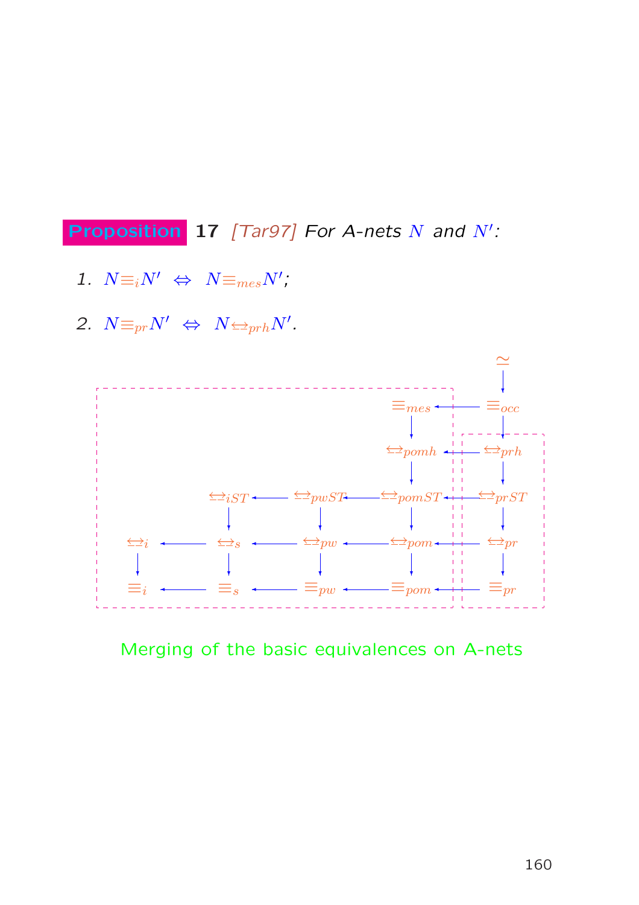**Proposition 17** *[Tar97] For A-nets $N$ and $N'$:*

1. $N \equiv_i N' \;\Leftrightarrow\; N \equiv_{mes} N'$;

2. $N \equiv_{pr} N' \;\Leftrightarrow\; N \underline{\leftrightarrow}_{prh} N'$.

$$
\begin{array}{ccccccccc}
 & & & & & & & & \simeq \\
 & & & & & & & & \downarrow \\
 & & & & & & \equiv_{mes} & \longleftarrow & \equiv_{occ} \\
 & & & & & & \downarrow & & \downarrow \\
 & & & & & & \underline{\leftrightarrow}_{pomh} & \longleftarrow & \underline{\leftrightarrow}_{prh} \\
 & & & & & & \downarrow & & \downarrow \\
 & & \underline{\leftrightarrow}_{iST} & \longleftarrow & \underline{\leftrightarrow}_{pwST} & \longleftarrow & \underline{\leftrightarrow}_{pomST} & \longleftarrow & \underline{\leftrightarrow}_{prST} \\
 & & \downarrow & & \downarrow & & \downarrow & & \downarrow \\
\underline{\leftrightarrow}_{i} & \longleftarrow & \underline{\leftrightarrow}_{s} & \longleftarrow & \underline{\leftrightarrow}_{pw} & \longleftarrow & \underline{\leftrightarrow}_{pom} & \longleftarrow & \underline{\leftrightarrow}_{pr} \\
\downarrow & & \downarrow & & \downarrow & & \downarrow & & \downarrow \\
\equiv_{i} & \longleftarrow & \equiv_{s} & \longleftarrow & \equiv_{pw} & \longleftarrow & \equiv_{pom} & \longleftarrow & \equiv_{pr}
\end{array}
$$

Merging of the basic equivalences on A-nets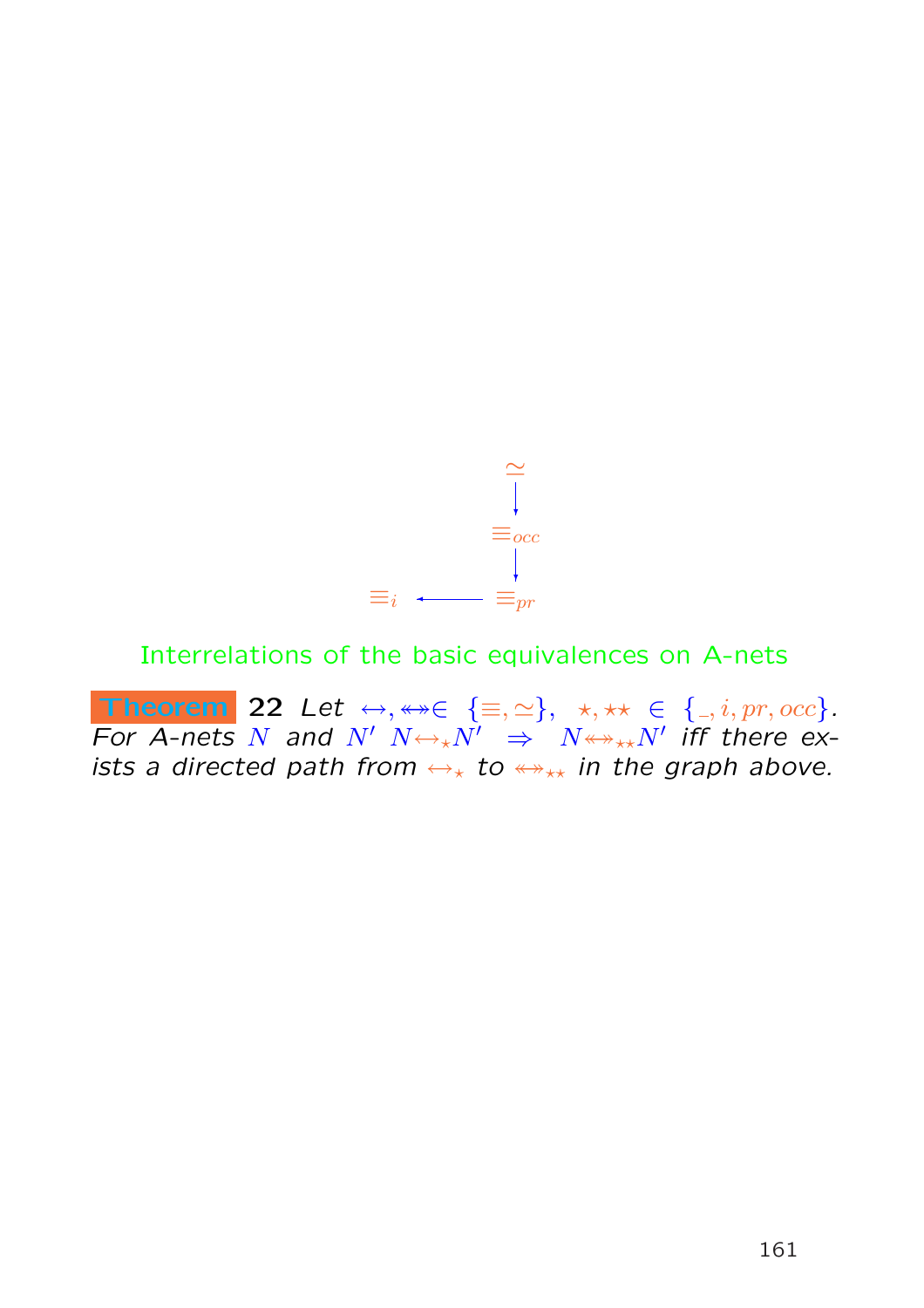$$
\begin{array}{ccc}
 & & \simeq \\
 & & \downarrow \\
 & & \equiv_{occ} \\
 & & \downarrow \\
\equiv_i & \longleftarrow & \equiv_{pr}
\end{array}
$$

Interrelations of the basic equivalences on A-nets

**Theorem 22** *Let* $\leftrightarrow, \twoheadleftarrow\!\!\twoheadrightarrow \in \{\equiv, \simeq\}$, $\star, \star\star \in \{\_, i, pr, occ\}$. *For A-nets* $N$ *and* $N'$ $N \leftrightarrow_\star N' \;\Rightarrow\; N \twoheadleftarrow\!\!\twoheadrightarrow_{\star\star} N'$ *iff there exists a directed path from* $\leftrightarrow_\star$ *to* $\twoheadleftarrow\!\!\twoheadrightarrow_{\star\star}$ *in the graph above.*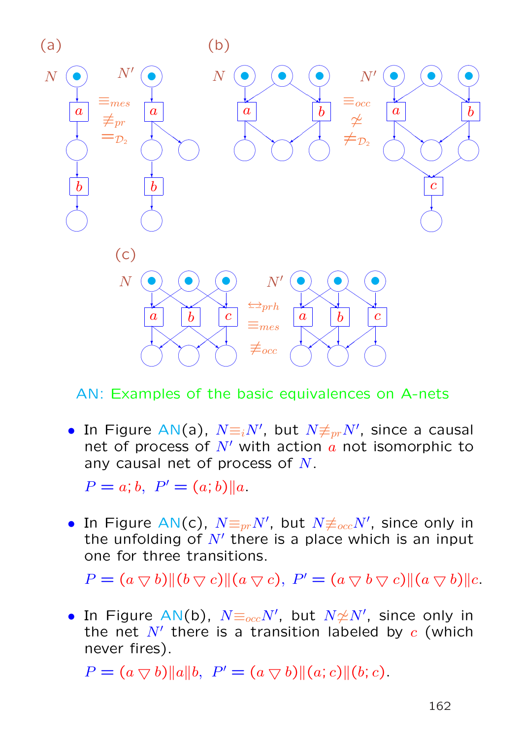(a)

$N$ $\equiv_{mes}$ $\not\equiv_{pr}$ $=_{\mathcal{D}_2}$ $N'$

(b)

$N$ $\equiv_{occ}$ $\not\simeq$ $\neq_{\mathcal{D}_2}$ $N'$

(c)

$N$ $\leftrightarrows_{prh}$ $\equiv_{mes}$ $\not\equiv_{occ}$ $N'$

AN: Examples of the basic equivalences on A-nets

- In Figure AN(a), $N \equiv_i N'$, but $N \not\equiv_{pr} N'$, since a causal net of process of $N'$ with action $a$ not isomorphic to any causal net of process of $N$.

  $P = a; b, \ P' = (a; b) \| a$.

- In Figure AN(c), $N \equiv_{pr} N'$, but $N \not\equiv_{occ} N'$, since only in the unfolding of $N'$ there is a place which is an input one for three transitions.

  $P = (a \bigtriangledown b) \| (b \bigtriangledown c) \| (a \bigtriangledown c), \ P' = (a \bigtriangledown b \bigtriangledown c) \| (a \bigtriangledown b) \| c$.

- In Figure AN(b), $N \equiv_{occ} N'$, but $N \not\simeq N'$, since only in the net $N'$ there is a transition labeled by $c$ (which never fires).

  $P = (a \bigtriangledown b) \| a \| b, \ P' = (a \bigtriangledown b) \| (a; c) \| (b; c)$.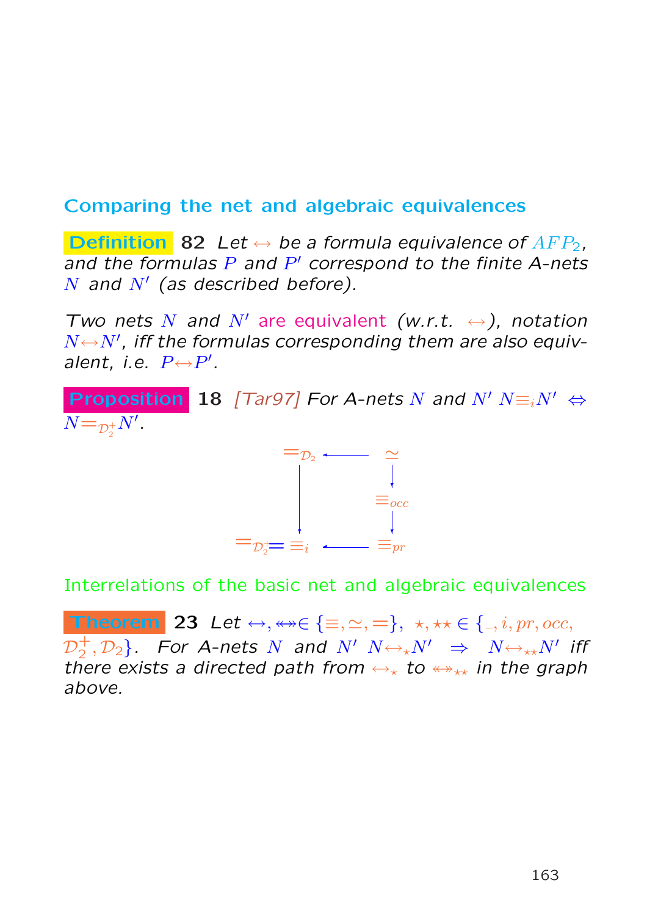## Comparing the net and algebraic equivalences

**Definition 82** *Let $\leftrightarrow$ be a formula equivalence of $AFP_2$, and the formulas $P$ and $P'$ correspond to the finite A-nets $N$ and $N'$ (as described before).*

*Two nets $N$ and $N'$ are equivalent (w.r.t. $\leftrightarrow$), notation $N \leftrightarrow N'$, iff the formulas corresponding them are also equivalent, i.e. $P \leftrightarrow P'$.*

**Proposition 18** *[Tar97] For A-nets $N$ and $N'$ $N \equiv_i N' \Leftrightarrow N =_{\mathcal{D}_2^+} N'$.*

$$\begin{array}{ccc}
=_{\mathcal{D}_2} & \longleftarrow & \simeq \\
\downarrow & & \downarrow \\
 & & \equiv_{occ} \\
 & & \downarrow \\
=_{\mathcal{D}_2^+} = \equiv_i & \longleftarrow & \equiv_{pr}
\end{array}$$

Interrelations of the basic net and algebraic equivalences

**Theorem 23** *Let $\leftrightarrow, \twoheadleftarrow\!\!\twoheadrightarrow \in \{\equiv, \simeq, =\}$, $\star, \star\star \in \{\_, i, pr, occ, \mathcal{D}_2^+, \mathcal{D}_2\}$. For A-nets $N$ and $N'$ $N \leftrightarrow_{\star} N' \;\Rightarrow\; N \leftrightarrow_{\star\star} N'$ iff there exists a directed path from $\leftrightarrow_{\star}$ to $\twoheadleftarrow\!\!\twoheadrightarrow_{\star\star}$ in the graph above.*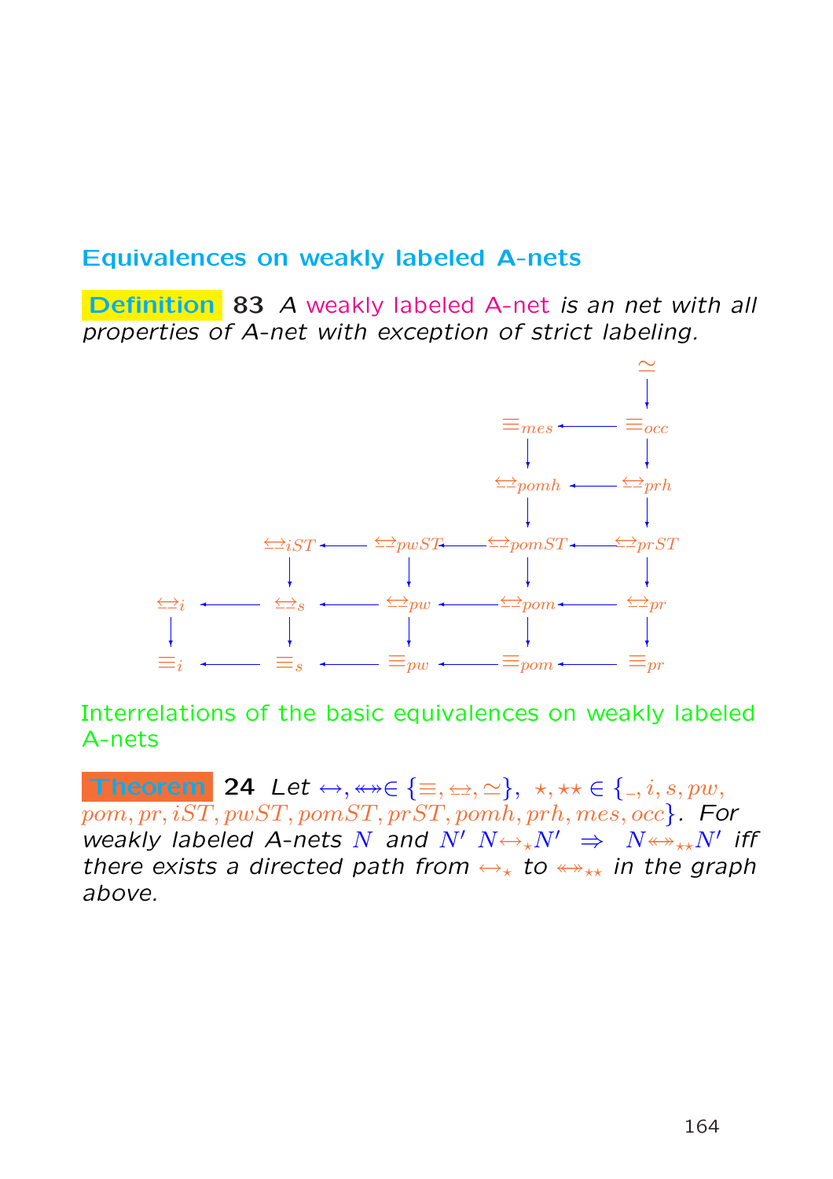## Equivalences on weakly labeled A-nets

**Definition 83** *A weakly labeled A-net is an net with all properties of A-net with exception of strict labeling.*

$$
\begin{array}{ccccccccc}
 & & & & & & & & \simeq \\
 & & & & & & & & \downarrow \\
 & & & & & & \equiv_{mes} & \longleftarrow & \equiv_{occ} \\
 & & & & & & \downarrow & & \downarrow \\
 & & & & & & \underline{\leftrightarrow}_{pomh} & \longleftarrow & \underline{\leftrightarrow}_{prh} \\
 & & & & & & \downarrow & & \downarrow \\
 & & \underline{\leftrightarrow}_{iST} & \longleftarrow & \underline{\leftrightarrow}_{pwST} & \longleftarrow & \underline{\leftrightarrow}_{pomST} & \longleftarrow & \underline{\leftrightarrow}_{prST} \\
 & & \downarrow & & \downarrow & & \downarrow & & \downarrow \\
\underline{\leftrightarrow}_{i} & \longleftarrow & \underline{\leftrightarrow}_{s} & \longleftarrow & \underline{\leftrightarrow}_{pw} & \longleftarrow & \underline{\leftrightarrow}_{pom} & \longleftarrow & \underline{\leftrightarrow}_{pr} \\
\downarrow & & \downarrow & & \downarrow & & \downarrow & & \downarrow \\
\equiv_{i} & \longleftarrow & \equiv_{s} & \longleftarrow & \equiv_{pw} & \longleftarrow & \equiv_{pom} & \longleftarrow & \equiv_{pr}
\end{array}
$$

Interrelations of the basic equivalences on weakly labeled A-nets

**Theorem 24** *Let* $\leftrightarrow, \twoheadleftrightarrow \in \{\equiv, \underline{\leftrightarrow}, \simeq\}$, $\star, \star\star \in \{\_, i, s, pw, pom, pr, iST, pwST, pomST, prST, pomh, prh, mes, occ\}$. *For weakly labeled A-nets* $N$ *and* $N'$ $N \leftrightarrow_{\star} N' \;\Rightarrow\; N \twoheadleftrightarrow_{\star\star} N'$ *iff there exists a directed path from* $\leftrightarrow_{\star}$ *to* $\twoheadleftrightarrow_{\star\star}$ *in the graph above.*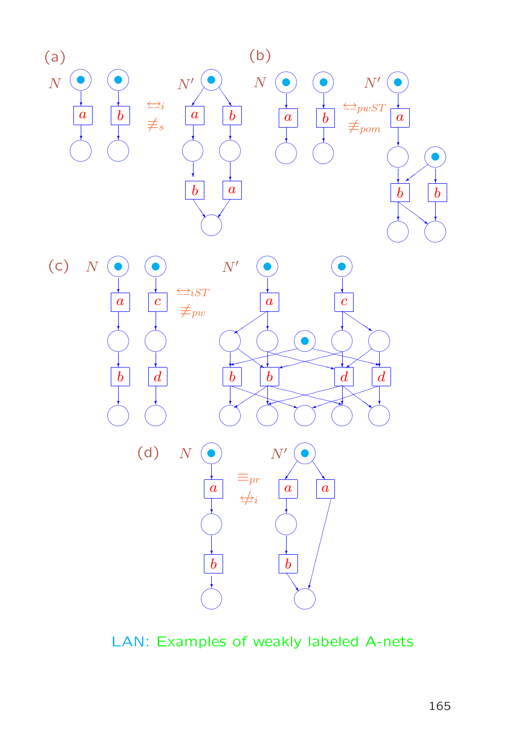(a) $N$ $\underline{\leftrightarrow}_i$ $\not\equiv_s$ $N'$

(b) $N$ $\underline{\leftrightarrow}_{pwST}$ $\not\equiv_{pom}$ $N'$

(c) $N$ $\underline{\leftrightarrow}_{iST}$ $\not\equiv_{pw}$ $N'$

(d) $N$ $\equiv_{pr}$ $\not\underline{\leftrightarrow}_i$ $N'$

LAN: Examples of weakly labeled A-nets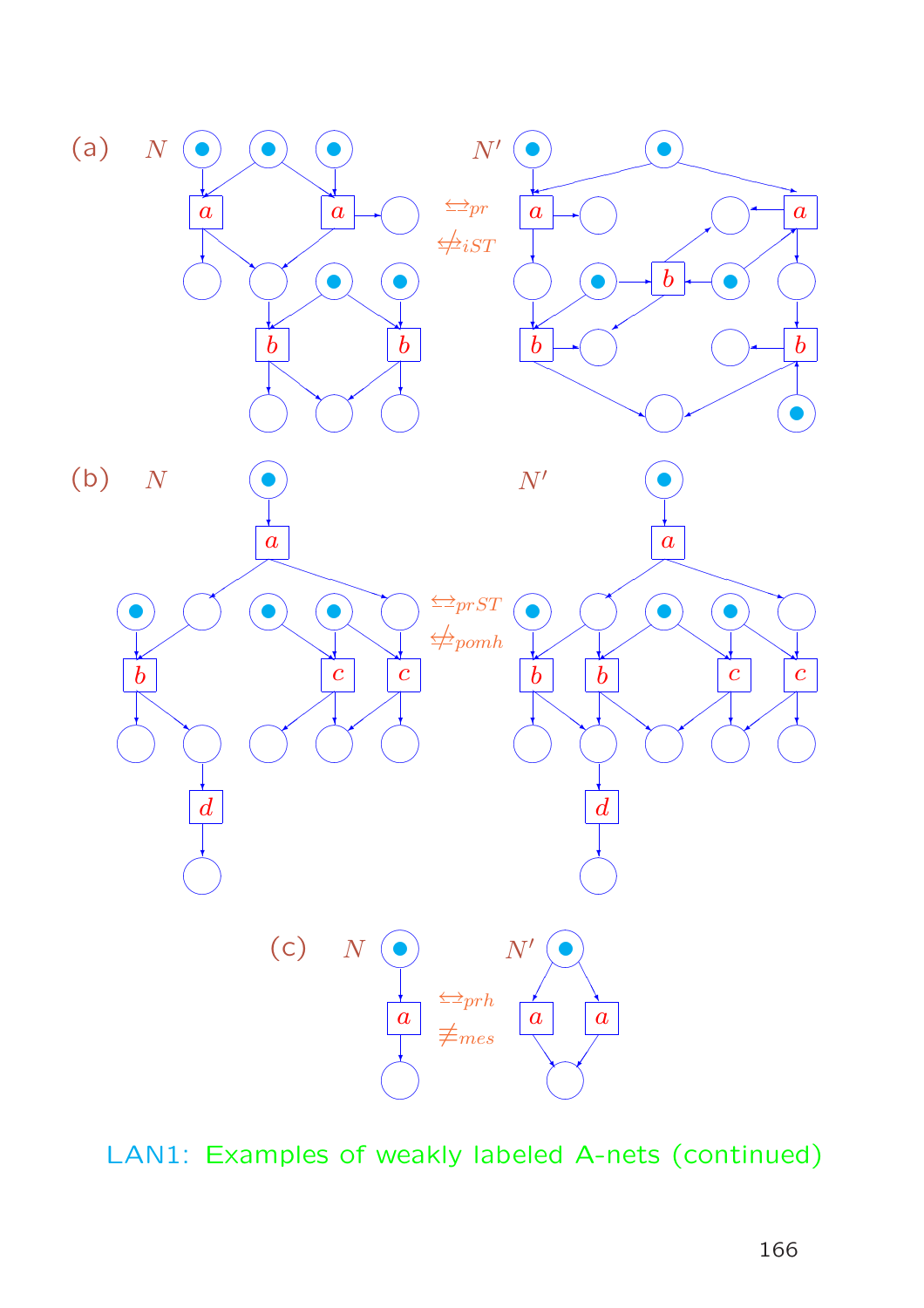(a) $N$ $\underline{\leftrightarrow}_{pr}$ $\not\underline{\leftrightarrow}_{iST}$ $N'$

(b) $N$ $\underline{\leftrightarrow}_{prST}$ $\not\underline{\leftrightarrow}_{pomh}$ $N'$

(c) $N$ $\underline{\leftrightarrow}_{prh}$ $\not\equiv_{mes}$ $N'$

LAN1: Examples of weakly labeled A-nets (continued)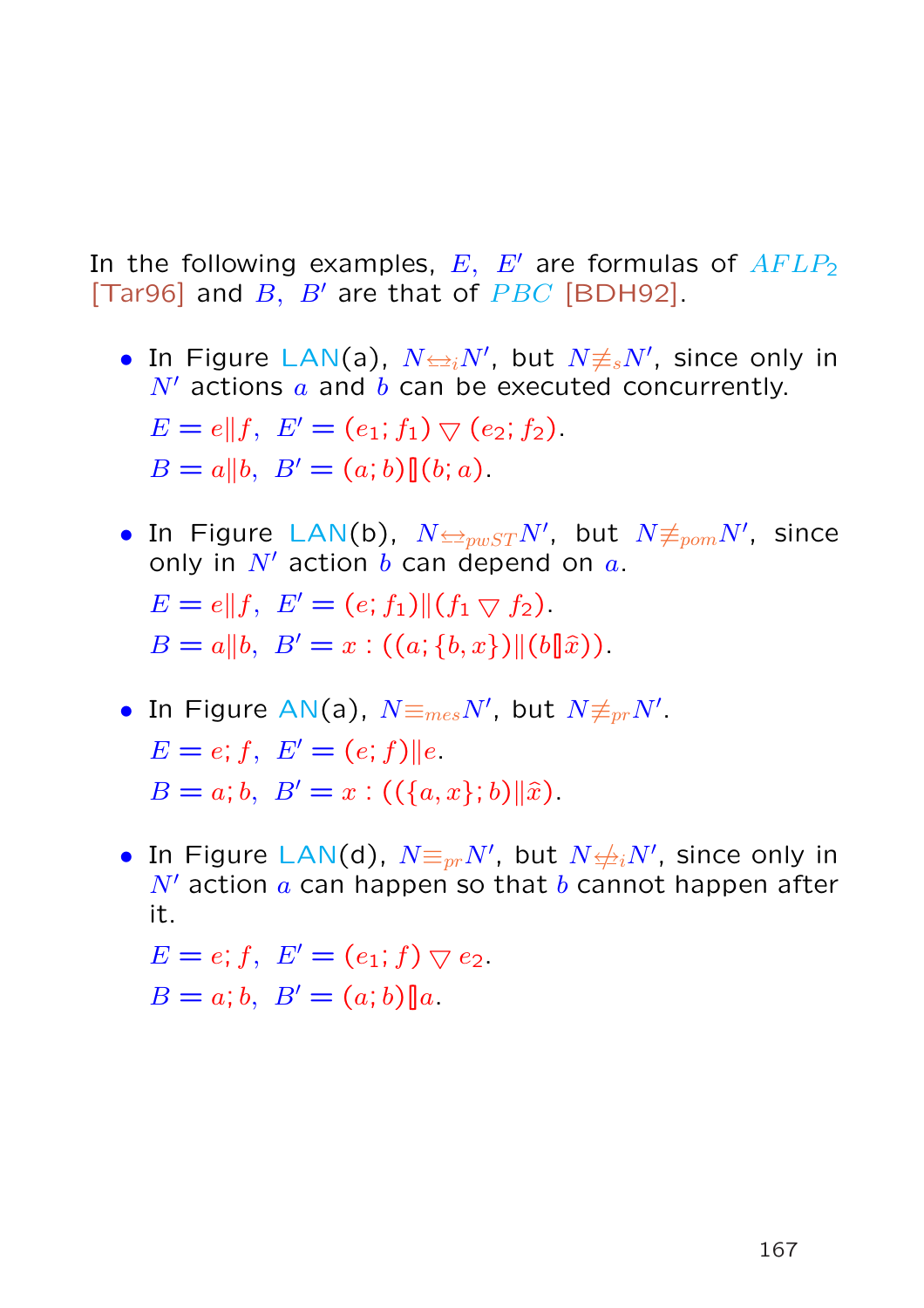In the following examples, $E,\ E'$ are formulas of $AFLP_2$ [Tar96] and $B,\ B'$ are that of $PBC$ [BDH92].

- In Figure LAN(a), $N \underline{\leftrightarrow}_i N'$, but $N \not\equiv_s N'$, since only in $N'$ actions $a$ and $b$ can be executed concurrently.

  $E = e \| f,\ E' = (e_1; f_1) \bigtriangledown (e_2; f_2)$.

  $B = a \| b,\ B' = (a; b) [] (b; a)$.

- In Figure LAN(b), $N \underline{\leftrightarrow}_{pwST} N'$, but $N \not\equiv_{pom} N'$, since only in $N'$ action $b$ can depend on $a$.

  $E = e \| f,\ E' = (e; f_1) \| (f_1 \bigtriangledown f_2)$.

  $B = a \| b,\ B' = x : ((a; \{b, x\}) \| (b [] \widehat{x}))$.

- In Figure AN(a), $N \equiv_{mes} N'$, but $N \not\equiv_{pr} N'$.

  $E = e; f,\ E' = (e; f) \| e$.

  $B = a; b,\ B' = x : ((\{a, x\}; b) \| \widehat{x})$.

- In Figure LAN(d), $N \equiv_{pr} N'$, but $N \not\underline{\leftrightarrow}_i N'$, since only in $N'$ action $a$ can happen so that $b$ cannot happen after it.

  $E = e; f,\ E' = (e_1; f) \bigtriangledown e_2$.

  $B = a; b,\ B' = (a; b) [] a$.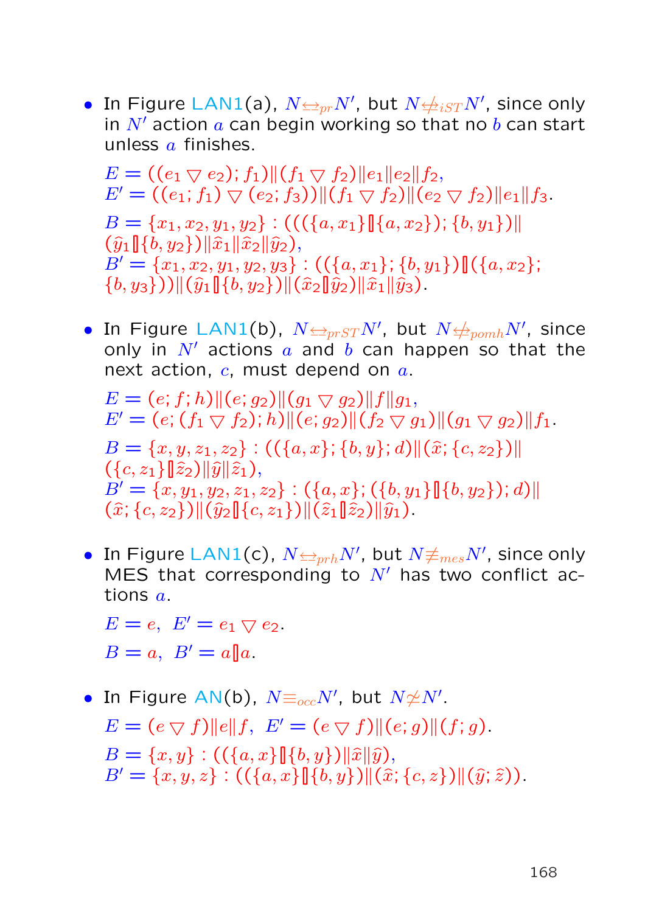- In Figure LAN1(a), $N \underline{\leftrightarrow}_{pr} N'$, but $N \not\underline{\leftrightarrow}_{iST} N'$, since only in $N'$ action $a$ can begin working so that no $b$ can start unless $a$ finishes.

  $E = ((e_1 \bigtriangledown e_2); f_1) \| (f_1 \bigtriangledown f_2) \| e_1 \| e_2 \| f_2,$
  $E' = ((e_1; f_1) \bigtriangledown (e_2; f_3)) \| (f_1 \bigtriangledown f_2) \| (e_2 \bigtriangledown f_2) \| e_1 \| f_3.$

  $B = \{x_1, x_2, y_1, y_2\} : (((\{a, x_1\} [\!] \{a, x_2\}); \{b, y_1\}) \| (\widehat{y}_1 [\!] \{b, y_2\}) \| \widehat{x}_1 \| \widehat{x}_2 \| \widehat{y}_2),$
  $B' = \{x_1, x_2, y_1, y_2, y_3\} : ((\{a, x_1\}; \{b, y_1\}) [\!] (\{a, x_2\}; \{b, y_3\})) \| (\widehat{y}_1 [\!] \{b, y_2\}) \| (\widehat{x}_2 [\!] \widehat{y}_2) \| \widehat{x}_1 \| \widehat{y}_3).$

- In Figure LAN1(b), $N \underline{\leftrightarrow}_{prST} N'$, but $N \not\underline{\leftrightarrow}_{pomh} N'$, since only in $N'$ actions $a$ and $b$ can happen so that the next action, $c$, must depend on $a$.

  $E = (e; f; h) \| (e; g_2) \| (g_1 \bigtriangledown g_2) \| f \| g_1,$
  $E' = (e; (f_1 \bigtriangledown f_2); h) \| (e; g_2) \| (f_2 \bigtriangledown g_1) \| (g_1 \bigtriangledown g_2) \| f_1.$

  $B = \{x, y, z_1, z_2\} : ((\{a, x\}; \{b, y\}; d) \| (\widehat{x}; \{c, z_2\}) \| (\{c, z_1\} [\!] \widehat{z}_2) \| \widehat{y} \| \widehat{z}_1),$
  $B' = \{x, y_1, y_2, z_1, z_2\} : (\{a, x\}; (\{b, y_1\} [\!] \{b, y_2\}); d) \| (\widehat{x}; \{c, z_2\}) \| (\widehat{y}_2 [\!] \{c, z_1\}) \| (\widehat{z}_1 [\!] \widehat{z}_2) \| \widehat{y}_1).$

- In Figure LAN1(c), $N \underline{\leftrightarrow}_{prh} N'$, but $N \not\equiv_{mes} N'$, since only MES that corresponding to $N'$ has two conflict actions $a$.

  $E = e, \; E' = e_1 \bigtriangledown e_2.$

  $B = a, \; B' = a [\!] a.$

- In Figure AN(b), $N \equiv_{occ} N'$, but $N \not\simeq N'$.

  $E = (e \bigtriangledown f) \| e \| f, \; E' = (e \bigtriangledown f) \| (e; g) \| (f; g).$

  $B = \{x, y\} : ((\{a, x\} [\!] \{b, y\}) \| \widehat{x} \| \widehat{y}),$
  $B' = \{x, y, z\} : ((\{a, x\} [\!] \{b, y\}) \| (\widehat{x}; \{c, z\}) \| (\widehat{y}; \widehat{z})).$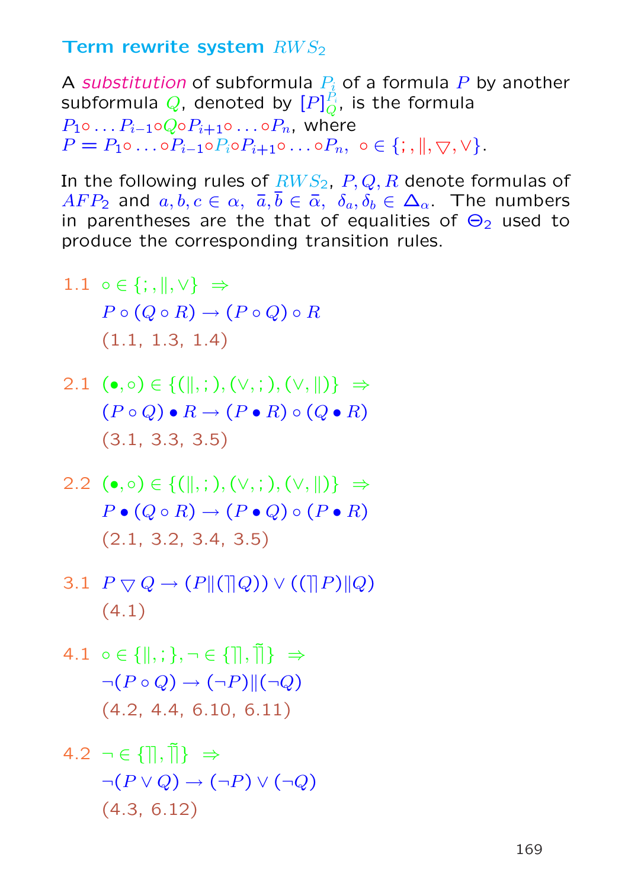## Term rewrite system $RWS_2$

A *substitution* of subformula $P_i$ of a formula $P$ by another subformula $Q$, denoted by $[P]^{P_i}_{Q}$, is the formula $P_1\circ \ldots P_{i-1}\circ Q\circ P_{i+1}\circ \ldots \circ P_n$, where $P = P_1\circ \ldots \circ P_{i-1}\circ P_i\circ P_{i+1}\circ \ldots \circ P_n,\ \circ \in \{;, \|, \bigtriangledown, \vee\}$.

In the following rules of $RWS_2$, $P, Q, R$ denote formulas of $AFP_2$ and $a, b, c \in \alpha,\ \bar{a}, \bar{b} \in \bar{\alpha},\ \delta_a, \delta_b \in \Delta_\alpha$. The numbers in parentheses are the that of equalities of $\Theta_2$ used to produce the corresponding transition rules.

1.1 $\circ \in \{;, \|, \vee\}\ \Rightarrow$
$P \circ (Q \circ R) \to (P \circ Q) \circ R$
(1.1, 1.3, 1.4)

2.1 $(\bullet, \circ) \in \{(\|, ;), (\vee, ;), (\vee, \|)\}\ \Rightarrow$
$(P \circ Q) \bullet R \to (P \bullet R) \circ (Q \bullet R)$
(3.1, 3.3, 3.5)

2.2 $(\bullet, \circ) \in \{(\|, ;), (\vee, ;), (\vee, \|)\}\ \Rightarrow$
$P \bullet (Q \circ R) \to (P \bullet Q) \circ (P \bullet R)$
(2.1, 3.2, 3.4, 3.5)

3.1 $P \bigtriangledown Q \to (P \| (\urcorner\!\urcorner Q)) \vee ((\urcorner\!\urcorner P) \| Q)$
(4.1)

4.1 $\circ \in \{\|, ;\}, \neg \in \{\urcorner\!\urcorner, \tilde{\urcorner\!\urcorner}\}\ \Rightarrow$
$\neg(P \circ Q) \to (\neg P) \| (\neg Q)$
(4.2, 4.4, 6.10, 6.11)

4.2 $\neg \in \{\urcorner\!\urcorner, \tilde{\urcorner\!\urcorner}\}\ \Rightarrow$
$\neg(P \vee Q) \to (\neg P) \vee (\neg Q)$
(4.3, 6.12)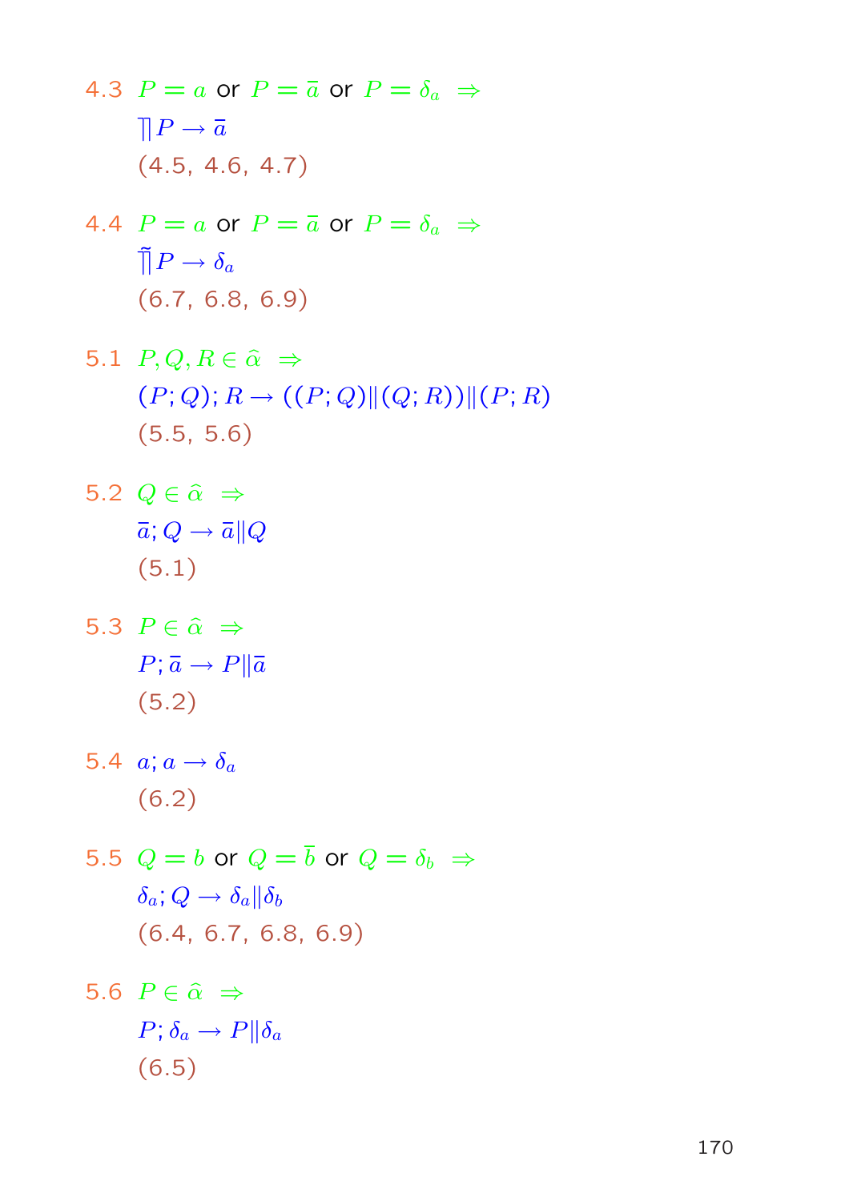4.3 $P = a$ or $P = \bar{a}$ or $P = \delta_a \;\Rightarrow$

$\rceil\!\rceil P \to \bar{a}$

(4.5, 4.6, 4.7)

4.4 $P = a$ or $P = \bar{a}$ or $P = \delta_a \;\Rightarrow$

$\tilde{\rceil\!\rceil} P \to \delta_a$

(6.7, 6.8, 6.9)

5.1 $P, Q, R \in \widehat{\alpha} \;\Rightarrow$

$(P; Q); R \to ((P; Q) \| (Q; R)) \| (P; R)$

(5.5, 5.6)

5.2 $Q \in \widehat{\alpha} \;\Rightarrow$

$\bar{a}; Q \to \bar{a} \| Q$

(5.1)

5.3 $P \in \widehat{\alpha} \;\Rightarrow$

$P; \bar{a} \to P \| \bar{a}$

(5.2)

5.4 $a; a \to \delta_a$

(6.2)

5.5 $Q = b$ or $Q = \bar{b}$ or $Q = \delta_b \;\Rightarrow$

$\delta_a; Q \to \delta_a \| \delta_b$

(6.4, 6.7, 6.8, 6.9)

5.6 $P \in \widehat{\alpha} \;\Rightarrow$

$P; \delta_a \to P \| \delta_a$

(6.5)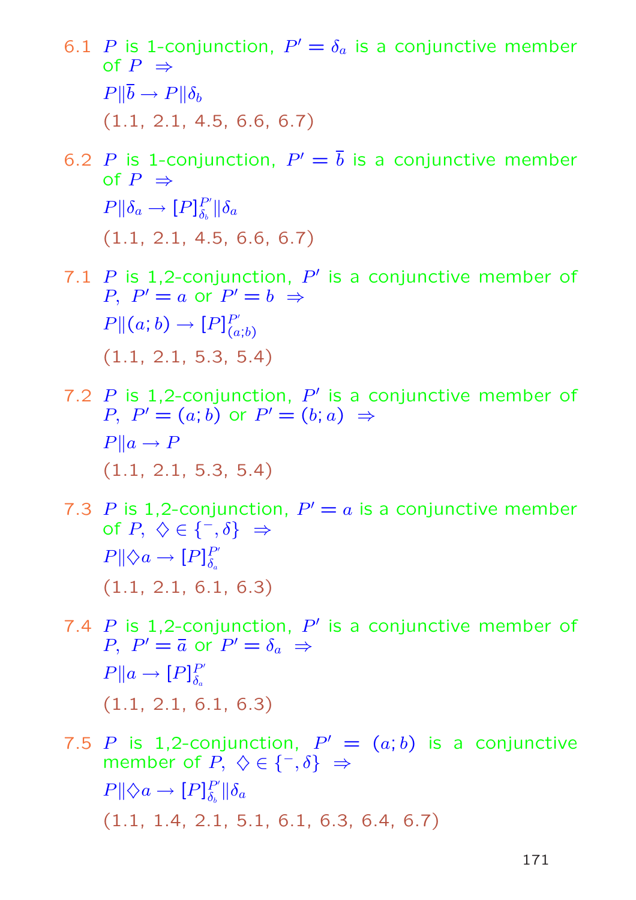6.1 $P$ is 1-conjunction, $P' = \delta_a$ is a conjunctive member of $P$ $\Rightarrow$

$P \| \bar{b} \to P \| \delta_b$

(1.1, 2.1, 4.5, 6.6, 6.7)

6.2 $P$ is 1-conjunction, $P' = \bar{b}$ is a conjunctive member of $P$ $\Rightarrow$

$P \| \delta_a \to [P]^{P'}_{\delta_b} \| \delta_a$

(1.1, 2.1, 4.5, 6.6, 6.7)

7.1 $P$ is 1,2-conjunction, $P'$ is a conjunctive member of $P$, $P' = a$ or $P' = b$ $\Rightarrow$

$P \| (a; b) \to [P]^{P'}_{(a;b)}$

(1.1, 2.1, 5.3, 5.4)

7.2 $P$ is 1,2-conjunction, $P'$ is a conjunctive member of $P$, $P' = (a; b)$ or $P' = (b; a)$ $\Rightarrow$

$P \| a \to P$

(1.1, 2.1, 5.3, 5.4)

7.3 $P$ is 1,2-conjunction, $P' = a$ is a conjunctive member of $P$, $\diamondsuit \in \{^-, \delta\}$ $\Rightarrow$

$P \| \diamondsuit a \to [P]^{P'}_{\delta_a}$

(1.1, 2.1, 6.1, 6.3)

7.4 $P$ is 1,2-conjunction, $P'$ is a conjunctive member of $P$, $P' = \bar{a}$ or $P' = \delta_a$ $\Rightarrow$

$P \| a \to [P]^{P'}_{\delta_a}$

(1.1, 2.1, 6.1, 6.3)

7.5 $P$ is 1,2-conjunction, $P' = (a; b)$ is a conjunctive member of $P$, $\diamondsuit \in \{^-, \delta\}$ $\Rightarrow$

$P \| \diamondsuit a \to [P]^{P'}_{\delta_b} \| \delta_a$

(1.1, 1.4, 2.1, 5.1, 6.1, 6.3, 6.4, 6.7)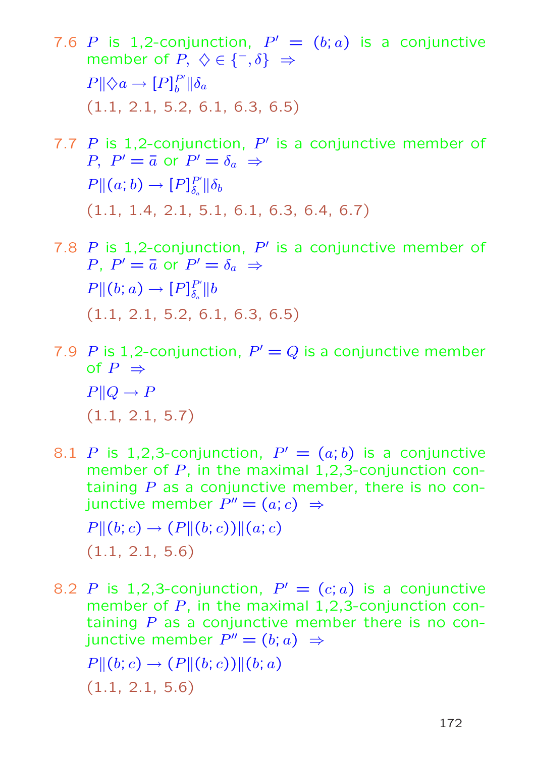7.6 $P$ is 1,2-conjunction, $P' = (b; a)$ is a conjunctive member of $P$, $\diamondsuit \in \{^-, \delta\}$ $\Rightarrow$

$P \| \diamondsuit a \to [P]_b^{P'} \| \delta_a$

(1.1, 2.1, 5.2, 6.1, 6.3, 6.5)

7.7 $P$ is 1,2-conjunction, $P'$ is a conjunctive member of $P$, $P' = \bar{a}$ or $P' = \delta_a$ $\Rightarrow$

$P \| (a; b) \to [P]_{\delta_a}^{P'} \| \delta_b$

(1.1, 1.4, 2.1, 5.1, 6.1, 6.3, 6.4, 6.7)

7.8 $P$ is 1,2-conjunction, $P'$ is a conjunctive member of $P$, $P' = \bar{a}$ or $P' = \delta_a$ $\Rightarrow$

$P \| (b; a) \to [P]_{\delta_a}^{P'} \| b$

(1.1, 2.1, 5.2, 6.1, 6.3, 6.5)

7.9 $P$ is 1,2-conjunction, $P' = Q$ is a conjunctive member of $P$ $\Rightarrow$

$P \| Q \to P$

(1.1, 2.1, 5.7)

8.1 $P$ is 1,2,3-conjunction, $P' = (a; b)$ is a conjunctive member of $P$, in the maximal 1,2,3-conjunction containing $P$ as a conjunctive member, there is no conjunctive member $P'' = (a; c)$ $\Rightarrow$

$P \| (b; c) \to (P \| (b; c)) \| (a; c)$

(1.1, 2.1, 5.6)

8.2 $P$ is 1,2,3-conjunction, $P' = (c; a)$ is a conjunctive member of $P$, in the maximal 1,2,3-conjunction containing $P$ as a conjunctive member there is no conjunctive member $P'' = (b; a)$ $\Rightarrow$

$P \| (b; c) \to (P \| (b; c)) \| (b; a)$

(1.1, 2.1, 5.6)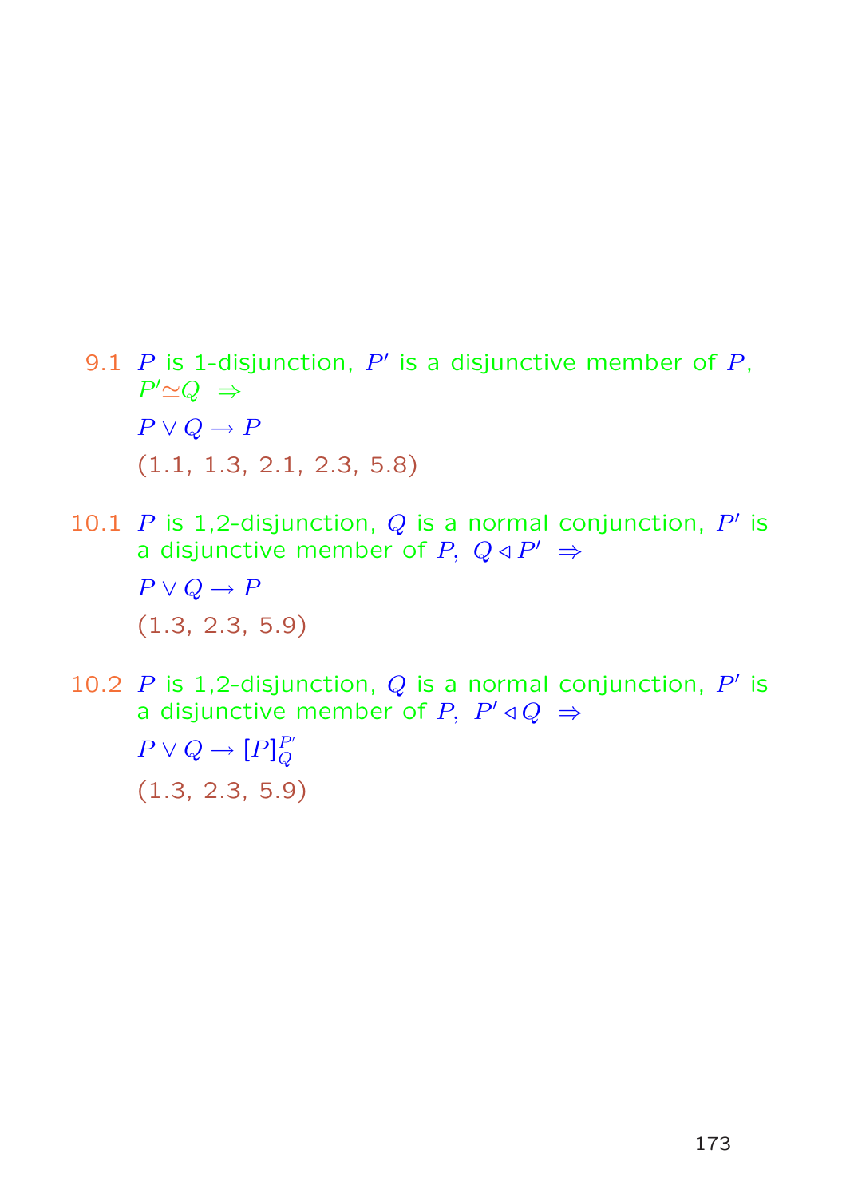9.1 $P$ is 1-disjunction, $P'$ is a disjunctive member of $P$, $P' \simeq Q \;\Rightarrow$

$P \vee Q \rightarrow P$

(1.1, 1.3, 2.1, 2.3, 5.8)

10.1 $P$ is 1,2-disjunction, $Q$ is a normal conjunction, $P'$ is a disjunctive member of $P$, $Q \triangleleft P' \;\Rightarrow$

$P \vee Q \rightarrow P$

(1.3, 2.3, 5.9)

10.2 $P$ is 1,2-disjunction, $Q$ is a normal conjunction, $P'$ is a disjunctive member of $P$, $P' \triangleleft Q \;\Rightarrow$

$P \vee Q \rightarrow [P]_{Q}^{P'}$

(1.3, 2.3, 5.9)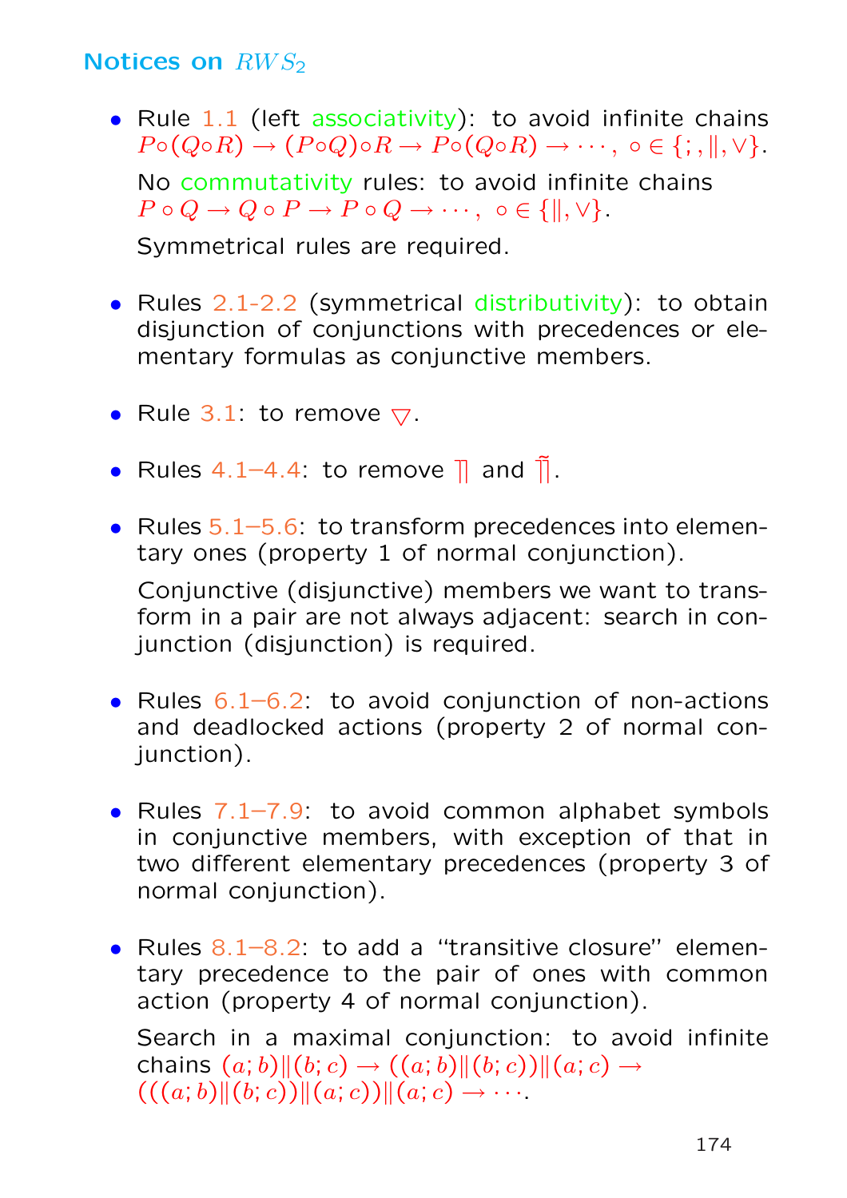## Notices on $RWS_2$

- Rule 1.1 (left associativity): to avoid infinite chains $P\circ(Q\circ R) \to (P\circ Q)\circ R \to P\circ(Q\circ R) \to \cdots,\ \circ \in \{;, \|, \vee\}$.

  No commutativity rules: to avoid infinite chains $P \circ Q \to Q \circ P \to P \circ Q \to \cdots,\ \circ \in \{\|, \vee\}$.

  Symmetrical rules are required.

- Rules 2.1-2.2 (symmetrical distributivity): to obtain disjunction of conjunctions with precedences or elementary formulas as conjunctive members.

- Rule 3.1: to remove $\triangledown$.

- Rules 4.1–4.4: to remove $\rceil\!\rceil$ and $\tilde{\rceil\!\rceil}$.

- Rules 5.1–5.6: to transform precedences into elementary ones (property 1 of normal conjunction).

  Conjunctive (disjunctive) members we want to transform in a pair are not always adjacent: search in conjunction (disjunction) is required.

- Rules 6.1–6.2: to avoid conjunction of non-actions and deadlocked actions (property 2 of normal conjunction).

- Rules 7.1–7.9: to avoid common alphabet symbols in conjunctive members, with exception of that in two different elementary precedences (property 3 of normal conjunction).

- Rules 8.1–8.2: to add a "transitive closure" elementary precedence to the pair of ones with common action (property 4 of normal conjunction).

  Search in a maximal conjunction: to avoid infinite chains $(a;b)\|(b;c) \to ((a;b)\|(b;c))\|(a;c) \to$ $(((a;b)\|(b;c))\|(a;c))\|(a;c) \to \cdots$.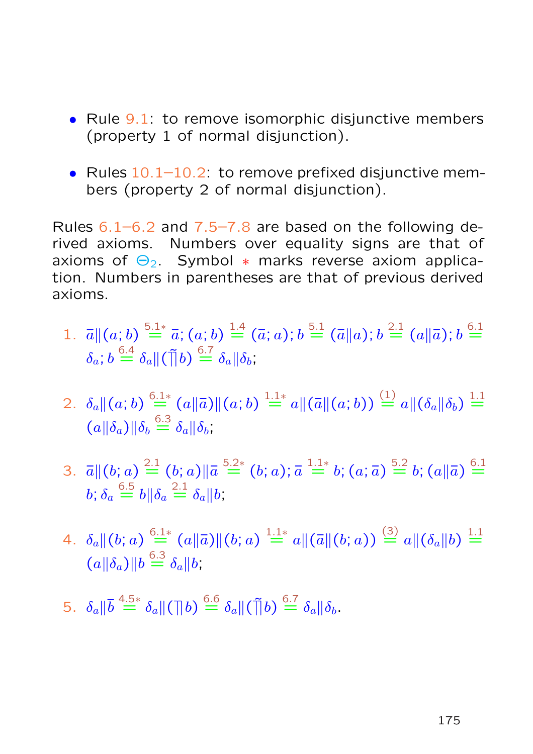- Rule 9.1: to remove isomorphic disjunctive members (property 1 of normal disjunction).

- Rules 10.1–10.2: to remove prefixed disjunctive members (property 2 of normal disjunction).

Rules 6.1–6.2 and 7.5–7.8 are based on the following derived axioms. Numbers over equality signs are that of axioms of $\Theta_2$. Symbol $*$ marks reverse axiom application. Numbers in parentheses are that of previous derived axioms.

1. $\bar{a}\|(a;b) \overset{5.1*}{=} \bar{a};(a;b) \overset{1.4}{=} (\bar{a};a);b \overset{5.1}{=} (\bar{a}\|a);b \overset{2.1}{=} (a\|\bar{a});b \overset{6.1}{=} \delta_a;b \overset{6.4}{=} \delta_a\|(\tilde{\top\!\!\top} b) \overset{6.7}{=} \delta_a\|\delta_b$;

2. $\delta_a\|(a;b) \overset{6.1*}{=} (a\|\bar{a})\|(a;b) \overset{1.1*}{=} a\|(\bar{a}\|(a;b)) \overset{(1)}{=} a\|(\delta_a\|\delta_b) \overset{1.1}{=} (a\|\delta_a)\|\delta_b \overset{6.3}{=} \delta_a\|\delta_b$;

3. $\bar{a}\|(b;a) \overset{2.1}{=} (b;a)\|\bar{a} \overset{5.2*}{=} (b;a);\bar{a} \overset{1.1*}{=} b;(a;\bar{a}) \overset{5.2}{=} b;(a\|\bar{a}) \overset{6.1}{=} b;\delta_a \overset{6.5}{=} b\|\delta_a \overset{2.1}{=} \delta_a\|b$;

4. $\delta_a\|(b;a) \overset{6.1*}{=} (a\|\bar{a})\|(b;a) \overset{1.1*}{=} a\|(\bar{a}\|(b;a)) \overset{(3)}{=} a\|(\delta_a\|b) \overset{1.1}{=} (a\|\delta_a)\|b \overset{6.3}{=} \delta_a\|b$;

5. $\delta_a\|\bar{b} \overset{4.5*}{=} \delta_a\|(\top\!\!\top b) \overset{6.6}{=} \delta_a\|(\tilde{\top\!\!\top} b) \overset{6.7}{=} \delta_a\|\delta_b$.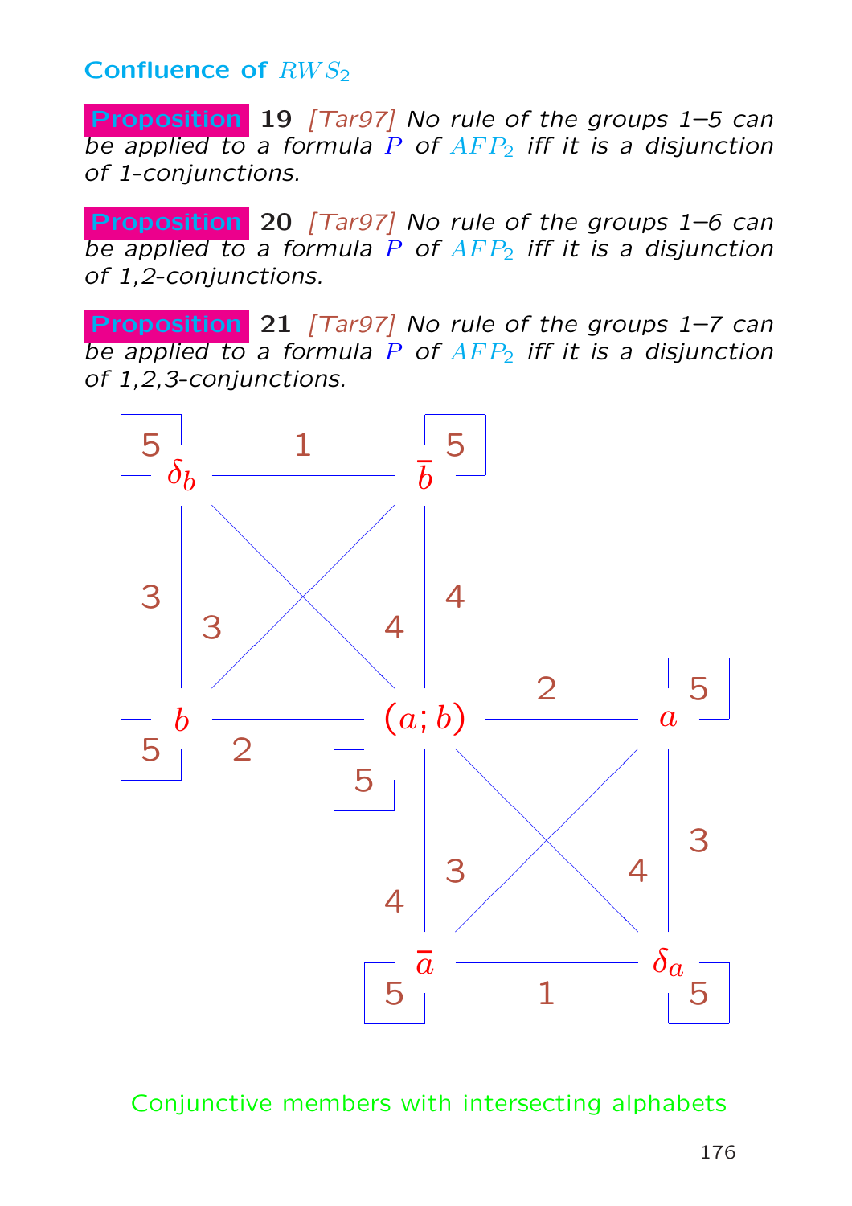## Confluence of $RWS_2$

**Proposition 19** *[Tar97] No rule of the groups 1–5 can be applied to a formula $P$ of $AFP_2$ iff it is a disjunction of 1-conjunctions.*

**Proposition 20** *[Tar97] No rule of the groups 1–6 can be applied to a formula $P$ of $AFP_2$ iff it is a disjunction of 1,2-conjunctions.*

**Proposition 21** *[Tar97] No rule of the groups 1–7 can be applied to a formula $P$ of $AFP_2$ iff it is a disjunction of 1,2,3-conjunctions.*

Conjunctive members with intersecting alphabets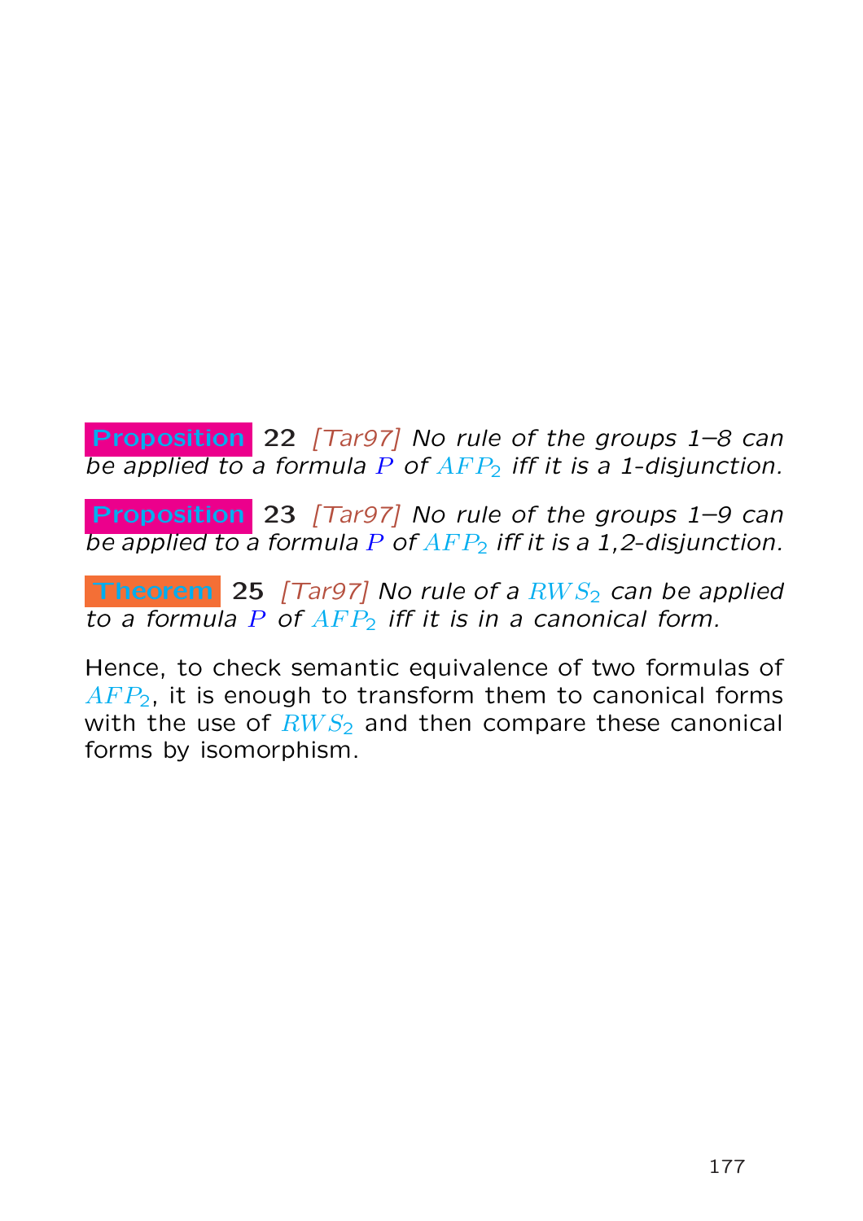**Proposition 22** *[Tar97] No rule of the groups 1–8 can be applied to a formula $P$ of $AFP_2$ iff it is a 1-disjunction.*

**Proposition 23** *[Tar97] No rule of the groups 1–9 can be applied to a formula $P$ of $AFP_2$ iff it is a 1,2-disjunction.*

**Theorem 25** *[Tar97] No rule of a $RWS_2$ can be applied to a formula $P$ of $AFP_2$ iff it is in a canonical form.*

Hence, to check semantic equivalence of two formulas of $AFP_2$, it is enough to transform them to canonical forms with the use of $RWS_2$ and then compare these canonical forms by isomorphism.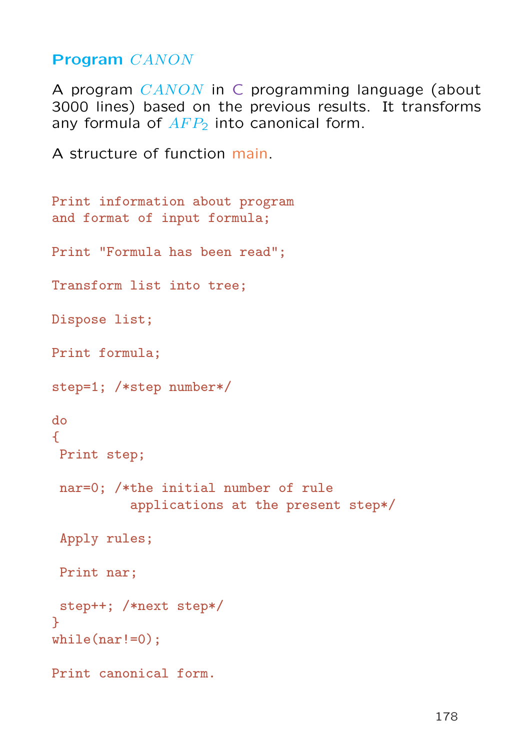## Program $CANON$

A program $CANON$ in C programming language (about 3000 lines) based on the previous results. It transforms any formula of $AFP_2$ into canonical form.

A structure of function main.

```
Print information about program
and format of input formula;

Print "Formula has been read";

Transform list into tree;

Dispose list;

Print formula;

step=1; /*step number*/

do
{
 Print step;

 nar=0; /*the initial number of rule
          applications at the present step*/

 Apply rules;

 Print nar;

 step++; /*next step*/
}
while(nar!=0);

Print canonical form.
```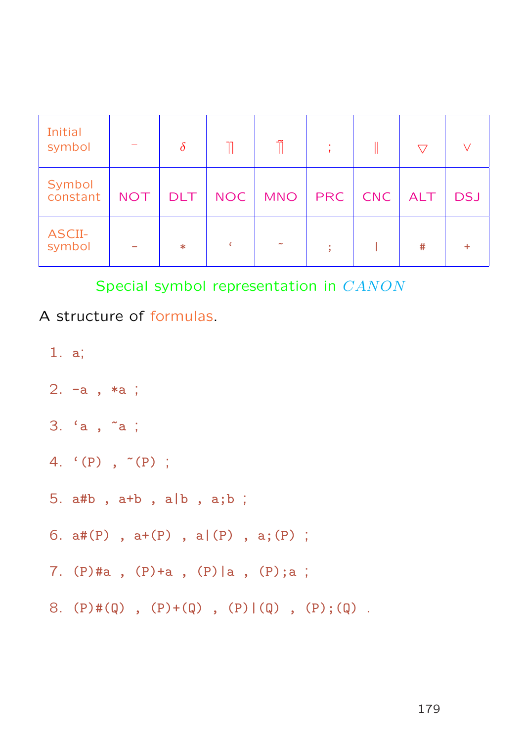| Initial symbol | $^{-}$ | $\delta$ | $\rceil\!\rceil$ | $\tilde{\rceil\!\rceil}$ | ; | $\parallel$ | $\bigtriangledown$ | $\vee$ |
|---|---|---|---|---|---|---|---|---|
| Symbol constant | NOT | DLT | NOC | MNO | PRC | CNC | ALT | DSJ |
| ASCII-symbol | - | * | ‘ | ~ | ; | \| | # | + |

Special symbol representation in *CANON*

A structure of formulas.

1. `a;`
2. `-a , *a ;`
3. `‘a , ~a ;`
4. `‘(P) , ~(P) ;`
5. `a#b , a+b , a|b , a;b ;`
6. `a#(P) , a+(P) , a|(P) , a;(P) ;`
7. `(P)#a , (P)+a , (P)|a , (P);a ;`
8. `(P)#(Q) , (P)+(Q) , (P)|(Q) , (P);(Q) .`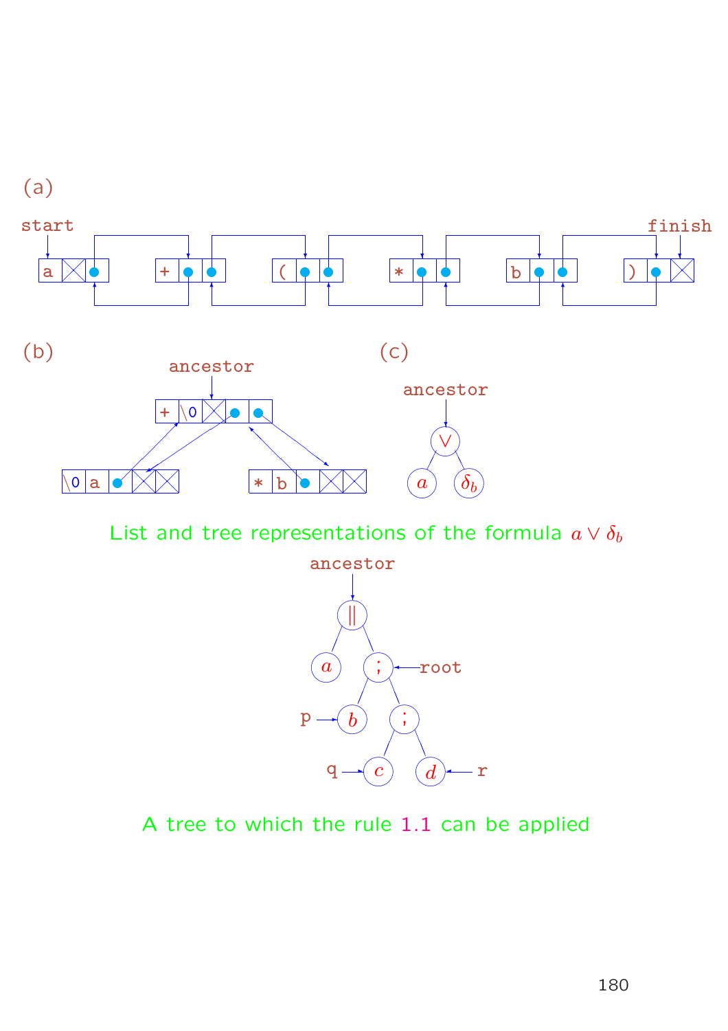(a)

(b)

(c)

List and tree representations of the formula $a \vee \delta_b$

A tree to which the rule 1.1 can be applied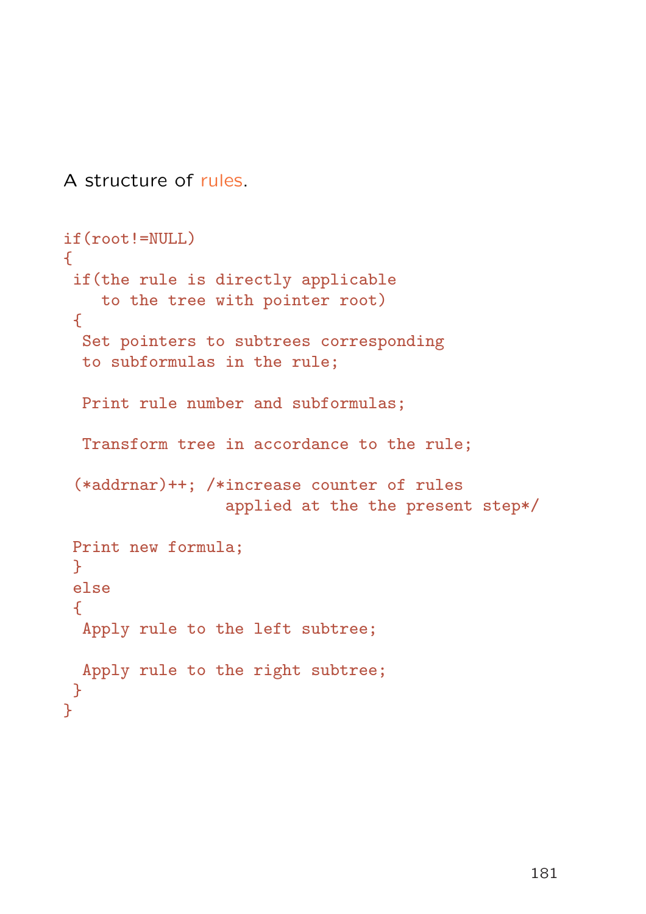A structure of rules.

```
if(root!=NULL)
{
 if(the rule is directly applicable
    to the tree with pointer root)
 {
  Set pointers to subtrees corresponding
  to subformulas in the rule;

  Print rule number and subformulas;

  Transform tree in accordance to the rule;

 (*addrnar)++; /*increase counter of rules
                 applied at the the present step*/

 Print new formula;
 }
 else
 {
  Apply rule to the left subtree;

  Apply rule to the right subtree;
 }
}
```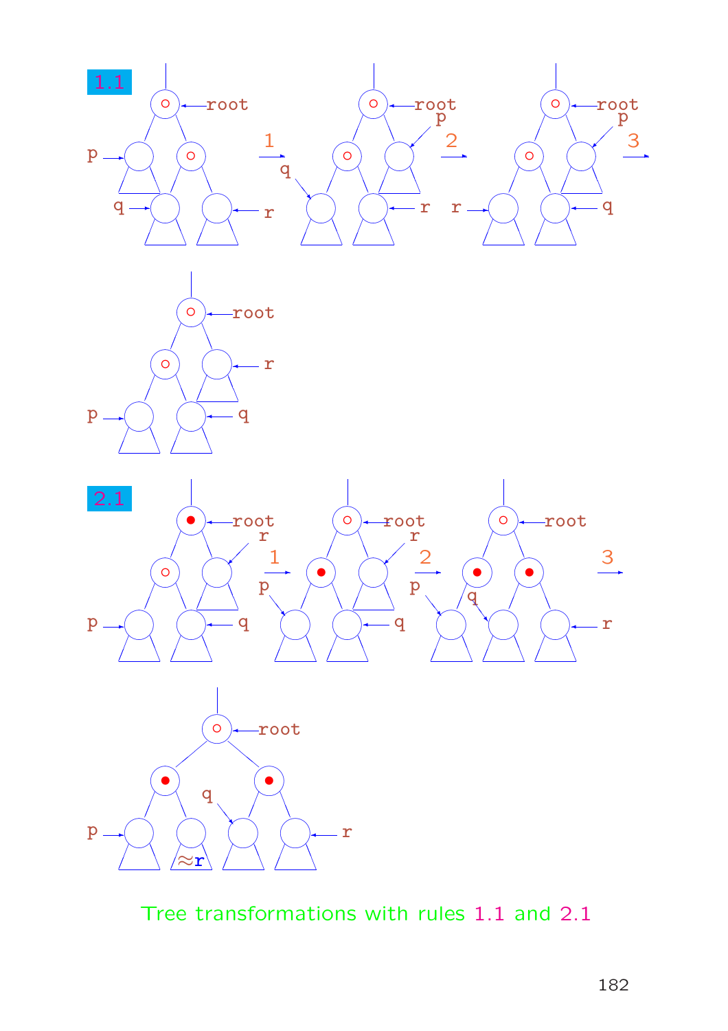1.1

2.1

Tree transformations with rules 1.1 and 2.1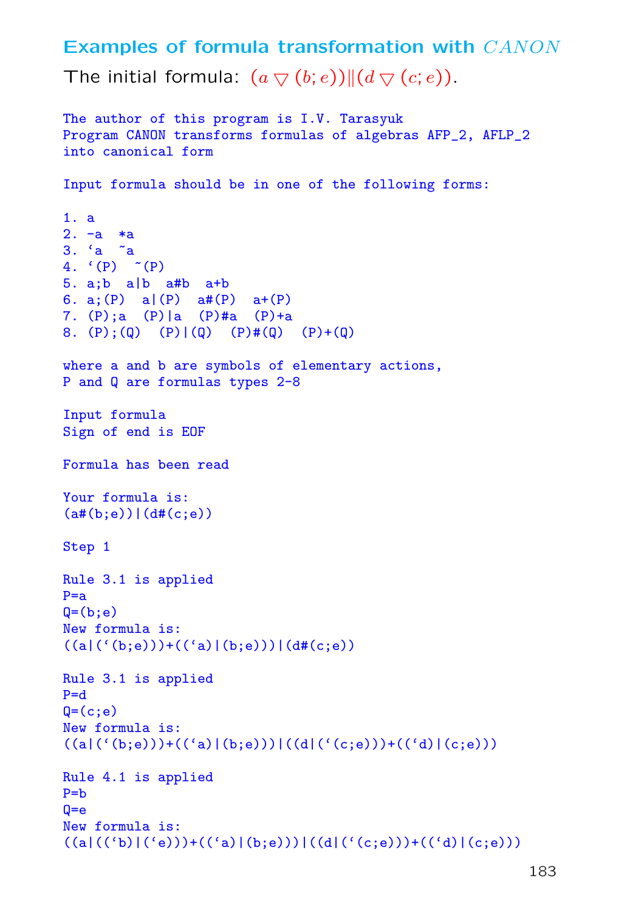## Examples of formula transformation with *CANON*

The initial formula: $(a \triangledown (b;e)) \| (d \triangledown (c;e))$.

```
The author of this program is I.V. Tarasyuk
Program CANON transforms formulas of algebras AFP_2, AFLP_2
into canonical form

Input formula should be in one of the following forms:

1. a
2. -a  *a
3. ‘a  ~a
4. ‘(P)  ~(P)
5. a;b  a|b  a#b  a+b
6. a;(P)  a|(P)  a#(P)  a+(P)
7. (P);a  (P)|a  (P)#a  (P)+a
8. (P);(Q)  (P)|(Q)  (P)#(Q)  (P)+(Q)

where a and b are symbols of elementary actions,
P and Q are formulas types 2-8

Input formula
Sign of end is EOF

Formula has been read

Your formula is:
(a#(b;e))|(d#(c;e))

Step 1

Rule 3.1 is applied
P=a
Q=(b;e)
New formula is:
((a|(‘(b;e)))+((‘a)|(b;e)))|(d#(c;e))

Rule 3.1 is applied
P=d
Q=(c;e)
New formula is:
((a|(‘(b;e)))+((‘a)|(b;e)))|((d|(‘(c;e)))+((‘d)|(c;e)))

Rule 4.1 is applied
P=b
Q=e
New formula is:
((a|((‘b)|(‘e)))+((‘a)|(b;e)))|((d|(‘(c;e)))+((‘d)|(c;e)))
```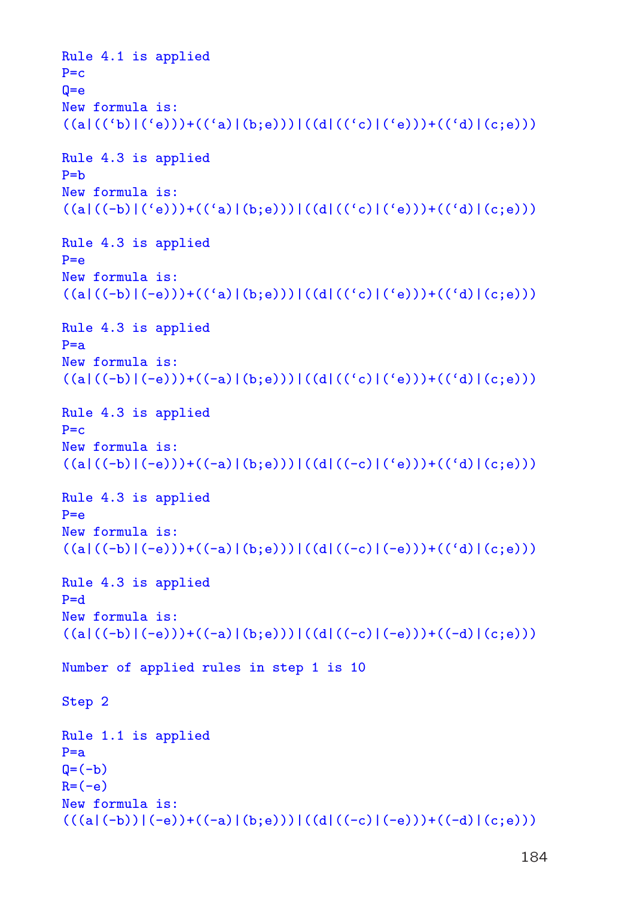```
Rule 4.1 is applied
P=c
Q=e
New formula is:
((a|((‘b)|(‘e)))+((‘a)|(b;e)))|((d|((‘c)|(‘e)))+((‘d)|(c;e)))

Rule 4.3 is applied
P=b
New formula is:
((a|((-b)|(‘e)))+((‘a)|(b;e)))|((d|((‘c)|(‘e)))+((‘d)|(c;e)))

Rule 4.3 is applied
P=e
New formula is:
((a|((-b)|(-e)))+((‘a)|(b;e)))|((d|((‘c)|(‘e)))+((‘d)|(c;e)))

Rule 4.3 is applied
P=a
New formula is:
((a|((-b)|(-e)))+((-a)|(b;e)))|((d|((‘c)|(‘e)))+((‘d)|(c;e)))

Rule 4.3 is applied
P=c
New formula is:
((a|((-b)|(-e)))+((-a)|(b;e)))|((d|((-c)|(‘e)))+((‘d)|(c;e)))

Rule 4.3 is applied
P=e
New formula is:
((a|((-b)|(-e)))+((-a)|(b;e)))|((d|((-c)|(-e)))+((‘d)|(c;e)))

Rule 4.3 is applied
P=d
New formula is:
((a|((-b)|(-e)))+((-a)|(b;e)))|((d|((-c)|(-e)))+((-d)|(c;e)))

Number of applied rules in step 1 is 10

Step 2

Rule 1.1 is applied
P=a
Q=(-b)
R=(-e)
New formula is:
(((a|(-b))|(-e))+((-a)|(b;e)))|((d|((-c)|(-e)))+((-d)|(c;e)))
```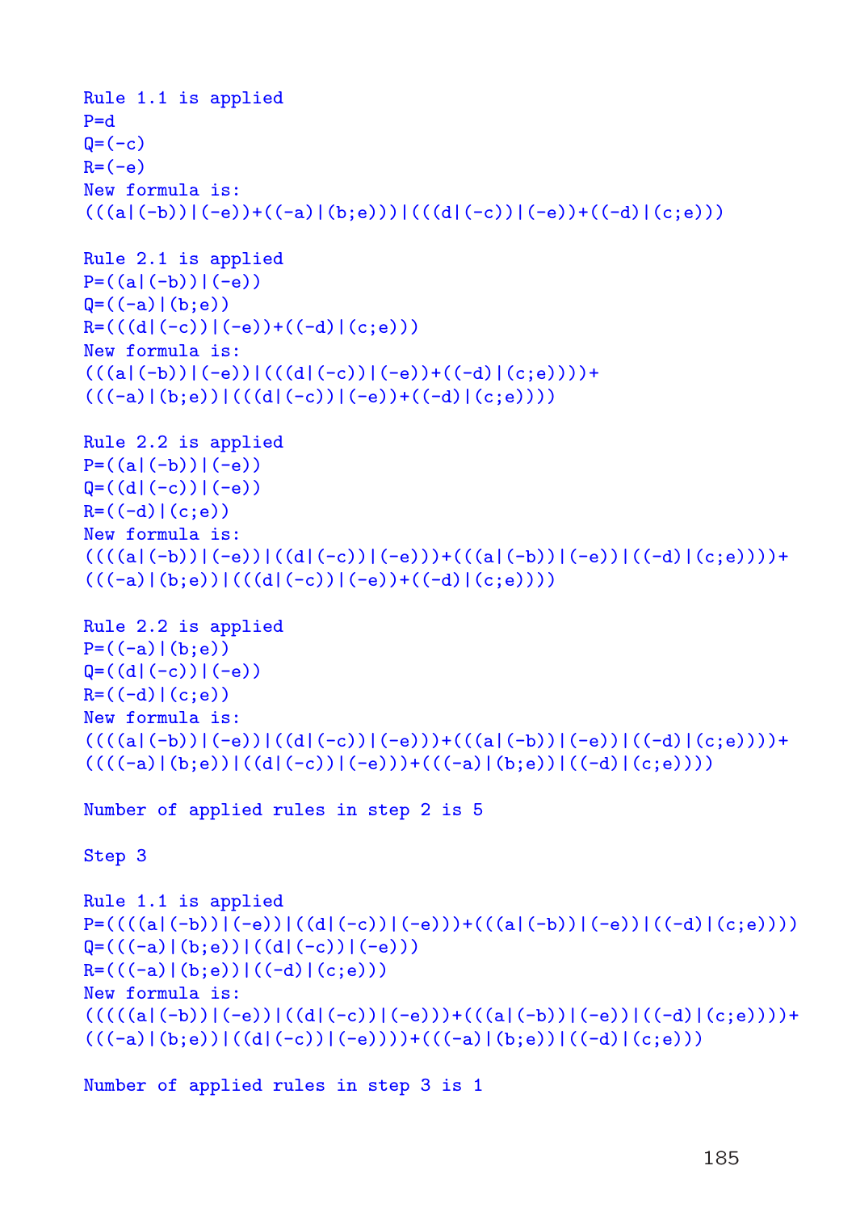```
Rule 1.1 is applied
P=d
Q=(-c)
R=(-e)
New formula is:
(((a|(-b))|(-e))+((-a)|(b;e)))|(((d|(-c))|(-e))+((-d)|(c;e)))

Rule 2.1 is applied
P=((a|(-b))|(-e))
Q=((-a)|(b;e))
R=(((d|(-c))|(-e))+((-d)|(c;e)))
New formula is:
(((a|(-b))|(-e))|(((d|(-c))|(-e))+((-d)|(c;e))))+
(((-a)|(b;e))|(((d|(-c))|(-e))+((-d)|(c;e))))

Rule 2.2 is applied
P=((a|(-b))|(-e))
Q=((d|(-c))|(-e))
R=((-d)|(c;e))
New formula is:
((((a|(-b))|(-e))|((d|(-c))|(-e)))+(((a|(-b))|(-e))|((-d)|(c;e))))+
(((-a)|(b;e))|(((d|(-c))|(-e))+((-d)|(c;e))))

Rule 2.2 is applied
P=((-a)|(b;e))
Q=((d|(-c))|(-e))
R=((-d)|(c;e))
New formula is:
((((a|(-b))|(-e))|((d|(-c))|(-e)))+(((a|(-b))|(-e))|((-d)|(c;e))))+
((((-a)|(b;e))|((d|(-c))|(-e)))+(((-a)|(b;e))|((-d)|(c;e))))

Number of applied rules in step 2 is 5

Step 3

Rule 1.1 is applied
P=((((a|(-b))|(-e))|((d|(-c))|(-e)))+(((a|(-b))|(-e))|((-d)|(c;e))))
Q=(((-a)|(b;e))|((d|(-c))|(-e)))
R=(((-a)|(b;e))|((-d)|(c;e)))
New formula is:
(((((a|(-b))|(-e))|((d|(-c))|(-e)))+(((a|(-b))|(-e))|((-d)|(c;e))))+
(((-a)|(b;e))|((d|(-c))|(-e))))+(((-a)|(b;e))|((-d)|(c;e)))

Number of applied rules in step 3 is 1
```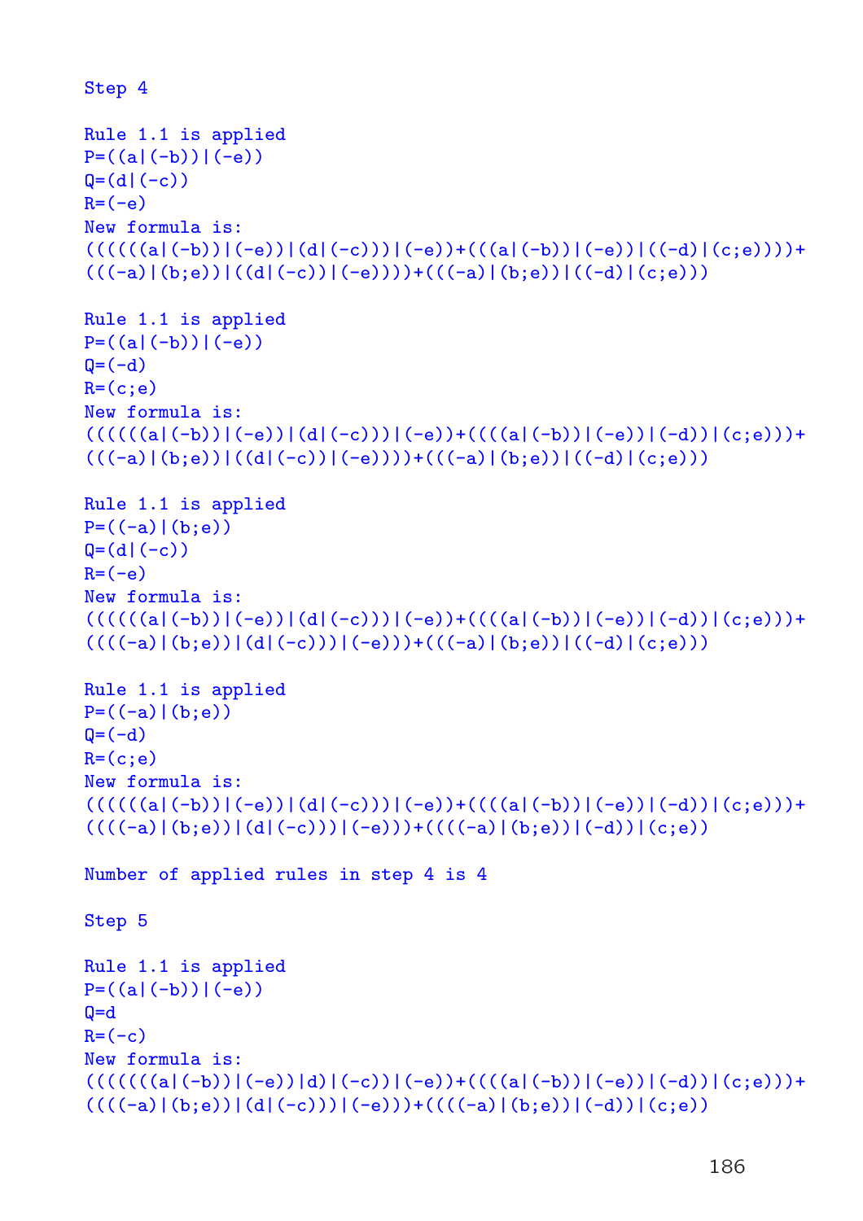```
Step 4

Rule 1.1 is applied
P=((a|(-b))|(-e))
Q=(d|(-c))
R=(-e)
New formula is:
(((((a|(-b))|(-e))|(d|(-c)))|(-e))+(((a|(-b))|(-e))|((-d)|(c;e))))+
(((-a)|(b;e))|((d|(-c))|(-e))))+(((-a)|(b;e))|((-d)|(c;e)))

Rule 1.1 is applied
P=((a|(-b))|(-e))
Q=(-d)
R=(c;e)
New formula is:
(((((a|(-b))|(-e))|(d|(-c)))|(-e))+((((a|(-b))|(-e))|(-d))|(c;e)))+
(((-a)|(b;e))|((d|(-c))|(-e))))+(((-a)|(b;e))|((-d)|(c;e)))

Rule 1.1 is applied
P=((-a)|(b;e))
Q=(d|(-c))
R=(-e)
New formula is:
(((((a|(-b))|(-e))|(d|(-c)))|(-e))+((((a|(-b))|(-e))|(-d))|(c;e)))+
((((-a)|(b;e))|(d|(-c)))|(-e)))+(((-a)|(b;e))|((-d)|(c;e)))

Rule 1.1 is applied
P=((-a)|(b;e))
Q=(-d)
R=(c;e)
New formula is:
(((((a|(-b))|(-e))|(d|(-c)))|(-e))+((((a|(-b))|(-e))|(-d))|(c;e)))+
((((-a)|(b;e))|(d|(-c)))|(-e)))+((((-a)|(b;e))|(-d))|(c;e))

Number of applied rules in step 4 is 4

Step 5

Rule 1.1 is applied
P=((a|(-b))|(-e))
Q=d
R=(-c)
New formula is:
((((((a|(-b))|(-e))|d)|(-c))|(-e))+((((a|(-b))|(-e))|(-d))|(c;e)))+
((((-a)|(b;e))|(d|(-c)))|(-e)))+((((-a)|(b;e))|(-d))|(c;e))
```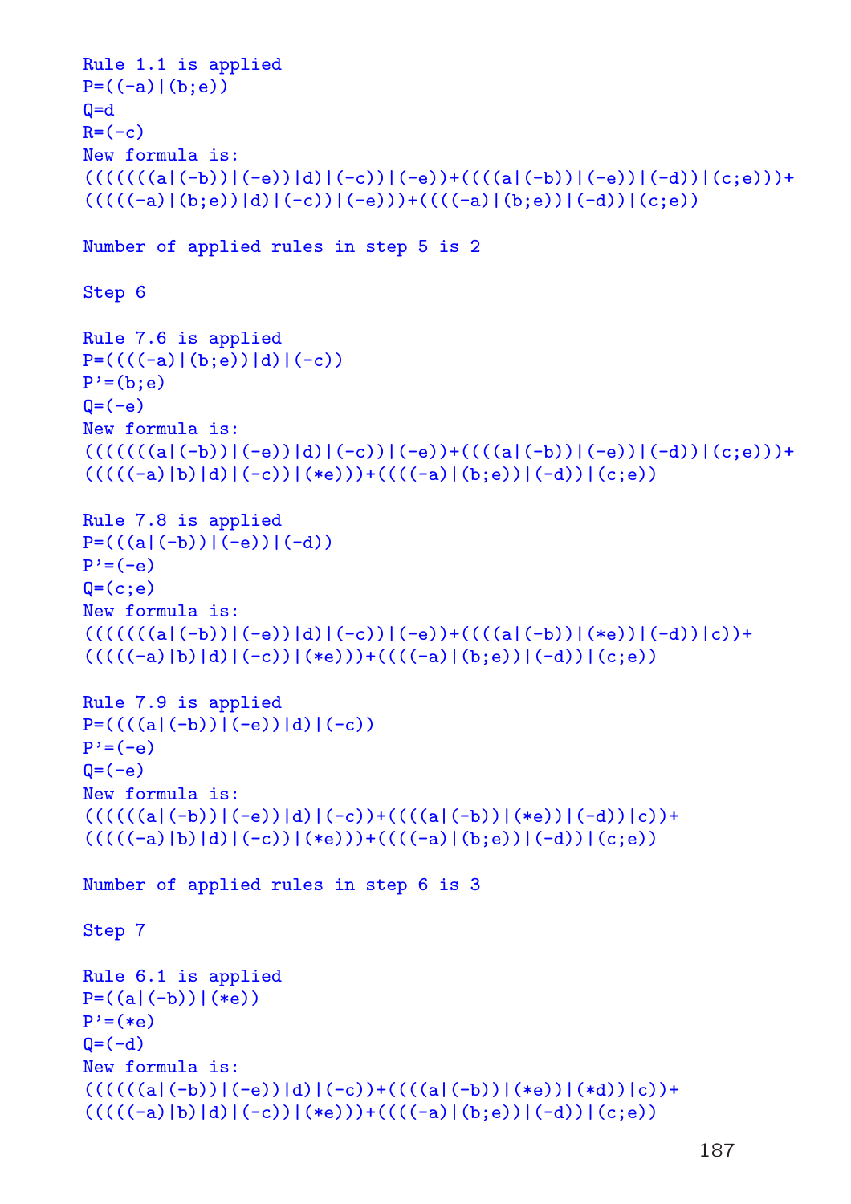```
Rule 1.1 is applied
P=((-a)|(b;e))
Q=d
R=(-c)
New formula is:
((((((a|(-b))|(-e))|d)|(-c))|(-e))+((((a|(-b))|(-e))|(-d))|(c;e)))+
(((((-a)|(b;e))|d)|(-c))|(-e)))+((((-a)|(b;e))|(-d))|(c;e))

Number of applied rules in step 5 is 2

Step 6

Rule 7.6 is applied
P=((((-a)|(b;e))|d)|(-c))
P'=(b;e)
Q=(-e)
New formula is:
((((((a|(-b))|(-e))|d)|(-c))|(-e))+((((a|(-b))|(-e))|(-d))|(c;e)))+
(((((-a)|b)|d)|(-c))|(*e)))+((((-a)|(b;e))|(-d))|(c;e))

Rule 7.8 is applied
P=(((a|(-b))|(-e))|(-d))
P'=(-e)
Q=(c;e)
New formula is:
((((((a|(-b))|(-e))|d)|(-c))|(-e))+((((a|(-b))|(*e))|(-d))|c))+
(((((-a)|b)|d)|(-c))|(*e)))+((((-a)|(b;e))|(-d))|(c;e))

Rule 7.9 is applied
P=((((a|(-b))|(-e))|d)|(-c))
P'=(-e)
Q=(-e)
New formula is:
(((((a|(-b))|(-e))|d)|(-c))+((((a|(-b))|(*e))|(-d))|c))+
(((((-a)|b)|d)|(-c))|(*e)))+((((-a)|(b;e))|(-d))|(c;e))

Number of applied rules in step 6 is 3

Step 7

Rule 6.1 is applied
P=((a|(-b))|(*e))
P'=(*e)
Q=(-d)
New formula is:
(((((a|(-b))|(-e))|d)|(-c))+((((a|(-b))|(*e))|(*d))|c))+
(((((-a)|b)|d)|(-c))|(*e)))+((((-a)|(b;e))|(-d))|(c;e))
```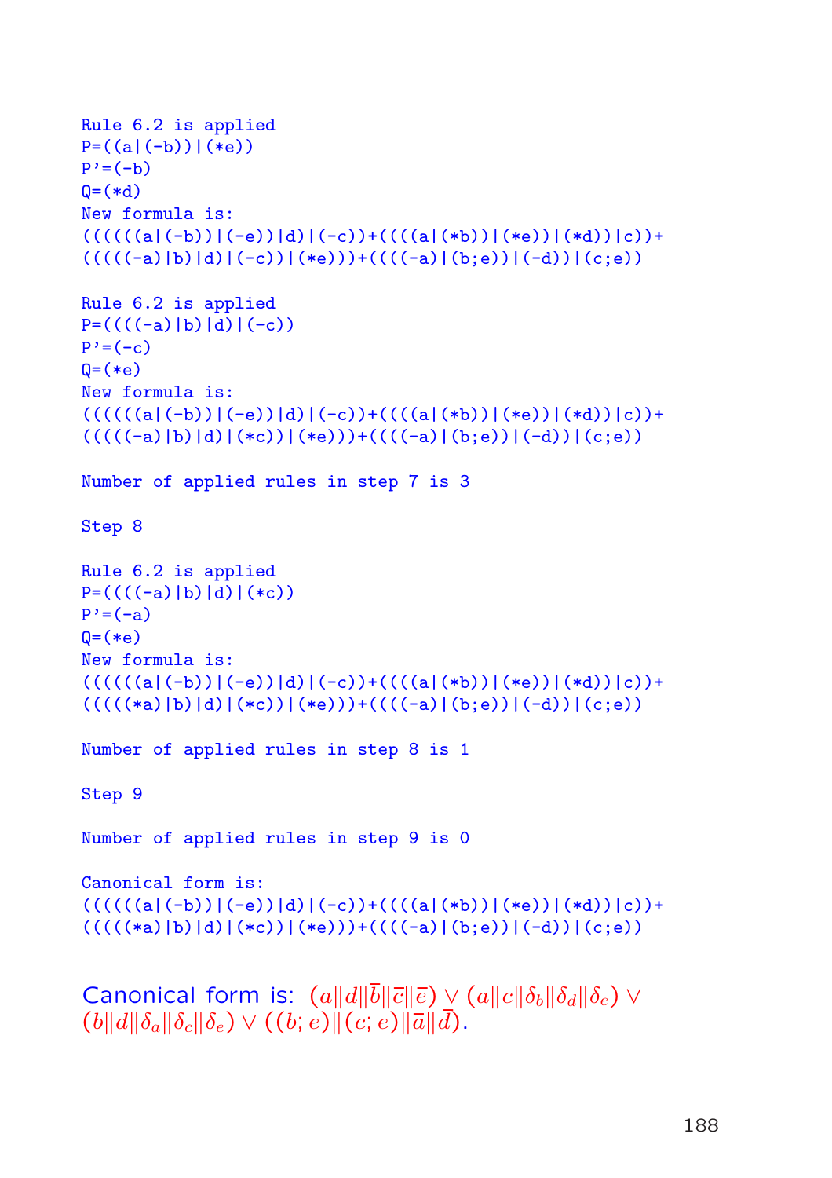```
Rule 6.2 is applied
P=((a|(-b))|(*e))
P'=(-b)
Q=(*d)
New formula is:
((((((a|(-b))|(-e))|d)|(-c))+((((a|(*b))|(*e))|(*d))|c))+
(((((-a)|b)|d)|(-c))|(*e)))+((((-a)|(b;e))|(-d))|(c;e))

Rule 6.2 is applied
P=((((-a)|b)|d)|(-c))
P'=(-c)
Q=(*e)
New formula is:
((((((a|(-b))|(-e))|d)|(-c))+((((a|(*b))|(*e))|(*d))|c))+
(((((-a)|b)|d)|(*c))|(*e)))+((((-a)|(b;e))|(-d))|(c;e))

Number of applied rules in step 7 is 3

Step 8

Rule 6.2 is applied
P=((((-a)|b)|d)|(*c))
P'=(-a)
Q=(*e)
New formula is:
((((((a|(-b))|(-e))|d)|(-c))+((((a|(*b))|(*e))|(*d))|c))+
(((((*a)|b)|d)|(*c))|(*e)))+((((-a)|(b;e))|(-d))|(c;e))

Number of applied rules in step 8 is 1

Step 9

Number of applied rules in step 9 is 0

Canonical form is:
((((((a|(-b))|(-e))|d)|(-c))+((((a|(*b))|(*e))|(*d))|c))+
(((((*a)|b)|d)|(*c))|(*e)))+((((-a)|(b;e))|(-d))|(c;e))
```

Canonical form is: $(a\|d\|\bar{b}\|\bar{c}\|\bar{e}) \vee (a\|c\|\delta_b\|\delta_d\|\delta_e) \vee (b\|d\|\delta_a\|\delta_c\|\delta_e) \vee ((b;e)\|(c;e)\|\bar{a}\|\bar{d})$.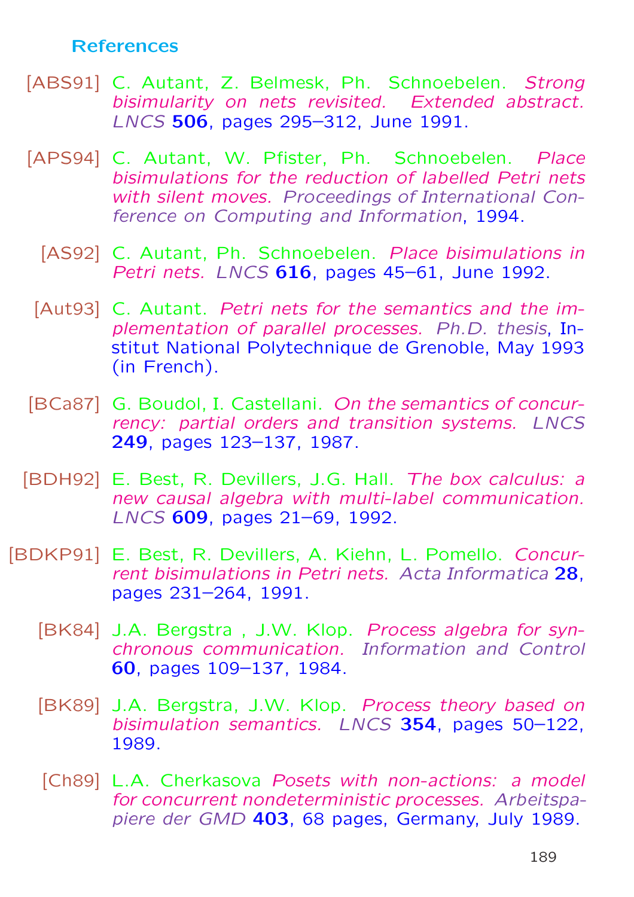## References

[ABS91] C. Autant, Z. Belmesk, Ph. Schnoebelen. *Strong bisimularity on nets revisited. Extended abstract.* *LNCS* **506**, pages 295–312, June 1991.

[APS94] C. Autant, W. Pfister, Ph. Schnoebelen. *Place bisimulations for the reduction of labelled Petri nets with silent moves.* *Proceedings of International Conference on Computing and Information*, 1994.

[AS92] C. Autant, Ph. Schnoebelen. *Place bisimulations in Petri nets.* *LNCS* **616**, pages 45–61, June 1992.

[Aut93] C. Autant. *Petri nets for the semantics and the implementation of parallel processes.* *Ph.D. thesis*, Institut National Polytechnique de Grenoble, May 1993 (in French).

[BCa87] G. Boudol, I. Castellani. *On the semantics of concurrency: partial orders and transition systems.* *LNCS* **249**, pages 123–137, 1987.

[BDH92] E. Best, R. Devillers, J.G. Hall. *The box calculus: a new causal algebra with multi-label communication.* *LNCS* **609**, pages 21–69, 1992.

[BDKP91] E. Best, R. Devillers, A. Kiehn, L. Pomello. *Concurrent bisimulations in Petri nets.* *Acta Informatica* **28**, pages 231–264, 1991.

[BK84] J.A. Bergstra , J.W. Klop. *Process algebra for synchronous communication.* *Information and Control* **60**, pages 109–137, 1984.

[BK89] J.A. Bergstra, J.W. Klop. *Process theory based on bisimulation semantics.* *LNCS* **354**, pages 50–122, 1989.

[Ch89] L.A. Cherkasova *Posets with non-actions: a model for concurrent nondeterministic processes.* *Arbeitspapiere der GMD* **403**, 68 pages, Germany, July 1989.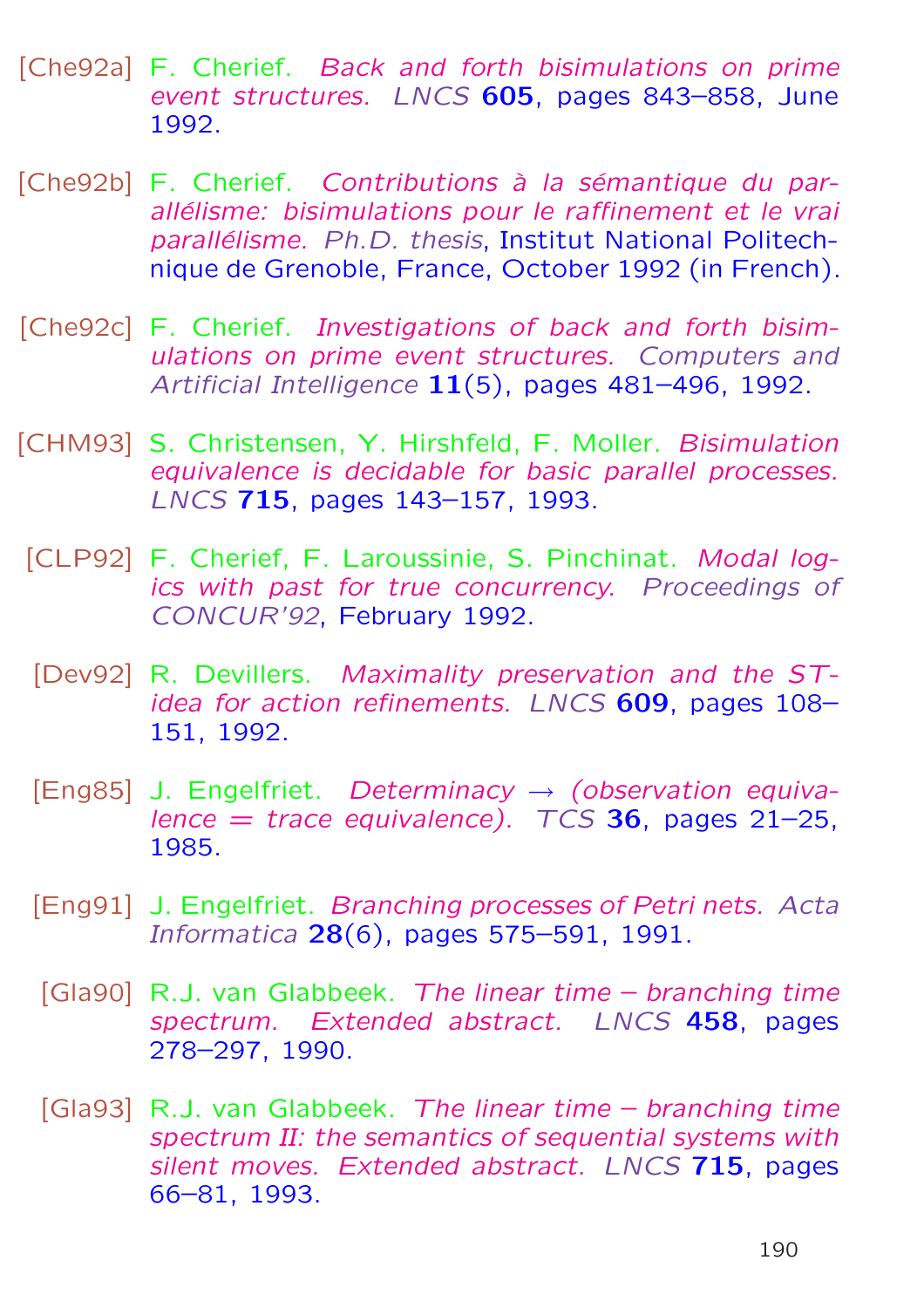[Che92a] F. Cherief. *Back and forth bisimulations on prime event structures.* *LNCS* **605**, pages 843–858, June 1992.

[Che92b] F. Cherief. *Contributions à la sémantique du parallélisme: bisimulations pour le raffinement et le vrai parallélisme.* *Ph.D. thesis*, Institut National Polytechnique de Grenoble, France, October 1992 (in French).

[Che92c] F. Cherief. *Investigations of back and forth bisimulations on prime event structures.* *Computers and Artificial Intelligence* **11**(5), pages 481–496, 1992.

[CHM93] S. Christensen, Y. Hirshfeld, F. Moller. *Bisimulation equivalence is decidable for basic parallel processes.* *LNCS* **715**, pages 143–157, 1993.

[CLP92] F. Cherief, F. Laroussinie, S. Pinchinat. *Modal logics with past for true concurrency.* *Proceedings of CONCUR'92*, February 1992.

[Dev92] R. Devillers. *Maximality preservation and the ST-idea for action refinements.* *LNCS* **609**, pages 108–151, 1992.

[Eng85] J. Engelfriet. *Determinacy → (observation equivalence = trace equivalence).* *TCS* **36**, pages 21–25, 1985.

[Eng91] J. Engelfriet. *Branching processes of Petri nets.* *Acta Informatica* **28**(6), pages 575–591, 1991.

[Gla90] R.J. van Glabbeek. *The linear time – branching time spectrum. Extended abstract.* *LNCS* **458**, pages 278–297, 1990.

[Gla93] R.J. van Glabbeek. *The linear time – branching time spectrum II: the semantics of sequential systems with silent moves. Extended abstract.* *LNCS* **715**, pages 66–81, 1993.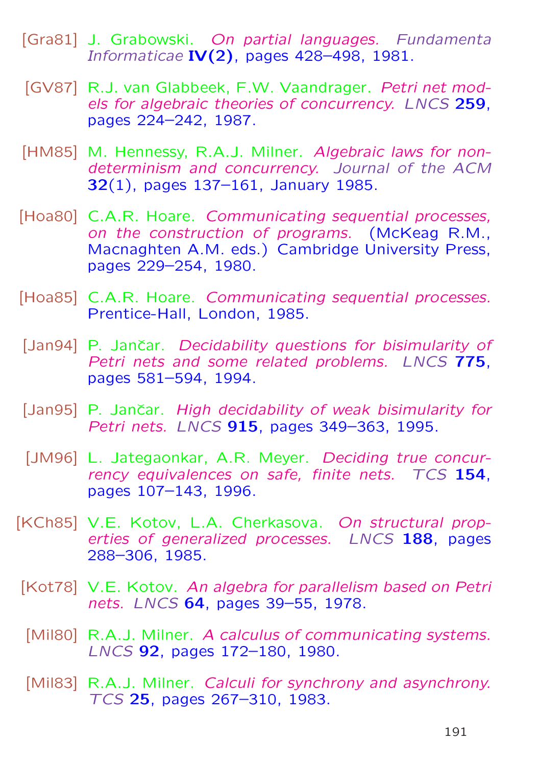[Gra81] J. Grabowski. *On partial languages.* *Fundamenta Informaticae* **IV(2)**, pages 428–498, 1981.

[GV87] R.J. van Glabbeek, F.W. Vaandrager. *Petri net models for algebraic theories of concurrency.* *LNCS* **259**, pages 224–242, 1987.

[HM85] M. Hennessy, R.A.J. Milner. *Algebraic laws for nondeterminism and concurrency.* *Journal of the ACM* **32**(1), pages 137–161, January 1985.

[Hoa80] C.A.R. Hoare. *Communicating sequential processes, on the construction of programs.* (McKeag R.M., Macnaghten A.M. eds.) Cambridge University Press, pages 229–254, 1980.

[Hoa85] C.A.R. Hoare. *Communicating sequential processes.* Prentice-Hall, London, 1985.

[Jan94] P. Jančar. *Decidability questions for bisimularity of Petri nets and some related problems.* *LNCS* **775**, pages 581–594, 1994.

[Jan95] P. Jančar. *High decidability of weak bisimularity for Petri nets.* *LNCS* **915**, pages 349–363, 1995.

[JM96] L. Jategaonkar, A.R. Meyer. *Deciding true concurrency equivalences on safe, finite nets.* *TCS* **154**, pages 107–143, 1996.

[KCh85] V.E. Kotov, L.A. Cherkasova. *On structural properties of generalized processes.* *LNCS* **188**, pages 288–306, 1985.

[Kot78] V.E. Kotov. *An algebra for parallelism based on Petri nets.* *LNCS* **64**, pages 39–55, 1978.

[Mil80] R.A.J. Milner. *A calculus of communicating systems.* *LNCS* **92**, pages 172–180, 1980.

[Mil83] R.A.J. Milner. *Calculi for synchrony and asynchrony.* *TCS* **25**, pages 267–310, 1983.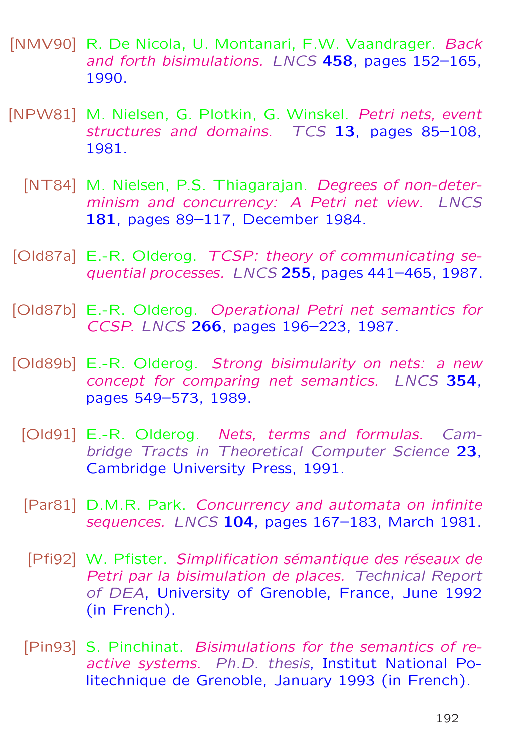[NMV90] R. De Nicola, U. Montanari, F.W. Vaandrager. *Back and forth bisimulations.* *LNCS* **458**, pages 152–165, 1990.

[NPW81] M. Nielsen, G. Plotkin, G. Winskel. *Petri nets, event structures and domains.* *TCS* **13**, pages 85–108, 1981.

[NT84] M. Nielsen, P.S. Thiagarajan. *Degrees of non-determinism and concurrency: A Petri net view.* *LNCS* **181**, pages 89–117, December 1984.

[Old87a] E.-R. Olderog. *TCSP: theory of communicating sequential processes.* *LNCS* **255**, pages 441–465, 1987.

[Old87b] E.-R. Olderog. *Operational Petri net semantics for CCSP.* *LNCS* **266**, pages 196–223, 1987.

[Old89b] E.-R. Olderog. *Strong bisimularity on nets: a new concept for comparing net semantics.* *LNCS* **354**, pages 549–573, 1989.

[Old91] E.-R. Olderog. *Nets, terms and formulas.* *Cambridge Tracts in Theoretical Computer Science* **23**, Cambridge University Press, 1991.

[Par81] D.M.R. Park. *Concurrency and automata on infinite sequences.* *LNCS* **104**, pages 167–183, March 1981.

[Pfi92] W. Pfister. *Simplification sémantique des réseaux de Petri par la bisimulation de places.* *Technical Report of DEA*, University of Grenoble, France, June 1992 (in French).

[Pin93] S. Pinchinat. *Bisimulations for the semantics of reactive systems.* *Ph.D. thesis*, Institut National Politechnique de Grenoble, January 1993 (in French).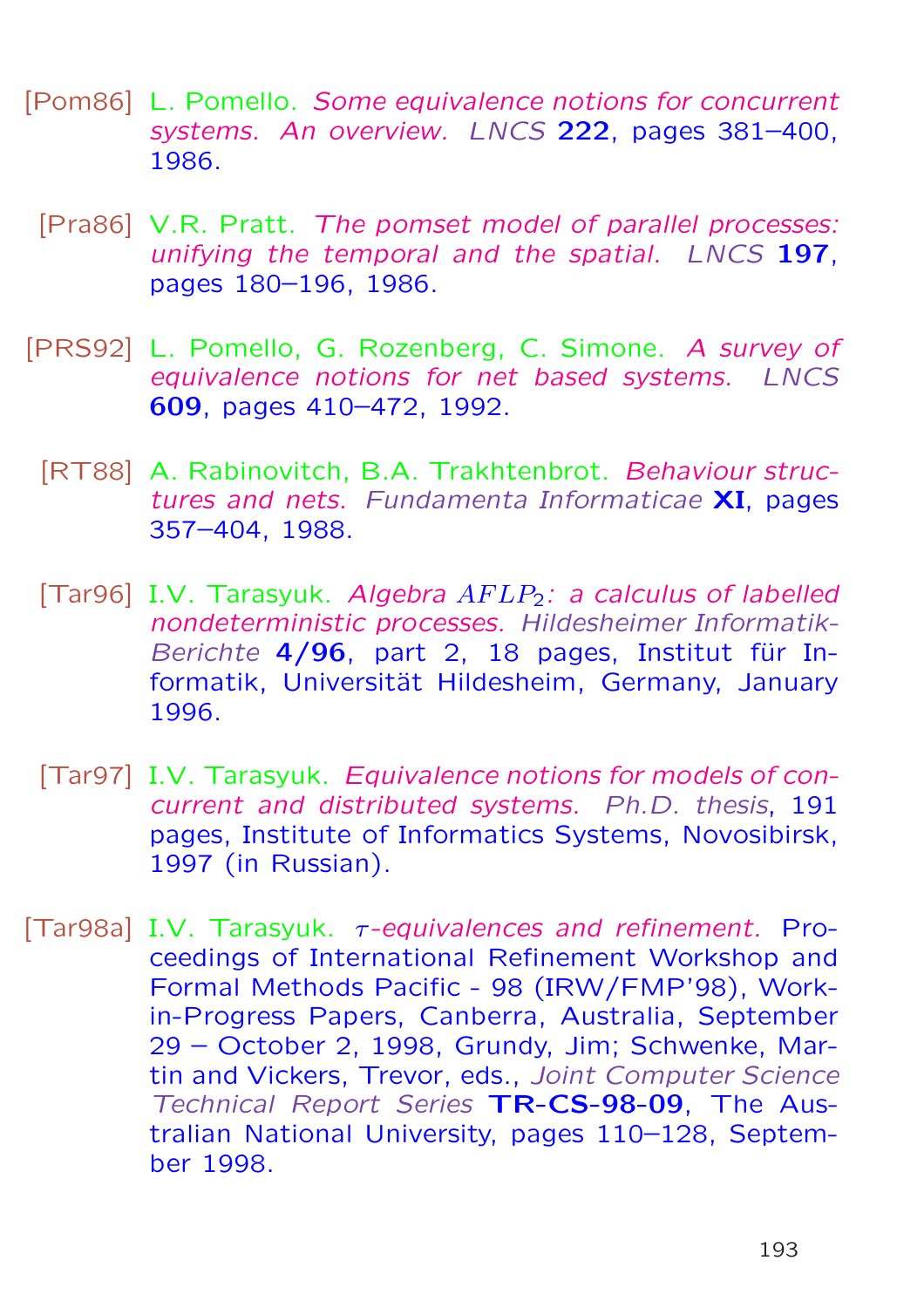[Pom86] L. Pomello. *Some equivalence notions for concurrent systems. An overview.* *LNCS* **222**, pages 381–400, 1986.

[Pra86] V.R. Pratt. *The pomset model of parallel processes: unifying the temporal and the spatial.* *LNCS* **197**, pages 180–196, 1986.

[PRS92] L. Pomello, G. Rozenberg, C. Simone. *A survey of equivalence notions for net based systems.* *LNCS* **609**, pages 410–472, 1992.

[RT88] A. Rabinovitch, B.A. Trakhtenbrot. *Behaviour structures and nets.* *Fundamenta Informaticae* **XI**, pages 357–404, 1988.

[Tar96] I.V. Tarasyuk. *Algebra $AFLP_2$: a calculus of labelled nondeterministic processes.* *Hildesheimer Informatik-Berichte* **4/96**, part 2, 18 pages, Institut für Informatik, Universität Hildesheim, Germany, January 1996.

[Tar97] I.V. Tarasyuk. *Equivalence notions for models of concurrent and distributed systems.* *Ph.D. thesis*, 191 pages, Institute of Informatics Systems, Novosibirsk, 1997 (in Russian).

[Tar98a] I.V. Tarasyuk. *$\tau$-equivalences and refinement.* Proceedings of International Refinement Workshop and Formal Methods Pacific - 98 (IRW/FMP'98), Work-in-Progress Papers, Canberra, Australia, September 29 – October 2, 1998, Grundy, Jim; Schwenke, Martin and Vickers, Trevor, eds., *Joint Computer Science Technical Report Series* **TR-CS-98-09**, The Australian National University, pages 110–128, September 1998.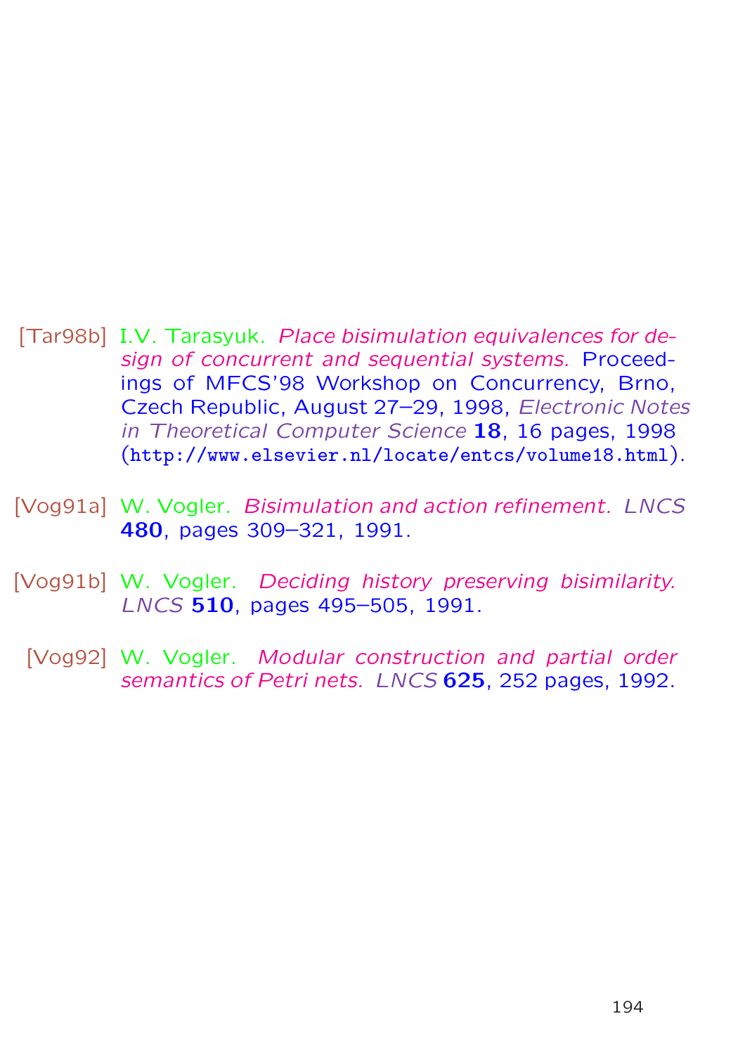[Tar98b] I.V. Tarasyuk. *Place bisimulation equivalences for design of concurrent and sequential systems.* Proceedings of MFCS'98 Workshop on Concurrency, Brno, Czech Republic, August 27–29, 1998, *Electronic Notes in Theoretical Computer Science* **18**, 16 pages, 1998 (`http://www.elsevier.nl/locate/entcs/volume18.html`).

[Vog91a] W. Vogler. *Bisimulation and action refinement.* *LNCS* **480**, pages 309–321, 1991.

[Vog91b] W. Vogler. *Deciding history preserving bisimilarity.* *LNCS* **510**, pages 495–505, 1991.

[Vog92] W. Vogler. *Modular construction and partial order semantics of Petri nets.* *LNCS* **625**, 252 pages, 1992.